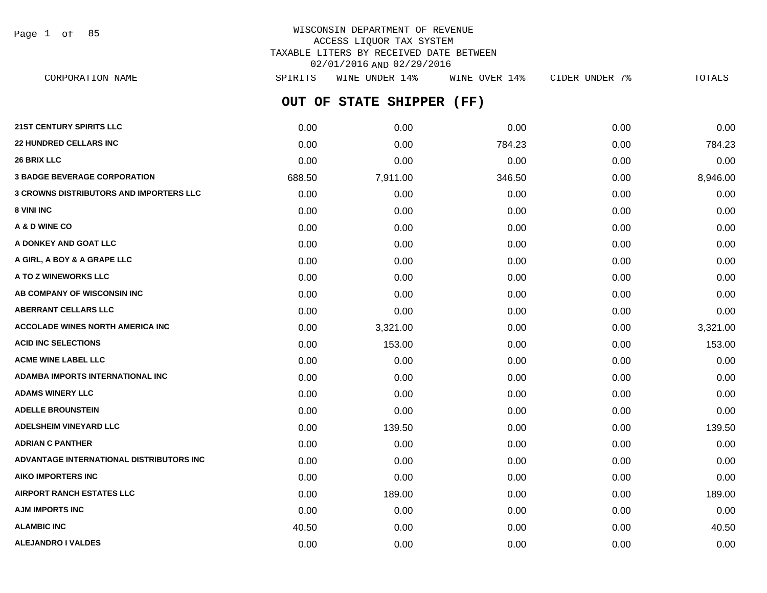WISCONSIN DEPARTMENT OF REVENUE
ACCESS LIQUOR TAX SYSTEM
TAXABLE LITERS BY RECEIVED DATE BETWEEN
02/01/2016 AND 02/29/2016

## OUT OF STATE SHIPPER (FF)

| CORPORATION NAME | SPIRITS | WINE UNDER 14% | WINE OVER 14% | CIDER UNDER 7% | TOTALS |
|---|---|---|---|---|---|
| 21ST CENTURY SPIRITS LLC | 0.00 | 0.00 | 0.00 | 0.00 | 0.00 |
| 22 HUNDRED CELLARS INC | 0.00 | 0.00 | 784.23 | 0.00 | 784.23 |
| 26 BRIX LLC | 0.00 | 0.00 | 0.00 | 0.00 | 0.00 |
| 3 BADGE BEVERAGE CORPORATION | 688.50 | 7,911.00 | 346.50 | 0.00 | 8,946.00 |
| 3 CROWNS DISTRIBUTORS AND IMPORTERS LLC | 0.00 | 0.00 | 0.00 | 0.00 | 0.00 |
| 8 VINI INC | 0.00 | 0.00 | 0.00 | 0.00 | 0.00 |
| A & D WINE CO | 0.00 | 0.00 | 0.00 | 0.00 | 0.00 |
| A DONKEY AND GOAT LLC | 0.00 | 0.00 | 0.00 | 0.00 | 0.00 |
| A GIRL, A BOY & A GRAPE LLC | 0.00 | 0.00 | 0.00 | 0.00 | 0.00 |
| A TO Z WINEWORKS LLC | 0.00 | 0.00 | 0.00 | 0.00 | 0.00 |
| AB COMPANY OF WISCONSIN INC | 0.00 | 0.00 | 0.00 | 0.00 | 0.00 |
| ABERRANT CELLARS LLC | 0.00 | 0.00 | 0.00 | 0.00 | 0.00 |
| ACCOLADE WINES NORTH AMERICA INC | 0.00 | 3,321.00 | 0.00 | 0.00 | 3,321.00 |
| ACID INC SELECTIONS | 0.00 | 153.00 | 0.00 | 0.00 | 153.00 |
| ACME WINE LABEL LLC | 0.00 | 0.00 | 0.00 | 0.00 | 0.00 |
| ADAMBA IMPORTS INTERNATIONAL INC | 0.00 | 0.00 | 0.00 | 0.00 | 0.00 |
| ADAMS WINERY LLC | 0.00 | 0.00 | 0.00 | 0.00 | 0.00 |
| ADELLE BROUNSTEIN | 0.00 | 0.00 | 0.00 | 0.00 | 0.00 |
| ADELSHEIM VINEYARD LLC | 0.00 | 139.50 | 0.00 | 0.00 | 139.50 |
| ADRIAN C PANTHER | 0.00 | 0.00 | 0.00 | 0.00 | 0.00 |
| ADVANTAGE INTERNATIONAL DISTRIBUTORS INC | 0.00 | 0.00 | 0.00 | 0.00 | 0.00 |
| AIKO IMPORTERS INC | 0.00 | 0.00 | 0.00 | 0.00 | 0.00 |
| AIRPORT RANCH ESTATES LLC | 0.00 | 189.00 | 0.00 | 0.00 | 189.00 |
| AJM IMPORTS INC | 0.00 | 0.00 | 0.00 | 0.00 | 0.00 |
| ALAMBIC INC | 40.50 | 0.00 | 0.00 | 0.00 | 40.50 |
| ALEJANDRO I VALDES | 0.00 | 0.00 | 0.00 | 0.00 | 0.00 |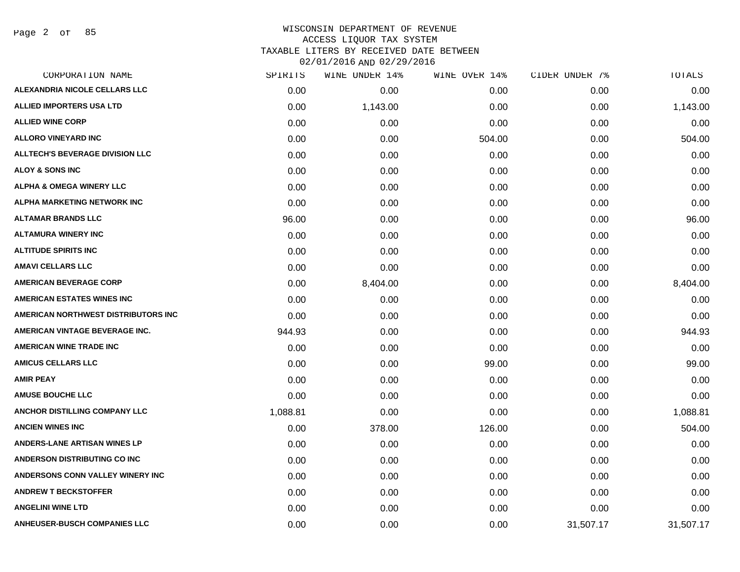# WISCONSIN DEPARTMENT OF REVENUE
## ACCESS LIQUOR TAX SYSTEM
### TAXABLE LITERS BY RECEIVED DATE BETWEEN 02/01/2016 AND 02/29/2016

| CORPORATION NAME | SPIRITS | WINE UNDER 14% | WINE OVER 14% | CIDER UNDER 7% | TOTALS |
|---|---|---|---|---|---|
| ALEXANDRIA NICOLE CELLARS LLC | 0.00 | 0.00 | 0.00 | 0.00 | 0.00 |
| ALLIED IMPORTERS USA LTD | 0.00 | 1,143.00 | 0.00 | 0.00 | 1,143.00 |
| ALLIED WINE CORP | 0.00 | 0.00 | 0.00 | 0.00 | 0.00 |
| ALLORO VINEYARD INC | 0.00 | 0.00 | 504.00 | 0.00 | 504.00 |
| ALLTECH'S BEVERAGE DIVISION LLC | 0.00 | 0.00 | 0.00 | 0.00 | 0.00 |
| ALOY & SONS INC | 0.00 | 0.00 | 0.00 | 0.00 | 0.00 |
| ALPHA & OMEGA WINERY LLC | 0.00 | 0.00 | 0.00 | 0.00 | 0.00 |
| ALPHA MARKETING NETWORK INC | 0.00 | 0.00 | 0.00 | 0.00 | 0.00 |
| ALTAMAR BRANDS LLC | 96.00 | 0.00 | 0.00 | 0.00 | 96.00 |
| ALTAMURA WINERY INC | 0.00 | 0.00 | 0.00 | 0.00 | 0.00 |
| ALTITUDE SPIRITS INC | 0.00 | 0.00 | 0.00 | 0.00 | 0.00 |
| AMAVI CELLARS LLC | 0.00 | 0.00 | 0.00 | 0.00 | 0.00 |
| AMERICAN BEVERAGE CORP | 0.00 | 8,404.00 | 0.00 | 0.00 | 8,404.00 |
| AMERICAN ESTATES WINES INC | 0.00 | 0.00 | 0.00 | 0.00 | 0.00 |
| AMERICAN NORTHWEST DISTRIBUTORS INC | 0.00 | 0.00 | 0.00 | 0.00 | 0.00 |
| AMERICAN VINTAGE BEVERAGE INC. | 944.93 | 0.00 | 0.00 | 0.00 | 944.93 |
| AMERICAN WINE TRADE INC | 0.00 | 0.00 | 0.00 | 0.00 | 0.00 |
| AMICUS CELLARS LLC | 0.00 | 0.00 | 99.00 | 0.00 | 99.00 |
| AMIR PEAY | 0.00 | 0.00 | 0.00 | 0.00 | 0.00 |
| AMUSE BOUCHE LLC | 0.00 | 0.00 | 0.00 | 0.00 | 0.00 |
| ANCHOR DISTILLING COMPANY LLC | 1,088.81 | 0.00 | 0.00 | 0.00 | 1,088.81 |
| ANCIEN WINES INC | 0.00 | 378.00 | 126.00 | 0.00 | 504.00 |
| ANDERS-LANE ARTISAN WINES LP | 0.00 | 0.00 | 0.00 | 0.00 | 0.00 |
| ANDERSON DISTRIBUTING CO INC | 0.00 | 0.00 | 0.00 | 0.00 | 0.00 |
| ANDERSONS CONN VALLEY WINERY INC | 0.00 | 0.00 | 0.00 | 0.00 | 0.00 |
| ANDREW T BECKSTOFFER | 0.00 | 0.00 | 0.00 | 0.00 | 0.00 |
| ANGELINI WINE LTD | 0.00 | 0.00 | 0.00 | 0.00 | 0.00 |
| ANHEUSER-BUSCH COMPANIES LLC | 0.00 | 0.00 | 0.00 | 31,507.17 | 31,507.17 |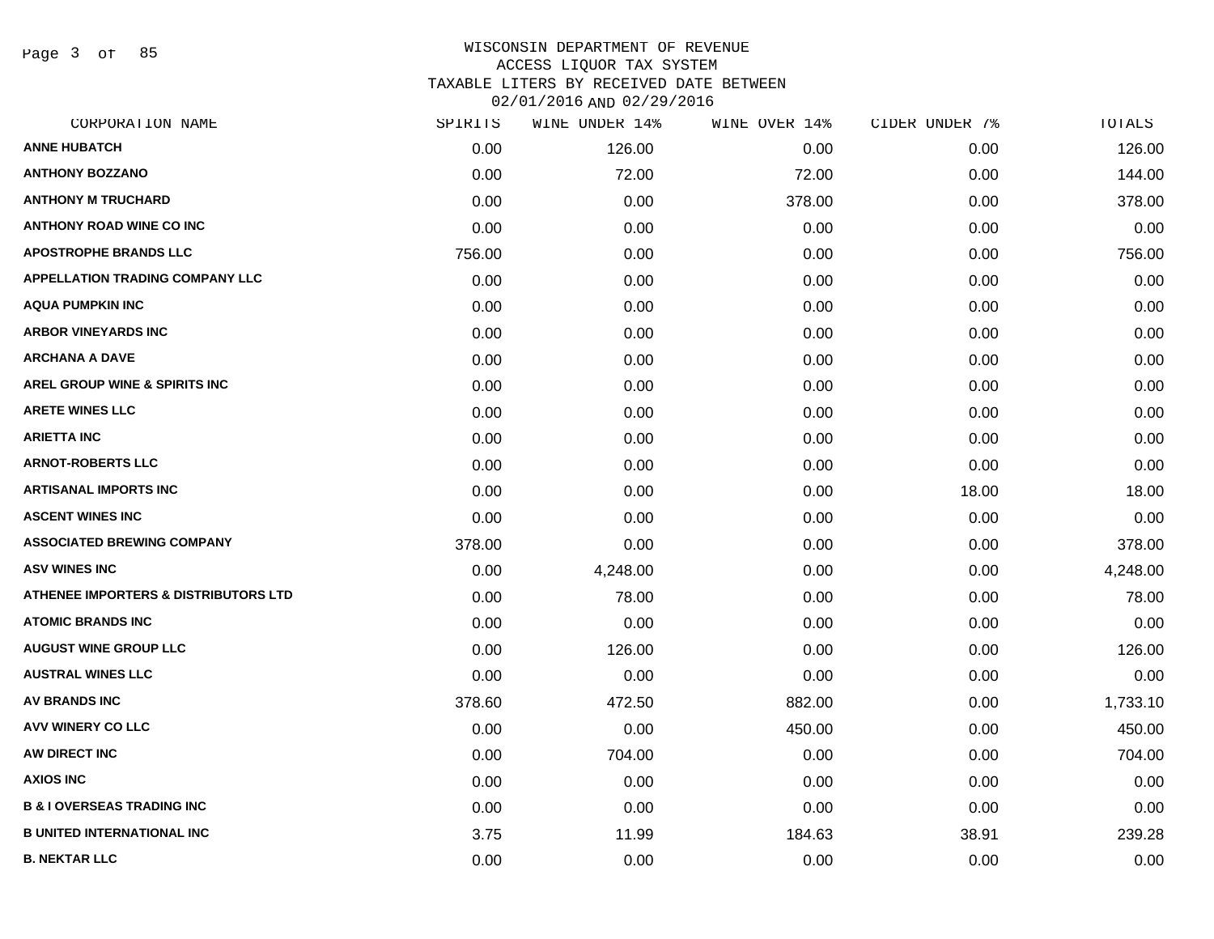# WISCONSIN DEPARTMENT OF REVENUE
## ACCESS LIQUOR TAX SYSTEM
### TAXABLE LITERS BY RECEIVED DATE BETWEEN 02/01/2016 AND 02/29/2016

| CORPORATION NAME | SPIRITS | WINE UNDER 14% | WINE OVER 14% | CIDER UNDER 7% | TOTALS |
|---|---|---|---|---|---|
| ANNE HUBATCH | 0.00 | 126.00 | 0.00 | 0.00 | 126.00 |
| ANTHONY BOZZANO | 0.00 | 72.00 | 72.00 | 0.00 | 144.00 |
| ANTHONY M TRUCHARD | 0.00 | 0.00 | 378.00 | 0.00 | 378.00 |
| ANTHONY ROAD WINE CO INC | 0.00 | 0.00 | 0.00 | 0.00 | 0.00 |
| APOSTROPHE BRANDS LLC | 756.00 | 0.00 | 0.00 | 0.00 | 756.00 |
| APPELLATION TRADING COMPANY LLC | 0.00 | 0.00 | 0.00 | 0.00 | 0.00 |
| AQUA PUMPKIN INC | 0.00 | 0.00 | 0.00 | 0.00 | 0.00 |
| ARBOR VINEYARDS INC | 0.00 | 0.00 | 0.00 | 0.00 | 0.00 |
| ARCHANA A DAVE | 0.00 | 0.00 | 0.00 | 0.00 | 0.00 |
| AREL GROUP WINE & SPIRITS INC | 0.00 | 0.00 | 0.00 | 0.00 | 0.00 |
| ARETE WINES LLC | 0.00 | 0.00 | 0.00 | 0.00 | 0.00 |
| ARIETTA INC | 0.00 | 0.00 | 0.00 | 0.00 | 0.00 |
| ARNOT-ROBERTS LLC | 0.00 | 0.00 | 0.00 | 0.00 | 0.00 |
| ARTISANAL IMPORTS INC | 0.00 | 0.00 | 0.00 | 18.00 | 18.00 |
| ASCENT WINES INC | 0.00 | 0.00 | 0.00 | 0.00 | 0.00 |
| ASSOCIATED BREWING COMPANY | 378.00 | 0.00 | 0.00 | 0.00 | 378.00 |
| ASV WINES INC | 0.00 | 4,248.00 | 0.00 | 0.00 | 4,248.00 |
| ATHENEE IMPORTERS & DISTRIBUTORS LTD | 0.00 | 78.00 | 0.00 | 0.00 | 78.00 |
| ATOMIC BRANDS INC | 0.00 | 0.00 | 0.00 | 0.00 | 0.00 |
| AUGUST WINE GROUP LLC | 0.00 | 126.00 | 0.00 | 0.00 | 126.00 |
| AUSTRAL WINES LLC | 0.00 | 0.00 | 0.00 | 0.00 | 0.00 |
| AV BRANDS INC | 378.60 | 472.50 | 882.00 | 0.00 | 1,733.10 |
| AVV WINERY CO LLC | 0.00 | 0.00 | 450.00 | 0.00 | 450.00 |
| AW DIRECT INC | 0.00 | 704.00 | 0.00 | 0.00 | 704.00 |
| AXIOS INC | 0.00 | 0.00 | 0.00 | 0.00 | 0.00 |
| B & I OVERSEAS TRADING INC | 0.00 | 0.00 | 0.00 | 0.00 | 0.00 |
| B UNITED INTERNATIONAL INC | 3.75 | 11.99 | 184.63 | 38.91 | 239.28 |
| B. NEKTAR LLC | 0.00 | 0.00 | 0.00 | 0.00 | 0.00 |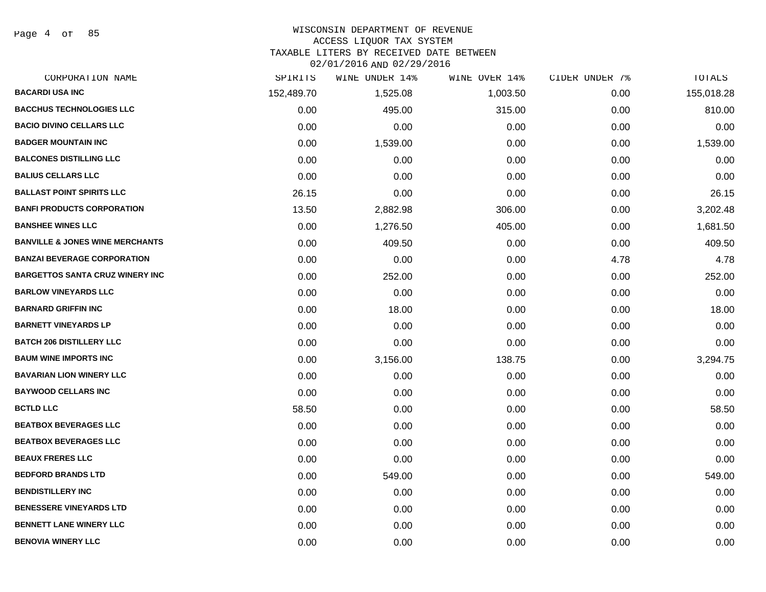WISCONSIN DEPARTMENT OF REVENUE
ACCESS LIQUOR TAX SYSTEM
TAXABLE LITERS BY RECEIVED DATE BETWEEN
02/01/2016 AND 02/29/2016

| CORPORATION NAME | SPIRITS | WINE UNDER 14% | WINE OVER 14% | CIDER UNDER 7% | TOTALS |
|---|---|---|---|---|---|
| BACARDI USA INC | 152,489.70 | 1,525.08 | 1,003.50 | 0.00 | 155,018.28 |
| BACCHUS TECHNOLOGIES LLC | 0.00 | 495.00 | 315.00 | 0.00 | 810.00 |
| BACIO DIVINO CELLARS LLC | 0.00 | 0.00 | 0.00 | 0.00 | 0.00 |
| BADGER MOUNTAIN INC | 0.00 | 1,539.00 | 0.00 | 0.00 | 1,539.00 |
| BALCONES DISTILLING LLC | 0.00 | 0.00 | 0.00 | 0.00 | 0.00 |
| BALIUS CELLARS LLC | 0.00 | 0.00 | 0.00 | 0.00 | 0.00 |
| BALLAST POINT SPIRITS LLC | 26.15 | 0.00 | 0.00 | 0.00 | 26.15 |
| BANFI PRODUCTS CORPORATION | 13.50 | 2,882.98 | 306.00 | 0.00 | 3,202.48 |
| BANSHEE WINES LLC | 0.00 | 1,276.50 | 405.00 | 0.00 | 1,681.50 |
| BANVILLE & JONES WINE MERCHANTS | 0.00 | 409.50 | 0.00 | 0.00 | 409.50 |
| BANZAI BEVERAGE CORPORATION | 0.00 | 0.00 | 0.00 | 4.78 | 4.78 |
| BARGETTOS SANTA CRUZ WINERY INC | 0.00 | 252.00 | 0.00 | 0.00 | 252.00 |
| BARLOW VINEYARDS LLC | 0.00 | 0.00 | 0.00 | 0.00 | 0.00 |
| BARNARD GRIFFIN INC | 0.00 | 18.00 | 0.00 | 0.00 | 18.00 |
| BARNETT VINEYARDS LP | 0.00 | 0.00 | 0.00 | 0.00 | 0.00 |
| BATCH 206 DISTILLERY LLC | 0.00 | 0.00 | 0.00 | 0.00 | 0.00 |
| BAUM WINE IMPORTS INC | 0.00 | 3,156.00 | 138.75 | 0.00 | 3,294.75 |
| BAVARIAN LION WINERY LLC | 0.00 | 0.00 | 0.00 | 0.00 | 0.00 |
| BAYWOOD CELLARS INC | 0.00 | 0.00 | 0.00 | 0.00 | 0.00 |
| BCTLD LLC | 58.50 | 0.00 | 0.00 | 0.00 | 58.50 |
| BEATBOX BEVERAGES LLC | 0.00 | 0.00 | 0.00 | 0.00 | 0.00 |
| BEATBOX BEVERAGES LLC | 0.00 | 0.00 | 0.00 | 0.00 | 0.00 |
| BEAUX FRERES LLC | 0.00 | 0.00 | 0.00 | 0.00 | 0.00 |
| BEDFORD BRANDS LTD | 0.00 | 549.00 | 0.00 | 0.00 | 549.00 |
| BENDISTILLERY INC | 0.00 | 0.00 | 0.00 | 0.00 | 0.00 |
| BENESSERE VINEYARDS LTD | 0.00 | 0.00 | 0.00 | 0.00 | 0.00 |
| BENNETT LANE WINERY LLC | 0.00 | 0.00 | 0.00 | 0.00 | 0.00 |
| BENOVIA WINERY LLC | 0.00 | 0.00 | 0.00 | 0.00 | 0.00 |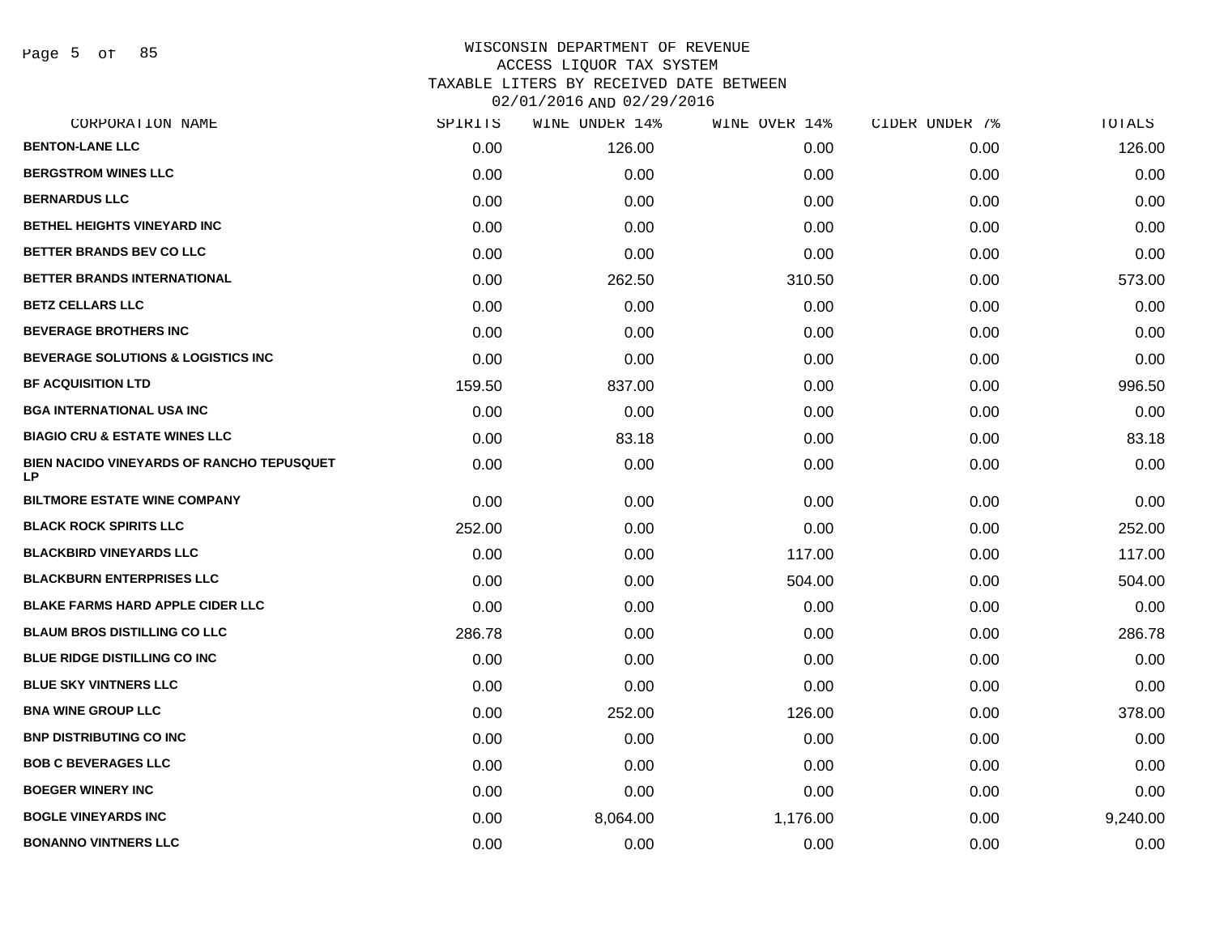# WISCONSIN DEPARTMENT OF REVENUE
## ACCESS LIQUOR TAX SYSTEM
## TAXABLE LITERS BY RECEIVED DATE BETWEEN 02/01/2016 AND 02/29/2016

| CORPORATION NAME | SPIRITS | WINE UNDER 14% | WINE OVER 14% | CIDER UNDER 7% | TOTALS |
|---|---|---|---|---|---|
| BENTON-LANE LLC | 0.00 | 126.00 | 0.00 | 0.00 | 126.00 |
| BERGSTROM WINES LLC | 0.00 | 0.00 | 0.00 | 0.00 | 0.00 |
| BERNARDUS LLC | 0.00 | 0.00 | 0.00 | 0.00 | 0.00 |
| BETHEL HEIGHTS VINEYARD INC | 0.00 | 0.00 | 0.00 | 0.00 | 0.00 |
| BETTER BRANDS BEV CO LLC | 0.00 | 0.00 | 0.00 | 0.00 | 0.00 |
| BETTER BRANDS INTERNATIONAL | 0.00 | 262.50 | 310.50 | 0.00 | 573.00 |
| BETZ CELLARS LLC | 0.00 | 0.00 | 0.00 | 0.00 | 0.00 |
| BEVERAGE BROTHERS INC | 0.00 | 0.00 | 0.00 | 0.00 | 0.00 |
| BEVERAGE SOLUTIONS & LOGISTICS INC | 0.00 | 0.00 | 0.00 | 0.00 | 0.00 |
| BF ACQUISITION LTD | 159.50 | 837.00 | 0.00 | 0.00 | 996.50 |
| BGA INTERNATIONAL USA INC | 0.00 | 0.00 | 0.00 | 0.00 | 0.00 |
| BIAGIO CRU & ESTATE WINES LLC | 0.00 | 83.18 | 0.00 | 0.00 | 83.18 |
| BIEN NACIDO VINEYARDS OF RANCHO TEPUSQUET LP | 0.00 | 0.00 | 0.00 | 0.00 | 0.00 |
| BILTMORE ESTATE WINE COMPANY | 0.00 | 0.00 | 0.00 | 0.00 | 0.00 |
| BLACK ROCK SPIRITS LLC | 252.00 | 0.00 | 0.00 | 0.00 | 252.00 |
| BLACKBIRD VINEYARDS LLC | 0.00 | 0.00 | 117.00 | 0.00 | 117.00 |
| BLACKBURN ENTERPRISES LLC | 0.00 | 0.00 | 504.00 | 0.00 | 504.00 |
| BLAKE FARMS HARD APPLE CIDER LLC | 0.00 | 0.00 | 0.00 | 0.00 | 0.00 |
| BLAUM BROS DISTILLING CO LLC | 286.78 | 0.00 | 0.00 | 0.00 | 286.78 |
| BLUE RIDGE DISTILLING CO INC | 0.00 | 0.00 | 0.00 | 0.00 | 0.00 |
| BLUE SKY VINTNERS LLC | 0.00 | 0.00 | 0.00 | 0.00 | 0.00 |
| BNA WINE GROUP LLC | 0.00 | 252.00 | 126.00 | 0.00 | 378.00 |
| BNP DISTRIBUTING CO INC | 0.00 | 0.00 | 0.00 | 0.00 | 0.00 |
| BOB C BEVERAGES LLC | 0.00 | 0.00 | 0.00 | 0.00 | 0.00 |
| BOEGER WINERY INC | 0.00 | 0.00 | 0.00 | 0.00 | 0.00 |
| BOGLE VINEYARDS INC | 0.00 | 8,064.00 | 1,176.00 | 0.00 | 9,240.00 |
| BONANNO VINTNERS LLC | 0.00 | 0.00 | 0.00 | 0.00 | 0.00 |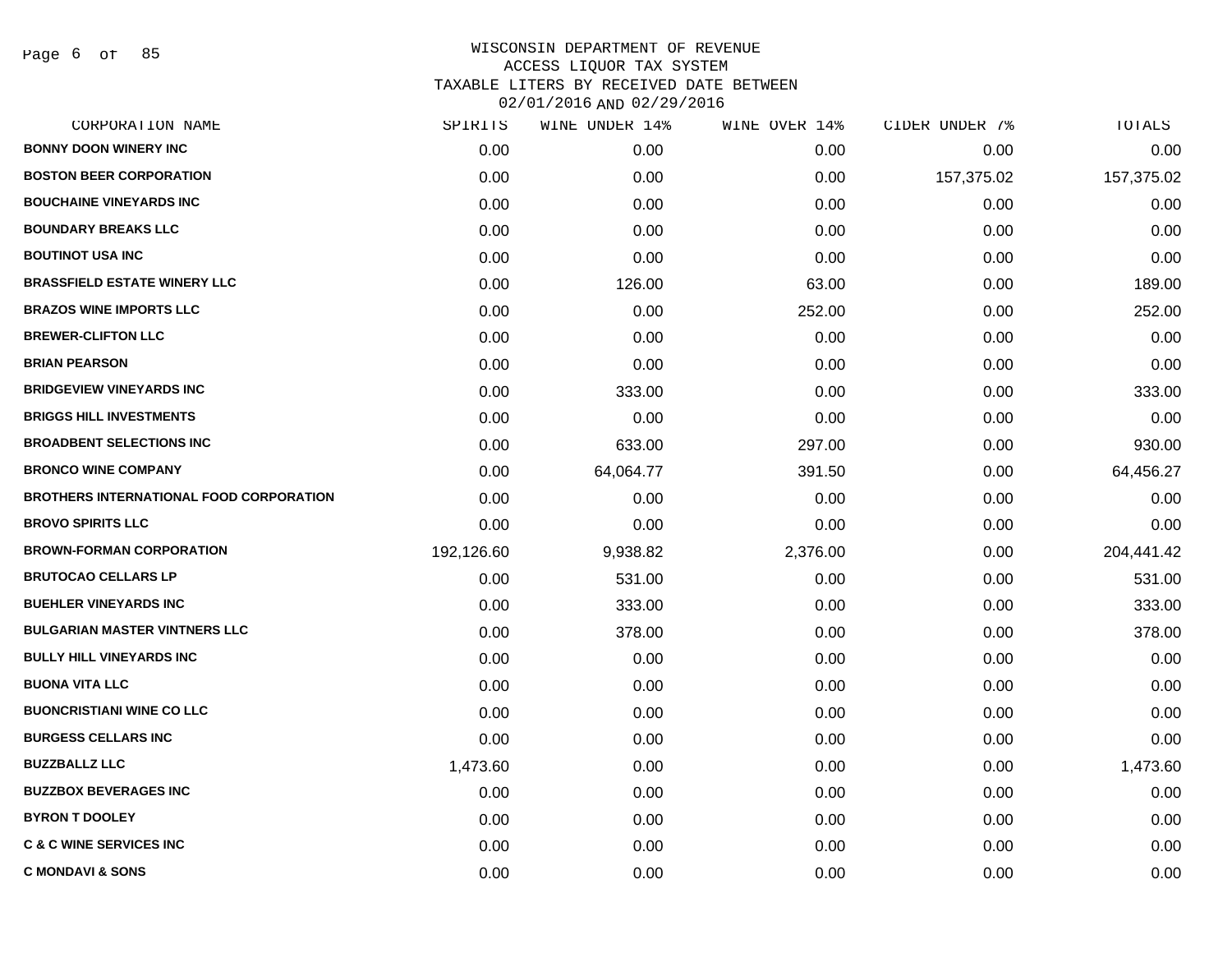# WISCONSIN DEPARTMENT OF REVENUE
## ACCESS LIQUOR TAX SYSTEM
## TAXABLE LITERS BY RECEIVED DATE BETWEEN 02/01/2016 AND 02/29/2016

| CORPORATION NAME | SPIRITS | WINE UNDER 14% | WINE OVER 14% | CIDER UNDER 7% | TOTALS |
|---|---|---|---|---|---|
| BONNY DOON WINERY INC | 0.00 | 0.00 | 0.00 | 0.00 | 0.00 |
| BOSTON BEER CORPORATION | 0.00 | 0.00 | 0.00 | 157,375.02 | 157,375.02 |
| BOUCHAINE VINEYARDS INC | 0.00 | 0.00 | 0.00 | 0.00 | 0.00 |
| BOUNDARY BREAKS LLC | 0.00 | 0.00 | 0.00 | 0.00 | 0.00 |
| BOUTINOT USA INC | 0.00 | 0.00 | 0.00 | 0.00 | 0.00 |
| BRASSFIELD ESTATE WINERY LLC | 0.00 | 126.00 | 63.00 | 0.00 | 189.00 |
| BRAZOS WINE IMPORTS LLC | 0.00 | 0.00 | 252.00 | 0.00 | 252.00 |
| BREWER-CLIFTON LLC | 0.00 | 0.00 | 0.00 | 0.00 | 0.00 |
| BRIAN PEARSON | 0.00 | 0.00 | 0.00 | 0.00 | 0.00 |
| BRIDGEVIEW VINEYARDS INC | 0.00 | 333.00 | 0.00 | 0.00 | 333.00 |
| BRIGGS HILL INVESTMENTS | 0.00 | 0.00 | 0.00 | 0.00 | 0.00 |
| BROADBENT SELECTIONS INC | 0.00 | 633.00 | 297.00 | 0.00 | 930.00 |
| BRONCO WINE COMPANY | 0.00 | 64,064.77 | 391.50 | 0.00 | 64,456.27 |
| BROTHERS INTERNATIONAL FOOD CORPORATION | 0.00 | 0.00 | 0.00 | 0.00 | 0.00 |
| BROVO SPIRITS LLC | 0.00 | 0.00 | 0.00 | 0.00 | 0.00 |
| BROWN-FORMAN CORPORATION | 192,126.60 | 9,938.82 | 2,376.00 | 0.00 | 204,441.42 |
| BRUTOCAO CELLARS LP | 0.00 | 531.00 | 0.00 | 0.00 | 531.00 |
| BUEHLER VINEYARDS INC | 0.00 | 333.00 | 0.00 | 0.00 | 333.00 |
| BULGARIAN MASTER VINTNERS LLC | 0.00 | 378.00 | 0.00 | 0.00 | 378.00 |
| BULLY HILL VINEYARDS INC | 0.00 | 0.00 | 0.00 | 0.00 | 0.00 |
| BUONA VITA LLC | 0.00 | 0.00 | 0.00 | 0.00 | 0.00 |
| BUONCRISTIANI WINE CO LLC | 0.00 | 0.00 | 0.00 | 0.00 | 0.00 |
| BURGESS CELLARS INC | 0.00 | 0.00 | 0.00 | 0.00 | 0.00 |
| BUZZBALLZ LLC | 1,473.60 | 0.00 | 0.00 | 0.00 | 1,473.60 |
| BUZZBOX BEVERAGES INC | 0.00 | 0.00 | 0.00 | 0.00 | 0.00 |
| BYRON T DOOLEY | 0.00 | 0.00 | 0.00 | 0.00 | 0.00 |
| C & C WINE SERVICES INC | 0.00 | 0.00 | 0.00 | 0.00 | 0.00 |
| C MONDAVI & SONS | 0.00 | 0.00 | 0.00 | 0.00 | 0.00 |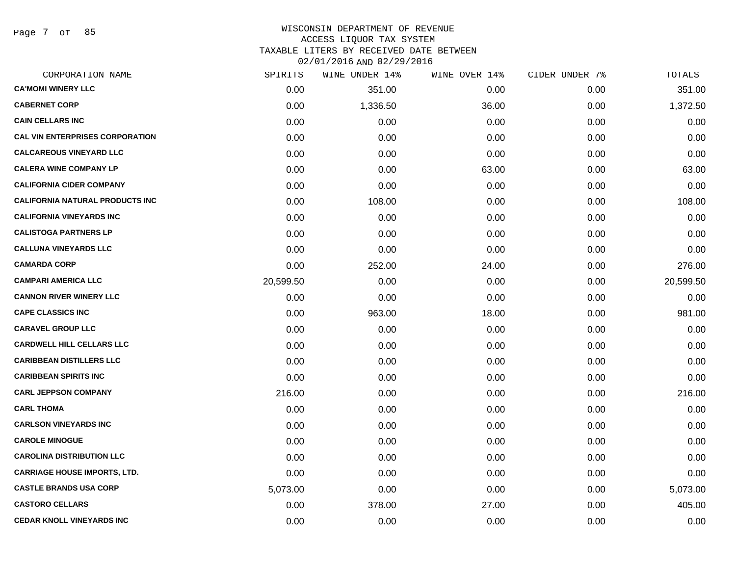WISCONSIN DEPARTMENT OF REVENUE
ACCESS LIQUOR TAX SYSTEM
TAXABLE LITERS BY RECEIVED DATE BETWEEN
02/01/2016 AND 02/29/2016

| CORPORATION NAME | SPIRITS | WINE UNDER 14% | WINE OVER 14% | CIDER UNDER 7% | TOTALS |
|---|---|---|---|---|---|
| CA'MOMI WINERY LLC | 0.00 | 351.00 | 0.00 | 0.00 | 351.00 |
| CABERNET CORP | 0.00 | 1,336.50 | 36.00 | 0.00 | 1,372.50 |
| CAIN CELLARS INC | 0.00 | 0.00 | 0.00 | 0.00 | 0.00 |
| CAL VIN ENTERPRISES CORPORATION | 0.00 | 0.00 | 0.00 | 0.00 | 0.00 |
| CALCAREOUS VINEYARD LLC | 0.00 | 0.00 | 0.00 | 0.00 | 0.00 |
| CALERA WINE COMPANY LP | 0.00 | 0.00 | 63.00 | 0.00 | 63.00 |
| CALIFORNIA CIDER COMPANY | 0.00 | 0.00 | 0.00 | 0.00 | 0.00 |
| CALIFORNIA NATURAL PRODUCTS INC | 0.00 | 108.00 | 0.00 | 0.00 | 108.00 |
| CALIFORNIA VINEYARDS INC | 0.00 | 0.00 | 0.00 | 0.00 | 0.00 |
| CALISTOGA PARTNERS LP | 0.00 | 0.00 | 0.00 | 0.00 | 0.00 |
| CALLUNA VINEYARDS LLC | 0.00 | 0.00 | 0.00 | 0.00 | 0.00 |
| CAMARDA CORP | 0.00 | 252.00 | 24.00 | 0.00 | 276.00 |
| CAMPARI AMERICA LLC | 20,599.50 | 0.00 | 0.00 | 0.00 | 20,599.50 |
| CANNON RIVER WINERY LLC | 0.00 | 0.00 | 0.00 | 0.00 | 0.00 |
| CAPE CLASSICS INC | 0.00 | 963.00 | 18.00 | 0.00 | 981.00 |
| CARAVEL GROUP LLC | 0.00 | 0.00 | 0.00 | 0.00 | 0.00 |
| CARDWELL HILL CELLARS LLC | 0.00 | 0.00 | 0.00 | 0.00 | 0.00 |
| CARIBBEAN DISTILLERS LLC | 0.00 | 0.00 | 0.00 | 0.00 | 0.00 |
| CARIBBEAN SPIRITS INC | 0.00 | 0.00 | 0.00 | 0.00 | 0.00 |
| CARL JEPPSON COMPANY | 216.00 | 0.00 | 0.00 | 0.00 | 216.00 |
| CARL THOMA | 0.00 | 0.00 | 0.00 | 0.00 | 0.00 |
| CARLSON VINEYARDS INC | 0.00 | 0.00 | 0.00 | 0.00 | 0.00 |
| CAROLE MINOGUE | 0.00 | 0.00 | 0.00 | 0.00 | 0.00 |
| CAROLINA DISTRIBUTION LLC | 0.00 | 0.00 | 0.00 | 0.00 | 0.00 |
| CARRIAGE HOUSE IMPORTS, LTD. | 0.00 | 0.00 | 0.00 | 0.00 | 0.00 |
| CASTLE BRANDS USA CORP | 5,073.00 | 0.00 | 0.00 | 0.00 | 5,073.00 |
| CASTORO CELLARS | 0.00 | 378.00 | 27.00 | 0.00 | 405.00 |
| CEDAR KNOLL VINEYARDS INC | 0.00 | 0.00 | 0.00 | 0.00 | 0.00 |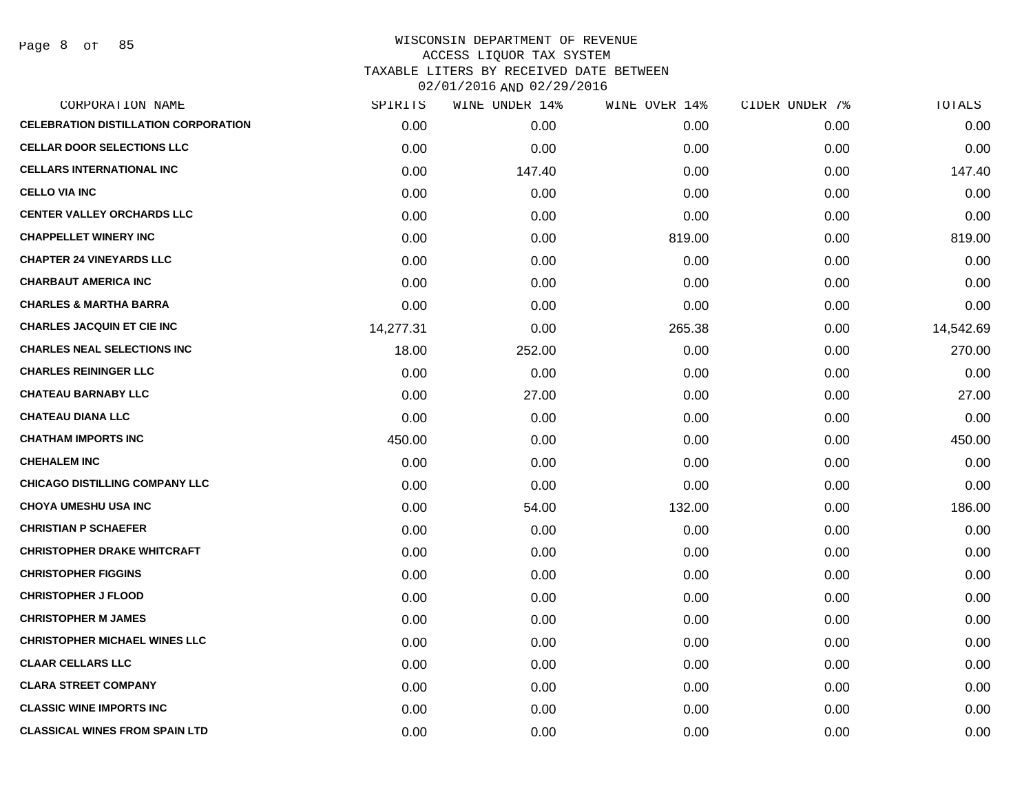WISCONSIN DEPARTMENT OF REVENUE
ACCESS LIQUOR TAX SYSTEM
TAXABLE LITERS BY RECEIVED DATE BETWEEN
02/01/2016 AND 02/29/2016

| CORPORATION NAME | SPIRITS | WINE UNDER 14% | WINE OVER 14% | CIDER UNDER 7% | TOTALS |
|---|---|---|---|---|---|
| CELEBRATION DISTILLATION CORPORATION | 0.00 | 0.00 | 0.00 | 0.00 | 0.00 |
| CELLAR DOOR SELECTIONS LLC | 0.00 | 0.00 | 0.00 | 0.00 | 0.00 |
| CELLARS INTERNATIONAL INC | 0.00 | 147.40 | 0.00 | 0.00 | 147.40 |
| CELLO VIA INC | 0.00 | 0.00 | 0.00 | 0.00 | 0.00 |
| CENTER VALLEY ORCHARDS LLC | 0.00 | 0.00 | 0.00 | 0.00 | 0.00 |
| CHAPPELLET WINERY INC | 0.00 | 0.00 | 819.00 | 0.00 | 819.00 |
| CHAPTER 24 VINEYARDS LLC | 0.00 | 0.00 | 0.00 | 0.00 | 0.00 |
| CHARBAUT AMERICA INC | 0.00 | 0.00 | 0.00 | 0.00 | 0.00 |
| CHARLES & MARTHA BARRA | 0.00 | 0.00 | 0.00 | 0.00 | 0.00 |
| CHARLES JACQUIN ET CIE INC | 14,277.31 | 0.00 | 265.38 | 0.00 | 14,542.69 |
| CHARLES NEAL SELECTIONS INC | 18.00 | 252.00 | 0.00 | 0.00 | 270.00 |
| CHARLES REININGER LLC | 0.00 | 0.00 | 0.00 | 0.00 | 0.00 |
| CHATEAU BARNABY LLC | 0.00 | 27.00 | 0.00 | 0.00 | 27.00 |
| CHATEAU DIANA LLC | 0.00 | 0.00 | 0.00 | 0.00 | 0.00 |
| CHATHAM IMPORTS INC | 450.00 | 0.00 | 0.00 | 0.00 | 450.00 |
| CHEHALEM INC | 0.00 | 0.00 | 0.00 | 0.00 | 0.00 |
| CHICAGO DISTILLING COMPANY LLC | 0.00 | 0.00 | 0.00 | 0.00 | 0.00 |
| CHOYA UMESHU USA INC | 0.00 | 54.00 | 132.00 | 0.00 | 186.00 |
| CHRISTIAN P SCHAEFER | 0.00 | 0.00 | 0.00 | 0.00 | 0.00 |
| CHRISTOPHER DRAKE WHITCRAFT | 0.00 | 0.00 | 0.00 | 0.00 | 0.00 |
| CHRISTOPHER FIGGINS | 0.00 | 0.00 | 0.00 | 0.00 | 0.00 |
| CHRISTOPHER J FLOOD | 0.00 | 0.00 | 0.00 | 0.00 | 0.00 |
| CHRISTOPHER M JAMES | 0.00 | 0.00 | 0.00 | 0.00 | 0.00 |
| CHRISTOPHER MICHAEL WINES LLC | 0.00 | 0.00 | 0.00 | 0.00 | 0.00 |
| CLAAR CELLARS LLC | 0.00 | 0.00 | 0.00 | 0.00 | 0.00 |
| CLARA STREET COMPANY | 0.00 | 0.00 | 0.00 | 0.00 | 0.00 |
| CLASSIC WINE IMPORTS INC | 0.00 | 0.00 | 0.00 | 0.00 | 0.00 |
| CLASSICAL WINES FROM SPAIN LTD | 0.00 | 0.00 | 0.00 | 0.00 | 0.00 |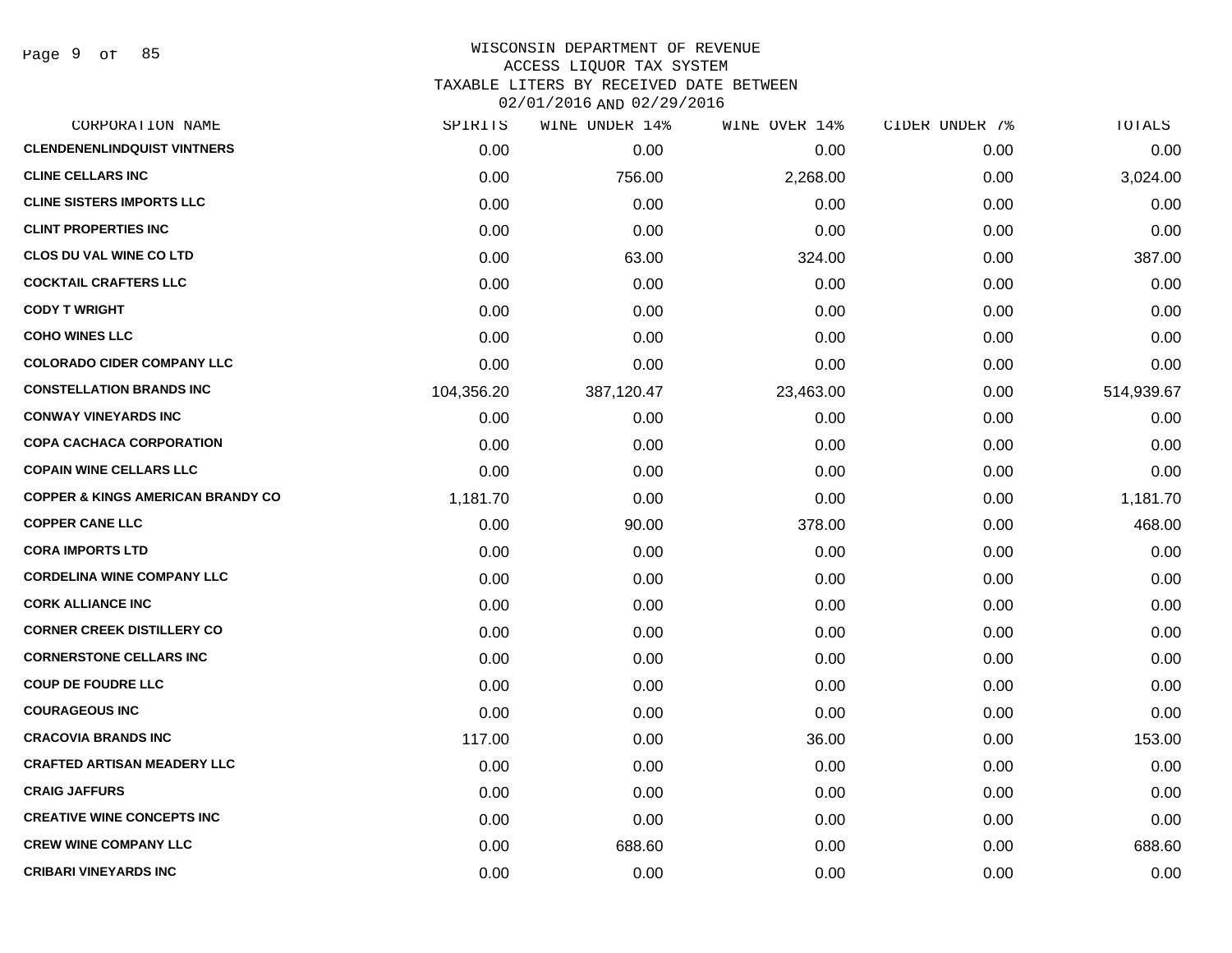WISCONSIN DEPARTMENT OF REVENUE
ACCESS LIQUOR TAX SYSTEM
TAXABLE LITERS BY RECEIVED DATE BETWEEN
02/01/2016 AND 02/29/2016

| CORPORATION NAME | SPIRITS | WINE UNDER 14% | WINE OVER 14% | CIDER UNDER 7% | TOTALS |
|---|---|---|---|---|---|
| CLENDENENLINDQUIST VINTNERS | 0.00 | 0.00 | 0.00 | 0.00 | 0.00 |
| CLINE CELLARS INC | 0.00 | 756.00 | 2,268.00 | 0.00 | 3,024.00 |
| CLINE SISTERS IMPORTS LLC | 0.00 | 0.00 | 0.00 | 0.00 | 0.00 |
| CLINT PROPERTIES INC | 0.00 | 0.00 | 0.00 | 0.00 | 0.00 |
| CLOS DU VAL WINE CO LTD | 0.00 | 63.00 | 324.00 | 0.00 | 387.00 |
| COCKTAIL CRAFTERS LLC | 0.00 | 0.00 | 0.00 | 0.00 | 0.00 |
| CODY T WRIGHT | 0.00 | 0.00 | 0.00 | 0.00 | 0.00 |
| COHO WINES LLC | 0.00 | 0.00 | 0.00 | 0.00 | 0.00 |
| COLORADO CIDER COMPANY LLC | 0.00 | 0.00 | 0.00 | 0.00 | 0.00 |
| CONSTELLATION BRANDS INC | 104,356.20 | 387,120.47 | 23,463.00 | 0.00 | 514,939.67 |
| CONWAY VINEYARDS INC | 0.00 | 0.00 | 0.00 | 0.00 | 0.00 |
| COPA CACHACA CORPORATION | 0.00 | 0.00 | 0.00 | 0.00 | 0.00 |
| COPAIN WINE CELLARS LLC | 0.00 | 0.00 | 0.00 | 0.00 | 0.00 |
| COPPER & KINGS AMERICAN BRANDY CO | 1,181.70 | 0.00 | 0.00 | 0.00 | 1,181.70 |
| COPPER CANE LLC | 0.00 | 90.00 | 378.00 | 0.00 | 468.00 |
| CORA IMPORTS LTD | 0.00 | 0.00 | 0.00 | 0.00 | 0.00 |
| CORDELINA WINE COMPANY LLC | 0.00 | 0.00 | 0.00 | 0.00 | 0.00 |
| CORK ALLIANCE INC | 0.00 | 0.00 | 0.00 | 0.00 | 0.00 |
| CORNER CREEK DISTILLERY CO | 0.00 | 0.00 | 0.00 | 0.00 | 0.00 |
| CORNERSTONE CELLARS INC | 0.00 | 0.00 | 0.00 | 0.00 | 0.00 |
| COUP DE FOUDRE LLC | 0.00 | 0.00 | 0.00 | 0.00 | 0.00 |
| COURAGEOUS INC | 0.00 | 0.00 | 0.00 | 0.00 | 0.00 |
| CRACOVIA BRANDS INC | 117.00 | 0.00 | 36.00 | 0.00 | 153.00 |
| CRAFTED ARTISAN MEADERY LLC | 0.00 | 0.00 | 0.00 | 0.00 | 0.00 |
| CRAIG JAFFURS | 0.00 | 0.00 | 0.00 | 0.00 | 0.00 |
| CREATIVE WINE CONCEPTS INC | 0.00 | 0.00 | 0.00 | 0.00 | 0.00 |
| CREW WINE COMPANY LLC | 0.00 | 688.60 | 0.00 | 0.00 | 688.60 |
| CRIBARI VINEYARDS INC | 0.00 | 0.00 | 0.00 | 0.00 | 0.00 |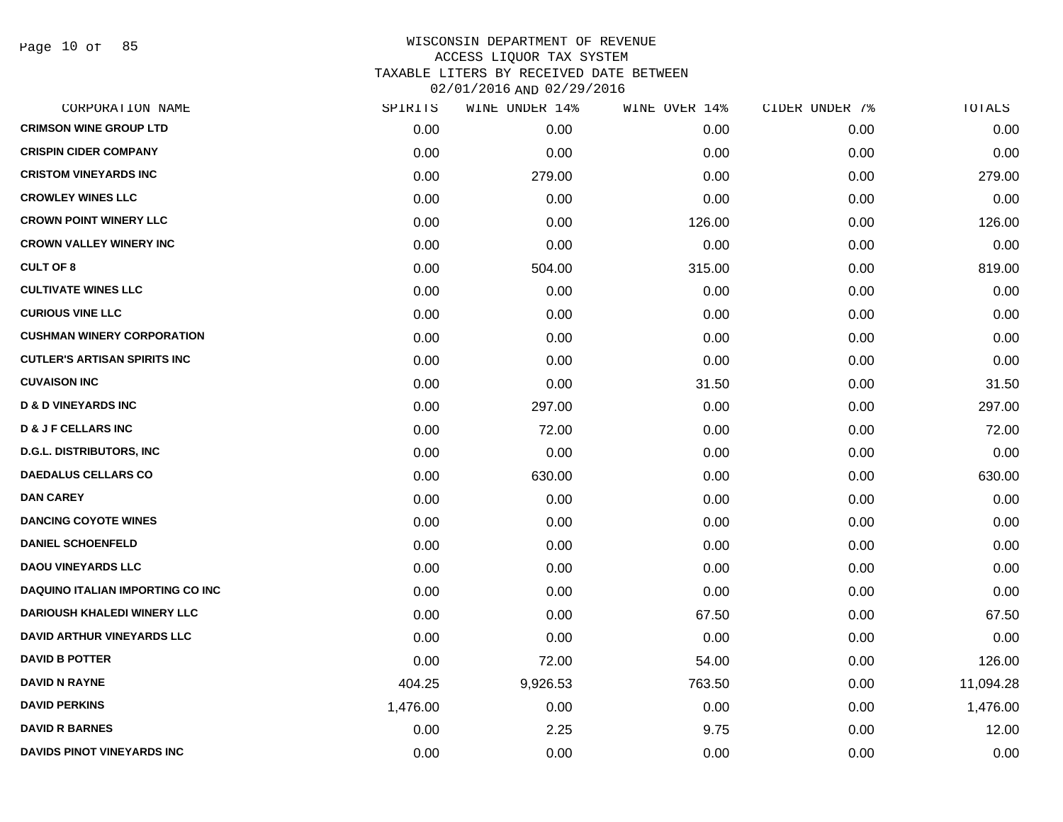# WISCONSIN DEPARTMENT OF REVENUE
## ACCESS LIQUOR TAX SYSTEM
## TAXABLE LITERS BY RECEIVED DATE BETWEEN 02/01/2016 AND 02/29/2016

| CORPORATION NAME | SPIRITS | WINE UNDER 14% | WINE OVER 14% | CIDER UNDER 7% | TOTALS |
|---|---|---|---|---|---|
| CRIMSON WINE GROUP LTD | 0.00 | 0.00 | 0.00 | 0.00 | 0.00 |
| CRISPIN CIDER COMPANY | 0.00 | 0.00 | 0.00 | 0.00 | 0.00 |
| CRISTOM VINEYARDS INC | 0.00 | 279.00 | 0.00 | 0.00 | 279.00 |
| CROWLEY WINES LLC | 0.00 | 0.00 | 0.00 | 0.00 | 0.00 |
| CROWN POINT WINERY LLC | 0.00 | 0.00 | 126.00 | 0.00 | 126.00 |
| CROWN VALLEY WINERY INC | 0.00 | 0.00 | 0.00 | 0.00 | 0.00 |
| CULT OF 8 | 0.00 | 504.00 | 315.00 | 0.00 | 819.00 |
| CULTIVATE WINES LLC | 0.00 | 0.00 | 0.00 | 0.00 | 0.00 |
| CURIOUS VINE LLC | 0.00 | 0.00 | 0.00 | 0.00 | 0.00 |
| CUSHMAN WINERY CORPORATION | 0.00 | 0.00 | 0.00 | 0.00 | 0.00 |
| CUTLER'S ARTISAN SPIRITS INC | 0.00 | 0.00 | 0.00 | 0.00 | 0.00 |
| CUVAISON INC | 0.00 | 0.00 | 31.50 | 0.00 | 31.50 |
| D & D VINEYARDS INC | 0.00 | 297.00 | 0.00 | 0.00 | 297.00 |
| D & J F CELLARS INC | 0.00 | 72.00 | 0.00 | 0.00 | 72.00 |
| D.G.L. DISTRIBUTORS, INC | 0.00 | 0.00 | 0.00 | 0.00 | 0.00 |
| DAEDALUS CELLARS CO | 0.00 | 630.00 | 0.00 | 0.00 | 630.00 |
| DAN CAREY | 0.00 | 0.00 | 0.00 | 0.00 | 0.00 |
| DANCING COYOTE WINES | 0.00 | 0.00 | 0.00 | 0.00 | 0.00 |
| DANIEL SCHOENFELD | 0.00 | 0.00 | 0.00 | 0.00 | 0.00 |
| DAOU VINEYARDS LLC | 0.00 | 0.00 | 0.00 | 0.00 | 0.00 |
| DAQUINO ITALIAN IMPORTING CO INC | 0.00 | 0.00 | 0.00 | 0.00 | 0.00 |
| DARIOUSH KHALEDI WINERY LLC | 0.00 | 0.00 | 67.50 | 0.00 | 67.50 |
| DAVID ARTHUR VINEYARDS LLC | 0.00 | 0.00 | 0.00 | 0.00 | 0.00 |
| DAVID B POTTER | 0.00 | 72.00 | 54.00 | 0.00 | 126.00 |
| DAVID N RAYNE | 404.25 | 9,926.53 | 763.50 | 0.00 | 11,094.28 |
| DAVID PERKINS | 1,476.00 | 0.00 | 0.00 | 0.00 | 1,476.00 |
| DAVID R BARNES | 0.00 | 2.25 | 9.75 | 0.00 | 12.00 |
| DAVIDS PINOT VINEYARDS INC | 0.00 | 0.00 | 0.00 | 0.00 | 0.00 |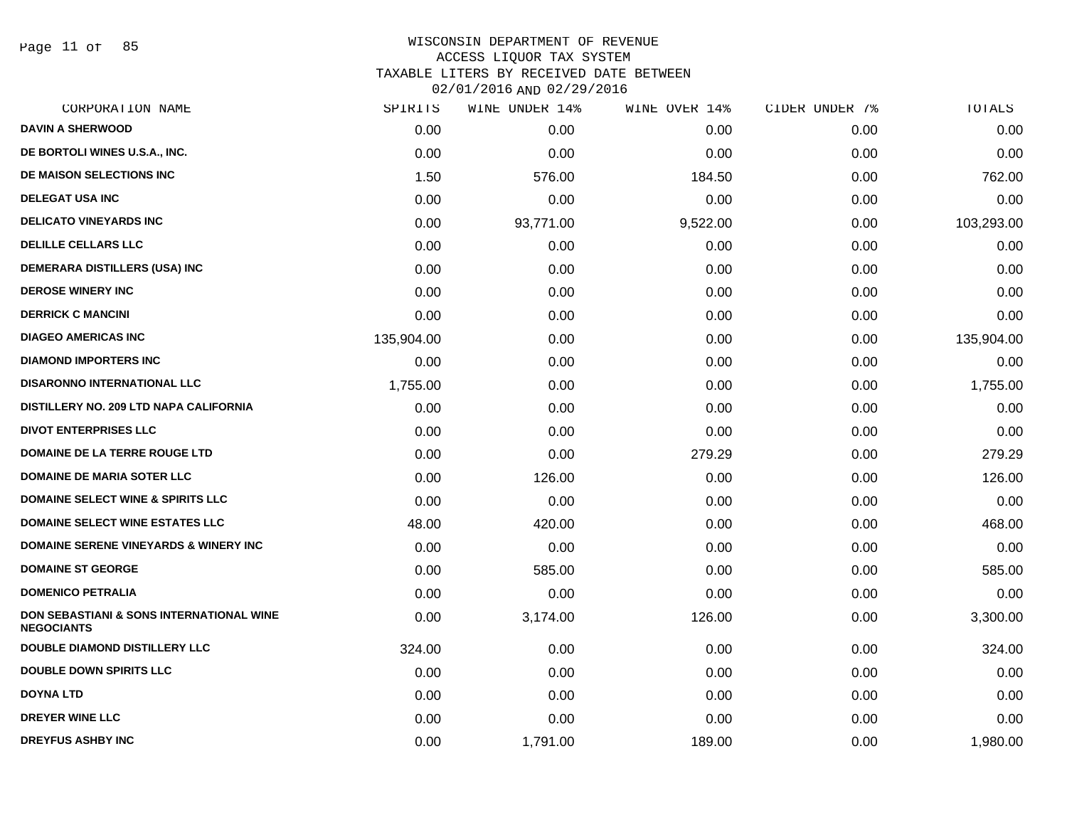WISCONSIN DEPARTMENT OF REVENUE
ACCESS LIQUOR TAX SYSTEM
TAXABLE LITERS BY RECEIVED DATE BETWEEN
02/01/2016 AND 02/29/2016

| CORPORATION NAME | SPIRITS | WINE UNDER 14% | WINE OVER 14% | CIDER UNDER 7% | TOTALS |
|---|---|---|---|---|---|
| DAVIN A SHERWOOD | 0.00 | 0.00 | 0.00 | 0.00 | 0.00 |
| DE BORTOLI WINES U.S.A., INC. | 0.00 | 0.00 | 0.00 | 0.00 | 0.00 |
| DE MAISON SELECTIONS INC | 1.50 | 576.00 | 184.50 | 0.00 | 762.00 |
| DELEGAT USA INC | 0.00 | 0.00 | 0.00 | 0.00 | 0.00 |
| DELICATO VINEYARDS INC | 0.00 | 93,771.00 | 9,522.00 | 0.00 | 103,293.00 |
| DELILLE CELLARS LLC | 0.00 | 0.00 | 0.00 | 0.00 | 0.00 |
| DEMERARA DISTILLERS (USA) INC | 0.00 | 0.00 | 0.00 | 0.00 | 0.00 |
| DEROSE WINERY INC | 0.00 | 0.00 | 0.00 | 0.00 | 0.00 |
| DERRICK C MANCINI | 0.00 | 0.00 | 0.00 | 0.00 | 0.00 |
| DIAGEO AMERICAS INC | 135,904.00 | 0.00 | 0.00 | 0.00 | 135,904.00 |
| DIAMOND IMPORTERS INC | 0.00 | 0.00 | 0.00 | 0.00 | 0.00 |
| DISARONNO INTERNATIONAL LLC | 1,755.00 | 0.00 | 0.00 | 0.00 | 1,755.00 |
| DISTILLERY NO. 209 LTD NAPA CALIFORNIA | 0.00 | 0.00 | 0.00 | 0.00 | 0.00 |
| DIVOT ENTERPRISES LLC | 0.00 | 0.00 | 0.00 | 0.00 | 0.00 |
| DOMAINE DE LA TERRE ROUGE LTD | 0.00 | 0.00 | 279.29 | 0.00 | 279.29 |
| DOMAINE DE MARIA SOTER LLC | 0.00 | 126.00 | 0.00 | 0.00 | 126.00 |
| DOMAINE SELECT WINE & SPIRITS LLC | 0.00 | 0.00 | 0.00 | 0.00 | 0.00 |
| DOMAINE SELECT WINE ESTATES LLC | 48.00 | 420.00 | 0.00 | 0.00 | 468.00 |
| DOMAINE SERENE VINEYARDS & WINERY INC | 0.00 | 0.00 | 0.00 | 0.00 | 0.00 |
| DOMAINE ST GEORGE | 0.00 | 585.00 | 0.00 | 0.00 | 585.00 |
| DOMENICO PETRALIA | 0.00 | 0.00 | 0.00 | 0.00 | 0.00 |
| DON SEBASTIANI & SONS INTERNATIONAL WINE NEGOCIANTS | 0.00 | 3,174.00 | 126.00 | 0.00 | 3,300.00 |
| DOUBLE DIAMOND DISTILLERY LLC | 324.00 | 0.00 | 0.00 | 0.00 | 324.00 |
| DOUBLE DOWN SPIRITS LLC | 0.00 | 0.00 | 0.00 | 0.00 | 0.00 |
| DOYNA LTD | 0.00 | 0.00 | 0.00 | 0.00 | 0.00 |
| DREYER WINE LLC | 0.00 | 0.00 | 0.00 | 0.00 | 0.00 |
| DREYFUS ASHBY INC | 0.00 | 1,791.00 | 189.00 | 0.00 | 1,980.00 |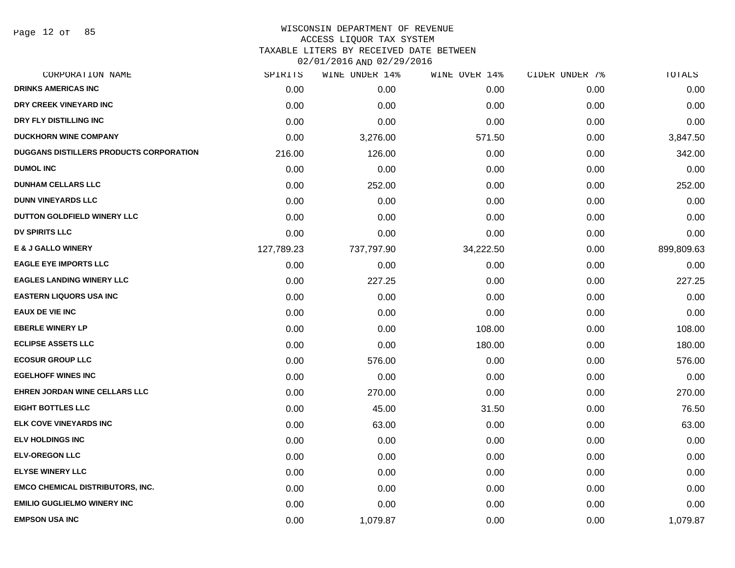# WISCONSIN DEPARTMENT OF REVENUE
## ACCESS LIQUOR TAX SYSTEM
## TAXABLE LITERS BY RECEIVED DATE BETWEEN 02/01/2016 AND 02/29/2016

| CORPORATION NAME | SPIRITS | WINE UNDER 14% | WINE OVER 14% | CIDER UNDER 7% | TOTALS |
|---|---|---|---|---|---|
| DRINKS AMERICAS INC | 0.00 | 0.00 | 0.00 | 0.00 | 0.00 |
| DRY CREEK VINEYARD INC | 0.00 | 0.00 | 0.00 | 0.00 | 0.00 |
| DRY FLY DISTILLING INC | 0.00 | 0.00 | 0.00 | 0.00 | 0.00 |
| DUCKHORN WINE COMPANY | 0.00 | 3,276.00 | 571.50 | 0.00 | 3,847.50 |
| DUGGANS DISTILLERS PRODUCTS CORPORATION | 216.00 | 126.00 | 0.00 | 0.00 | 342.00 |
| DUMOL INC | 0.00 | 0.00 | 0.00 | 0.00 | 0.00 |
| DUNHAM CELLARS LLC | 0.00 | 252.00 | 0.00 | 0.00 | 252.00 |
| DUNN VINEYARDS LLC | 0.00 | 0.00 | 0.00 | 0.00 | 0.00 |
| DUTTON GOLDFIELD WINERY LLC | 0.00 | 0.00 | 0.00 | 0.00 | 0.00 |
| DV SPIRITS LLC | 0.00 | 0.00 | 0.00 | 0.00 | 0.00 |
| E & J GALLO WINERY | 127,789.23 | 737,797.90 | 34,222.50 | 0.00 | 899,809.63 |
| EAGLE EYE IMPORTS LLC | 0.00 | 0.00 | 0.00 | 0.00 | 0.00 |
| EAGLES LANDING WINERY LLC | 0.00 | 227.25 | 0.00 | 0.00 | 227.25 |
| EASTERN LIQUORS USA INC | 0.00 | 0.00 | 0.00 | 0.00 | 0.00 |
| EAUX DE VIE INC | 0.00 | 0.00 | 0.00 | 0.00 | 0.00 |
| EBERLE WINERY LP | 0.00 | 0.00 | 108.00 | 0.00 | 108.00 |
| ECLIPSE ASSETS LLC | 0.00 | 0.00 | 180.00 | 0.00 | 180.00 |
| ECOSUR GROUP LLC | 0.00 | 576.00 | 0.00 | 0.00 | 576.00 |
| EGELHOFF WINES INC | 0.00 | 0.00 | 0.00 | 0.00 | 0.00 |
| EHREN JORDAN WINE CELLARS LLC | 0.00 | 270.00 | 0.00 | 0.00 | 270.00 |
| EIGHT BOTTLES LLC | 0.00 | 45.00 | 31.50 | 0.00 | 76.50 |
| ELK COVE VINEYARDS INC | 0.00 | 63.00 | 0.00 | 0.00 | 63.00 |
| ELV HOLDINGS INC | 0.00 | 0.00 | 0.00 | 0.00 | 0.00 |
| ELV-OREGON LLC | 0.00 | 0.00 | 0.00 | 0.00 | 0.00 |
| ELYSE WINERY LLC | 0.00 | 0.00 | 0.00 | 0.00 | 0.00 |
| EMCO CHEMICAL DISTRIBUTORS, INC. | 0.00 | 0.00 | 0.00 | 0.00 | 0.00 |
| EMILIO GUGLIELMO WINERY INC | 0.00 | 0.00 | 0.00 | 0.00 | 0.00 |
| EMPSON USA INC | 0.00 | 1,079.87 | 0.00 | 0.00 | 1,079.87 |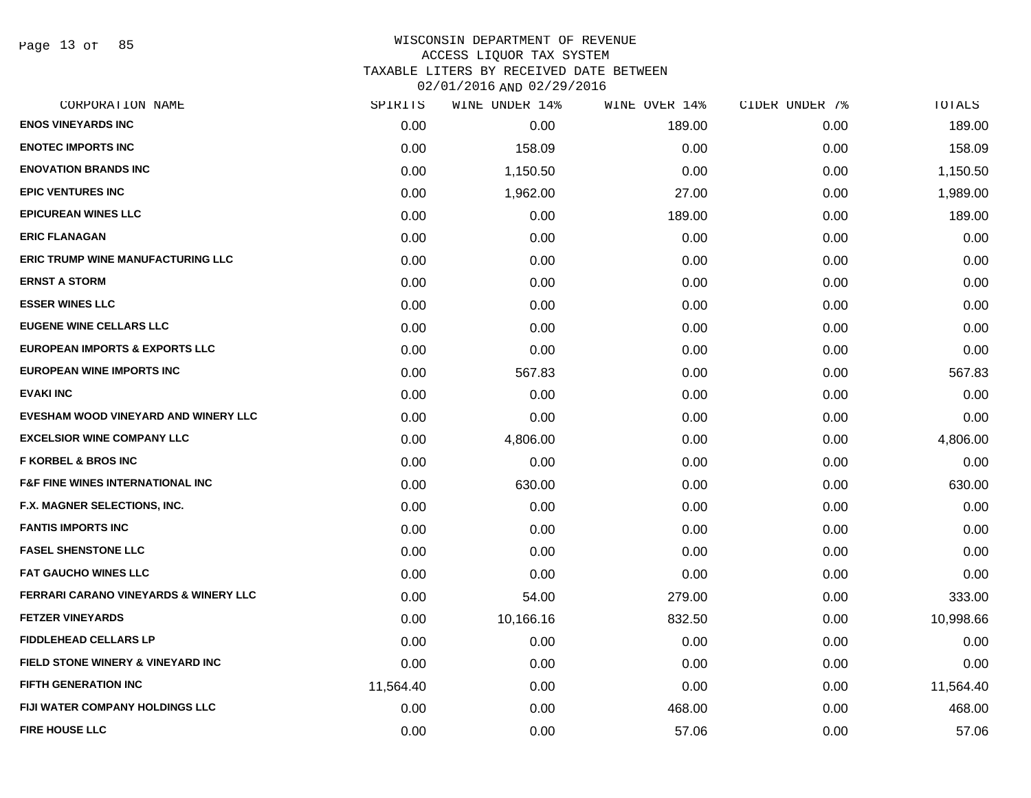# WISCONSIN DEPARTMENT OF REVENUE
## ACCESS LIQUOR TAX SYSTEM
### TAXABLE LITERS BY RECEIVED DATE BETWEEN 02/01/2016 AND 02/29/2016

| CORPORATION NAME | SPIRITS | WINE UNDER 14% | WINE OVER 14% | CIDER UNDER 7% | TOTALS |
|---|---|---|---|---|---|
| ENOS VINEYARDS INC | 0.00 | 0.00 | 189.00 | 0.00 | 189.00 |
| ENOTEC IMPORTS INC | 0.00 | 158.09 | 0.00 | 0.00 | 158.09 |
| ENOVATION BRANDS INC | 0.00 | 1,150.50 | 0.00 | 0.00 | 1,150.50 |
| EPIC VENTURES INC | 0.00 | 1,962.00 | 27.00 | 0.00 | 1,989.00 |
| EPICUREAN WINES LLC | 0.00 | 0.00 | 189.00 | 0.00 | 189.00 |
| ERIC FLANAGAN | 0.00 | 0.00 | 0.00 | 0.00 | 0.00 |
| ERIC TRUMP WINE MANUFACTURING LLC | 0.00 | 0.00 | 0.00 | 0.00 | 0.00 |
| ERNST A STORM | 0.00 | 0.00 | 0.00 | 0.00 | 0.00 |
| ESSER WINES LLC | 0.00 | 0.00 | 0.00 | 0.00 | 0.00 |
| EUGENE WINE CELLARS LLC | 0.00 | 0.00 | 0.00 | 0.00 | 0.00 |
| EUROPEAN IMPORTS & EXPORTS LLC | 0.00 | 0.00 | 0.00 | 0.00 | 0.00 |
| EUROPEAN WINE IMPORTS INC | 0.00 | 567.83 | 0.00 | 0.00 | 567.83 |
| EVAKI INC | 0.00 | 0.00 | 0.00 | 0.00 | 0.00 |
| EVESHAM WOOD VINEYARD AND WINERY LLC | 0.00 | 0.00 | 0.00 | 0.00 | 0.00 |
| EXCELSIOR WINE COMPANY LLC | 0.00 | 4,806.00 | 0.00 | 0.00 | 4,806.00 |
| F KORBEL & BROS INC | 0.00 | 0.00 | 0.00 | 0.00 | 0.00 |
| F&F FINE WINES INTERNATIONAL INC | 0.00 | 630.00 | 0.00 | 0.00 | 630.00 |
| F.X. MAGNER SELECTIONS, INC. | 0.00 | 0.00 | 0.00 | 0.00 | 0.00 |
| FANTIS IMPORTS INC | 0.00 | 0.00 | 0.00 | 0.00 | 0.00 |
| FASEL SHENSTONE LLC | 0.00 | 0.00 | 0.00 | 0.00 | 0.00 |
| FAT GAUCHO WINES LLC | 0.00 | 0.00 | 0.00 | 0.00 | 0.00 |
| FERRARI CARANO VINEYARDS & WINERY LLC | 0.00 | 54.00 | 279.00 | 0.00 | 333.00 |
| FETZER VINEYARDS | 0.00 | 10,166.16 | 832.50 | 0.00 | 10,998.66 |
| FIDDLEHEAD CELLARS LP | 0.00 | 0.00 | 0.00 | 0.00 | 0.00 |
| FIELD STONE WINERY & VINEYARD INC | 0.00 | 0.00 | 0.00 | 0.00 | 0.00 |
| FIFTH GENERATION INC | 11,564.40 | 0.00 | 0.00 | 0.00 | 11,564.40 |
| FIJI WATER COMPANY HOLDINGS LLC | 0.00 | 0.00 | 468.00 | 0.00 | 468.00 |
| FIRE HOUSE LLC | 0.00 | 0.00 | 57.06 | 0.00 | 57.06 |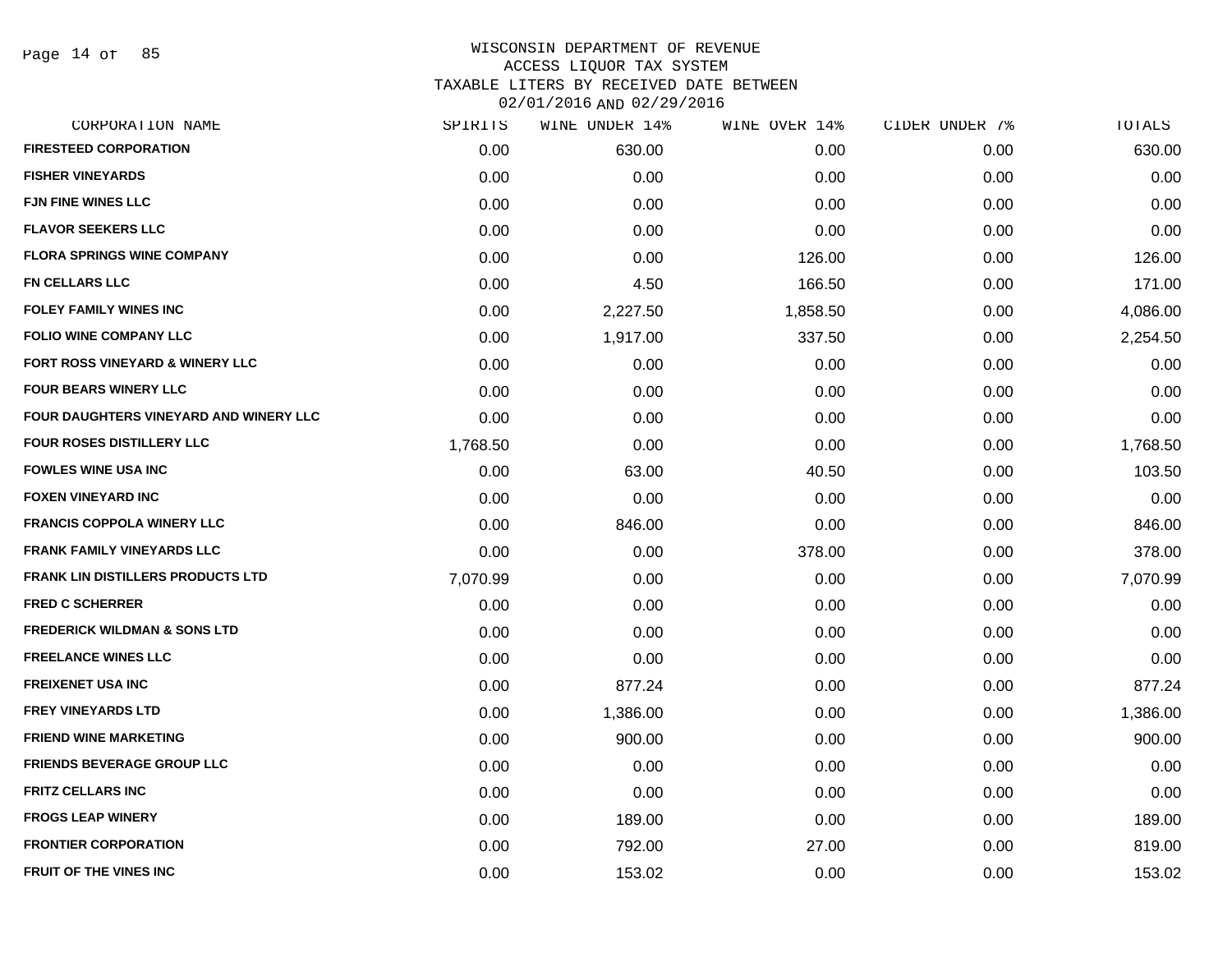# WISCONSIN DEPARTMENT OF REVENUE
## ACCESS LIQUOR TAX SYSTEM
### TAXABLE LITERS BY RECEIVED DATE BETWEEN 02/01/2016 AND 02/29/2016

| CORPORATION NAME | SPIRITS | WINE UNDER 14% | WINE OVER 14% | CIDER UNDER 7% | TOTALS |
|---|---|---|---|---|---|
| FIRESTEED CORPORATION | 0.00 | 630.00 | 0.00 | 0.00 | 630.00 |
| FISHER VINEYARDS | 0.00 | 0.00 | 0.00 | 0.00 | 0.00 |
| FJN FINE WINES LLC | 0.00 | 0.00 | 0.00 | 0.00 | 0.00 |
| FLAVOR SEEKERS LLC | 0.00 | 0.00 | 0.00 | 0.00 | 0.00 |
| FLORA SPRINGS WINE COMPANY | 0.00 | 0.00 | 126.00 | 0.00 | 126.00 |
| FN CELLARS LLC | 0.00 | 4.50 | 166.50 | 0.00 | 171.00 |
| FOLEY FAMILY WINES INC | 0.00 | 2,227.50 | 1,858.50 | 0.00 | 4,086.00 |
| FOLIO WINE COMPANY LLC | 0.00 | 1,917.00 | 337.50 | 0.00 | 2,254.50 |
| FORT ROSS VINEYARD & WINERY LLC | 0.00 | 0.00 | 0.00 | 0.00 | 0.00 |
| FOUR BEARS WINERY LLC | 0.00 | 0.00 | 0.00 | 0.00 | 0.00 |
| FOUR DAUGHTERS VINEYARD AND WINERY LLC | 0.00 | 0.00 | 0.00 | 0.00 | 0.00 |
| FOUR ROSES DISTILLERY LLC | 1,768.50 | 0.00 | 0.00 | 0.00 | 1,768.50 |
| FOWLES WINE USA INC | 0.00 | 63.00 | 40.50 | 0.00 | 103.50 |
| FOXEN VINEYARD INC | 0.00 | 0.00 | 0.00 | 0.00 | 0.00 |
| FRANCIS COPPOLA WINERY LLC | 0.00 | 846.00 | 0.00 | 0.00 | 846.00 |
| FRANK FAMILY VINEYARDS LLC | 0.00 | 0.00 | 378.00 | 0.00 | 378.00 |
| FRANK LIN DISTILLERS PRODUCTS LTD | 7,070.99 | 0.00 | 0.00 | 0.00 | 7,070.99 |
| FRED C SCHERRER | 0.00 | 0.00 | 0.00 | 0.00 | 0.00 |
| FREDERICK WILDMAN & SONS LTD | 0.00 | 0.00 | 0.00 | 0.00 | 0.00 |
| FREELANCE WINES LLC | 0.00 | 0.00 | 0.00 | 0.00 | 0.00 |
| FREIXENET USA INC | 0.00 | 877.24 | 0.00 | 0.00 | 877.24 |
| FREY VINEYARDS LTD | 0.00 | 1,386.00 | 0.00 | 0.00 | 1,386.00 |
| FRIEND WINE MARKETING | 0.00 | 900.00 | 0.00 | 0.00 | 900.00 |
| FRIENDS BEVERAGE GROUP LLC | 0.00 | 0.00 | 0.00 | 0.00 | 0.00 |
| FRITZ CELLARS INC | 0.00 | 0.00 | 0.00 | 0.00 | 0.00 |
| FROGS LEAP WINERY | 0.00 | 189.00 | 0.00 | 0.00 | 189.00 |
| FRONTIER CORPORATION | 0.00 | 792.00 | 27.00 | 0.00 | 819.00 |
| FRUIT OF THE VINES INC | 0.00 | 153.02 | 0.00 | 0.00 | 153.02 |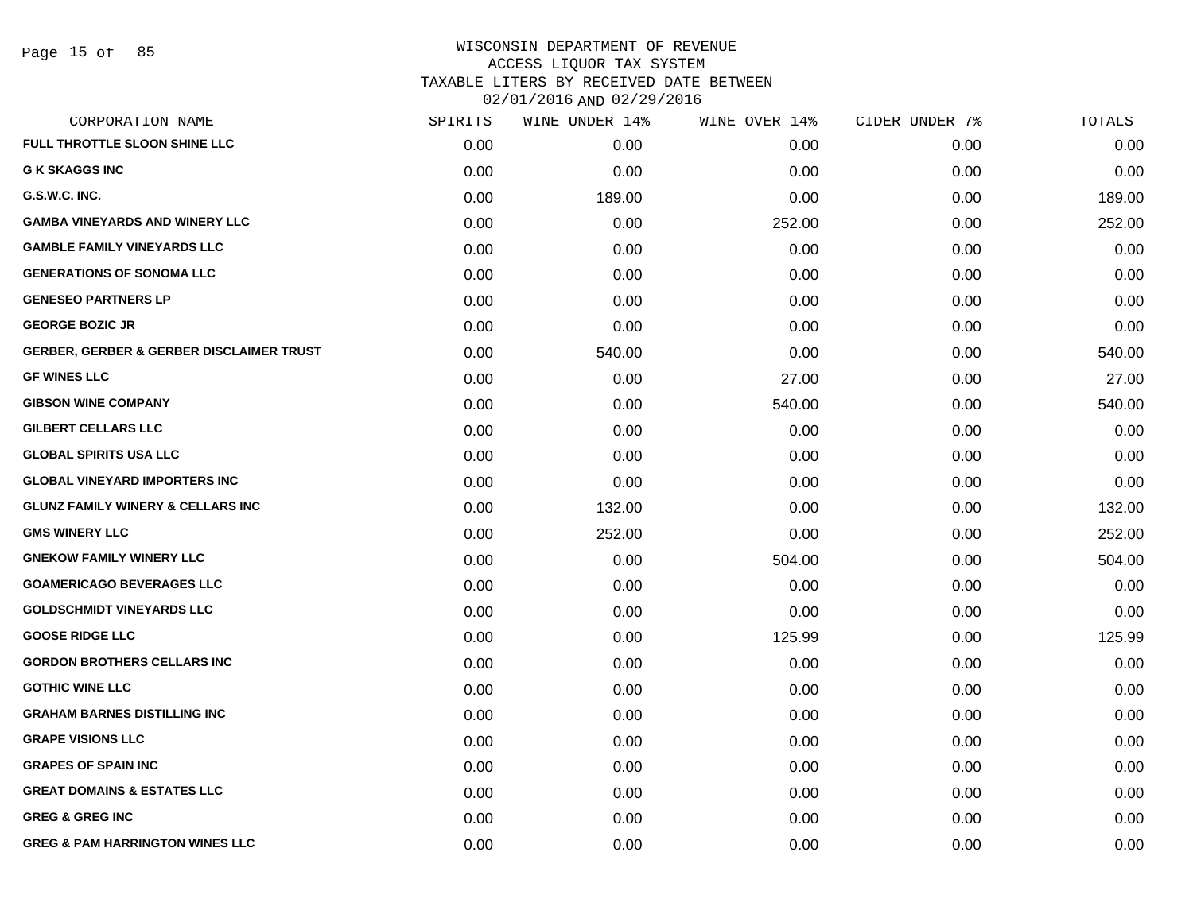# WISCONSIN DEPARTMENT OF REVENUE
## ACCESS LIQUOR TAX SYSTEM
## TAXABLE LITERS BY RECEIVED DATE BETWEEN 02/01/2016 AND 02/29/2016

| CORPORATION NAME | SPIRITS | WINE UNDER 14% | WINE OVER 14% | CIDER UNDER 7% | TOTALS |
|---|---|---|---|---|---|
| FULL THROTTLE SLOON SHINE LLC | 0.00 | 0.00 | 0.00 | 0.00 | 0.00 |
| G K SKAGGS INC | 0.00 | 0.00 | 0.00 | 0.00 | 0.00 |
| G.S.W.C. INC. | 0.00 | 189.00 | 0.00 | 0.00 | 189.00 |
| GAMBA VINEYARDS AND WINERY LLC | 0.00 | 0.00 | 252.00 | 0.00 | 252.00 |
| GAMBLE FAMILY VINEYARDS LLC | 0.00 | 0.00 | 0.00 | 0.00 | 0.00 |
| GENERATIONS OF SONOMA LLC | 0.00 | 0.00 | 0.00 | 0.00 | 0.00 |
| GENESEO PARTNERS LP | 0.00 | 0.00 | 0.00 | 0.00 | 0.00 |
| GEORGE BOZIC JR | 0.00 | 0.00 | 0.00 | 0.00 | 0.00 |
| GERBER, GERBER & GERBER DISCLAIMER TRUST | 0.00 | 540.00 | 0.00 | 0.00 | 540.00 |
| GF WINES LLC | 0.00 | 0.00 | 27.00 | 0.00 | 27.00 |
| GIBSON WINE COMPANY | 0.00 | 0.00 | 540.00 | 0.00 | 540.00 |
| GILBERT CELLARS LLC | 0.00 | 0.00 | 0.00 | 0.00 | 0.00 |
| GLOBAL SPIRITS USA LLC | 0.00 | 0.00 | 0.00 | 0.00 | 0.00 |
| GLOBAL VINEYARD IMPORTERS INC | 0.00 | 0.00 | 0.00 | 0.00 | 0.00 |
| GLUNZ FAMILY WINERY & CELLARS INC | 0.00 | 132.00 | 0.00 | 0.00 | 132.00 |
| GMS WINERY LLC | 0.00 | 252.00 | 0.00 | 0.00 | 252.00 |
| GNEKOW FAMILY WINERY LLC | 0.00 | 0.00 | 504.00 | 0.00 | 504.00 |
| GOAMERICAGO BEVERAGES LLC | 0.00 | 0.00 | 0.00 | 0.00 | 0.00 |
| GOLDSCHMIDT VINEYARDS LLC | 0.00 | 0.00 | 0.00 | 0.00 | 0.00 |
| GOOSE RIDGE LLC | 0.00 | 0.00 | 125.99 | 0.00 | 125.99 |
| GORDON BROTHERS CELLARS INC | 0.00 | 0.00 | 0.00 | 0.00 | 0.00 |
| GOTHIC WINE LLC | 0.00 | 0.00 | 0.00 | 0.00 | 0.00 |
| GRAHAM BARNES DISTILLING INC | 0.00 | 0.00 | 0.00 | 0.00 | 0.00 |
| GRAPE VISIONS LLC | 0.00 | 0.00 | 0.00 | 0.00 | 0.00 |
| GRAPES OF SPAIN INC | 0.00 | 0.00 | 0.00 | 0.00 | 0.00 |
| GREAT DOMAINS & ESTATES LLC | 0.00 | 0.00 | 0.00 | 0.00 | 0.00 |
| GREG & GREG INC | 0.00 | 0.00 | 0.00 | 0.00 | 0.00 |
| GREG & PAM HARRINGTON WINES LLC | 0.00 | 0.00 | 0.00 | 0.00 | 0.00 |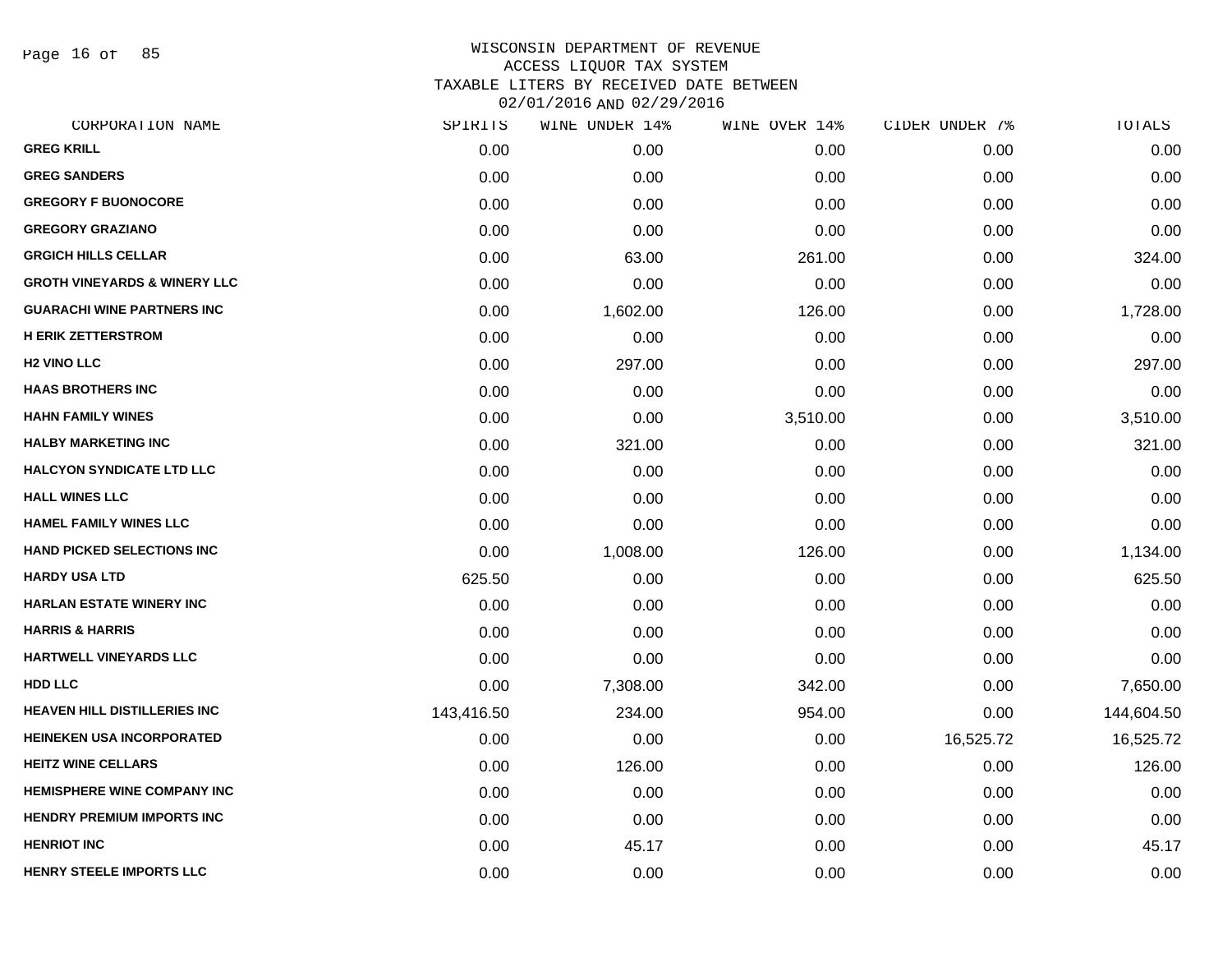# WISCONSIN DEPARTMENT OF REVENUE
## ACCESS LIQUOR TAX SYSTEM
### TAXABLE LITERS BY RECEIVED DATE BETWEEN 02/01/2016 AND 02/29/2016

| CORPORATION NAME | SPIRITS | WINE UNDER 14% | WINE OVER 14% | CIDER UNDER 7% | TOTALS |
|---|---|---|---|---|---|
| GREG KRILL | 0.00 | 0.00 | 0.00 | 0.00 | 0.00 |
| GREG SANDERS | 0.00 | 0.00 | 0.00 | 0.00 | 0.00 |
| GREGORY F BUONOCORE | 0.00 | 0.00 | 0.00 | 0.00 | 0.00 |
| GREGORY GRAZIANO | 0.00 | 0.00 | 0.00 | 0.00 | 0.00 |
| GRGICH HILLS CELLAR | 0.00 | 63.00 | 261.00 | 0.00 | 324.00 |
| GROTH VINEYARDS & WINERY LLC | 0.00 | 0.00 | 0.00 | 0.00 | 0.00 |
| GUARACHI WINE PARTNERS INC | 0.00 | 1,602.00 | 126.00 | 0.00 | 1,728.00 |
| H ERIK ZETTERSTROM | 0.00 | 0.00 | 0.00 | 0.00 | 0.00 |
| H2 VINO LLC | 0.00 | 297.00 | 0.00 | 0.00 | 297.00 |
| HAAS BROTHERS INC | 0.00 | 0.00 | 0.00 | 0.00 | 0.00 |
| HAHN FAMILY WINES | 0.00 | 0.00 | 3,510.00 | 0.00 | 3,510.00 |
| HALBY MARKETING INC | 0.00 | 321.00 | 0.00 | 0.00 | 321.00 |
| HALCYON SYNDICATE LTD LLC | 0.00 | 0.00 | 0.00 | 0.00 | 0.00 |
| HALL WINES LLC | 0.00 | 0.00 | 0.00 | 0.00 | 0.00 |
| HAMEL FAMILY WINES LLC | 0.00 | 0.00 | 0.00 | 0.00 | 0.00 |
| HAND PICKED SELECTIONS INC | 0.00 | 1,008.00 | 126.00 | 0.00 | 1,134.00 |
| HARDY USA LTD | 625.50 | 0.00 | 0.00 | 0.00 | 625.50 |
| HARLAN ESTATE WINERY INC | 0.00 | 0.00 | 0.00 | 0.00 | 0.00 |
| HARRIS & HARRIS | 0.00 | 0.00 | 0.00 | 0.00 | 0.00 |
| HARTWELL VINEYARDS LLC | 0.00 | 0.00 | 0.00 | 0.00 | 0.00 |
| HDD LLC | 0.00 | 7,308.00 | 342.00 | 0.00 | 7,650.00 |
| HEAVEN HILL DISTILLERIES INC | 143,416.50 | 234.00 | 954.00 | 0.00 | 144,604.50 |
| HEINEKEN USA INCORPORATED | 0.00 | 0.00 | 0.00 | 16,525.72 | 16,525.72 |
| HEITZ WINE CELLARS | 0.00 | 126.00 | 0.00 | 0.00 | 126.00 |
| HEMISPHERE WINE COMPANY INC | 0.00 | 0.00 | 0.00 | 0.00 | 0.00 |
| HENDRY PREMIUM IMPORTS INC | 0.00 | 0.00 | 0.00 | 0.00 | 0.00 |
| HENRIOT INC | 0.00 | 45.17 | 0.00 | 0.00 | 45.17 |
| HENRY STEELE IMPORTS LLC | 0.00 | 0.00 | 0.00 | 0.00 | 0.00 |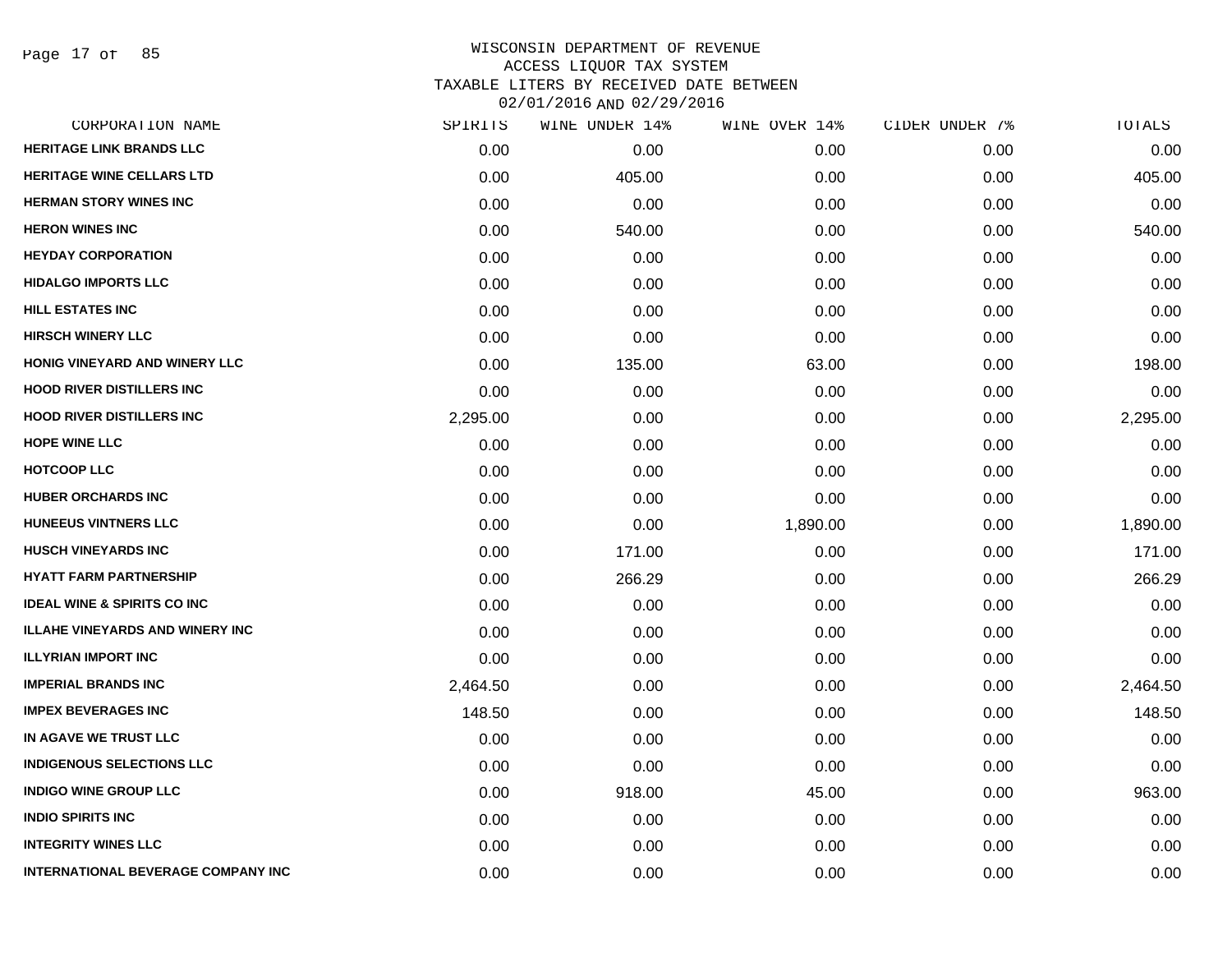WISCONSIN DEPARTMENT OF REVENUE
ACCESS LIQUOR TAX SYSTEM
TAXABLE LITERS BY RECEIVED DATE BETWEEN
02/01/2016 AND 02/29/2016

| CORPORATION NAME | SPIRITS | WINE UNDER 14% | WINE OVER 14% | CIDER UNDER 7% | TOTALS |
|---|---|---|---|---|---|
| HERITAGE LINK BRANDS LLC | 0.00 | 0.00 | 0.00 | 0.00 | 0.00 |
| HERITAGE WINE CELLARS LTD | 0.00 | 405.00 | 0.00 | 0.00 | 405.00 |
| HERMAN STORY WINES INC | 0.00 | 0.00 | 0.00 | 0.00 | 0.00 |
| HERON WINES INC | 0.00 | 540.00 | 0.00 | 0.00 | 540.00 |
| HEYDAY CORPORATION | 0.00 | 0.00 | 0.00 | 0.00 | 0.00 |
| HIDALGO IMPORTS LLC | 0.00 | 0.00 | 0.00 | 0.00 | 0.00 |
| HILL ESTATES INC | 0.00 | 0.00 | 0.00 | 0.00 | 0.00 |
| HIRSCH WINERY LLC | 0.00 | 0.00 | 0.00 | 0.00 | 0.00 |
| HONIG VINEYARD AND WINERY LLC | 0.00 | 135.00 | 63.00 | 0.00 | 198.00 |
| HOOD RIVER DISTILLERS INC | 0.00 | 0.00 | 0.00 | 0.00 | 0.00 |
| HOOD RIVER DISTILLERS INC | 2,295.00 | 0.00 | 0.00 | 0.00 | 2,295.00 |
| HOPE WINE LLC | 0.00 | 0.00 | 0.00 | 0.00 | 0.00 |
| HOTCOOP LLC | 0.00 | 0.00 | 0.00 | 0.00 | 0.00 |
| HUBER ORCHARDS INC | 0.00 | 0.00 | 0.00 | 0.00 | 0.00 |
| HUNEEUS VINTNERS LLC | 0.00 | 0.00 | 1,890.00 | 0.00 | 1,890.00 |
| HUSCH VINEYARDS INC | 0.00 | 171.00 | 0.00 | 0.00 | 171.00 |
| HYATT FARM PARTNERSHIP | 0.00 | 266.29 | 0.00 | 0.00 | 266.29 |
| IDEAL WINE & SPIRITS CO INC | 0.00 | 0.00 | 0.00 | 0.00 | 0.00 |
| ILLAHE VINEYARDS AND WINERY INC | 0.00 | 0.00 | 0.00 | 0.00 | 0.00 |
| ILLYRIAN IMPORT INC | 0.00 | 0.00 | 0.00 | 0.00 | 0.00 |
| IMPERIAL BRANDS INC | 2,464.50 | 0.00 | 0.00 | 0.00 | 2,464.50 |
| IMPEX BEVERAGES INC | 148.50 | 0.00 | 0.00 | 0.00 | 148.50 |
| IN AGAVE WE TRUST LLC | 0.00 | 0.00 | 0.00 | 0.00 | 0.00 |
| INDIGENOUS SELECTIONS LLC | 0.00 | 0.00 | 0.00 | 0.00 | 0.00 |
| INDIGO WINE GROUP LLC | 0.00 | 918.00 | 45.00 | 0.00 | 963.00 |
| INDIO SPIRITS INC | 0.00 | 0.00 | 0.00 | 0.00 | 0.00 |
| INTEGRITY WINES LLC | 0.00 | 0.00 | 0.00 | 0.00 | 0.00 |
| INTERNATIONAL BEVERAGE COMPANY INC | 0.00 | 0.00 | 0.00 | 0.00 | 0.00 |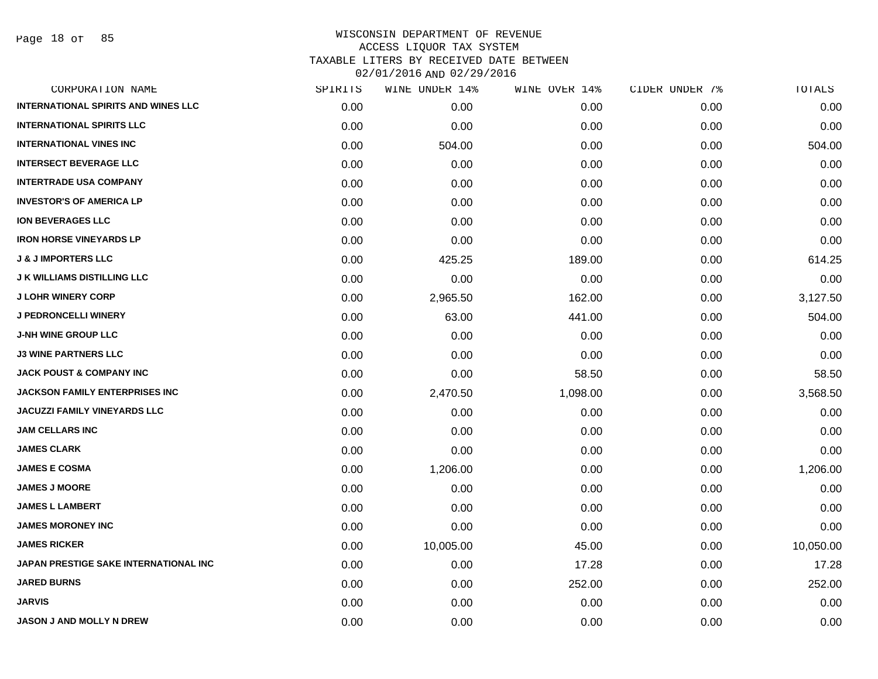# WISCONSIN DEPARTMENT OF REVENUE
## ACCESS LIQUOR TAX SYSTEM
### TAXABLE LITERS BY RECEIVED DATE BETWEEN 02/01/2016 AND 02/29/2016

| CORPORATION NAME | SPIRITS | WINE UNDER 14% | WINE OVER 14% | CIDER UNDER 7% | TOTALS |
|---|---|---|---|---|---|
| INTERNATIONAL SPIRITS AND WINES LLC | 0.00 | 0.00 | 0.00 | 0.00 | 0.00 |
| INTERNATIONAL SPIRITS LLC | 0.00 | 0.00 | 0.00 | 0.00 | 0.00 |
| INTERNATIONAL VINES INC | 0.00 | 504.00 | 0.00 | 0.00 | 504.00 |
| INTERSECT BEVERAGE LLC | 0.00 | 0.00 | 0.00 | 0.00 | 0.00 |
| INTERTRADE USA COMPANY | 0.00 | 0.00 | 0.00 | 0.00 | 0.00 |
| INVESTOR'S OF AMERICA LP | 0.00 | 0.00 | 0.00 | 0.00 | 0.00 |
| ION BEVERAGES LLC | 0.00 | 0.00 | 0.00 | 0.00 | 0.00 |
| IRON HORSE VINEYARDS LP | 0.00 | 0.00 | 0.00 | 0.00 | 0.00 |
| J & J IMPORTERS LLC | 0.00 | 425.25 | 189.00 | 0.00 | 614.25 |
| J K WILLIAMS DISTILLING LLC | 0.00 | 0.00 | 0.00 | 0.00 | 0.00 |
| J LOHR WINERY CORP | 0.00 | 2,965.50 | 162.00 | 0.00 | 3,127.50 |
| J PEDRONCELLI WINERY | 0.00 | 63.00 | 441.00 | 0.00 | 504.00 |
| J-NH WINE GROUP LLC | 0.00 | 0.00 | 0.00 | 0.00 | 0.00 |
| J3 WINE PARTNERS LLC | 0.00 | 0.00 | 0.00 | 0.00 | 0.00 |
| JACK POUST & COMPANY INC | 0.00 | 0.00 | 58.50 | 0.00 | 58.50 |
| JACKSON FAMILY ENTERPRISES INC | 0.00 | 2,470.50 | 1,098.00 | 0.00 | 3,568.50 |
| JACUZZI FAMILY VINEYARDS LLC | 0.00 | 0.00 | 0.00 | 0.00 | 0.00 |
| JAM CELLARS INC | 0.00 | 0.00 | 0.00 | 0.00 | 0.00 |
| JAMES CLARK | 0.00 | 0.00 | 0.00 | 0.00 | 0.00 |
| JAMES E COSMA | 0.00 | 1,206.00 | 0.00 | 0.00 | 1,206.00 |
| JAMES J MOORE | 0.00 | 0.00 | 0.00 | 0.00 | 0.00 |
| JAMES L LAMBERT | 0.00 | 0.00 | 0.00 | 0.00 | 0.00 |
| JAMES MORONEY INC | 0.00 | 0.00 | 0.00 | 0.00 | 0.00 |
| JAMES RICKER | 0.00 | 10,005.00 | 45.00 | 0.00 | 10,050.00 |
| JAPAN PRESTIGE SAKE INTERNATIONAL INC | 0.00 | 0.00 | 17.28 | 0.00 | 17.28 |
| JARED BURNS | 0.00 | 0.00 | 252.00 | 0.00 | 252.00 |
| JARVIS | 0.00 | 0.00 | 0.00 | 0.00 | 0.00 |
| JASON J AND MOLLY N DREW | 0.00 | 0.00 | 0.00 | 0.00 | 0.00 |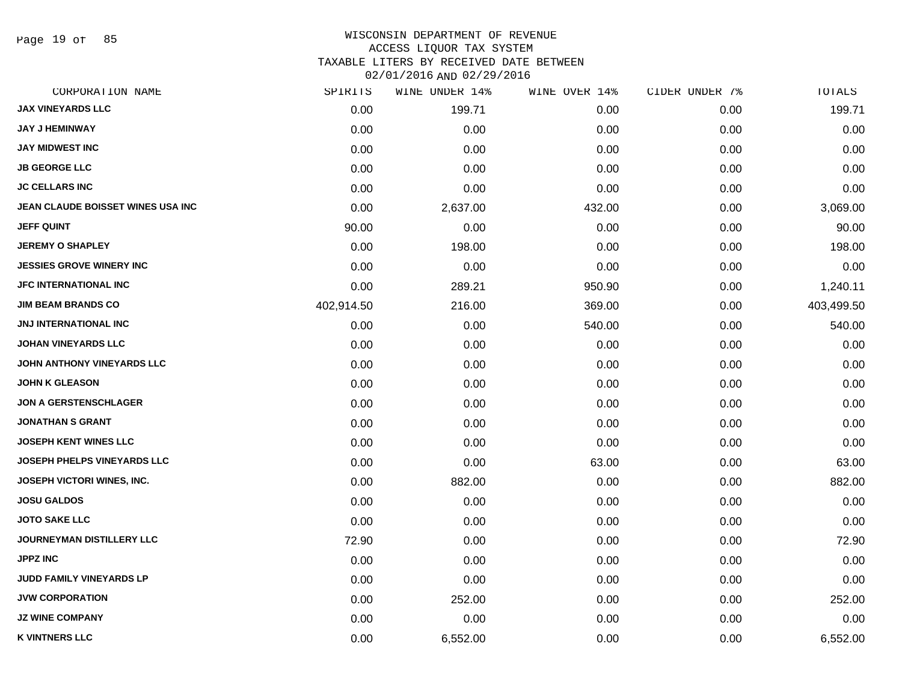WISCONSIN DEPARTMENT OF REVENUE
ACCESS LIQUOR TAX SYSTEM
TAXABLE LITERS BY RECEIVED DATE BETWEEN
02/01/2016 AND 02/29/2016

| CORPORATION NAME | SPIRITS | WINE UNDER 14% | WINE OVER 14% | CIDER UNDER 7% | TOTALS |
|---|---|---|---|---|---|
| JAX VINEYARDS LLC | 0.00 | 199.71 | 0.00 | 0.00 | 199.71 |
| JAY J HEMINWAY | 0.00 | 0.00 | 0.00 | 0.00 | 0.00 |
| JAY MIDWEST INC | 0.00 | 0.00 | 0.00 | 0.00 | 0.00 |
| JB GEORGE LLC | 0.00 | 0.00 | 0.00 | 0.00 | 0.00 |
| JC CELLARS INC | 0.00 | 0.00 | 0.00 | 0.00 | 0.00 |
| JEAN CLAUDE BOISSET WINES USA INC | 0.00 | 2,637.00 | 432.00 | 0.00 | 3,069.00 |
| JEFF QUINT | 90.00 | 0.00 | 0.00 | 0.00 | 90.00 |
| JEREMY O SHAPLEY | 0.00 | 198.00 | 0.00 | 0.00 | 198.00 |
| JESSIES GROVE WINERY INC | 0.00 | 0.00 | 0.00 | 0.00 | 0.00 |
| JFC INTERNATIONAL INC | 0.00 | 289.21 | 950.90 | 0.00 | 1,240.11 |
| JIM BEAM BRANDS CO | 402,914.50 | 216.00 | 369.00 | 0.00 | 403,499.50 |
| JNJ INTERNATIONAL INC | 0.00 | 0.00 | 540.00 | 0.00 | 540.00 |
| JOHAN VINEYARDS LLC | 0.00 | 0.00 | 0.00 | 0.00 | 0.00 |
| JOHN ANTHONY VINEYARDS LLC | 0.00 | 0.00 | 0.00 | 0.00 | 0.00 |
| JOHN K GLEASON | 0.00 | 0.00 | 0.00 | 0.00 | 0.00 |
| JON A GERSTENSCHLAGER | 0.00 | 0.00 | 0.00 | 0.00 | 0.00 |
| JONATHAN S GRANT | 0.00 | 0.00 | 0.00 | 0.00 | 0.00 |
| JOSEPH KENT WINES LLC | 0.00 | 0.00 | 0.00 | 0.00 | 0.00 |
| JOSEPH PHELPS VINEYARDS LLC | 0.00 | 0.00 | 63.00 | 0.00 | 63.00 |
| JOSEPH VICTORI WINES, INC. | 0.00 | 882.00 | 0.00 | 0.00 | 882.00 |
| JOSU GALDOS | 0.00 | 0.00 | 0.00 | 0.00 | 0.00 |
| JOTO SAKE LLC | 0.00 | 0.00 | 0.00 | 0.00 | 0.00 |
| JOURNEYMAN DISTILLERY LLC | 72.90 | 0.00 | 0.00 | 0.00 | 72.90 |
| JPPZ INC | 0.00 | 0.00 | 0.00 | 0.00 | 0.00 |
| JUDD FAMILY VINEYARDS LP | 0.00 | 0.00 | 0.00 | 0.00 | 0.00 |
| JVW CORPORATION | 0.00 | 252.00 | 0.00 | 0.00 | 252.00 |
| JZ WINE COMPANY | 0.00 | 0.00 | 0.00 | 0.00 | 0.00 |
| K VINTNERS LLC | 0.00 | 6,552.00 | 0.00 | 0.00 | 6,552.00 |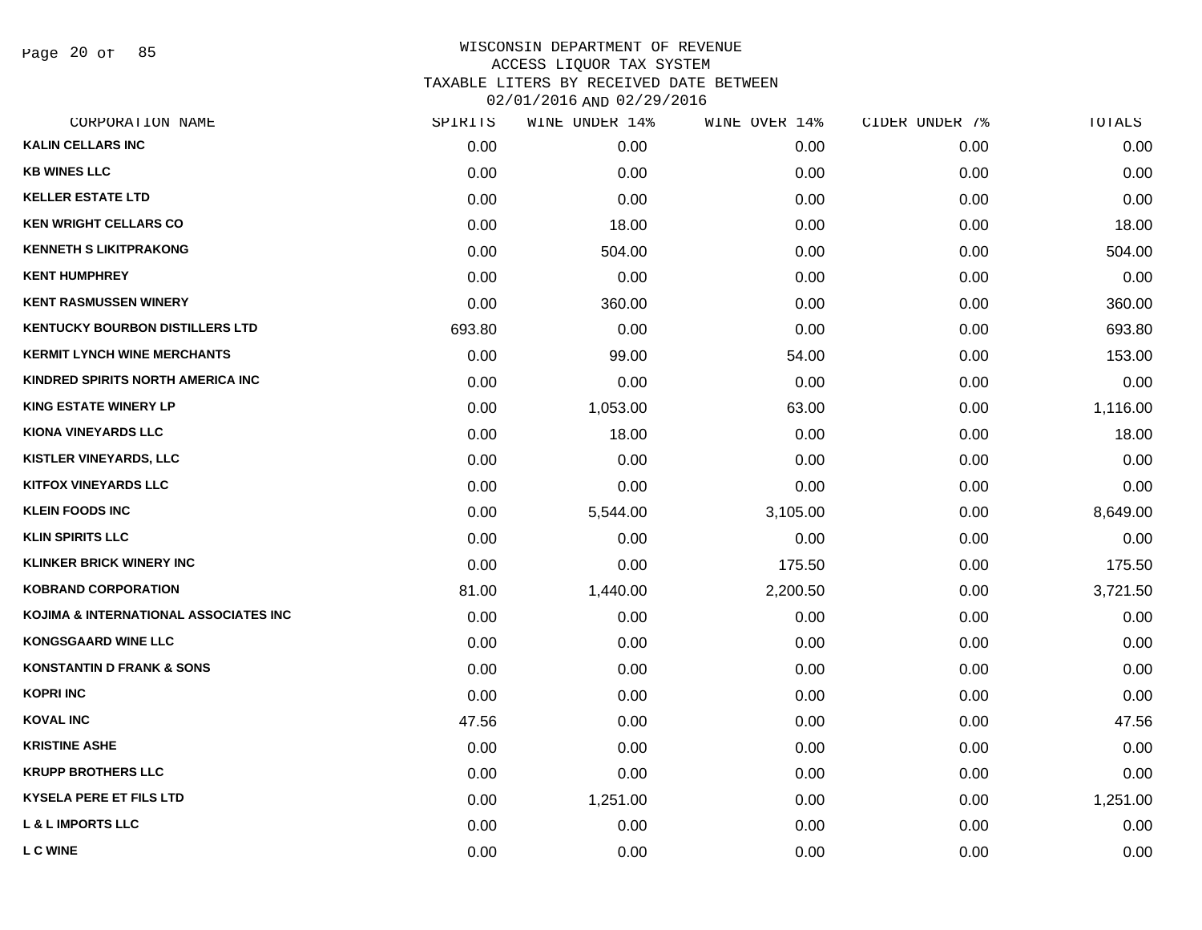WISCONSIN DEPARTMENT OF REVENUE
ACCESS LIQUOR TAX SYSTEM
TAXABLE LITERS BY RECEIVED DATE BETWEEN
02/01/2016 AND 02/29/2016

| CORPORATION NAME | SPIRITS | WINE UNDER 14% | WINE OVER 14% | CIDER UNDER 7% | TOTALS |
|---|---|---|---|---|---|
| KALIN CELLARS INC | 0.00 | 0.00 | 0.00 | 0.00 | 0.00 |
| KB WINES LLC | 0.00 | 0.00 | 0.00 | 0.00 | 0.00 |
| KELLER ESTATE LTD | 0.00 | 0.00 | 0.00 | 0.00 | 0.00 |
| KEN WRIGHT CELLARS CO | 0.00 | 18.00 | 0.00 | 0.00 | 18.00 |
| KENNETH S LIKITPRAKONG | 0.00 | 504.00 | 0.00 | 0.00 | 504.00 |
| KENT HUMPHREY | 0.00 | 0.00 | 0.00 | 0.00 | 0.00 |
| KENT RASMUSSEN WINERY | 0.00 | 360.00 | 0.00 | 0.00 | 360.00 |
| KENTUCKY BOURBON DISTILLERS LTD | 693.80 | 0.00 | 0.00 | 0.00 | 693.80 |
| KERMIT LYNCH WINE MERCHANTS | 0.00 | 99.00 | 54.00 | 0.00 | 153.00 |
| KINDRED SPIRITS NORTH AMERICA INC | 0.00 | 0.00 | 0.00 | 0.00 | 0.00 |
| KING ESTATE WINERY LP | 0.00 | 1,053.00 | 63.00 | 0.00 | 1,116.00 |
| KIONA VINEYARDS LLC | 0.00 | 18.00 | 0.00 | 0.00 | 18.00 |
| KISTLER VINEYARDS, LLC | 0.00 | 0.00 | 0.00 | 0.00 | 0.00 |
| KITFOX VINEYARDS LLC | 0.00 | 0.00 | 0.00 | 0.00 | 0.00 |
| KLEIN FOODS INC | 0.00 | 5,544.00 | 3,105.00 | 0.00 | 8,649.00 |
| KLIN SPIRITS LLC | 0.00 | 0.00 | 0.00 | 0.00 | 0.00 |
| KLINKER BRICK WINERY INC | 0.00 | 0.00 | 175.50 | 0.00 | 175.50 |
| KOBRAND CORPORATION | 81.00 | 1,440.00 | 2,200.50 | 0.00 | 3,721.50 |
| KOJIMA & INTERNATIONAL ASSOCIATES INC | 0.00 | 0.00 | 0.00 | 0.00 | 0.00 |
| KONGSGAARD WINE LLC | 0.00 | 0.00 | 0.00 | 0.00 | 0.00 |
| KONSTANTIN D FRANK & SONS | 0.00 | 0.00 | 0.00 | 0.00 | 0.00 |
| KOPRI INC | 0.00 | 0.00 | 0.00 | 0.00 | 0.00 |
| KOVAL INC | 47.56 | 0.00 | 0.00 | 0.00 | 47.56 |
| KRISTINE ASHE | 0.00 | 0.00 | 0.00 | 0.00 | 0.00 |
| KRUPP BROTHERS LLC | 0.00 | 0.00 | 0.00 | 0.00 | 0.00 |
| KYSELA PERE ET FILS LTD | 0.00 | 1,251.00 | 0.00 | 0.00 | 1,251.00 |
| L & L IMPORTS LLC | 0.00 | 0.00 | 0.00 | 0.00 | 0.00 |
| L C WINE | 0.00 | 0.00 | 0.00 | 0.00 | 0.00 |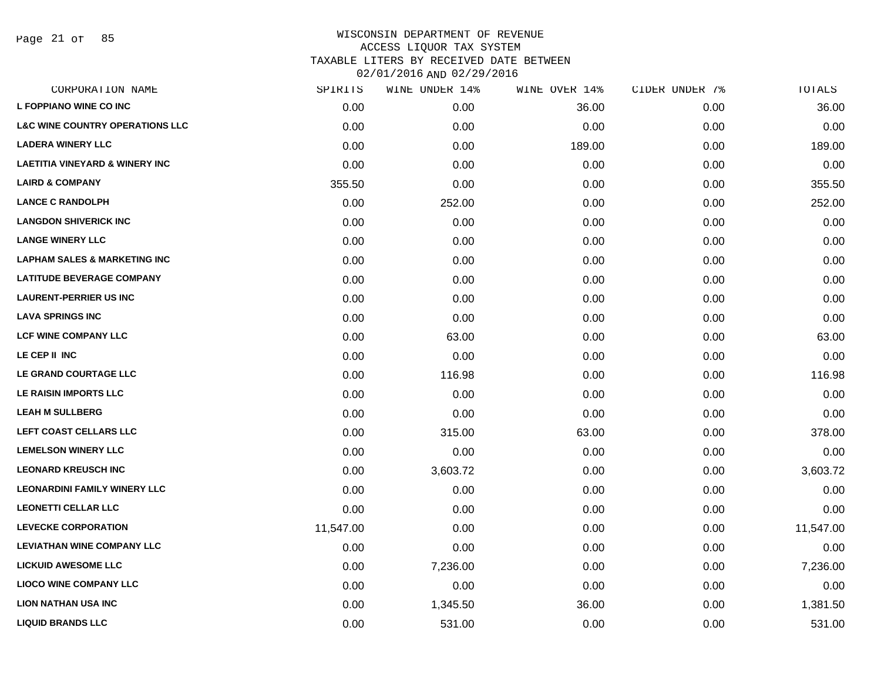WISCONSIN DEPARTMENT OF REVENUE
ACCESS LIQUOR TAX SYSTEM
TAXABLE LITERS BY RECEIVED DATE BETWEEN
02/01/2016 AND 02/29/2016

| CORPORATION NAME | SPIRITS | WINE UNDER 14% | WINE OVER 14% | CIDER UNDER 7% | TOTALS |
|---|---|---|---|---|---|
| L FOPPIANO WINE CO INC | 0.00 | 0.00 | 36.00 | 0.00 | 36.00 |
| L&C WINE COUNTRY OPERATIONS LLC | 0.00 | 0.00 | 0.00 | 0.00 | 0.00 |
| LADERA WINERY LLC | 0.00 | 0.00 | 189.00 | 0.00 | 189.00 |
| LAETITIA VINEYARD & WINERY INC | 0.00 | 0.00 | 0.00 | 0.00 | 0.00 |
| LAIRD & COMPANY | 355.50 | 0.00 | 0.00 | 0.00 | 355.50 |
| LANCE C RANDOLPH | 0.00 | 252.00 | 0.00 | 0.00 | 252.00 |
| LANGDON SHIVERICK INC | 0.00 | 0.00 | 0.00 | 0.00 | 0.00 |
| LANGE WINERY LLC | 0.00 | 0.00 | 0.00 | 0.00 | 0.00 |
| LAPHAM SALES & MARKETING INC | 0.00 | 0.00 | 0.00 | 0.00 | 0.00 |
| LATITUDE BEVERAGE COMPANY | 0.00 | 0.00 | 0.00 | 0.00 | 0.00 |
| LAURENT-PERRIER US INC | 0.00 | 0.00 | 0.00 | 0.00 | 0.00 |
| LAVA SPRINGS INC | 0.00 | 0.00 | 0.00 | 0.00 | 0.00 |
| LCF WINE COMPANY LLC | 0.00 | 63.00 | 0.00 | 0.00 | 63.00 |
| LE CEP II INC | 0.00 | 0.00 | 0.00 | 0.00 | 0.00 |
| LE GRAND COURTAGE LLC | 0.00 | 116.98 | 0.00 | 0.00 | 116.98 |
| LE RAISIN IMPORTS LLC | 0.00 | 0.00 | 0.00 | 0.00 | 0.00 |
| LEAH M SULLBERG | 0.00 | 0.00 | 0.00 | 0.00 | 0.00 |
| LEFT COAST CELLARS LLC | 0.00 | 315.00 | 63.00 | 0.00 | 378.00 |
| LEMELSON WINERY LLC | 0.00 | 0.00 | 0.00 | 0.00 | 0.00 |
| LEONARD KREUSCH INC | 0.00 | 3,603.72 | 0.00 | 0.00 | 3,603.72 |
| LEONARDINI FAMILY WINERY LLC | 0.00 | 0.00 | 0.00 | 0.00 | 0.00 |
| LEONETTI CELLAR LLC | 0.00 | 0.00 | 0.00 | 0.00 | 0.00 |
| LEVECKE CORPORATION | 11,547.00 | 0.00 | 0.00 | 0.00 | 11,547.00 |
| LEVIATHAN WINE COMPANY LLC | 0.00 | 0.00 | 0.00 | 0.00 | 0.00 |
| LICKUID AWESOME LLC | 0.00 | 7,236.00 | 0.00 | 0.00 | 7,236.00 |
| LIOCO WINE COMPANY LLC | 0.00 | 0.00 | 0.00 | 0.00 | 0.00 |
| LION NATHAN USA INC | 0.00 | 1,345.50 | 36.00 | 0.00 | 1,381.50 |
| LIQUID BRANDS LLC | 0.00 | 531.00 | 0.00 | 0.00 | 531.00 |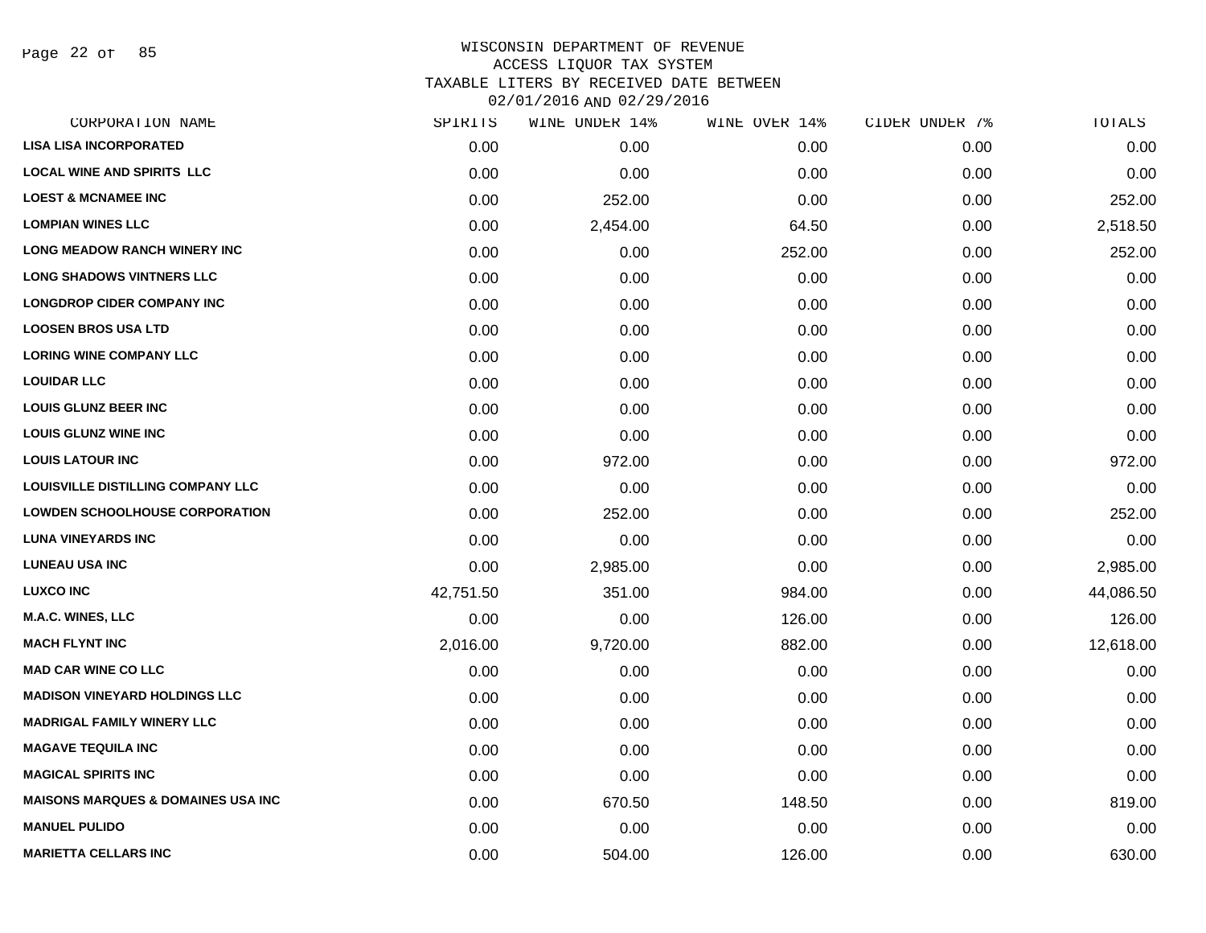# WISCONSIN DEPARTMENT OF REVENUE
## ACCESS LIQUOR TAX SYSTEM
## TAXABLE LITERS BY RECEIVED DATE BETWEEN 02/01/2016 AND 02/29/2016

| CORPORATION NAME | SPIRITS | WINE UNDER 14% | WINE OVER 14% | CIDER UNDER 7% | TOTALS |
|---|---|---|---|---|---|
| LISA LISA INCORPORATED | 0.00 | 0.00 | 0.00 | 0.00 | 0.00 |
| LOCAL WINE AND SPIRITS LLC | 0.00 | 0.00 | 0.00 | 0.00 | 0.00 |
| LOEST & MCNAMEE INC | 0.00 | 252.00 | 0.00 | 0.00 | 252.00 |
| LOMPIAN WINES LLC | 0.00 | 2,454.00 | 64.50 | 0.00 | 2,518.50 |
| LONG MEADOW RANCH WINERY INC | 0.00 | 0.00 | 252.00 | 0.00 | 252.00 |
| LONG SHADOWS VINTNERS LLC | 0.00 | 0.00 | 0.00 | 0.00 | 0.00 |
| LONGDROP CIDER COMPANY INC | 0.00 | 0.00 | 0.00 | 0.00 | 0.00 |
| LOOSEN BROS USA LTD | 0.00 | 0.00 | 0.00 | 0.00 | 0.00 |
| LORING WINE COMPANY LLC | 0.00 | 0.00 | 0.00 | 0.00 | 0.00 |
| LOUIDAR LLC | 0.00 | 0.00 | 0.00 | 0.00 | 0.00 |
| LOUIS GLUNZ BEER INC | 0.00 | 0.00 | 0.00 | 0.00 | 0.00 |
| LOUIS GLUNZ WINE INC | 0.00 | 0.00 | 0.00 | 0.00 | 0.00 |
| LOUIS LATOUR INC | 0.00 | 972.00 | 0.00 | 0.00 | 972.00 |
| LOUISVILLE DISTILLING COMPANY LLC | 0.00 | 0.00 | 0.00 | 0.00 | 0.00 |
| LOWDEN SCHOOLHOUSE CORPORATION | 0.00 | 252.00 | 0.00 | 0.00 | 252.00 |
| LUNA VINEYARDS INC | 0.00 | 0.00 | 0.00 | 0.00 | 0.00 |
| LUNEAU USA INC | 0.00 | 2,985.00 | 0.00 | 0.00 | 2,985.00 |
| LUXCO INC | 42,751.50 | 351.00 | 984.00 | 0.00 | 44,086.50 |
| M.A.C. WINES, LLC | 0.00 | 0.00 | 126.00 | 0.00 | 126.00 |
| MACH FLYNT INC | 2,016.00 | 9,720.00 | 882.00 | 0.00 | 12,618.00 |
| MAD CAR WINE CO LLC | 0.00 | 0.00 | 0.00 | 0.00 | 0.00 |
| MADISON VINEYARD HOLDINGS LLC | 0.00 | 0.00 | 0.00 | 0.00 | 0.00 |
| MADRIGAL FAMILY WINERY LLC | 0.00 | 0.00 | 0.00 | 0.00 | 0.00 |
| MAGAVE TEQUILA INC | 0.00 | 0.00 | 0.00 | 0.00 | 0.00 |
| MAGICAL SPIRITS INC | 0.00 | 0.00 | 0.00 | 0.00 | 0.00 |
| MAISONS MARQUES & DOMAINES USA INC | 0.00 | 670.50 | 148.50 | 0.00 | 819.00 |
| MANUEL PULIDO | 0.00 | 0.00 | 0.00 | 0.00 | 0.00 |
| MARIETTA CELLARS INC | 0.00 | 504.00 | 126.00 | 0.00 | 630.00 |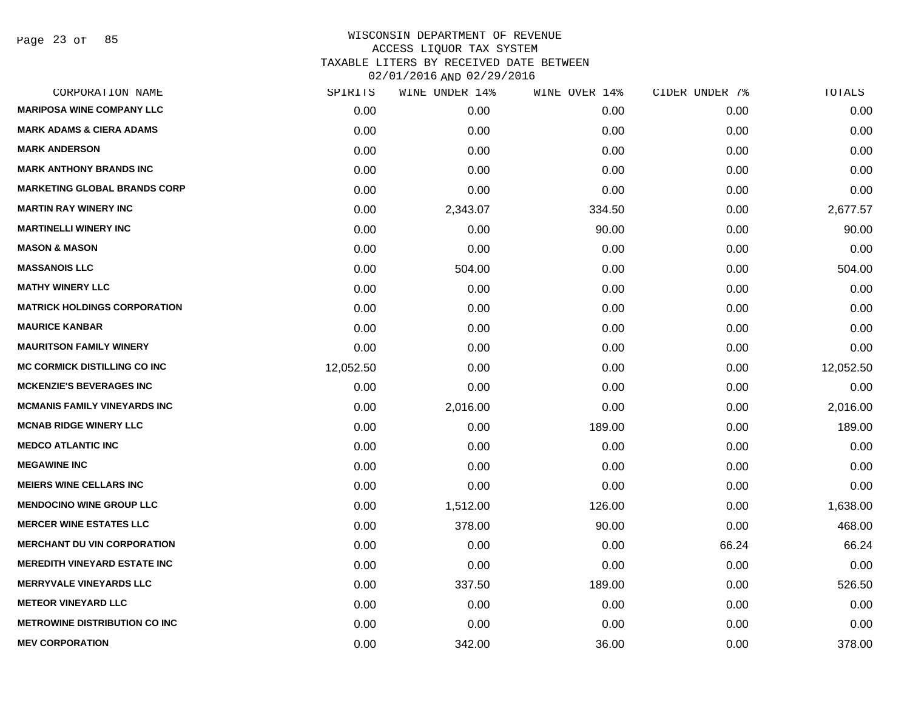# WISCONSIN DEPARTMENT OF REVENUE
## ACCESS LIQUOR TAX SYSTEM
### TAXABLE LITERS BY RECEIVED DATE BETWEEN 02/01/2016 AND 02/29/2016

| CORPORATION NAME | SPIRITS | WINE UNDER 14% | WINE OVER 14% | CIDER UNDER 7% | TOTALS |
|---|---|---|---|---|---|
| MARIPOSA WINE COMPANY LLC | 0.00 | 0.00 | 0.00 | 0.00 | 0.00 |
| MARK ADAMS & CIERA ADAMS | 0.00 | 0.00 | 0.00 | 0.00 | 0.00 |
| MARK ANDERSON | 0.00 | 0.00 | 0.00 | 0.00 | 0.00 |
| MARK ANTHONY BRANDS INC | 0.00 | 0.00 | 0.00 | 0.00 | 0.00 |
| MARKETING GLOBAL BRANDS CORP | 0.00 | 0.00 | 0.00 | 0.00 | 0.00 |
| MARTIN RAY WINERY INC | 0.00 | 2,343.07 | 334.50 | 0.00 | 2,677.57 |
| MARTINELLI WINERY INC | 0.00 | 0.00 | 90.00 | 0.00 | 90.00 |
| MASON & MASON | 0.00 | 0.00 | 0.00 | 0.00 | 0.00 |
| MASSANOIS LLC | 0.00 | 504.00 | 0.00 | 0.00 | 504.00 |
| MATHY WINERY LLC | 0.00 | 0.00 | 0.00 | 0.00 | 0.00 |
| MATRICK HOLDINGS CORPORATION | 0.00 | 0.00 | 0.00 | 0.00 | 0.00 |
| MAURICE KANBAR | 0.00 | 0.00 | 0.00 | 0.00 | 0.00 |
| MAURITSON FAMILY WINERY | 0.00 | 0.00 | 0.00 | 0.00 | 0.00 |
| MC CORMICK DISTILLING CO INC | 12,052.50 | 0.00 | 0.00 | 0.00 | 12,052.50 |
| MCKENZIE'S BEVERAGES INC | 0.00 | 0.00 | 0.00 | 0.00 | 0.00 |
| MCMANIS FAMILY VINEYARDS INC | 0.00 | 2,016.00 | 0.00 | 0.00 | 2,016.00 |
| MCNAB RIDGE WINERY LLC | 0.00 | 0.00 | 189.00 | 0.00 | 189.00 |
| MEDCO ATLANTIC INC | 0.00 | 0.00 | 0.00 | 0.00 | 0.00 |
| MEGAWINE INC | 0.00 | 0.00 | 0.00 | 0.00 | 0.00 |
| MEIERS WINE CELLARS INC | 0.00 | 0.00 | 0.00 | 0.00 | 0.00 |
| MENDOCINO WINE GROUP LLC | 0.00 | 1,512.00 | 126.00 | 0.00 | 1,638.00 |
| MERCER WINE ESTATES LLC | 0.00 | 378.00 | 90.00 | 0.00 | 468.00 |
| MERCHANT DU VIN CORPORATION | 0.00 | 0.00 | 0.00 | 66.24 | 66.24 |
| MEREDITH VINEYARD ESTATE INC | 0.00 | 0.00 | 0.00 | 0.00 | 0.00 |
| MERRYVALE VINEYARDS LLC | 0.00 | 337.50 | 189.00 | 0.00 | 526.50 |
| METEOR VINEYARD LLC | 0.00 | 0.00 | 0.00 | 0.00 | 0.00 |
| METROWINE DISTRIBUTION CO INC | 0.00 | 0.00 | 0.00 | 0.00 | 0.00 |
| MEV CORPORATION | 0.00 | 342.00 | 36.00 | 0.00 | 378.00 |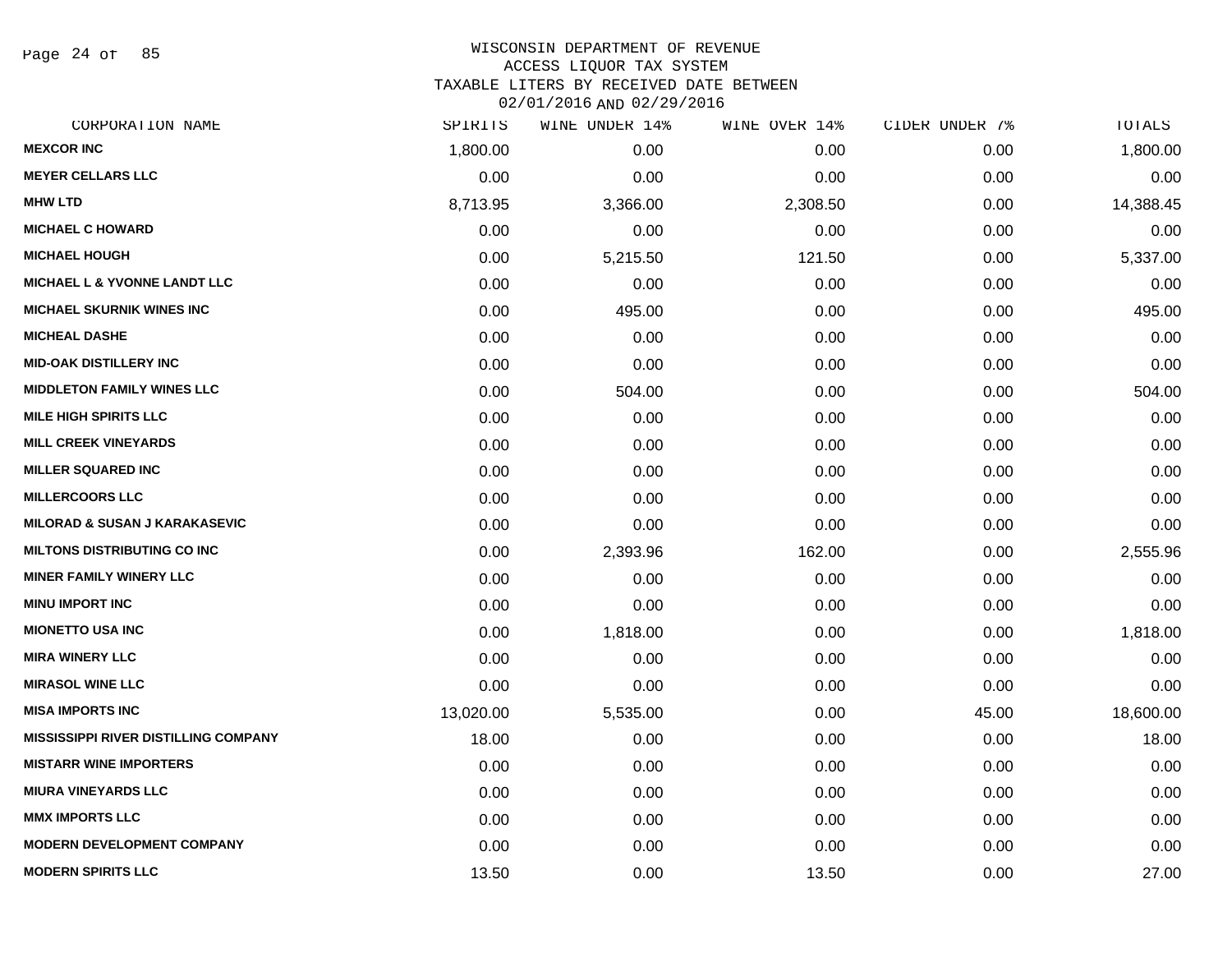WISCONSIN DEPARTMENT OF REVENUE
ACCESS LIQUOR TAX SYSTEM
TAXABLE LITERS BY RECEIVED DATE BETWEEN
02/01/2016 AND 02/29/2016

| CORPORATION NAME | SPIRITS | WINE UNDER 14% | WINE OVER 14% | CIDER UNDER 7% | TOTALS |
|---|---|---|---|---|---|
| MEXCOR INC | 1,800.00 | 0.00 | 0.00 | 0.00 | 1,800.00 |
| MEYER CELLARS LLC | 0.00 | 0.00 | 0.00 | 0.00 | 0.00 |
| MHW LTD | 8,713.95 | 3,366.00 | 2,308.50 | 0.00 | 14,388.45 |
| MICHAEL C HOWARD | 0.00 | 0.00 | 0.00 | 0.00 | 0.00 |
| MICHAEL HOUGH | 0.00 | 5,215.50 | 121.50 | 0.00 | 5,337.00 |
| MICHAEL L & YVONNE LANDT LLC | 0.00 | 0.00 | 0.00 | 0.00 | 0.00 |
| MICHAEL SKURNIK WINES INC | 0.00 | 495.00 | 0.00 | 0.00 | 495.00 |
| MICHEAL DASHE | 0.00 | 0.00 | 0.00 | 0.00 | 0.00 |
| MID-OAK DISTILLERY INC | 0.00 | 0.00 | 0.00 | 0.00 | 0.00 |
| MIDDLETON FAMILY WINES LLC | 0.00 | 504.00 | 0.00 | 0.00 | 504.00 |
| MILE HIGH SPIRITS LLC | 0.00 | 0.00 | 0.00 | 0.00 | 0.00 |
| MILL CREEK VINEYARDS | 0.00 | 0.00 | 0.00 | 0.00 | 0.00 |
| MILLER SQUARED INC | 0.00 | 0.00 | 0.00 | 0.00 | 0.00 |
| MILLERCOORS LLC | 0.00 | 0.00 | 0.00 | 0.00 | 0.00 |
| MILORAD & SUSAN J KARAKASEVIC | 0.00 | 0.00 | 0.00 | 0.00 | 0.00 |
| MILTONS DISTRIBUTING CO INC | 0.00 | 2,393.96 | 162.00 | 0.00 | 2,555.96 |
| MINER FAMILY WINERY LLC | 0.00 | 0.00 | 0.00 | 0.00 | 0.00 |
| MINU IMPORT INC | 0.00 | 0.00 | 0.00 | 0.00 | 0.00 |
| MIONETTO USA INC | 0.00 | 1,818.00 | 0.00 | 0.00 | 1,818.00 |
| MIRA WINERY LLC | 0.00 | 0.00 | 0.00 | 0.00 | 0.00 |
| MIRASOL WINE LLC | 0.00 | 0.00 | 0.00 | 0.00 | 0.00 |
| MISA IMPORTS INC | 13,020.00 | 5,535.00 | 0.00 | 45.00 | 18,600.00 |
| MISSISSIPPI RIVER DISTILLING COMPANY | 18.00 | 0.00 | 0.00 | 0.00 | 18.00 |
| MISTARR WINE IMPORTERS | 0.00 | 0.00 | 0.00 | 0.00 | 0.00 |
| MIURA VINEYARDS LLC | 0.00 | 0.00 | 0.00 | 0.00 | 0.00 |
| MMX IMPORTS LLC | 0.00 | 0.00 | 0.00 | 0.00 | 0.00 |
| MODERN DEVELOPMENT COMPANY | 0.00 | 0.00 | 0.00 | 0.00 | 0.00 |
| MODERN SPIRITS LLC | 13.50 | 0.00 | 13.50 | 0.00 | 27.00 |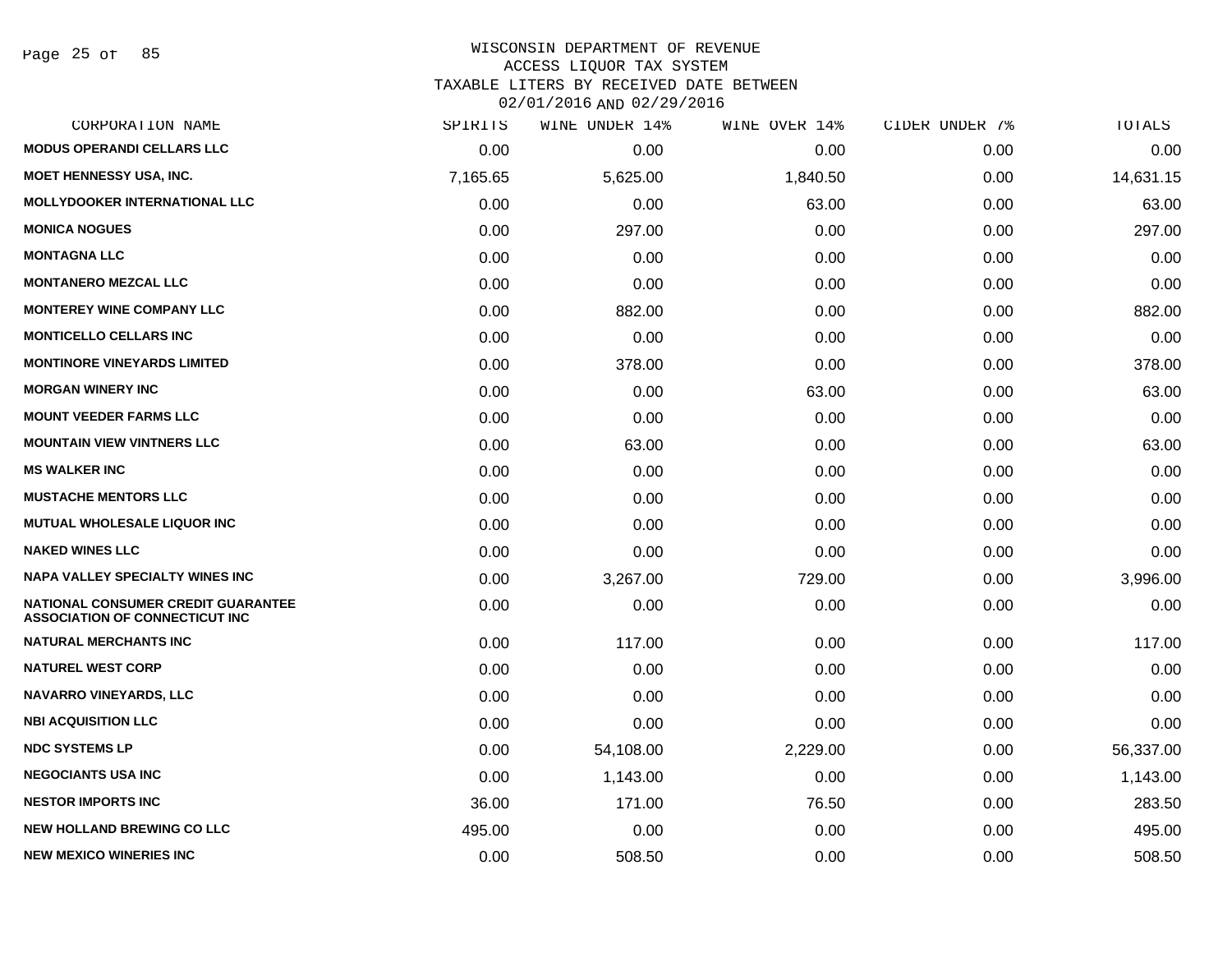WISCONSIN DEPARTMENT OF REVENUE
ACCESS LIQUOR TAX SYSTEM
TAXABLE LITERS BY RECEIVED DATE BETWEEN
02/01/2016 AND 02/29/2016

| CORPORATION NAME | SPIRITS | WINE UNDER 14% | WINE OVER 14% | CIDER UNDER 7% | TOTALS |
|---|---|---|---|---|---|
| MODUS OPERANDI CELLARS LLC | 0.00 | 0.00 | 0.00 | 0.00 | 0.00 |
| MOET HENNESSY USA, INC. | 7,165.65 | 5,625.00 | 1,840.50 | 0.00 | 14,631.15 |
| MOLLYDOOKER INTERNATIONAL LLC | 0.00 | 0.00 | 63.00 | 0.00 | 63.00 |
| MONICA NOGUES | 0.00 | 297.00 | 0.00 | 0.00 | 297.00 |
| MONTAGNA LLC | 0.00 | 0.00 | 0.00 | 0.00 | 0.00 |
| MONTANERO MEZCAL LLC | 0.00 | 0.00 | 0.00 | 0.00 | 0.00 |
| MONTEREY WINE COMPANY LLC | 0.00 | 882.00 | 0.00 | 0.00 | 882.00 |
| MONTICELLO CELLARS INC | 0.00 | 0.00 | 0.00 | 0.00 | 0.00 |
| MONTINORE VINEYARDS LIMITED | 0.00 | 378.00 | 0.00 | 0.00 | 378.00 |
| MORGAN WINERY INC | 0.00 | 0.00 | 63.00 | 0.00 | 63.00 |
| MOUNT VEEDER FARMS LLC | 0.00 | 0.00 | 0.00 | 0.00 | 0.00 |
| MOUNTAIN VIEW VINTNERS LLC | 0.00 | 63.00 | 0.00 | 0.00 | 63.00 |
| MS WALKER INC | 0.00 | 0.00 | 0.00 | 0.00 | 0.00 |
| MUSTACHE MENTORS LLC | 0.00 | 0.00 | 0.00 | 0.00 | 0.00 |
| MUTUAL WHOLESALE LIQUOR INC | 0.00 | 0.00 | 0.00 | 0.00 | 0.00 |
| NAKED WINES LLC | 0.00 | 0.00 | 0.00 | 0.00 | 0.00 |
| NAPA VALLEY SPECIALTY WINES INC | 0.00 | 3,267.00 | 729.00 | 0.00 | 3,996.00 |
| NATIONAL CONSUMER CREDIT GUARANTEE ASSOCIATION OF CONNECTICUT INC | 0.00 | 0.00 | 0.00 | 0.00 | 0.00 |
| NATURAL MERCHANTS INC | 0.00 | 117.00 | 0.00 | 0.00 | 117.00 |
| NATUREL WEST CORP | 0.00 | 0.00 | 0.00 | 0.00 | 0.00 |
| NAVARRO VINEYARDS, LLC | 0.00 | 0.00 | 0.00 | 0.00 | 0.00 |
| NBI ACQUISITION LLC | 0.00 | 0.00 | 0.00 | 0.00 | 0.00 |
| NDC SYSTEMS LP | 0.00 | 54,108.00 | 2,229.00 | 0.00 | 56,337.00 |
| NEGOCIANTS USA INC | 0.00 | 1,143.00 | 0.00 | 0.00 | 1,143.00 |
| NESTOR IMPORTS INC | 36.00 | 171.00 | 76.50 | 0.00 | 283.50 |
| NEW HOLLAND BREWING CO LLC | 495.00 | 0.00 | 0.00 | 0.00 | 495.00 |
| NEW MEXICO WINERIES INC | 0.00 | 508.50 | 0.00 | 0.00 | 508.50 |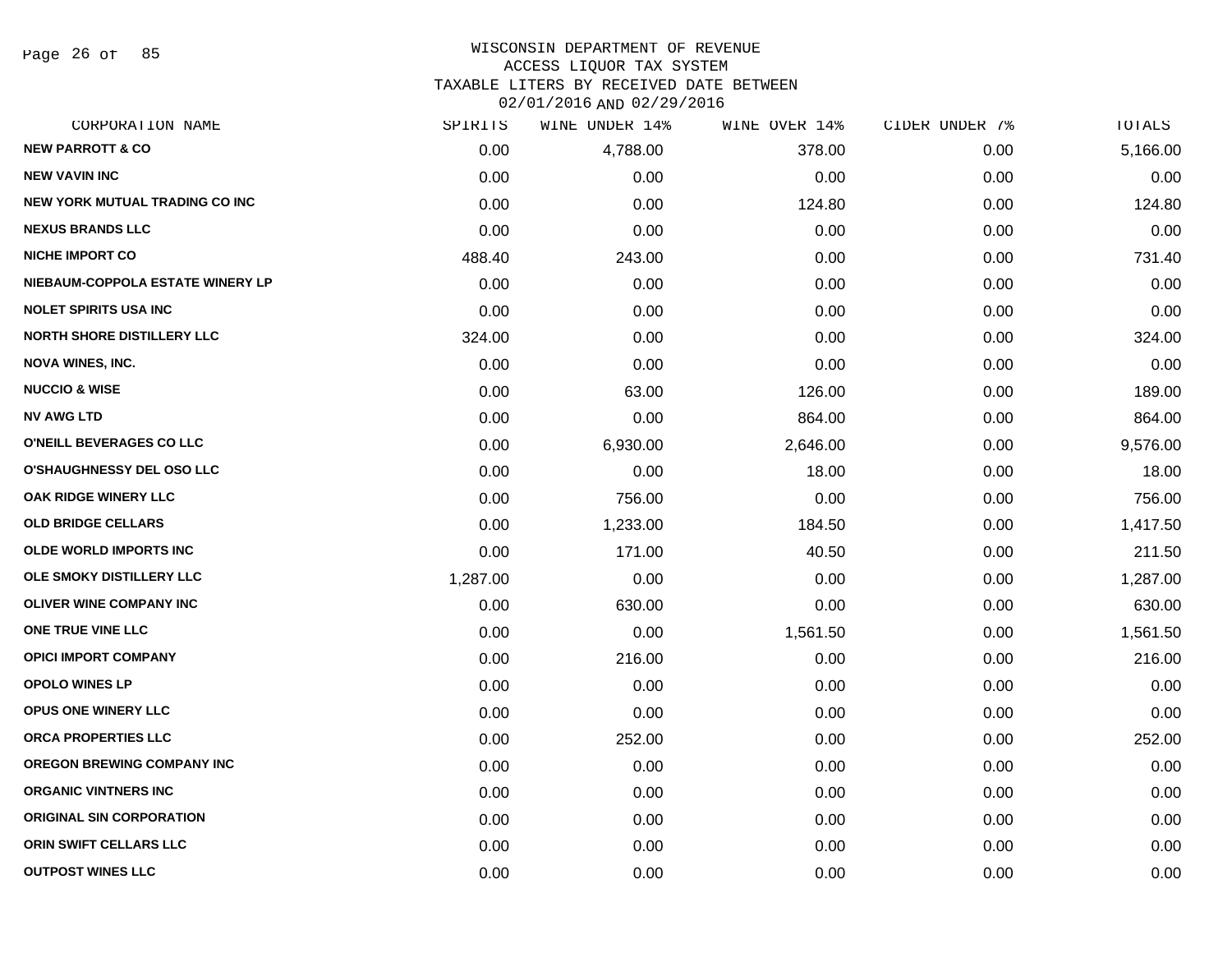WISCONSIN DEPARTMENT OF REVENUE
ACCESS LIQUOR TAX SYSTEM
TAXABLE LITERS BY RECEIVED DATE BETWEEN
02/01/2016 AND 02/29/2016

| CORPORATION NAME | SPIRITS | WINE UNDER 14% | WINE OVER 14% | CIDER UNDER 7% | TOTALS |
|---|---|---|---|---|---|
| NEW PARROTT & CO | 0.00 | 4,788.00 | 378.00 | 0.00 | 5,166.00 |
| NEW VAVIN INC | 0.00 | 0.00 | 0.00 | 0.00 | 0.00 |
| NEW YORK MUTUAL TRADING CO INC | 0.00 | 0.00 | 124.80 | 0.00 | 124.80 |
| NEXUS BRANDS LLC | 0.00 | 0.00 | 0.00 | 0.00 | 0.00 |
| NICHE IMPORT CO | 488.40 | 243.00 | 0.00 | 0.00 | 731.40 |
| NIEBAUM-COPPOLA ESTATE WINERY LP | 0.00 | 0.00 | 0.00 | 0.00 | 0.00 |
| NOLET SPIRITS USA INC | 0.00 | 0.00 | 0.00 | 0.00 | 0.00 |
| NORTH SHORE DISTILLERY LLC | 324.00 | 0.00 | 0.00 | 0.00 | 324.00 |
| NOVA WINES, INC. | 0.00 | 0.00 | 0.00 | 0.00 | 0.00 |
| NUCCIO & WISE | 0.00 | 63.00 | 126.00 | 0.00 | 189.00 |
| NV AWG LTD | 0.00 | 0.00 | 864.00 | 0.00 | 864.00 |
| O'NEILL BEVERAGES CO LLC | 0.00 | 6,930.00 | 2,646.00 | 0.00 | 9,576.00 |
| O'SHAUGHNESSY DEL OSO LLC | 0.00 | 0.00 | 18.00 | 0.00 | 18.00 |
| OAK RIDGE WINERY LLC | 0.00 | 756.00 | 0.00 | 0.00 | 756.00 |
| OLD BRIDGE CELLARS | 0.00 | 1,233.00 | 184.50 | 0.00 | 1,417.50 |
| OLDE WORLD IMPORTS INC | 0.00 | 171.00 | 40.50 | 0.00 | 211.50 |
| OLE SMOKY DISTILLERY LLC | 1,287.00 | 0.00 | 0.00 | 0.00 | 1,287.00 |
| OLIVER WINE COMPANY INC | 0.00 | 630.00 | 0.00 | 0.00 | 630.00 |
| ONE TRUE VINE LLC | 0.00 | 0.00 | 1,561.50 | 0.00 | 1,561.50 |
| OPICI IMPORT COMPANY | 0.00 | 216.00 | 0.00 | 0.00 | 216.00 |
| OPOLO WINES LP | 0.00 | 0.00 | 0.00 | 0.00 | 0.00 |
| OPUS ONE WINERY LLC | 0.00 | 0.00 | 0.00 | 0.00 | 0.00 |
| ORCA PROPERTIES LLC | 0.00 | 252.00 | 0.00 | 0.00 | 252.00 |
| OREGON BREWING COMPANY INC | 0.00 | 0.00 | 0.00 | 0.00 | 0.00 |
| ORGANIC VINTNERS INC | 0.00 | 0.00 | 0.00 | 0.00 | 0.00 |
| ORIGINAL SIN CORPORATION | 0.00 | 0.00 | 0.00 | 0.00 | 0.00 |
| ORIN SWIFT CELLARS LLC | 0.00 | 0.00 | 0.00 | 0.00 | 0.00 |
| OUTPOST WINES LLC | 0.00 | 0.00 | 0.00 | 0.00 | 0.00 |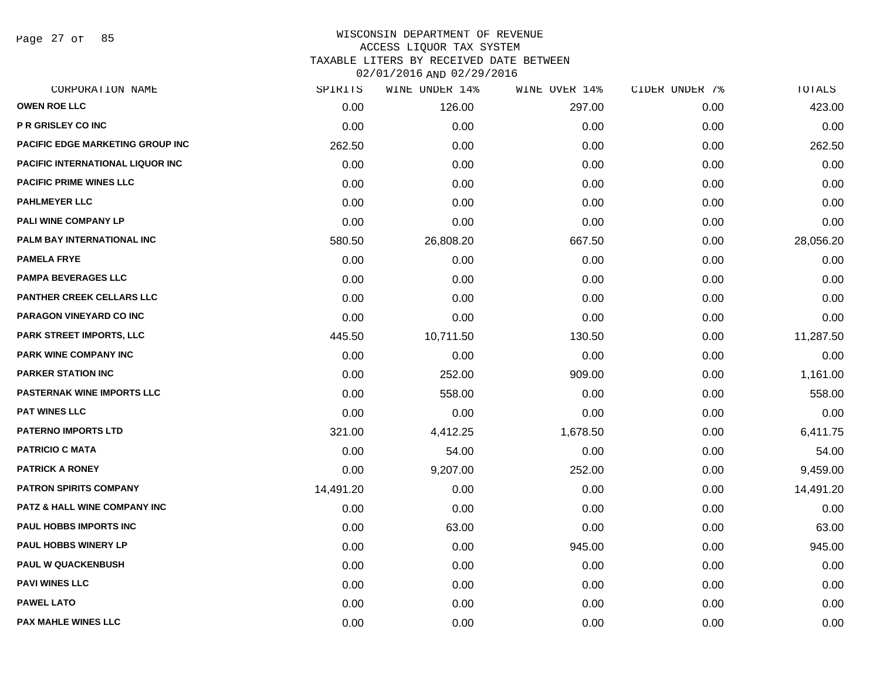# WISCONSIN DEPARTMENT OF REVENUE
## ACCESS LIQUOR TAX SYSTEM
## TAXABLE LITERS BY RECEIVED DATE BETWEEN 02/01/2016 AND 02/29/2016

| CORPORATION NAME | SPIRITS | WINE UNDER 14% | WINE OVER 14% | CIDER UNDER 7% | TOTALS |
|---|---|---|---|---|---|
| OWEN ROE LLC | 0.00 | 126.00 | 297.00 | 0.00 | 423.00 |
| P R GRISLEY CO INC | 0.00 | 0.00 | 0.00 | 0.00 | 0.00 |
| PACIFIC EDGE MARKETING GROUP INC | 262.50 | 0.00 | 0.00 | 0.00 | 262.50 |
| PACIFIC INTERNATIONAL LIQUOR INC | 0.00 | 0.00 | 0.00 | 0.00 | 0.00 |
| PACIFIC PRIME WINES LLC | 0.00 | 0.00 | 0.00 | 0.00 | 0.00 |
| PAHLMEYER LLC | 0.00 | 0.00 | 0.00 | 0.00 | 0.00 |
| PALI WINE COMPANY LP | 0.00 | 0.00 | 0.00 | 0.00 | 0.00 |
| PALM BAY INTERNATIONAL INC | 580.50 | 26,808.20 | 667.50 | 0.00 | 28,056.20 |
| PAMELA FRYE | 0.00 | 0.00 | 0.00 | 0.00 | 0.00 |
| PAMPA BEVERAGES LLC | 0.00 | 0.00 | 0.00 | 0.00 | 0.00 |
| PANTHER CREEK CELLARS LLC | 0.00 | 0.00 | 0.00 | 0.00 | 0.00 |
| PARAGON VINEYARD CO INC | 0.00 | 0.00 | 0.00 | 0.00 | 0.00 |
| PARK STREET IMPORTS, LLC | 445.50 | 10,711.50 | 130.50 | 0.00 | 11,287.50 |
| PARK WINE COMPANY INC | 0.00 | 0.00 | 0.00 | 0.00 | 0.00 |
| PARKER STATION INC | 0.00 | 252.00 | 909.00 | 0.00 | 1,161.00 |
| PASTERNAK WINE IMPORTS LLC | 0.00 | 558.00 | 0.00 | 0.00 | 558.00 |
| PAT WINES LLC | 0.00 | 0.00 | 0.00 | 0.00 | 0.00 |
| PATERNO IMPORTS LTD | 321.00 | 4,412.25 | 1,678.50 | 0.00 | 6,411.75 |
| PATRICIO C MATA | 0.00 | 54.00 | 0.00 | 0.00 | 54.00 |
| PATRICK A RONEY | 0.00 | 9,207.00 | 252.00 | 0.00 | 9,459.00 |
| PATRON SPIRITS COMPANY | 14,491.20 | 0.00 | 0.00 | 0.00 | 14,491.20 |
| PATZ & HALL WINE COMPANY INC | 0.00 | 0.00 | 0.00 | 0.00 | 0.00 |
| PAUL HOBBS IMPORTS INC | 0.00 | 63.00 | 0.00 | 0.00 | 63.00 |
| PAUL HOBBS WINERY LP | 0.00 | 0.00 | 945.00 | 0.00 | 945.00 |
| PAUL W QUACKENBUSH | 0.00 | 0.00 | 0.00 | 0.00 | 0.00 |
| PAVI WINES LLC | 0.00 | 0.00 | 0.00 | 0.00 | 0.00 |
| PAWEL LATO | 0.00 | 0.00 | 0.00 | 0.00 | 0.00 |
| PAX MAHLE WINES LLC | 0.00 | 0.00 | 0.00 | 0.00 | 0.00 |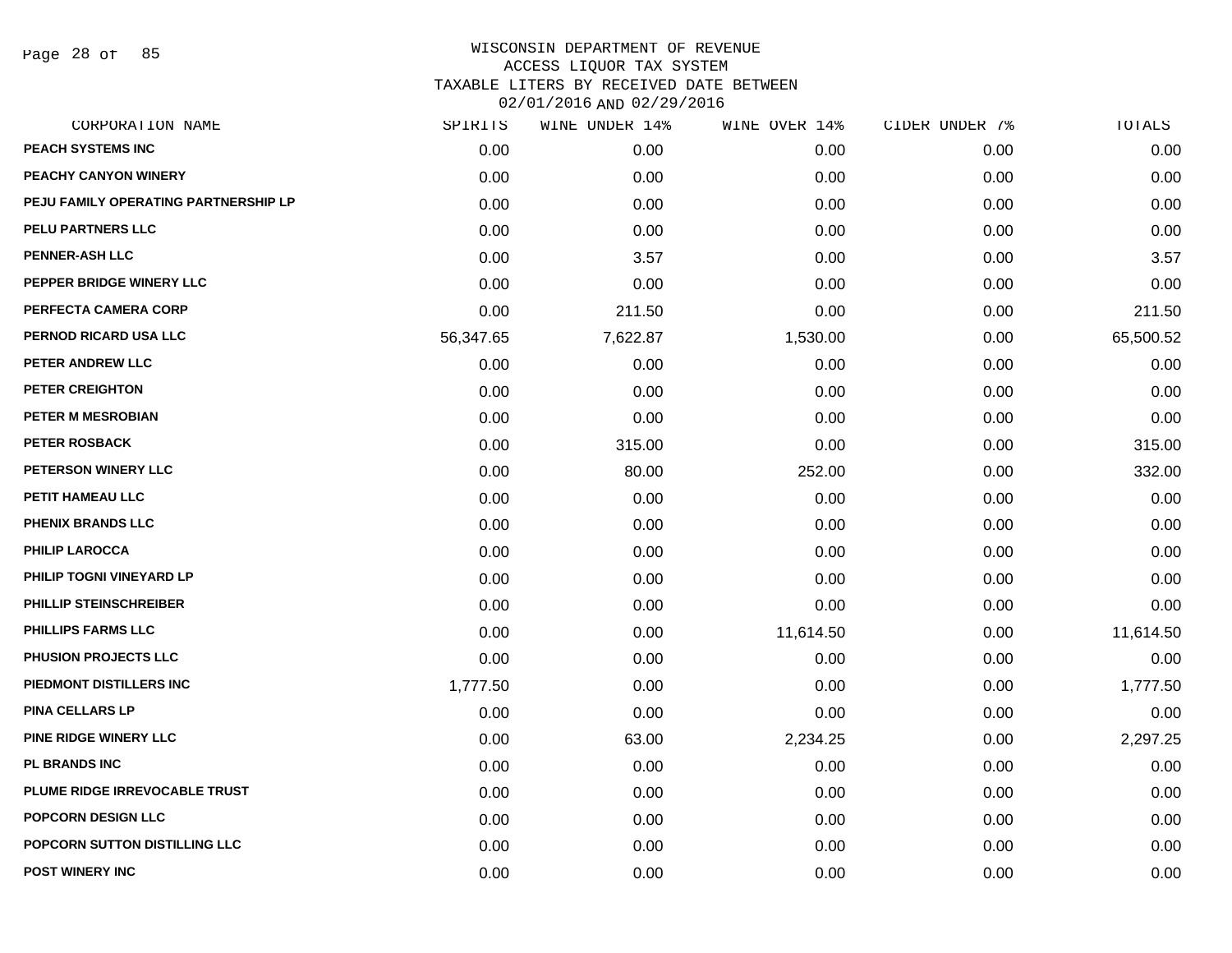WISCONSIN DEPARTMENT OF REVENUE
ACCESS LIQUOR TAX SYSTEM
TAXABLE LITERS BY RECEIVED DATE BETWEEN
02/01/2016 AND 02/29/2016

| CORPORATION NAME | SPIRITS | WINE UNDER 14% | WINE OVER 14% | CIDER UNDER 7% | TOTALS |
|---|---|---|---|---|---|
| PEACH SYSTEMS INC | 0.00 | 0.00 | 0.00 | 0.00 | 0.00 |
| PEACHY CANYON WINERY | 0.00 | 0.00 | 0.00 | 0.00 | 0.00 |
| PEJU FAMILY OPERATING PARTNERSHIP LP | 0.00 | 0.00 | 0.00 | 0.00 | 0.00 |
| PELU PARTNERS LLC | 0.00 | 0.00 | 0.00 | 0.00 | 0.00 |
| PENNER-ASH LLC | 0.00 | 3.57 | 0.00 | 0.00 | 3.57 |
| PEPPER BRIDGE WINERY LLC | 0.00 | 0.00 | 0.00 | 0.00 | 0.00 |
| PERFECTA CAMERA CORP | 0.00 | 211.50 | 0.00 | 0.00 | 211.50 |
| PERNOD RICARD USA LLC | 56,347.65 | 7,622.87 | 1,530.00 | 0.00 | 65,500.52 |
| PETER ANDREW LLC | 0.00 | 0.00 | 0.00 | 0.00 | 0.00 |
| PETER CREIGHTON | 0.00 | 0.00 | 0.00 | 0.00 | 0.00 |
| PETER M MESROBIAN | 0.00 | 0.00 | 0.00 | 0.00 | 0.00 |
| PETER ROSBACK | 0.00 | 315.00 | 0.00 | 0.00 | 315.00 |
| PETERSON WINERY LLC | 0.00 | 80.00 | 252.00 | 0.00 | 332.00 |
| PETIT HAMEAU LLC | 0.00 | 0.00 | 0.00 | 0.00 | 0.00 |
| PHENIX BRANDS LLC | 0.00 | 0.00 | 0.00 | 0.00 | 0.00 |
| PHILIP LAROCCA | 0.00 | 0.00 | 0.00 | 0.00 | 0.00 |
| PHILIP TOGNI VINEYARD LP | 0.00 | 0.00 | 0.00 | 0.00 | 0.00 |
| PHILLIP STEINSCHREIBER | 0.00 | 0.00 | 0.00 | 0.00 | 0.00 |
| PHILLIPS FARMS LLC | 0.00 | 0.00 | 11,614.50 | 0.00 | 11,614.50 |
| PHUSION PROJECTS LLC | 0.00 | 0.00 | 0.00 | 0.00 | 0.00 |
| PIEDMONT DISTILLERS INC | 1,777.50 | 0.00 | 0.00 | 0.00 | 1,777.50 |
| PINA CELLARS LP | 0.00 | 0.00 | 0.00 | 0.00 | 0.00 |
| PINE RIDGE WINERY LLC | 0.00 | 63.00 | 2,234.25 | 0.00 | 2,297.25 |
| PL BRANDS INC | 0.00 | 0.00 | 0.00 | 0.00 | 0.00 |
| PLUME RIDGE IRREVOCABLE TRUST | 0.00 | 0.00 | 0.00 | 0.00 | 0.00 |
| POPCORN DESIGN LLC | 0.00 | 0.00 | 0.00 | 0.00 | 0.00 |
| POPCORN SUTTON DISTILLING LLC | 0.00 | 0.00 | 0.00 | 0.00 | 0.00 |
| POST WINERY INC | 0.00 | 0.00 | 0.00 | 0.00 | 0.00 |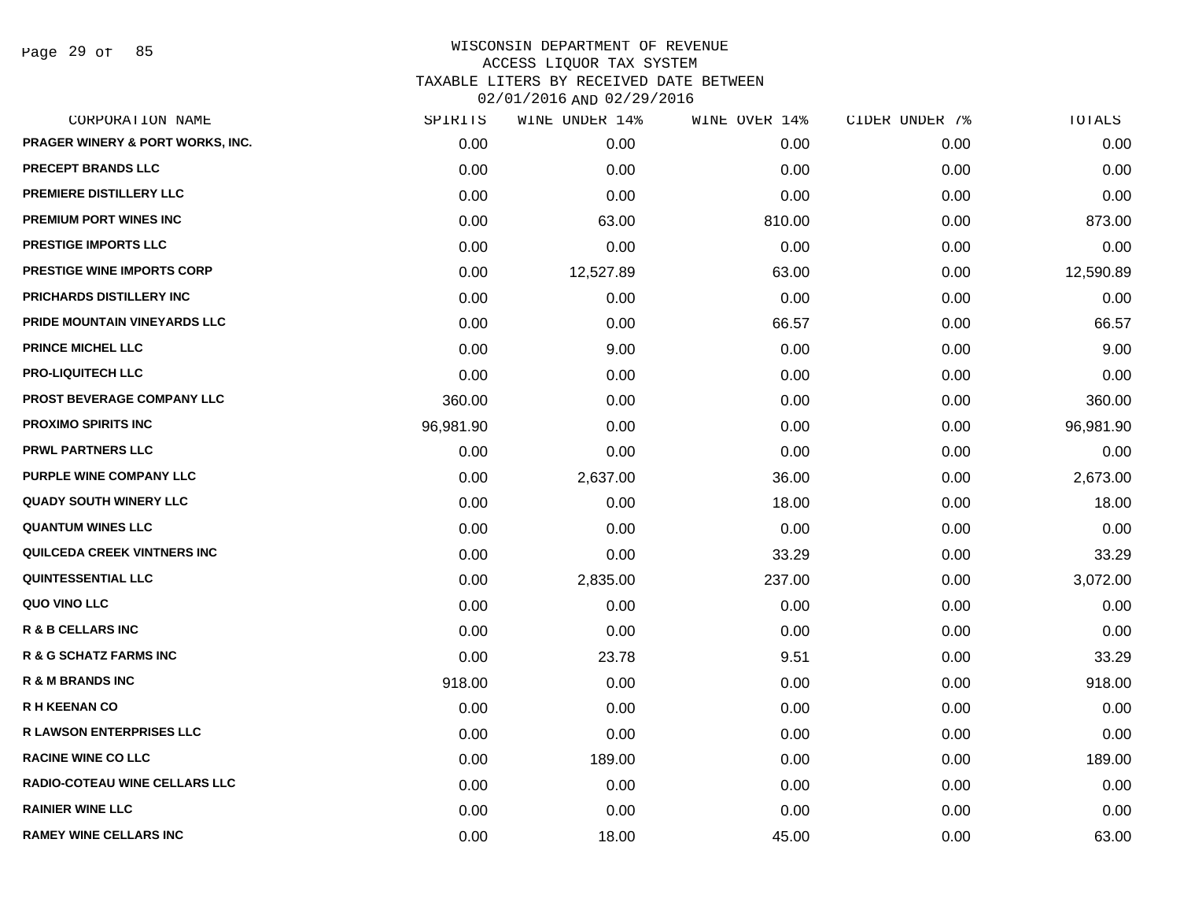# WISCONSIN DEPARTMENT OF REVENUE
## ACCESS LIQUOR TAX SYSTEM
### TAXABLE LITERS BY RECEIVED DATE BETWEEN 02/01/2016 AND 02/29/2016

| CORPORATION NAME | SPIRITS | WINE UNDER 14% | WINE OVER 14% | CIDER UNDER 7% | TOTALS |
|---|---|---|---|---|---|
| PRAGER WINERY & PORT WORKS, INC. | 0.00 | 0.00 | 0.00 | 0.00 | 0.00 |
| PRECEPT BRANDS LLC | 0.00 | 0.00 | 0.00 | 0.00 | 0.00 |
| PREMIERE DISTILLERY LLC | 0.00 | 0.00 | 0.00 | 0.00 | 0.00 |
| PREMIUM PORT WINES INC | 0.00 | 63.00 | 810.00 | 0.00 | 873.00 |
| PRESTIGE IMPORTS LLC | 0.00 | 0.00 | 0.00 | 0.00 | 0.00 |
| PRESTIGE WINE IMPORTS CORP | 0.00 | 12,527.89 | 63.00 | 0.00 | 12,590.89 |
| PRICHARDS DISTILLERY INC | 0.00 | 0.00 | 0.00 | 0.00 | 0.00 |
| PRIDE MOUNTAIN VINEYARDS LLC | 0.00 | 0.00 | 66.57 | 0.00 | 66.57 |
| PRINCE MICHEL LLC | 0.00 | 9.00 | 0.00 | 0.00 | 9.00 |
| PRO-LIQUITECH LLC | 0.00 | 0.00 | 0.00 | 0.00 | 0.00 |
| PROST BEVERAGE COMPANY LLC | 360.00 | 0.00 | 0.00 | 0.00 | 360.00 |
| PROXIMO SPIRITS INC | 96,981.90 | 0.00 | 0.00 | 0.00 | 96,981.90 |
| PRWL PARTNERS LLC | 0.00 | 0.00 | 0.00 | 0.00 | 0.00 |
| PURPLE WINE COMPANY LLC | 0.00 | 2,637.00 | 36.00 | 0.00 | 2,673.00 |
| QUADY SOUTH WINERY LLC | 0.00 | 0.00 | 18.00 | 0.00 | 18.00 |
| QUANTUM WINES LLC | 0.00 | 0.00 | 0.00 | 0.00 | 0.00 |
| QUILCEDA CREEK VINTNERS INC | 0.00 | 0.00 | 33.29 | 0.00 | 33.29 |
| QUINTESSENTIAL LLC | 0.00 | 2,835.00 | 237.00 | 0.00 | 3,072.00 |
| QUO VINO LLC | 0.00 | 0.00 | 0.00 | 0.00 | 0.00 |
| R & B CELLARS INC | 0.00 | 0.00 | 0.00 | 0.00 | 0.00 |
| R & G SCHATZ FARMS INC | 0.00 | 23.78 | 9.51 | 0.00 | 33.29 |
| R & M BRANDS INC | 918.00 | 0.00 | 0.00 | 0.00 | 918.00 |
| R H KEENAN CO | 0.00 | 0.00 | 0.00 | 0.00 | 0.00 |
| R LAWSON ENTERPRISES LLC | 0.00 | 0.00 | 0.00 | 0.00 | 0.00 |
| RACINE WINE CO LLC | 0.00 | 189.00 | 0.00 | 0.00 | 189.00 |
| RADIO-COTEAU WINE CELLARS LLC | 0.00 | 0.00 | 0.00 | 0.00 | 0.00 |
| RAINIER WINE LLC | 0.00 | 0.00 | 0.00 | 0.00 | 0.00 |
| RAMEY WINE CELLARS INC | 0.00 | 18.00 | 45.00 | 0.00 | 63.00 |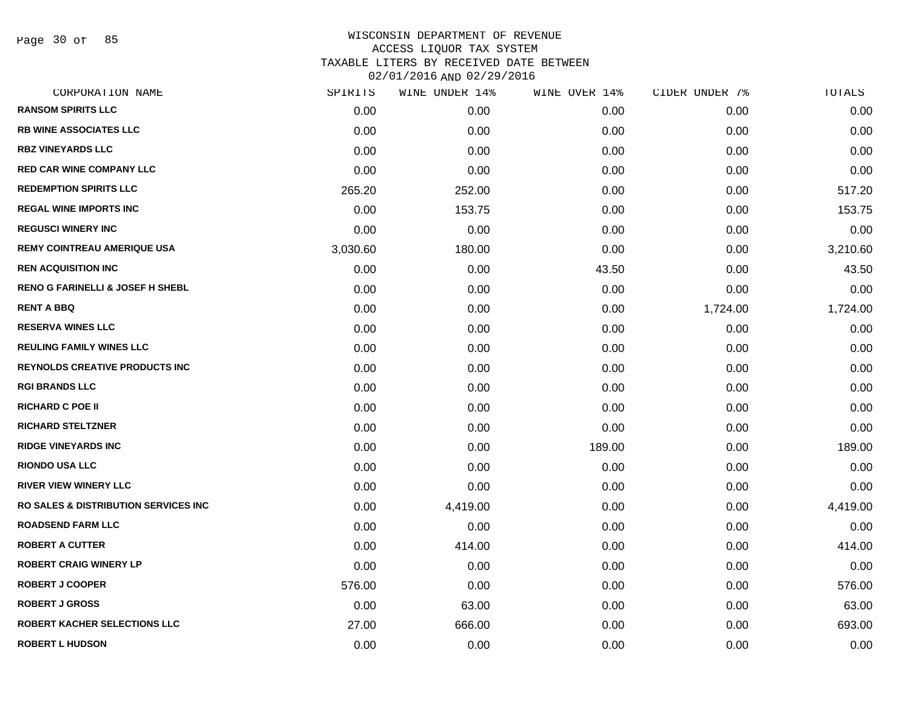# WISCONSIN DEPARTMENT OF REVENUE
## ACCESS LIQUOR TAX SYSTEM
## TAXABLE LITERS BY RECEIVED DATE BETWEEN 02/01/2016 AND 02/29/2016

| CORPORATION NAME | SPIRITS | WINE UNDER 14% | WINE OVER 14% | CIDER UNDER 7% | TOTALS |
|---|---|---|---|---|---|
| RANSOM SPIRITS LLC | 0.00 | 0.00 | 0.00 | 0.00 | 0.00 |
| RB WINE ASSOCIATES LLC | 0.00 | 0.00 | 0.00 | 0.00 | 0.00 |
| RBZ VINEYARDS LLC | 0.00 | 0.00 | 0.00 | 0.00 | 0.00 |
| RED CAR WINE COMPANY LLC | 0.00 | 0.00 | 0.00 | 0.00 | 0.00 |
| REDEMPTION SPIRITS LLC | 265.20 | 252.00 | 0.00 | 0.00 | 517.20 |
| REGAL WINE IMPORTS INC | 0.00 | 153.75 | 0.00 | 0.00 | 153.75 |
| REGUSCI WINERY INC | 0.00 | 0.00 | 0.00 | 0.00 | 0.00 |
| REMY COINTREAU AMERIQUE USA | 3,030.60 | 180.00 | 0.00 | 0.00 | 3,210.60 |
| REN ACQUISITION INC | 0.00 | 0.00 | 43.50 | 0.00 | 43.50 |
| RENO G FARINELLI & JOSEF H SHEBL | 0.00 | 0.00 | 0.00 | 0.00 | 0.00 |
| RENT A BBQ | 0.00 | 0.00 | 0.00 | 1,724.00 | 1,724.00 |
| RESERVA WINES LLC | 0.00 | 0.00 | 0.00 | 0.00 | 0.00 |
| REULING FAMILY WINES LLC | 0.00 | 0.00 | 0.00 | 0.00 | 0.00 |
| REYNOLDS CREATIVE PRODUCTS INC | 0.00 | 0.00 | 0.00 | 0.00 | 0.00 |
| RGI BRANDS LLC | 0.00 | 0.00 | 0.00 | 0.00 | 0.00 |
| RICHARD C POE II | 0.00 | 0.00 | 0.00 | 0.00 | 0.00 |
| RICHARD STELTZNER | 0.00 | 0.00 | 0.00 | 0.00 | 0.00 |
| RIDGE VINEYARDS INC | 0.00 | 0.00 | 189.00 | 0.00 | 189.00 |
| RIONDO USA LLC | 0.00 | 0.00 | 0.00 | 0.00 | 0.00 |
| RIVER VIEW WINERY LLC | 0.00 | 0.00 | 0.00 | 0.00 | 0.00 |
| RO SALES & DISTRIBUTION SERVICES INC | 0.00 | 4,419.00 | 0.00 | 0.00 | 4,419.00 |
| ROADSEND FARM LLC | 0.00 | 0.00 | 0.00 | 0.00 | 0.00 |
| ROBERT A CUTTER | 0.00 | 414.00 | 0.00 | 0.00 | 414.00 |
| ROBERT CRAIG WINERY LP | 0.00 | 0.00 | 0.00 | 0.00 | 0.00 |
| ROBERT J COOPER | 576.00 | 0.00 | 0.00 | 0.00 | 576.00 |
| ROBERT J GROSS | 0.00 | 63.00 | 0.00 | 0.00 | 63.00 |
| ROBERT KACHER SELECTIONS LLC | 27.00 | 666.00 | 0.00 | 0.00 | 693.00 |
| ROBERT L HUDSON | 0.00 | 0.00 | 0.00 | 0.00 | 0.00 |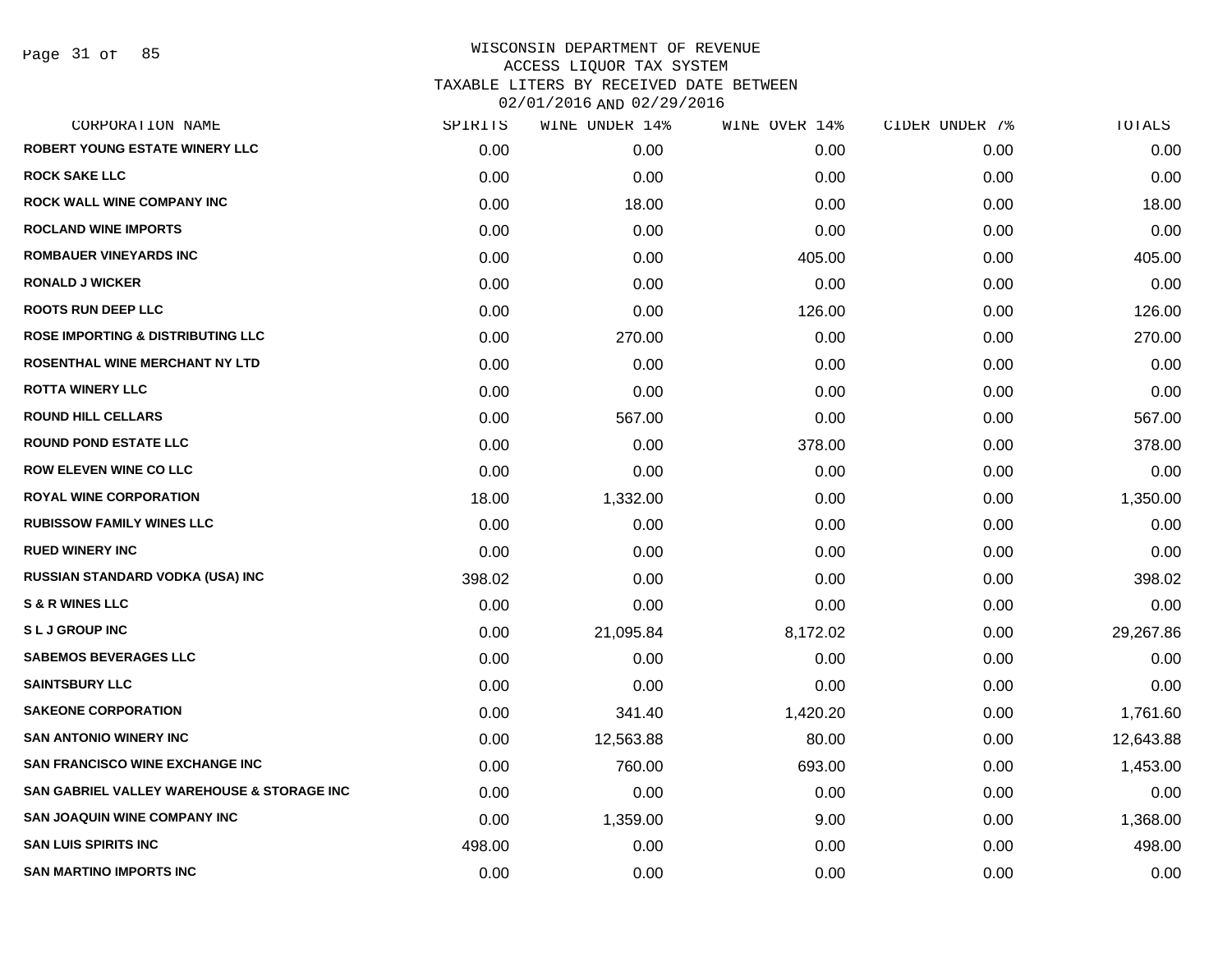WISCONSIN DEPARTMENT OF REVENUE
ACCESS LIQUOR TAX SYSTEM
TAXABLE LITERS BY RECEIVED DATE BETWEEN
02/01/2016 AND 02/29/2016

| CORPORATION NAME | SPIRITS | WINE UNDER 14% | WINE OVER 14% | CIDER UNDER 7% | TOTALS |
|---|---|---|---|---|---|
| ROBERT YOUNG ESTATE WINERY LLC | 0.00 | 0.00 | 0.00 | 0.00 | 0.00 |
| ROCK SAKE LLC | 0.00 | 0.00 | 0.00 | 0.00 | 0.00 |
| ROCK WALL WINE COMPANY INC | 0.00 | 18.00 | 0.00 | 0.00 | 18.00 |
| ROCLAND WINE IMPORTS | 0.00 | 0.00 | 0.00 | 0.00 | 0.00 |
| ROMBAUER VINEYARDS INC | 0.00 | 0.00 | 405.00 | 0.00 | 405.00 |
| RONALD J WICKER | 0.00 | 0.00 | 0.00 | 0.00 | 0.00 |
| ROOTS RUN DEEP LLC | 0.00 | 0.00 | 126.00 | 0.00 | 126.00 |
| ROSE IMPORTING & DISTRIBUTING LLC | 0.00 | 270.00 | 0.00 | 0.00 | 270.00 |
| ROSENTHAL WINE MERCHANT NY LTD | 0.00 | 0.00 | 0.00 | 0.00 | 0.00 |
| ROTTA WINERY LLC | 0.00 | 0.00 | 0.00 | 0.00 | 0.00 |
| ROUND HILL CELLARS | 0.00 | 567.00 | 0.00 | 0.00 | 567.00 |
| ROUND POND ESTATE LLC | 0.00 | 0.00 | 378.00 | 0.00 | 378.00 |
| ROW ELEVEN WINE CO LLC | 0.00 | 0.00 | 0.00 | 0.00 | 0.00 |
| ROYAL WINE CORPORATION | 18.00 | 1,332.00 | 0.00 | 0.00 | 1,350.00 |
| RUBISSOW FAMILY WINES LLC | 0.00 | 0.00 | 0.00 | 0.00 | 0.00 |
| RUED WINERY INC | 0.00 | 0.00 | 0.00 | 0.00 | 0.00 |
| RUSSIAN STANDARD VODKA (USA) INC | 398.02 | 0.00 | 0.00 | 0.00 | 398.02 |
| S & R WINES LLC | 0.00 | 0.00 | 0.00 | 0.00 | 0.00 |
| S L J GROUP INC | 0.00 | 21,095.84 | 8,172.02 | 0.00 | 29,267.86 |
| SABEMOS BEVERAGES LLC | 0.00 | 0.00 | 0.00 | 0.00 | 0.00 |
| SAINTSBURY LLC | 0.00 | 0.00 | 0.00 | 0.00 | 0.00 |
| SAKEONE CORPORATION | 0.00 | 341.40 | 1,420.20 | 0.00 | 1,761.60 |
| SAN ANTONIO WINERY INC | 0.00 | 12,563.88 | 80.00 | 0.00 | 12,643.88 |
| SAN FRANCISCO WINE EXCHANGE INC | 0.00 | 760.00 | 693.00 | 0.00 | 1,453.00 |
| SAN GABRIEL VALLEY WAREHOUSE & STORAGE INC | 0.00 | 0.00 | 0.00 | 0.00 | 0.00 |
| SAN JOAQUIN WINE COMPANY INC | 0.00 | 1,359.00 | 9.00 | 0.00 | 1,368.00 |
| SAN LUIS SPIRITS INC | 498.00 | 0.00 | 0.00 | 0.00 | 498.00 |
| SAN MARTINO IMPORTS INC | 0.00 | 0.00 | 0.00 | 0.00 | 0.00 |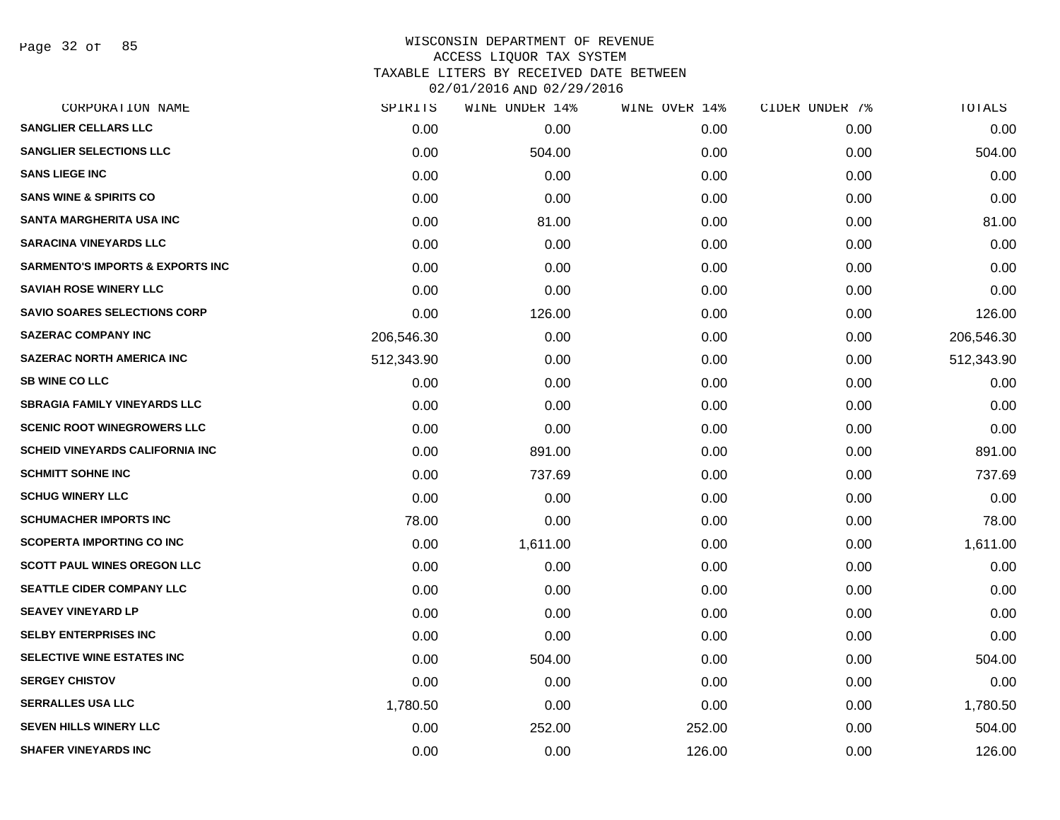WISCONSIN DEPARTMENT OF REVENUE
ACCESS LIQUOR TAX SYSTEM
TAXABLE LITERS BY RECEIVED DATE BETWEEN
02/01/2016 AND 02/29/2016

| CORPORATION NAME | SPIRITS | WINE UNDER 14% | WINE OVER 14% | CIDER UNDER 7% | TOTALS |
|---|---|---|---|---|---|
| SANGLIER CELLARS LLC | 0.00 | 0.00 | 0.00 | 0.00 | 0.00 |
| SANGLIER SELECTIONS LLC | 0.00 | 504.00 | 0.00 | 0.00 | 504.00 |
| SANS LIEGE INC | 0.00 | 0.00 | 0.00 | 0.00 | 0.00 |
| SANS WINE & SPIRITS CO | 0.00 | 0.00 | 0.00 | 0.00 | 0.00 |
| SANTA MARGHERITA USA INC | 0.00 | 81.00 | 0.00 | 0.00 | 81.00 |
| SARACINA VINEYARDS LLC | 0.00 | 0.00 | 0.00 | 0.00 | 0.00 |
| SARMENTO'S IMPORTS & EXPORTS INC | 0.00 | 0.00 | 0.00 | 0.00 | 0.00 |
| SAVIAH ROSE WINERY LLC | 0.00 | 0.00 | 0.00 | 0.00 | 0.00 |
| SAVIO SOARES SELECTIONS CORP | 0.00 | 126.00 | 0.00 | 0.00 | 126.00 |
| SAZERAC COMPANY INC | 206,546.30 | 0.00 | 0.00 | 0.00 | 206,546.30 |
| SAZERAC NORTH AMERICA INC | 512,343.90 | 0.00 | 0.00 | 0.00 | 512,343.90 |
| SB WINE CO LLC | 0.00 | 0.00 | 0.00 | 0.00 | 0.00 |
| SBRAGIA FAMILY VINEYARDS LLC | 0.00 | 0.00 | 0.00 | 0.00 | 0.00 |
| SCENIC ROOT WINEGROWERS LLC | 0.00 | 0.00 | 0.00 | 0.00 | 0.00 |
| SCHEID VINEYARDS CALIFORNIA INC | 0.00 | 891.00 | 0.00 | 0.00 | 891.00 |
| SCHMITT SOHNE INC | 0.00 | 737.69 | 0.00 | 0.00 | 737.69 |
| SCHUG WINERY LLC | 0.00 | 0.00 | 0.00 | 0.00 | 0.00 |
| SCHUMACHER IMPORTS INC | 78.00 | 0.00 | 0.00 | 0.00 | 78.00 |
| SCOPERTA IMPORTING CO INC | 0.00 | 1,611.00 | 0.00 | 0.00 | 1,611.00 |
| SCOTT PAUL WINES OREGON LLC | 0.00 | 0.00 | 0.00 | 0.00 | 0.00 |
| SEATTLE CIDER COMPANY LLC | 0.00 | 0.00 | 0.00 | 0.00 | 0.00 |
| SEAVEY VINEYARD LP | 0.00 | 0.00 | 0.00 | 0.00 | 0.00 |
| SELBY ENTERPRISES INC | 0.00 | 0.00 | 0.00 | 0.00 | 0.00 |
| SELECTIVE WINE ESTATES INC | 0.00 | 504.00 | 0.00 | 0.00 | 504.00 |
| SERGEY CHISTOV | 0.00 | 0.00 | 0.00 | 0.00 | 0.00 |
| SERRALLES USA LLC | 1,780.50 | 0.00 | 0.00 | 0.00 | 1,780.50 |
| SEVEN HILLS WINERY LLC | 0.00 | 252.00 | 252.00 | 0.00 | 504.00 |
| SHAFER VINEYARDS INC | 0.00 | 0.00 | 126.00 | 0.00 | 126.00 |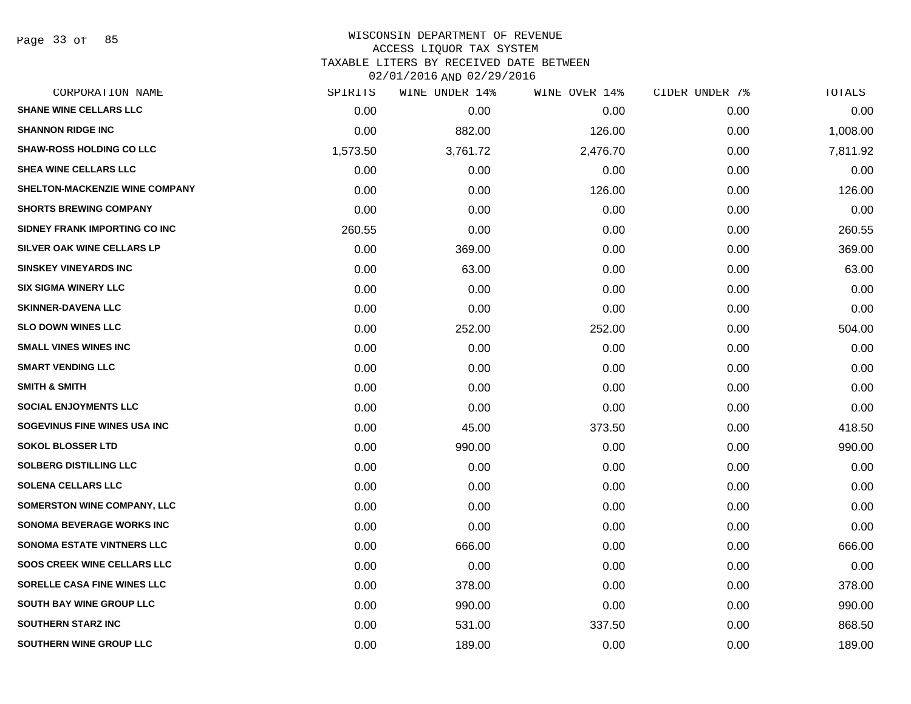WISCONSIN DEPARTMENT OF REVENUE
ACCESS LIQUOR TAX SYSTEM
TAXABLE LITERS BY RECEIVED DATE BETWEEN
02/01/2016 AND 02/29/2016

| CORPORATION NAME | SPIRITS | WINE UNDER 14% | WINE OVER 14% | CIDER UNDER 7% | TOTALS |
|---|---|---|---|---|---|
| SHANE WINE CELLARS LLC | 0.00 | 0.00 | 0.00 | 0.00 | 0.00 |
| SHANNON RIDGE INC | 0.00 | 882.00 | 126.00 | 0.00 | 1,008.00 |
| SHAW-ROSS HOLDING CO LLC | 1,573.50 | 3,761.72 | 2,476.70 | 0.00 | 7,811.92 |
| SHEA WINE CELLARS LLC | 0.00 | 0.00 | 0.00 | 0.00 | 0.00 |
| SHELTON-MACKENZIE WINE COMPANY | 0.00 | 0.00 | 126.00 | 0.00 | 126.00 |
| SHORTS BREWING COMPANY | 0.00 | 0.00 | 0.00 | 0.00 | 0.00 |
| SIDNEY FRANK IMPORTING CO INC | 260.55 | 0.00 | 0.00 | 0.00 | 260.55 |
| SILVER OAK WINE CELLARS LP | 0.00 | 369.00 | 0.00 | 0.00 | 369.00 |
| SINSKEY VINEYARDS INC | 0.00 | 63.00 | 0.00 | 0.00 | 63.00 |
| SIX SIGMA WINERY LLC | 0.00 | 0.00 | 0.00 | 0.00 | 0.00 |
| SKINNER-DAVENA LLC | 0.00 | 0.00 | 0.00 | 0.00 | 0.00 |
| SLO DOWN WINES LLC | 0.00 | 252.00 | 252.00 | 0.00 | 504.00 |
| SMALL VINES WINES INC | 0.00 | 0.00 | 0.00 | 0.00 | 0.00 |
| SMART VENDING LLC | 0.00 | 0.00 | 0.00 | 0.00 | 0.00 |
| SMITH & SMITH | 0.00 | 0.00 | 0.00 | 0.00 | 0.00 |
| SOCIAL ENJOYMENTS LLC | 0.00 | 0.00 | 0.00 | 0.00 | 0.00 |
| SOGEVINUS FINE WINES USA INC | 0.00 | 45.00 | 373.50 | 0.00 | 418.50 |
| SOKOL BLOSSER LTD | 0.00 | 990.00 | 0.00 | 0.00 | 990.00 |
| SOLBERG DISTILLING LLC | 0.00 | 0.00 | 0.00 | 0.00 | 0.00 |
| SOLENA CELLARS LLC | 0.00 | 0.00 | 0.00 | 0.00 | 0.00 |
| SOMERSTON WINE COMPANY, LLC | 0.00 | 0.00 | 0.00 | 0.00 | 0.00 |
| SONOMA BEVERAGE WORKS INC | 0.00 | 0.00 | 0.00 | 0.00 | 0.00 |
| SONOMA ESTATE VINTNERS LLC | 0.00 | 666.00 | 0.00 | 0.00 | 666.00 |
| SOOS CREEK WINE CELLARS LLC | 0.00 | 0.00 | 0.00 | 0.00 | 0.00 |
| SORELLE CASA FINE WINES LLC | 0.00 | 378.00 | 0.00 | 0.00 | 378.00 |
| SOUTH BAY WINE GROUP LLC | 0.00 | 990.00 | 0.00 | 0.00 | 990.00 |
| SOUTHERN STARZ INC | 0.00 | 531.00 | 337.50 | 0.00 | 868.50 |
| SOUTHERN WINE GROUP LLC | 0.00 | 189.00 | 0.00 | 0.00 | 189.00 |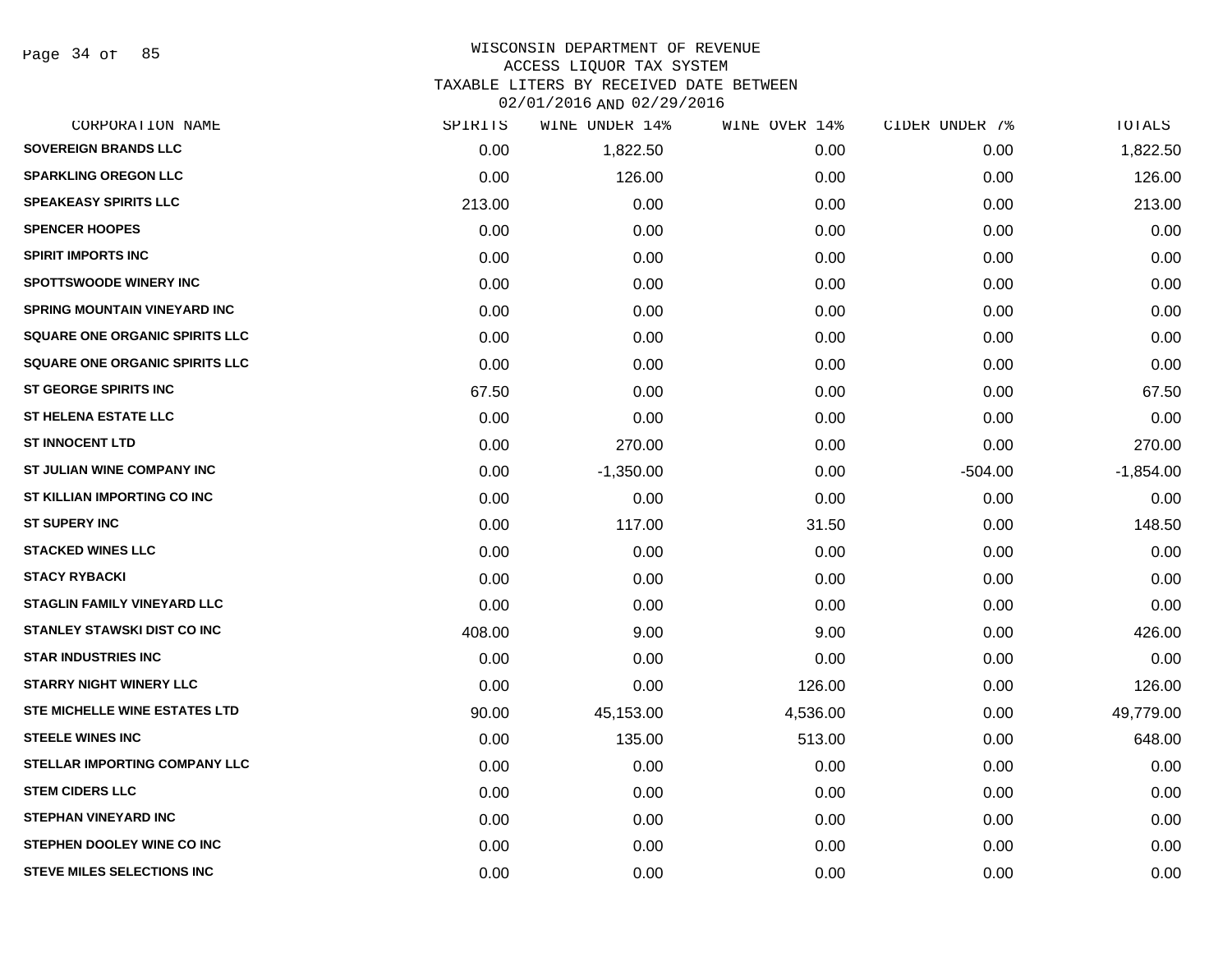WISCONSIN DEPARTMENT OF REVENUE
ACCESS LIQUOR TAX SYSTEM
TAXABLE LITERS BY RECEIVED DATE BETWEEN
02/01/2016 AND 02/29/2016

| CORPORATION NAME | SPIRITS | WINE UNDER 14% | WINE OVER 14% | CIDER UNDER 7% | TOTALS |
|---|---|---|---|---|---|
| SOVEREIGN BRANDS LLC | 0.00 | 1,822.50 | 0.00 | 0.00 | 1,822.50 |
| SPARKLING OREGON LLC | 0.00 | 126.00 | 0.00 | 0.00 | 126.00 |
| SPEAKEASY SPIRITS LLC | 213.00 | 0.00 | 0.00 | 0.00 | 213.00 |
| SPENCER HOOPES | 0.00 | 0.00 | 0.00 | 0.00 | 0.00 |
| SPIRIT IMPORTS INC | 0.00 | 0.00 | 0.00 | 0.00 | 0.00 |
| SPOTTSWOODE WINERY INC | 0.00 | 0.00 | 0.00 | 0.00 | 0.00 |
| SPRING MOUNTAIN VINEYARD INC | 0.00 | 0.00 | 0.00 | 0.00 | 0.00 |
| SQUARE ONE ORGANIC SPIRITS LLC | 0.00 | 0.00 | 0.00 | 0.00 | 0.00 |
| SQUARE ONE ORGANIC SPIRITS LLC | 0.00 | 0.00 | 0.00 | 0.00 | 0.00 |
| ST GEORGE SPIRITS INC | 67.50 | 0.00 | 0.00 | 0.00 | 67.50 |
| ST HELENA ESTATE LLC | 0.00 | 0.00 | 0.00 | 0.00 | 0.00 |
| ST INNOCENT LTD | 0.00 | 270.00 | 0.00 | 0.00 | 270.00 |
| ST JULIAN WINE COMPANY INC | 0.00 | -1,350.00 | 0.00 | -504.00 | -1,854.00 |
| ST KILLIAN IMPORTING CO INC | 0.00 | 0.00 | 0.00 | 0.00 | 0.00 |
| ST SUPERY INC | 0.00 | 117.00 | 31.50 | 0.00 | 148.50 |
| STACKED WINES LLC | 0.00 | 0.00 | 0.00 | 0.00 | 0.00 |
| STACY RYBACKI | 0.00 | 0.00 | 0.00 | 0.00 | 0.00 |
| STAGLIN FAMILY VINEYARD LLC | 0.00 | 0.00 | 0.00 | 0.00 | 0.00 |
| STANLEY STAWSKI DIST CO INC | 408.00 | 9.00 | 9.00 | 0.00 | 426.00 |
| STAR INDUSTRIES INC | 0.00 | 0.00 | 0.00 | 0.00 | 0.00 |
| STARRY NIGHT WINERY LLC | 0.00 | 0.00 | 126.00 | 0.00 | 126.00 |
| STE MICHELLE WINE ESTATES LTD | 90.00 | 45,153.00 | 4,536.00 | 0.00 | 49,779.00 |
| STEELE WINES INC | 0.00 | 135.00 | 513.00 | 0.00 | 648.00 |
| STELLAR IMPORTING COMPANY LLC | 0.00 | 0.00 | 0.00 | 0.00 | 0.00 |
| STEM CIDERS LLC | 0.00 | 0.00 | 0.00 | 0.00 | 0.00 |
| STEPHAN VINEYARD INC | 0.00 | 0.00 | 0.00 | 0.00 | 0.00 |
| STEPHEN DOOLEY WINE CO INC | 0.00 | 0.00 | 0.00 | 0.00 | 0.00 |
| STEVE MILES SELECTIONS INC | 0.00 | 0.00 | 0.00 | 0.00 | 0.00 |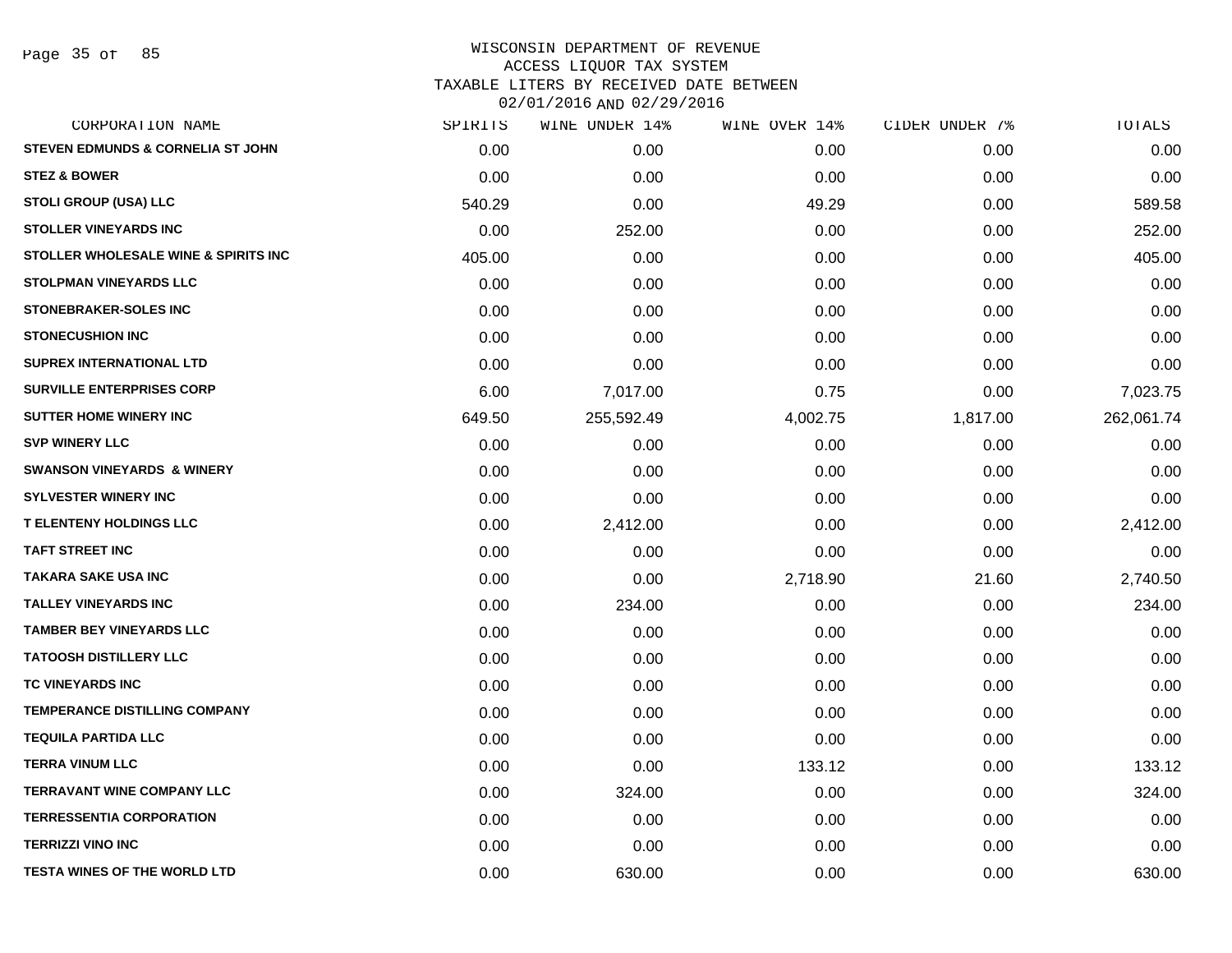WISCONSIN DEPARTMENT OF REVENUE
ACCESS LIQUOR TAX SYSTEM
TAXABLE LITERS BY RECEIVED DATE BETWEEN
02/01/2016 AND 02/29/2016

| CORPORATION NAME | SPIRITS | WINE UNDER 14% | WINE OVER 14% | CIDER UNDER 7% | TOTALS |
|---|---|---|---|---|---|
| STEVEN EDMUNDS & CORNELIA ST JOHN | 0.00 | 0.00 | 0.00 | 0.00 | 0.00 |
| STEZ & BOWER | 0.00 | 0.00 | 0.00 | 0.00 | 0.00 |
| STOLI GROUP (USA) LLC | 540.29 | 0.00 | 49.29 | 0.00 | 589.58 |
| STOLLER VINEYARDS INC | 0.00 | 252.00 | 0.00 | 0.00 | 252.00 |
| STOLLER WHOLESALE WINE & SPIRITS INC | 405.00 | 0.00 | 0.00 | 0.00 | 405.00 |
| STOLPMAN VINEYARDS LLC | 0.00 | 0.00 | 0.00 | 0.00 | 0.00 |
| STONEBRAKER-SOLES INC | 0.00 | 0.00 | 0.00 | 0.00 | 0.00 |
| STONECUSHION INC | 0.00 | 0.00 | 0.00 | 0.00 | 0.00 |
| SUPREX INTERNATIONAL LTD | 0.00 | 0.00 | 0.00 | 0.00 | 0.00 |
| SURVILLE ENTERPRISES CORP | 6.00 | 7,017.00 | 0.75 | 0.00 | 7,023.75 |
| SUTTER HOME WINERY INC | 649.50 | 255,592.49 | 4,002.75 | 1,817.00 | 262,061.74 |
| SVP WINERY LLC | 0.00 | 0.00 | 0.00 | 0.00 | 0.00 |
| SWANSON VINEYARDS & WINERY | 0.00 | 0.00 | 0.00 | 0.00 | 0.00 |
| SYLVESTER WINERY INC | 0.00 | 0.00 | 0.00 | 0.00 | 0.00 |
| T ELENTENY HOLDINGS LLC | 0.00 | 2,412.00 | 0.00 | 0.00 | 2,412.00 |
| TAFT STREET INC | 0.00 | 0.00 | 0.00 | 0.00 | 0.00 |
| TAKARA SAKE USA INC | 0.00 | 0.00 | 2,718.90 | 21.60 | 2,740.50 |
| TALLEY VINEYARDS INC | 0.00 | 234.00 | 0.00 | 0.00 | 234.00 |
| TAMBER BEY VINEYARDS LLC | 0.00 | 0.00 | 0.00 | 0.00 | 0.00 |
| TATOOSH DISTILLERY LLC | 0.00 | 0.00 | 0.00 | 0.00 | 0.00 |
| TC VINEYARDS INC | 0.00 | 0.00 | 0.00 | 0.00 | 0.00 |
| TEMPERANCE DISTILLING COMPANY | 0.00 | 0.00 | 0.00 | 0.00 | 0.00 |
| TEQUILA PARTIDA LLC | 0.00 | 0.00 | 0.00 | 0.00 | 0.00 |
| TERRA VINUM LLC | 0.00 | 0.00 | 133.12 | 0.00 | 133.12 |
| TERRAVANT WINE COMPANY LLC | 0.00 | 324.00 | 0.00 | 0.00 | 324.00 |
| TERRESSENTIA CORPORATION | 0.00 | 0.00 | 0.00 | 0.00 | 0.00 |
| TERRIZZI VINO INC | 0.00 | 0.00 | 0.00 | 0.00 | 0.00 |
| TESTA WINES OF THE WORLD LTD | 0.00 | 630.00 | 0.00 | 0.00 | 630.00 |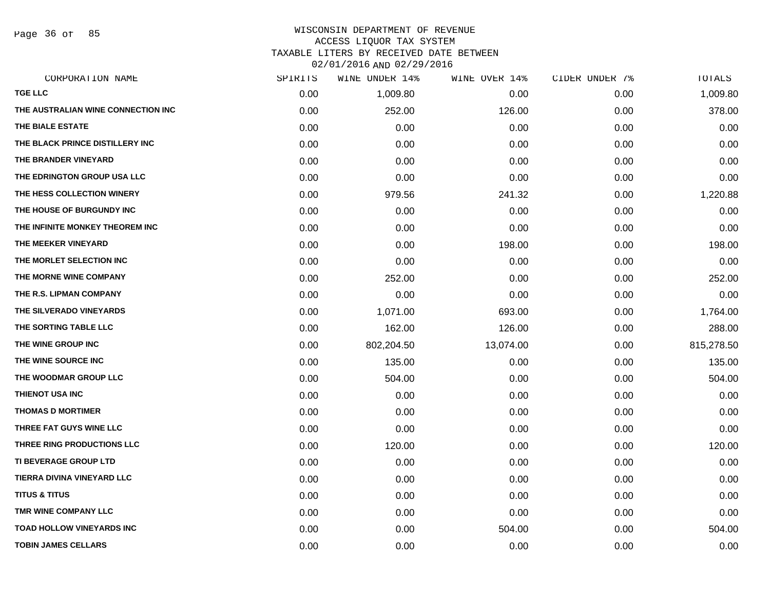WISCONSIN DEPARTMENT OF REVENUE
ACCESS LIQUOR TAX SYSTEM
TAXABLE LITERS BY RECEIVED DATE BETWEEN
02/01/2016 AND 02/29/2016

| CORPORATION NAME | SPIRITS | WINE UNDER 14% | WINE OVER 14% | CIDER UNDER 7% | TOTALS |
|---|---|---|---|---|---|
| TGE LLC | 0.00 | 1,009.80 | 0.00 | 0.00 | 1,009.80 |
| THE AUSTRALIAN WINE CONNECTION INC | 0.00 | 252.00 | 126.00 | 0.00 | 378.00 |
| THE BIALE ESTATE | 0.00 | 0.00 | 0.00 | 0.00 | 0.00 |
| THE BLACK PRINCE DISTILLERY INC | 0.00 | 0.00 | 0.00 | 0.00 | 0.00 |
| THE BRANDER VINEYARD | 0.00 | 0.00 | 0.00 | 0.00 | 0.00 |
| THE EDRINGTON GROUP USA LLC | 0.00 | 0.00 | 0.00 | 0.00 | 0.00 |
| THE HESS COLLECTION WINERY | 0.00 | 979.56 | 241.32 | 0.00 | 1,220.88 |
| THE HOUSE OF BURGUNDY INC | 0.00 | 0.00 | 0.00 | 0.00 | 0.00 |
| THE INFINITE MONKEY THEOREM INC | 0.00 | 0.00 | 0.00 | 0.00 | 0.00 |
| THE MEEKER VINEYARD | 0.00 | 0.00 | 198.00 | 0.00 | 198.00 |
| THE MORLET SELECTION INC | 0.00 | 0.00 | 0.00 | 0.00 | 0.00 |
| THE MORNE WINE COMPANY | 0.00 | 252.00 | 0.00 | 0.00 | 252.00 |
| THE R.S. LIPMAN COMPANY | 0.00 | 0.00 | 0.00 | 0.00 | 0.00 |
| THE SILVERADO VINEYARDS | 0.00 | 1,071.00 | 693.00 | 0.00 | 1,764.00 |
| THE SORTING TABLE LLC | 0.00 | 162.00 | 126.00 | 0.00 | 288.00 |
| THE WINE GROUP INC | 0.00 | 802,204.50 | 13,074.00 | 0.00 | 815,278.50 |
| THE WINE SOURCE INC | 0.00 | 135.00 | 0.00 | 0.00 | 135.00 |
| THE WOODMAR GROUP LLC | 0.00 | 504.00 | 0.00 | 0.00 | 504.00 |
| THIENOT USA INC | 0.00 | 0.00 | 0.00 | 0.00 | 0.00 |
| THOMAS D MORTIMER | 0.00 | 0.00 | 0.00 | 0.00 | 0.00 |
| THREE FAT GUYS WINE LLC | 0.00 | 0.00 | 0.00 | 0.00 | 0.00 |
| THREE RING PRODUCTIONS LLC | 0.00 | 120.00 | 0.00 | 0.00 | 120.00 |
| TI BEVERAGE GROUP LTD | 0.00 | 0.00 | 0.00 | 0.00 | 0.00 |
| TIERRA DIVINA VINEYARD LLC | 0.00 | 0.00 | 0.00 | 0.00 | 0.00 |
| TITUS & TITUS | 0.00 | 0.00 | 0.00 | 0.00 | 0.00 |
| TMR WINE COMPANY LLC | 0.00 | 0.00 | 0.00 | 0.00 | 0.00 |
| TOAD HOLLOW VINEYARDS INC | 0.00 | 0.00 | 504.00 | 0.00 | 504.00 |
| TOBIN JAMES CELLARS | 0.00 | 0.00 | 0.00 | 0.00 | 0.00 |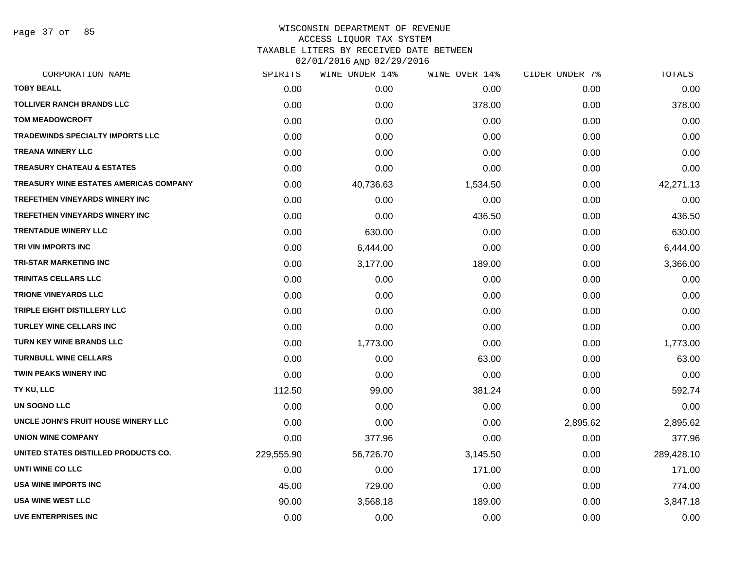# WISCONSIN DEPARTMENT OF REVENUE
## ACCESS LIQUOR TAX SYSTEM
### TAXABLE LITERS BY RECEIVED DATE BETWEEN 02/01/2016 AND 02/29/2016

| CORPORATION NAME | SPIRITS | WINE UNDER 14% | WINE OVER 14% | CIDER UNDER 7% | TOTALS |
|---|---|---|---|---|---|
| TOBY BEALL | 0.00 | 0.00 | 0.00 | 0.00 | 0.00 |
| TOLLIVER RANCH BRANDS LLC | 0.00 | 0.00 | 378.00 | 0.00 | 378.00 |
| TOM MEADOWCROFT | 0.00 | 0.00 | 0.00 | 0.00 | 0.00 |
| TRADEWINDS SPECIALTY IMPORTS LLC | 0.00 | 0.00 | 0.00 | 0.00 | 0.00 |
| TREANA WINERY LLC | 0.00 | 0.00 | 0.00 | 0.00 | 0.00 |
| TREASURY CHATEAU & ESTATES | 0.00 | 0.00 | 0.00 | 0.00 | 0.00 |
| TREASURY WINE ESTATES AMERICAS COMPANY | 0.00 | 40,736.63 | 1,534.50 | 0.00 | 42,271.13 |
| TREFETHEN VINEYARDS WINERY INC | 0.00 | 0.00 | 0.00 | 0.00 | 0.00 |
| TREFETHEN VINEYARDS WINERY INC | 0.00 | 0.00 | 436.50 | 0.00 | 436.50 |
| TRENTADUE WINERY LLC | 0.00 | 630.00 | 0.00 | 0.00 | 630.00 |
| TRI VIN IMPORTS INC | 0.00 | 6,444.00 | 0.00 | 0.00 | 6,444.00 |
| TRI-STAR MARKETING INC | 0.00 | 3,177.00 | 189.00 | 0.00 | 3,366.00 |
| TRINITAS CELLARS LLC | 0.00 | 0.00 | 0.00 | 0.00 | 0.00 |
| TRIONE VINEYARDS LLC | 0.00 | 0.00 | 0.00 | 0.00 | 0.00 |
| TRIPLE EIGHT DISTILLERY LLC | 0.00 | 0.00 | 0.00 | 0.00 | 0.00 |
| TURLEY WINE CELLARS INC | 0.00 | 0.00 | 0.00 | 0.00 | 0.00 |
| TURN KEY WINE BRANDS LLC | 0.00 | 1,773.00 | 0.00 | 0.00 | 1,773.00 |
| TURNBULL WINE CELLARS | 0.00 | 0.00 | 63.00 | 0.00 | 63.00 |
| TWIN PEAKS WINERY INC | 0.00 | 0.00 | 0.00 | 0.00 | 0.00 |
| TY KU, LLC | 112.50 | 99.00 | 381.24 | 0.00 | 592.74 |
| UN SOGNO LLC | 0.00 | 0.00 | 0.00 | 0.00 | 0.00 |
| UNCLE JOHN'S FRUIT HOUSE WINERY LLC | 0.00 | 0.00 | 0.00 | 2,895.62 | 2,895.62 |
| UNION WINE COMPANY | 0.00 | 377.96 | 0.00 | 0.00 | 377.96 |
| UNITED STATES DISTILLED PRODUCTS CO. | 229,555.90 | 56,726.70 | 3,145.50 | 0.00 | 289,428.10 |
| UNTI WINE CO LLC | 0.00 | 0.00 | 171.00 | 0.00 | 171.00 |
| USA WINE IMPORTS INC | 45.00 | 729.00 | 0.00 | 0.00 | 774.00 |
| USA WINE WEST LLC | 90.00 | 3,568.18 | 189.00 | 0.00 | 3,847.18 |
| UVE ENTERPRISES INC | 0.00 | 0.00 | 0.00 | 0.00 | 0.00 |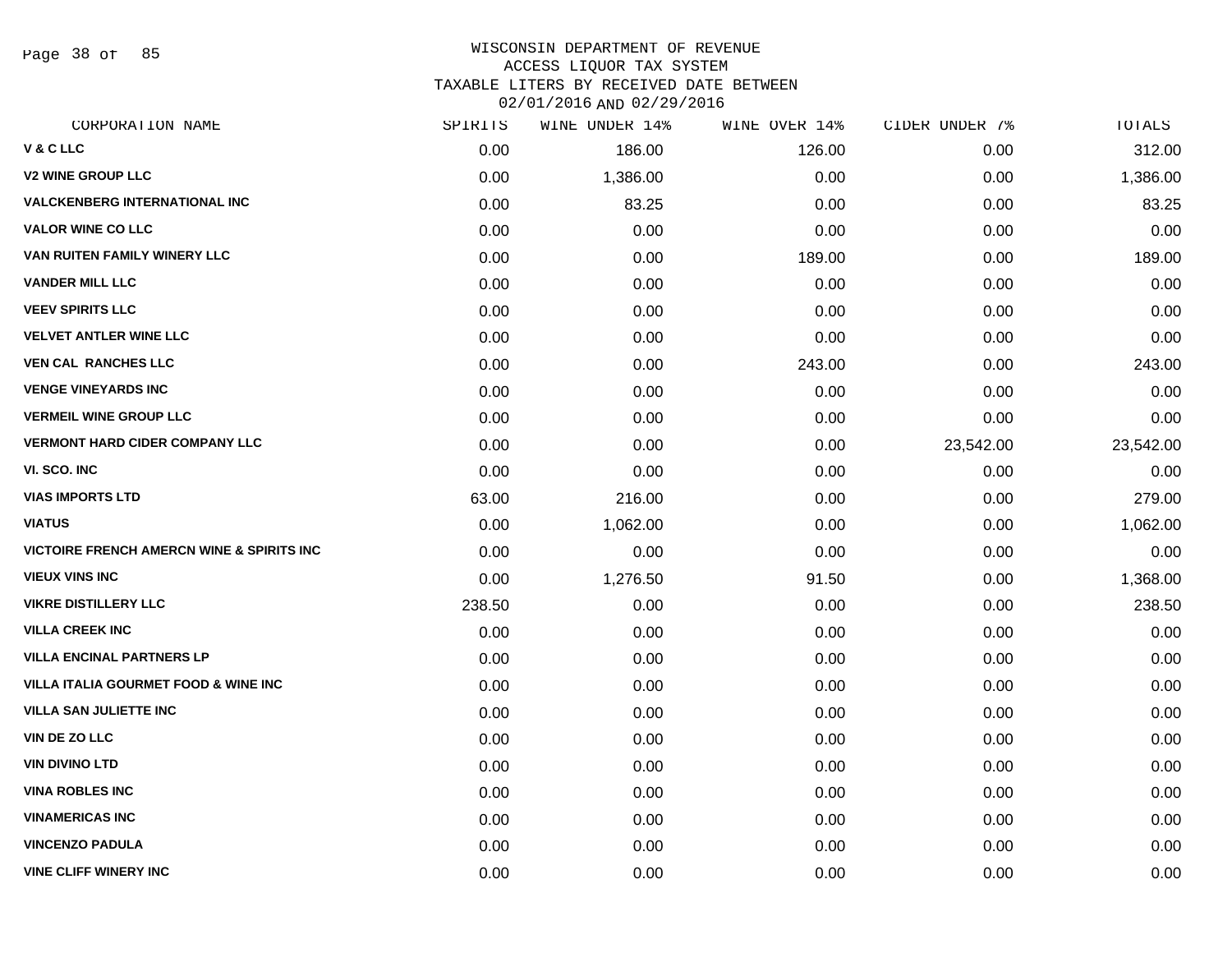WISCONSIN DEPARTMENT OF REVENUE
ACCESS LIQUOR TAX SYSTEM
TAXABLE LITERS BY RECEIVED DATE BETWEEN
02/01/2016 AND 02/29/2016

| CORPORATION NAME | SPIRITS | WINE UNDER 14% | WINE OVER 14% | CIDER UNDER 7% | TOTALS |
|---|---|---|---|---|---|
| V & C LLC | 0.00 | 186.00 | 126.00 | 0.00 | 312.00 |
| V2 WINE GROUP LLC | 0.00 | 1,386.00 | 0.00 | 0.00 | 1,386.00 |
| VALCKENBERG INTERNATIONAL INC | 0.00 | 83.25 | 0.00 | 0.00 | 83.25 |
| VALOR WINE CO LLC | 0.00 | 0.00 | 0.00 | 0.00 | 0.00 |
| VAN RUITEN FAMILY WINERY LLC | 0.00 | 0.00 | 189.00 | 0.00 | 189.00 |
| VANDER MILL LLC | 0.00 | 0.00 | 0.00 | 0.00 | 0.00 |
| VEEV SPIRITS LLC | 0.00 | 0.00 | 0.00 | 0.00 | 0.00 |
| VELVET ANTLER WINE LLC | 0.00 | 0.00 | 0.00 | 0.00 | 0.00 |
| VEN CAL RANCHES LLC | 0.00 | 0.00 | 243.00 | 0.00 | 243.00 |
| VENGE VINEYARDS INC | 0.00 | 0.00 | 0.00 | 0.00 | 0.00 |
| VERMEIL WINE GROUP LLC | 0.00 | 0.00 | 0.00 | 0.00 | 0.00 |
| VERMONT HARD CIDER COMPANY LLC | 0.00 | 0.00 | 0.00 | 23,542.00 | 23,542.00 |
| VI. SCO. INC | 0.00 | 0.00 | 0.00 | 0.00 | 0.00 |
| VIAS IMPORTS LTD | 63.00 | 216.00 | 0.00 | 0.00 | 279.00 |
| VIATUS | 0.00 | 1,062.00 | 0.00 | 0.00 | 1,062.00 |
| VICTOIRE FRENCH AMERCN WINE & SPIRITS INC | 0.00 | 0.00 | 0.00 | 0.00 | 0.00 |
| VIEUX VINS INC | 0.00 | 1,276.50 | 91.50 | 0.00 | 1,368.00 |
| VIKRE DISTILLERY LLC | 238.50 | 0.00 | 0.00 | 0.00 | 238.50 |
| VILLA CREEK INC | 0.00 | 0.00 | 0.00 | 0.00 | 0.00 |
| VILLA ENCINAL PARTNERS LP | 0.00 | 0.00 | 0.00 | 0.00 | 0.00 |
| VILLA ITALIA GOURMET FOOD & WINE INC | 0.00 | 0.00 | 0.00 | 0.00 | 0.00 |
| VILLA SAN JULIETTE INC | 0.00 | 0.00 | 0.00 | 0.00 | 0.00 |
| VIN DE ZO LLC | 0.00 | 0.00 | 0.00 | 0.00 | 0.00 |
| VIN DIVINO LTD | 0.00 | 0.00 | 0.00 | 0.00 | 0.00 |
| VINA ROBLES INC | 0.00 | 0.00 | 0.00 | 0.00 | 0.00 |
| VINAMERICAS INC | 0.00 | 0.00 | 0.00 | 0.00 | 0.00 |
| VINCENZO PADULA | 0.00 | 0.00 | 0.00 | 0.00 | 0.00 |
| VINE CLIFF WINERY INC | 0.00 | 0.00 | 0.00 | 0.00 | 0.00 |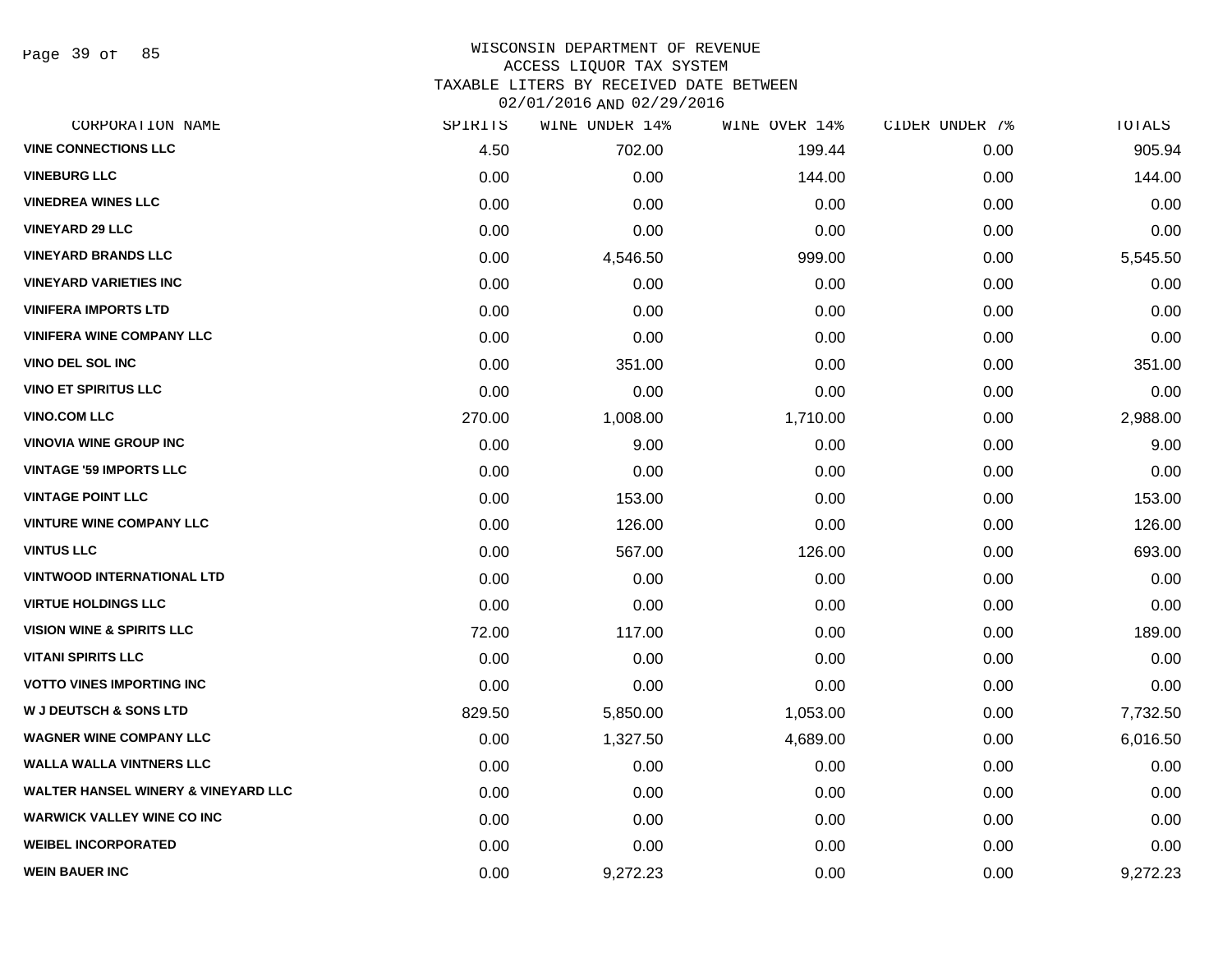WISCONSIN DEPARTMENT OF REVENUE
ACCESS LIQUOR TAX SYSTEM
TAXABLE LITERS BY RECEIVED DATE BETWEEN
02/01/2016 AND 02/29/2016

| CORPORATION NAME | SPIRITS | WINE UNDER 14% | WINE OVER 14% | CIDER UNDER 7% | TOTALS |
|---|---|---|---|---|---|
| VINE CONNECTIONS LLC | 4.50 | 702.00 | 199.44 | 0.00 | 905.94 |
| VINEBURG LLC | 0.00 | 0.00 | 144.00 | 0.00 | 144.00 |
| VINEDREA WINES LLC | 0.00 | 0.00 | 0.00 | 0.00 | 0.00 |
| VINEYARD 29 LLC | 0.00 | 0.00 | 0.00 | 0.00 | 0.00 |
| VINEYARD BRANDS LLC | 0.00 | 4,546.50 | 999.00 | 0.00 | 5,545.50 |
| VINEYARD VARIETIES INC | 0.00 | 0.00 | 0.00 | 0.00 | 0.00 |
| VINIFERA IMPORTS LTD | 0.00 | 0.00 | 0.00 | 0.00 | 0.00 |
| VINIFERA WINE COMPANY LLC | 0.00 | 0.00 | 0.00 | 0.00 | 0.00 |
| VINO DEL SOL INC | 0.00 | 351.00 | 0.00 | 0.00 | 351.00 |
| VINO ET SPIRITUS LLC | 0.00 | 0.00 | 0.00 | 0.00 | 0.00 |
| VINO.COM LLC | 270.00 | 1,008.00 | 1,710.00 | 0.00 | 2,988.00 |
| VINOVIA WINE GROUP INC | 0.00 | 9.00 | 0.00 | 0.00 | 9.00 |
| VINTAGE '59 IMPORTS LLC | 0.00 | 0.00 | 0.00 | 0.00 | 0.00 |
| VINTAGE POINT LLC | 0.00 | 153.00 | 0.00 | 0.00 | 153.00 |
| VINTURE WINE COMPANY LLC | 0.00 | 126.00 | 0.00 | 0.00 | 126.00 |
| VINTUS LLC | 0.00 | 567.00 | 126.00 | 0.00 | 693.00 |
| VINTWOOD INTERNATIONAL LTD | 0.00 | 0.00 | 0.00 | 0.00 | 0.00 |
| VIRTUE HOLDINGS LLC | 0.00 | 0.00 | 0.00 | 0.00 | 0.00 |
| VISION WINE & SPIRITS LLC | 72.00 | 117.00 | 0.00 | 0.00 | 189.00 |
| VITANI SPIRITS LLC | 0.00 | 0.00 | 0.00 | 0.00 | 0.00 |
| VOTTO VINES IMPORTING INC | 0.00 | 0.00 | 0.00 | 0.00 | 0.00 |
| W J DEUTSCH & SONS LTD | 829.50 | 5,850.00 | 1,053.00 | 0.00 | 7,732.50 |
| WAGNER WINE COMPANY LLC | 0.00 | 1,327.50 | 4,689.00 | 0.00 | 6,016.50 |
| WALLA WALLA VINTNERS LLC | 0.00 | 0.00 | 0.00 | 0.00 | 0.00 |
| WALTER HANSEL WINERY & VINEYARD LLC | 0.00 | 0.00 | 0.00 | 0.00 | 0.00 |
| WARWICK VALLEY WINE CO INC | 0.00 | 0.00 | 0.00 | 0.00 | 0.00 |
| WEIBEL INCORPORATED | 0.00 | 0.00 | 0.00 | 0.00 | 0.00 |
| WEIN BAUER INC | 0.00 | 9,272.23 | 0.00 | 0.00 | 9,272.23 |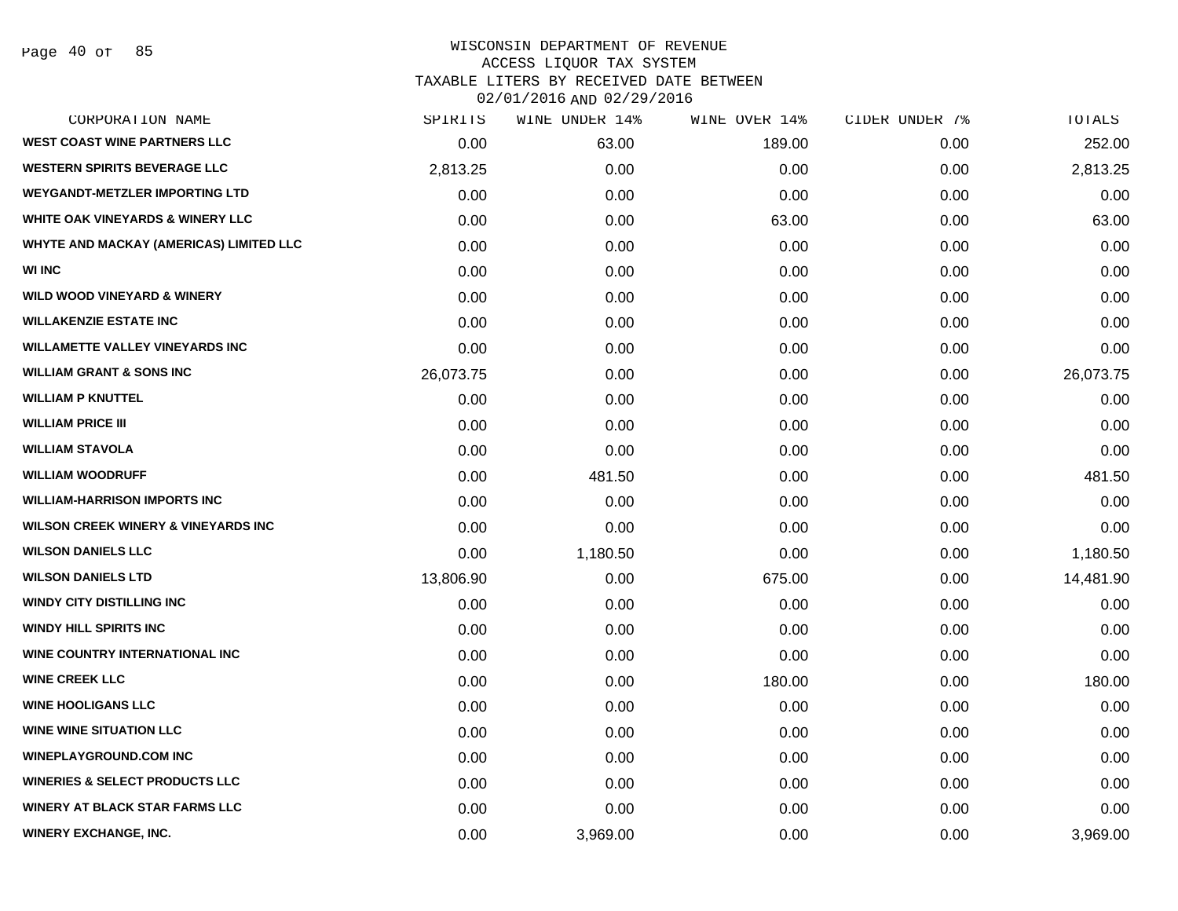WISCONSIN DEPARTMENT OF REVENUE
ACCESS LIQUOR TAX SYSTEM
TAXABLE LITERS BY RECEIVED DATE BETWEEN
02/01/2016 AND 02/29/2016

| CORPORATION NAME | SPIRITS | WINE UNDER 14% | WINE OVER 14% | CIDER UNDER 7% | TOTALS |
|---|---|---|---|---|---|
| WEST COAST WINE PARTNERS LLC | 0.00 | 63.00 | 189.00 | 0.00 | 252.00 |
| WESTERN SPIRITS BEVERAGE LLC | 2,813.25 | 0.00 | 0.00 | 0.00 | 2,813.25 |
| WEYGANDT-METZLER IMPORTING LTD | 0.00 | 0.00 | 0.00 | 0.00 | 0.00 |
| WHITE OAK VINEYARDS & WINERY LLC | 0.00 | 0.00 | 63.00 | 0.00 | 63.00 |
| WHYTE AND MACKAY (AMERICAS) LIMITED LLC | 0.00 | 0.00 | 0.00 | 0.00 | 0.00 |
| WI INC | 0.00 | 0.00 | 0.00 | 0.00 | 0.00 |
| WILD WOOD VINEYARD & WINERY | 0.00 | 0.00 | 0.00 | 0.00 | 0.00 |
| WILLAKENZIE ESTATE INC | 0.00 | 0.00 | 0.00 | 0.00 | 0.00 |
| WILLAMETTE VALLEY VINEYARDS INC | 0.00 | 0.00 | 0.00 | 0.00 | 0.00 |
| WILLIAM GRANT & SONS INC | 26,073.75 | 0.00 | 0.00 | 0.00 | 26,073.75 |
| WILLIAM P KNUTTEL | 0.00 | 0.00 | 0.00 | 0.00 | 0.00 |
| WILLIAM PRICE III | 0.00 | 0.00 | 0.00 | 0.00 | 0.00 |
| WILLIAM STAVOLA | 0.00 | 0.00 | 0.00 | 0.00 | 0.00 |
| WILLIAM WOODRUFF | 0.00 | 481.50 | 0.00 | 0.00 | 481.50 |
| WILLIAM-HARRISON IMPORTS INC | 0.00 | 0.00 | 0.00 | 0.00 | 0.00 |
| WILSON CREEK WINERY & VINEYARDS INC | 0.00 | 0.00 | 0.00 | 0.00 | 0.00 |
| WILSON DANIELS LLC | 0.00 | 1,180.50 | 0.00 | 0.00 | 1,180.50 |
| WILSON DANIELS LTD | 13,806.90 | 0.00 | 675.00 | 0.00 | 14,481.90 |
| WINDY CITY DISTILLING INC | 0.00 | 0.00 | 0.00 | 0.00 | 0.00 |
| WINDY HILL SPIRITS INC | 0.00 | 0.00 | 0.00 | 0.00 | 0.00 |
| WINE COUNTRY INTERNATIONAL INC | 0.00 | 0.00 | 0.00 | 0.00 | 0.00 |
| WINE CREEK LLC | 0.00 | 0.00 | 180.00 | 0.00 | 180.00 |
| WINE HOOLIGANS LLC | 0.00 | 0.00 | 0.00 | 0.00 | 0.00 |
| WINE WINE SITUATION LLC | 0.00 | 0.00 | 0.00 | 0.00 | 0.00 |
| WINEPLAYGROUND.COM INC | 0.00 | 0.00 | 0.00 | 0.00 | 0.00 |
| WINERIES & SELECT PRODUCTS LLC | 0.00 | 0.00 | 0.00 | 0.00 | 0.00 |
| WINERY AT BLACK STAR FARMS LLC | 0.00 | 0.00 | 0.00 | 0.00 | 0.00 |
| WINERY EXCHANGE, INC. | 0.00 | 3,969.00 | 0.00 | 0.00 | 3,969.00 |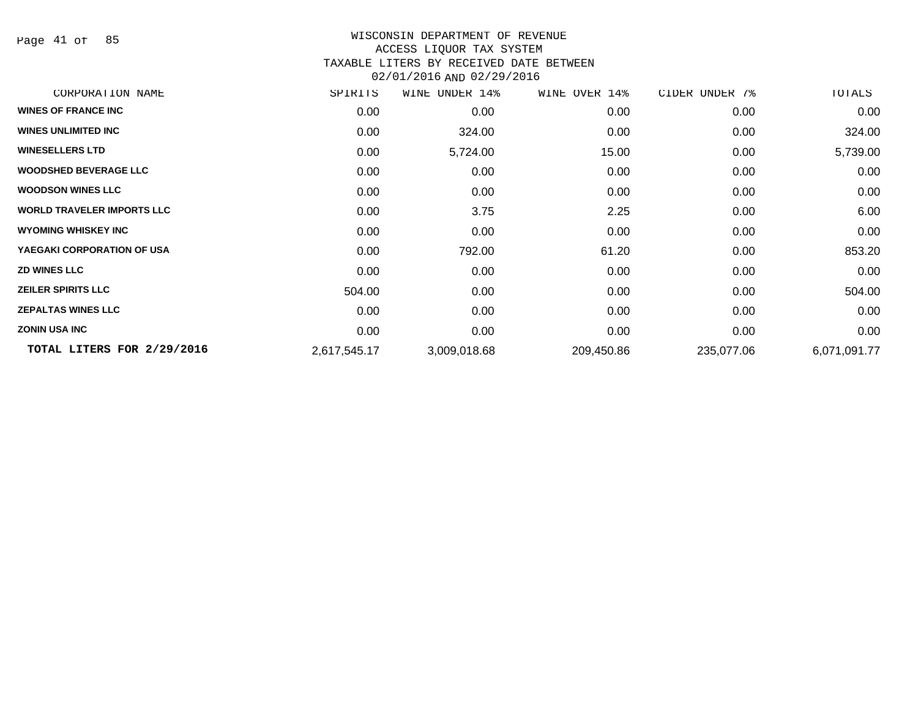WISCONSIN DEPARTMENT OF REVENUE
ACCESS LIQUOR TAX SYSTEM
TAXABLE LITERS BY RECEIVED DATE BETWEEN
02/01/2016 AND 02/29/2016

| CORPORATION NAME | SPIRITS | WINE UNDER 14% | WINE OVER 14% | CIDER UNDER 7% | TOTALS |
|---|---|---|---|---|---|
| WINES OF FRANCE INC | 0.00 | 0.00 | 0.00 | 0.00 | 0.00 |
| WINES UNLIMITED INC | 0.00 | 324.00 | 0.00 | 0.00 | 324.00 |
| WINESELLERS LTD | 0.00 | 5,724.00 | 15.00 | 0.00 | 5,739.00 |
| WOODSHED BEVERAGE LLC | 0.00 | 0.00 | 0.00 | 0.00 | 0.00 |
| WOODSON WINES LLC | 0.00 | 0.00 | 0.00 | 0.00 | 0.00 |
| WORLD TRAVELER IMPORTS LLC | 0.00 | 3.75 | 2.25 | 0.00 | 6.00 |
| WYOMING WHISKEY INC | 0.00 | 0.00 | 0.00 | 0.00 | 0.00 |
| YAEGAKI CORPORATION OF USA | 0.00 | 792.00 | 61.20 | 0.00 | 853.20 |
| ZD WINES LLC | 0.00 | 0.00 | 0.00 | 0.00 | 0.00 |
| ZEILER SPIRITS LLC | 504.00 | 0.00 | 0.00 | 0.00 | 504.00 |
| ZEPALTAS WINES LLC | 0.00 | 0.00 | 0.00 | 0.00 | 0.00 |
| ZONIN USA INC | 0.00 | 0.00 | 0.00 | 0.00 | 0.00 |
| **TOTAL LITERS FOR 2/29/2016** | 2,617,545.17 | 3,009,018.68 | 209,450.86 | 235,077.06 | 6,071,091.77 |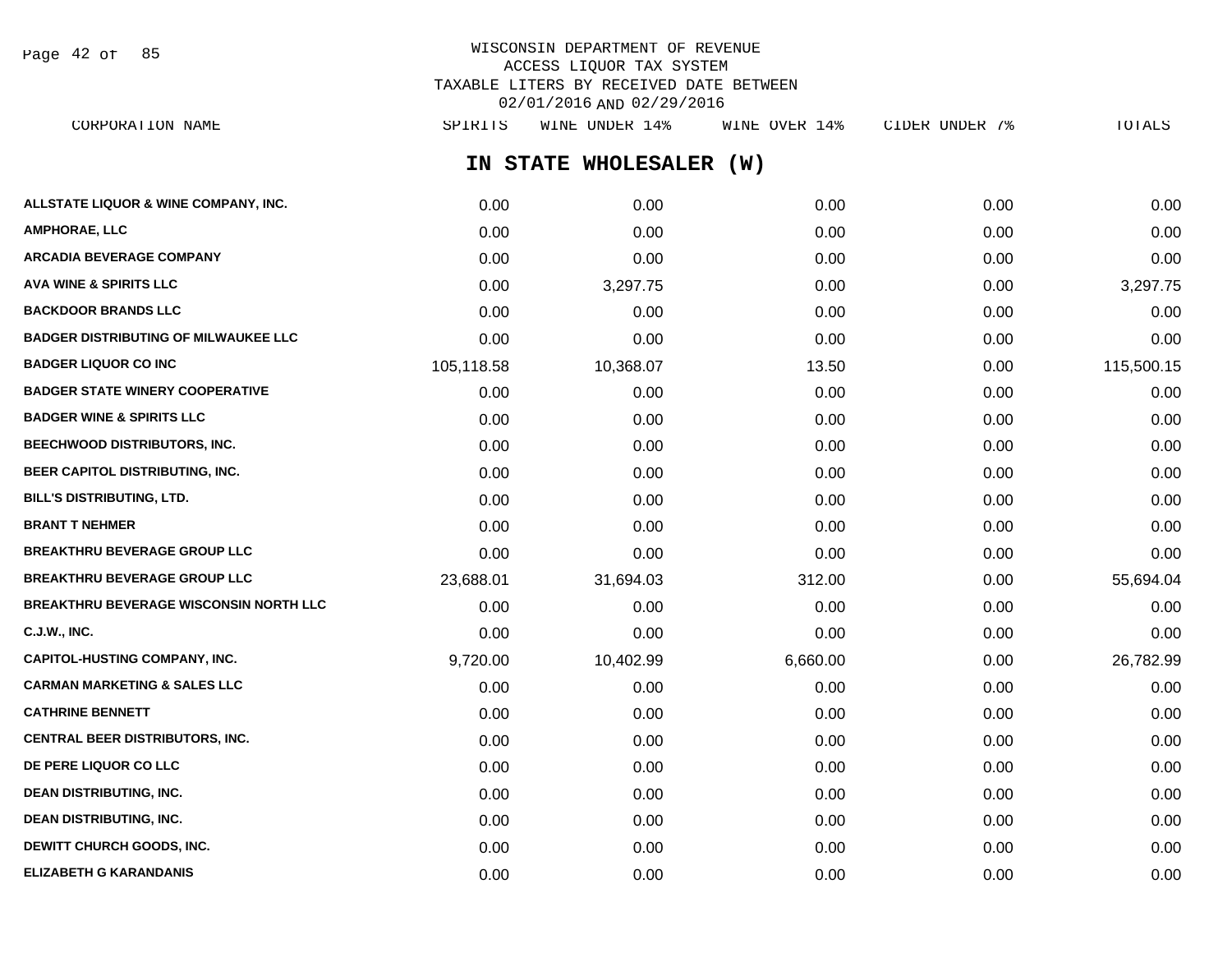WISCONSIN DEPARTMENT OF REVENUE
ACCESS LIQUOR TAX SYSTEM
TAXABLE LITERS BY RECEIVED DATE BETWEEN
02/01/2016 AND 02/29/2016

## IN STATE WHOLESALER (W)

| CORPORATION NAME | SPIRITS | WINE UNDER 14% | WINE OVER 14% | CIDER UNDER 7% | TOTALS |
|---|---|---|---|---|---|
| ALLSTATE LIQUOR & WINE COMPANY, INC. | 0.00 | 0.00 | 0.00 | 0.00 | 0.00 |
| AMPHORAE, LLC | 0.00 | 0.00 | 0.00 | 0.00 | 0.00 |
| ARCADIA BEVERAGE COMPANY | 0.00 | 0.00 | 0.00 | 0.00 | 0.00 |
| AVA WINE & SPIRITS LLC | 0.00 | 3,297.75 | 0.00 | 0.00 | 3,297.75 |
| BACKDOOR BRANDS LLC | 0.00 | 0.00 | 0.00 | 0.00 | 0.00 |
| BADGER DISTRIBUTING OF MILWAUKEE LLC | 0.00 | 0.00 | 0.00 | 0.00 | 0.00 |
| BADGER LIQUOR CO INC | 105,118.58 | 10,368.07 | 13.50 | 0.00 | 115,500.15 |
| BADGER STATE WINERY COOPERATIVE | 0.00 | 0.00 | 0.00 | 0.00 | 0.00 |
| BADGER WINE & SPIRITS LLC | 0.00 | 0.00 | 0.00 | 0.00 | 0.00 |
| BEECHWOOD DISTRIBUTORS, INC. | 0.00 | 0.00 | 0.00 | 0.00 | 0.00 |
| BEER CAPITOL DISTRIBUTING, INC. | 0.00 | 0.00 | 0.00 | 0.00 | 0.00 |
| BILL'S DISTRIBUTING, LTD. | 0.00 | 0.00 | 0.00 | 0.00 | 0.00 |
| BRANT T NEHMER | 0.00 | 0.00 | 0.00 | 0.00 | 0.00 |
| BREAKTHRU BEVERAGE GROUP LLC | 0.00 | 0.00 | 0.00 | 0.00 | 0.00 |
| BREAKTHRU BEVERAGE GROUP LLC | 23,688.01 | 31,694.03 | 312.00 | 0.00 | 55,694.04 |
| BREAKTHRU BEVERAGE WISCONSIN NORTH LLC | 0.00 | 0.00 | 0.00 | 0.00 | 0.00 |
| C.J.W., INC. | 0.00 | 0.00 | 0.00 | 0.00 | 0.00 |
| CAPITOL-HUSTING COMPANY, INC. | 9,720.00 | 10,402.99 | 6,660.00 | 0.00 | 26,782.99 |
| CARMAN MARKETING & SALES LLC | 0.00 | 0.00 | 0.00 | 0.00 | 0.00 |
| CATHRINE BENNETT | 0.00 | 0.00 | 0.00 | 0.00 | 0.00 |
| CENTRAL BEER DISTRIBUTORS, INC. | 0.00 | 0.00 | 0.00 | 0.00 | 0.00 |
| DE PERE LIQUOR CO LLC | 0.00 | 0.00 | 0.00 | 0.00 | 0.00 |
| DEAN DISTRIBUTING, INC. | 0.00 | 0.00 | 0.00 | 0.00 | 0.00 |
| DEAN DISTRIBUTING, INC. | 0.00 | 0.00 | 0.00 | 0.00 | 0.00 |
| DEWITT CHURCH GOODS, INC. | 0.00 | 0.00 | 0.00 | 0.00 | 0.00 |
| ELIZABETH G KARANDANIS | 0.00 | 0.00 | 0.00 | 0.00 | 0.00 |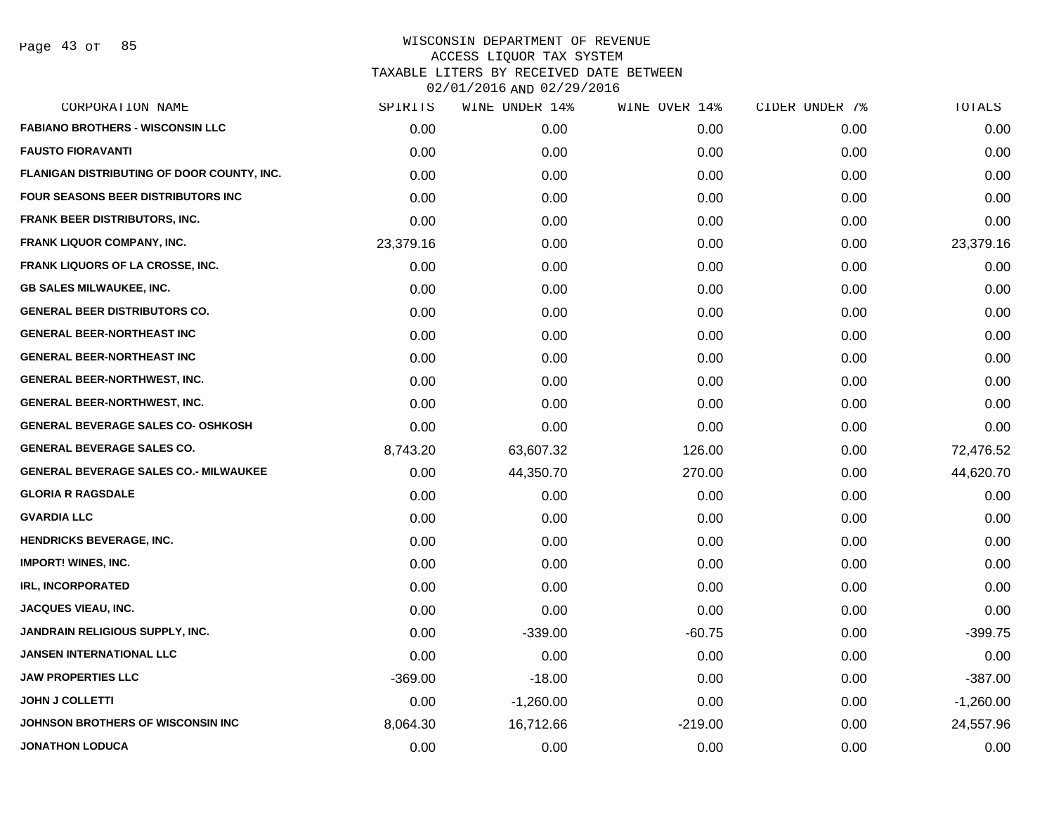WISCONSIN DEPARTMENT OF REVENUE
ACCESS LIQUOR TAX SYSTEM
TAXABLE LITERS BY RECEIVED DATE BETWEEN
02/01/2016 AND 02/29/2016

| CORPORATION NAME | SPIRITS | WINE UNDER 14% | WINE OVER 14% | CIDER UNDER 7% | TOTALS |
|---|---|---|---|---|---|
| FABIANO BROTHERS - WISCONSIN LLC | 0.00 | 0.00 | 0.00 | 0.00 | 0.00 |
| FAUSTO FIORAVANTI | 0.00 | 0.00 | 0.00 | 0.00 | 0.00 |
| FLANIGAN DISTRIBUTING OF DOOR COUNTY, INC. | 0.00 | 0.00 | 0.00 | 0.00 | 0.00 |
| FOUR SEASONS BEER DISTRIBUTORS INC | 0.00 | 0.00 | 0.00 | 0.00 | 0.00 |
| FRANK BEER DISTRIBUTORS, INC. | 0.00 | 0.00 | 0.00 | 0.00 | 0.00 |
| FRANK LIQUOR COMPANY, INC. | 23,379.16 | 0.00 | 0.00 | 0.00 | 23,379.16 |
| FRANK LIQUORS OF LA CROSSE, INC. | 0.00 | 0.00 | 0.00 | 0.00 | 0.00 |
| GB SALES MILWAUKEE, INC. | 0.00 | 0.00 | 0.00 | 0.00 | 0.00 |
| GENERAL BEER DISTRIBUTORS CO. | 0.00 | 0.00 | 0.00 | 0.00 | 0.00 |
| GENERAL BEER-NORTHEAST INC | 0.00 | 0.00 | 0.00 | 0.00 | 0.00 |
| GENERAL BEER-NORTHEAST INC | 0.00 | 0.00 | 0.00 | 0.00 | 0.00 |
| GENERAL BEER-NORTHWEST, INC. | 0.00 | 0.00 | 0.00 | 0.00 | 0.00 |
| GENERAL BEER-NORTHWEST, INC. | 0.00 | 0.00 | 0.00 | 0.00 | 0.00 |
| GENERAL BEVERAGE SALES CO- OSHKOSH | 0.00 | 0.00 | 0.00 | 0.00 | 0.00 |
| GENERAL BEVERAGE SALES CO. | 8,743.20 | 63,607.32 | 126.00 | 0.00 | 72,476.52 |
| GENERAL BEVERAGE SALES CO.- MILWAUKEE | 0.00 | 44,350.70 | 270.00 | 0.00 | 44,620.70 |
| GLORIA R RAGSDALE | 0.00 | 0.00 | 0.00 | 0.00 | 0.00 |
| GVARDIA LLC | 0.00 | 0.00 | 0.00 | 0.00 | 0.00 |
| HENDRICKS BEVERAGE, INC. | 0.00 | 0.00 | 0.00 | 0.00 | 0.00 |
| IMPORT! WINES, INC. | 0.00 | 0.00 | 0.00 | 0.00 | 0.00 |
| IRL, INCORPORATED | 0.00 | 0.00 | 0.00 | 0.00 | 0.00 |
| JACQUES VIEAU, INC. | 0.00 | 0.00 | 0.00 | 0.00 | 0.00 |
| JANDRAIN RELIGIOUS SUPPLY, INC. | 0.00 | -339.00 | -60.75 | 0.00 | -399.75 |
| JANSEN INTERNATIONAL LLC | 0.00 | 0.00 | 0.00 | 0.00 | 0.00 |
| JAW PROPERTIES LLC | -369.00 | -18.00 | 0.00 | 0.00 | -387.00 |
| JOHN J COLLETTI | 0.00 | -1,260.00 | 0.00 | 0.00 | -1,260.00 |
| JOHNSON BROTHERS OF WISCONSIN INC | 8,064.30 | 16,712.66 | -219.00 | 0.00 | 24,557.96 |
| JONATHON LODUCA | 0.00 | 0.00 | 0.00 | 0.00 | 0.00 |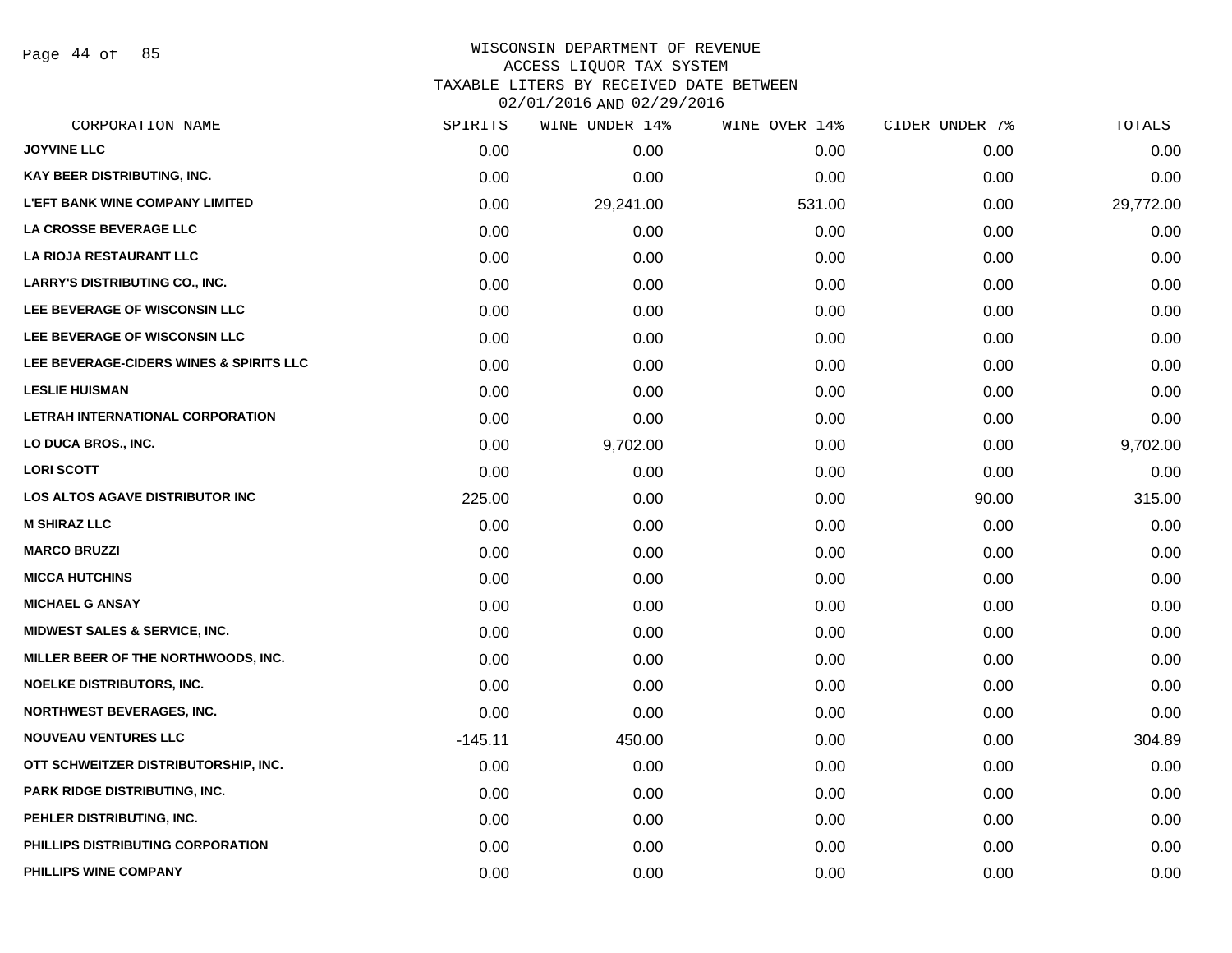WISCONSIN DEPARTMENT OF REVENUE
ACCESS LIQUOR TAX SYSTEM
TAXABLE LITERS BY RECEIVED DATE BETWEEN
02/01/2016 AND 02/29/2016

| CORPORATION NAME | SPIRITS | WINE UNDER 14% | WINE OVER 14% | CIDER UNDER 7% | TOTALS |
|---|---|---|---|---|---|
| JOYVINE LLC | 0.00 | 0.00 | 0.00 | 0.00 | 0.00 |
| KAY BEER DISTRIBUTING, INC. | 0.00 | 0.00 | 0.00 | 0.00 | 0.00 |
| L'EFT BANK WINE COMPANY LIMITED | 0.00 | 29,241.00 | 531.00 | 0.00 | 29,772.00 |
| LA CROSSE BEVERAGE LLC | 0.00 | 0.00 | 0.00 | 0.00 | 0.00 |
| LA RIOJA RESTAURANT LLC | 0.00 | 0.00 | 0.00 | 0.00 | 0.00 |
| LARRY'S DISTRIBUTING CO., INC. | 0.00 | 0.00 | 0.00 | 0.00 | 0.00 |
| LEE BEVERAGE OF WISCONSIN LLC | 0.00 | 0.00 | 0.00 | 0.00 | 0.00 |
| LEE BEVERAGE OF WISCONSIN LLC | 0.00 | 0.00 | 0.00 | 0.00 | 0.00 |
| LEE BEVERAGE-CIDERS WINES & SPIRITS LLC | 0.00 | 0.00 | 0.00 | 0.00 | 0.00 |
| LESLIE HUISMAN | 0.00 | 0.00 | 0.00 | 0.00 | 0.00 |
| LETRAH INTERNATIONAL CORPORATION | 0.00 | 0.00 | 0.00 | 0.00 | 0.00 |
| LO DUCA BROS., INC. | 0.00 | 9,702.00 | 0.00 | 0.00 | 9,702.00 |
| LORI SCOTT | 0.00 | 0.00 | 0.00 | 0.00 | 0.00 |
| LOS ALTOS AGAVE DISTRIBUTOR INC | 225.00 | 0.00 | 0.00 | 90.00 | 315.00 |
| M SHIRAZ LLC | 0.00 | 0.00 | 0.00 | 0.00 | 0.00 |
| MARCO BRUZZI | 0.00 | 0.00 | 0.00 | 0.00 | 0.00 |
| MICCA HUTCHINS | 0.00 | 0.00 | 0.00 | 0.00 | 0.00 |
| MICHAEL G ANSAY | 0.00 | 0.00 | 0.00 | 0.00 | 0.00 |
| MIDWEST SALES & SERVICE, INC. | 0.00 | 0.00 | 0.00 | 0.00 | 0.00 |
| MILLER BEER OF THE NORTHWOODS, INC. | 0.00 | 0.00 | 0.00 | 0.00 | 0.00 |
| NOELKE DISTRIBUTORS, INC. | 0.00 | 0.00 | 0.00 | 0.00 | 0.00 |
| NORTHWEST BEVERAGES, INC. | 0.00 | 0.00 | 0.00 | 0.00 | 0.00 |
| NOUVEAU VENTURES LLC | -145.11 | 450.00 | 0.00 | 0.00 | 304.89 |
| OTT SCHWEITZER DISTRIBUTORSHIP, INC. | 0.00 | 0.00 | 0.00 | 0.00 | 0.00 |
| PARK RIDGE DISTRIBUTING, INC. | 0.00 | 0.00 | 0.00 | 0.00 | 0.00 |
| PEHLER DISTRIBUTING, INC. | 0.00 | 0.00 | 0.00 | 0.00 | 0.00 |
| PHILLIPS DISTRIBUTING CORPORATION | 0.00 | 0.00 | 0.00 | 0.00 | 0.00 |
| PHILLIPS WINE COMPANY | 0.00 | 0.00 | 0.00 | 0.00 | 0.00 |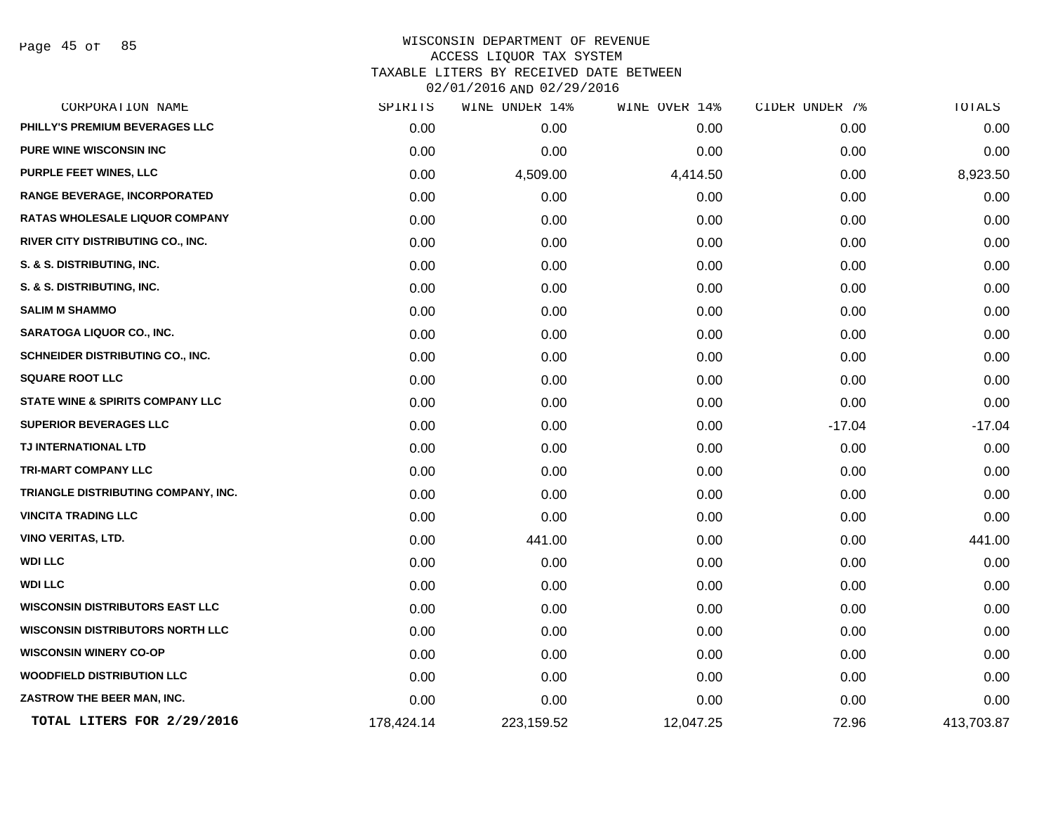WISCONSIN DEPARTMENT OF REVENUE
ACCESS LIQUOR TAX SYSTEM
TAXABLE LITERS BY RECEIVED DATE BETWEEN
02/01/2016 AND 02/29/2016

| CORPORATION NAME | SPIRITS | WINE UNDER 14% | WINE OVER 14% | CIDER UNDER 7% | TOTALS |
|---|---|---|---|---|---|
| PHILLY'S PREMIUM BEVERAGES LLC | 0.00 | 0.00 | 0.00 | 0.00 | 0.00 |
| PURE WINE WISCONSIN INC | 0.00 | 0.00 | 0.00 | 0.00 | 0.00 |
| PURPLE FEET WINES, LLC | 0.00 | 4,509.00 | 4,414.50 | 0.00 | 8,923.50 |
| RANGE BEVERAGE, INCORPORATED | 0.00 | 0.00 | 0.00 | 0.00 | 0.00 |
| RATAS WHOLESALE LIQUOR COMPANY | 0.00 | 0.00 | 0.00 | 0.00 | 0.00 |
| RIVER CITY DISTRIBUTING CO., INC. | 0.00 | 0.00 | 0.00 | 0.00 | 0.00 |
| S. & S. DISTRIBUTING, INC. | 0.00 | 0.00 | 0.00 | 0.00 | 0.00 |
| S. & S. DISTRIBUTING, INC. | 0.00 | 0.00 | 0.00 | 0.00 | 0.00 |
| SALIM M SHAMMO | 0.00 | 0.00 | 0.00 | 0.00 | 0.00 |
| SARATOGA LIQUOR CO., INC. | 0.00 | 0.00 | 0.00 | 0.00 | 0.00 |
| SCHNEIDER DISTRIBUTING CO., INC. | 0.00 | 0.00 | 0.00 | 0.00 | 0.00 |
| SQUARE ROOT LLC | 0.00 | 0.00 | 0.00 | 0.00 | 0.00 |
| STATE WINE & SPIRITS COMPANY LLC | 0.00 | 0.00 | 0.00 | 0.00 | 0.00 |
| SUPERIOR BEVERAGES LLC | 0.00 | 0.00 | 0.00 | -17.04 | -17.04 |
| TJ INTERNATIONAL LTD | 0.00 | 0.00 | 0.00 | 0.00 | 0.00 |
| TRI-MART COMPANY LLC | 0.00 | 0.00 | 0.00 | 0.00 | 0.00 |
| TRIANGLE DISTRIBUTING COMPANY, INC. | 0.00 | 0.00 | 0.00 | 0.00 | 0.00 |
| VINCITA TRADING LLC | 0.00 | 0.00 | 0.00 | 0.00 | 0.00 |
| VINO VERITAS, LTD. | 0.00 | 441.00 | 0.00 | 0.00 | 441.00 |
| WDI LLC | 0.00 | 0.00 | 0.00 | 0.00 | 0.00 |
| WDI LLC | 0.00 | 0.00 | 0.00 | 0.00 | 0.00 |
| WISCONSIN DISTRIBUTORS EAST LLC | 0.00 | 0.00 | 0.00 | 0.00 | 0.00 |
| WISCONSIN DISTRIBUTORS NORTH LLC | 0.00 | 0.00 | 0.00 | 0.00 | 0.00 |
| WISCONSIN WINERY CO-OP | 0.00 | 0.00 | 0.00 | 0.00 | 0.00 |
| WOODFIELD DISTRIBUTION LLC | 0.00 | 0.00 | 0.00 | 0.00 | 0.00 |
| ZASTROW THE BEER MAN, INC. | 0.00 | 0.00 | 0.00 | 0.00 | 0.00 |
| **TOTAL LITERS FOR 2/29/2016** | 178,424.14 | 223,159.52 | 12,047.25 | 72.96 | 413,703.87 |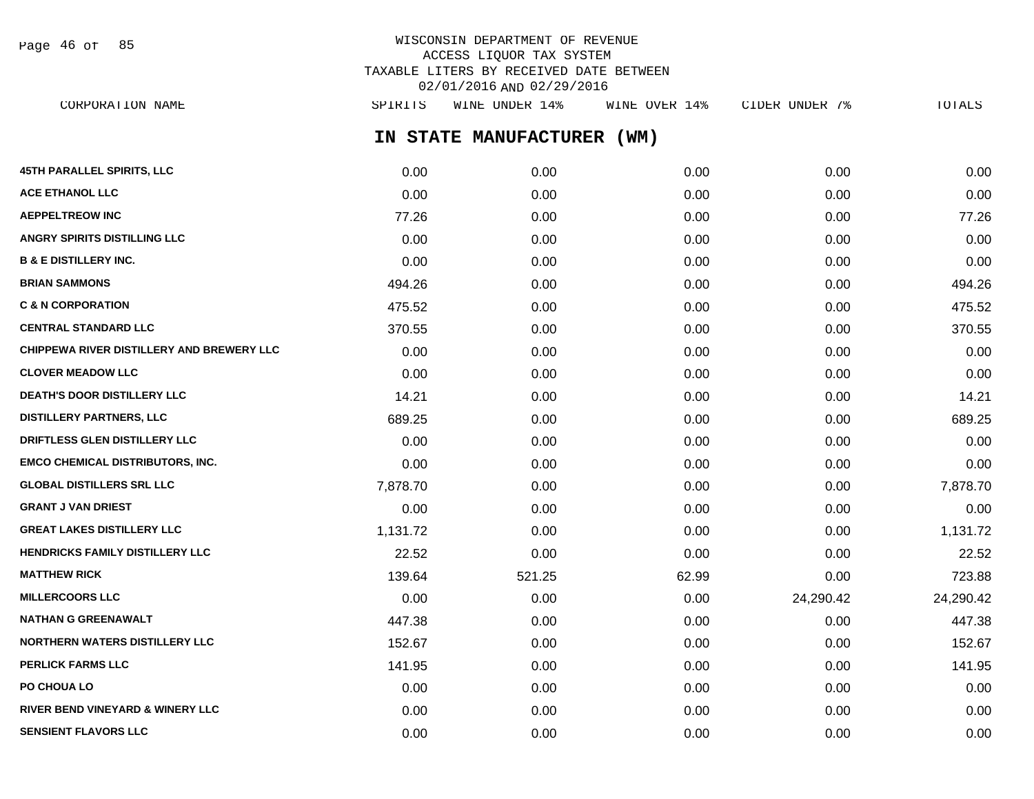WISCONSIN DEPARTMENT OF REVENUE
ACCESS LIQUOR TAX SYSTEM
TAXABLE LITERS BY RECEIVED DATE BETWEEN
02/01/2016 AND 02/29/2016

## IN STATE MANUFACTURER (WM)

| CORPORATION NAME | SPIRITS | WINE UNDER 14% | WINE OVER 14% | CIDER UNDER 7% | TOTALS |
|---|---|---|---|---|---|
| 45TH PARALLEL SPIRITS, LLC | 0.00 | 0.00 | 0.00 | 0.00 | 0.00 |
| ACE ETHANOL LLC | 0.00 | 0.00 | 0.00 | 0.00 | 0.00 |
| AEPPELTREOW INC | 77.26 | 0.00 | 0.00 | 0.00 | 77.26 |
| ANGRY SPIRITS DISTILLING LLC | 0.00 | 0.00 | 0.00 | 0.00 | 0.00 |
| B & E DISTILLERY INC. | 0.00 | 0.00 | 0.00 | 0.00 | 0.00 |
| BRIAN SAMMONS | 494.26 | 0.00 | 0.00 | 0.00 | 494.26 |
| C & N CORPORATION | 475.52 | 0.00 | 0.00 | 0.00 | 475.52 |
| CENTRAL STANDARD LLC | 370.55 | 0.00 | 0.00 | 0.00 | 370.55 |
| CHIPPEWA RIVER DISTILLERY AND BREWERY LLC | 0.00 | 0.00 | 0.00 | 0.00 | 0.00 |
| CLOVER MEADOW LLC | 0.00 | 0.00 | 0.00 | 0.00 | 0.00 |
| DEATH'S DOOR DISTILLERY LLC | 14.21 | 0.00 | 0.00 | 0.00 | 14.21 |
| DISTILLERY PARTNERS, LLC | 689.25 | 0.00 | 0.00 | 0.00 | 689.25 |
| DRIFTLESS GLEN DISTILLERY LLC | 0.00 | 0.00 | 0.00 | 0.00 | 0.00 |
| EMCO CHEMICAL DISTRIBUTORS, INC. | 0.00 | 0.00 | 0.00 | 0.00 | 0.00 |
| GLOBAL DISTILLERS SRL LLC | 7,878.70 | 0.00 | 0.00 | 0.00 | 7,878.70 |
| GRANT J VAN DRIEST | 0.00 | 0.00 | 0.00 | 0.00 | 0.00 |
| GREAT LAKES DISTILLERY LLC | 1,131.72 | 0.00 | 0.00 | 0.00 | 1,131.72 |
| HENDRICKS FAMILY DISTILLERY LLC | 22.52 | 0.00 | 0.00 | 0.00 | 22.52 |
| MATTHEW RICK | 139.64 | 521.25 | 62.99 | 0.00 | 723.88 |
| MILLERCOORS LLC | 0.00 | 0.00 | 0.00 | 24,290.42 | 24,290.42 |
| NATHAN G GREENAWALT | 447.38 | 0.00 | 0.00 | 0.00 | 447.38 |
| NORTHERN WATERS DISTILLERY LLC | 152.67 | 0.00 | 0.00 | 0.00 | 152.67 |
| PERLICK FARMS LLC | 141.95 | 0.00 | 0.00 | 0.00 | 141.95 |
| PO CHOUA LO | 0.00 | 0.00 | 0.00 | 0.00 | 0.00 |
| RIVER BEND VINEYARD & WINERY LLC | 0.00 | 0.00 | 0.00 | 0.00 | 0.00 |
| SENSIENT FLAVORS LLC | 0.00 | 0.00 | 0.00 | 0.00 | 0.00 |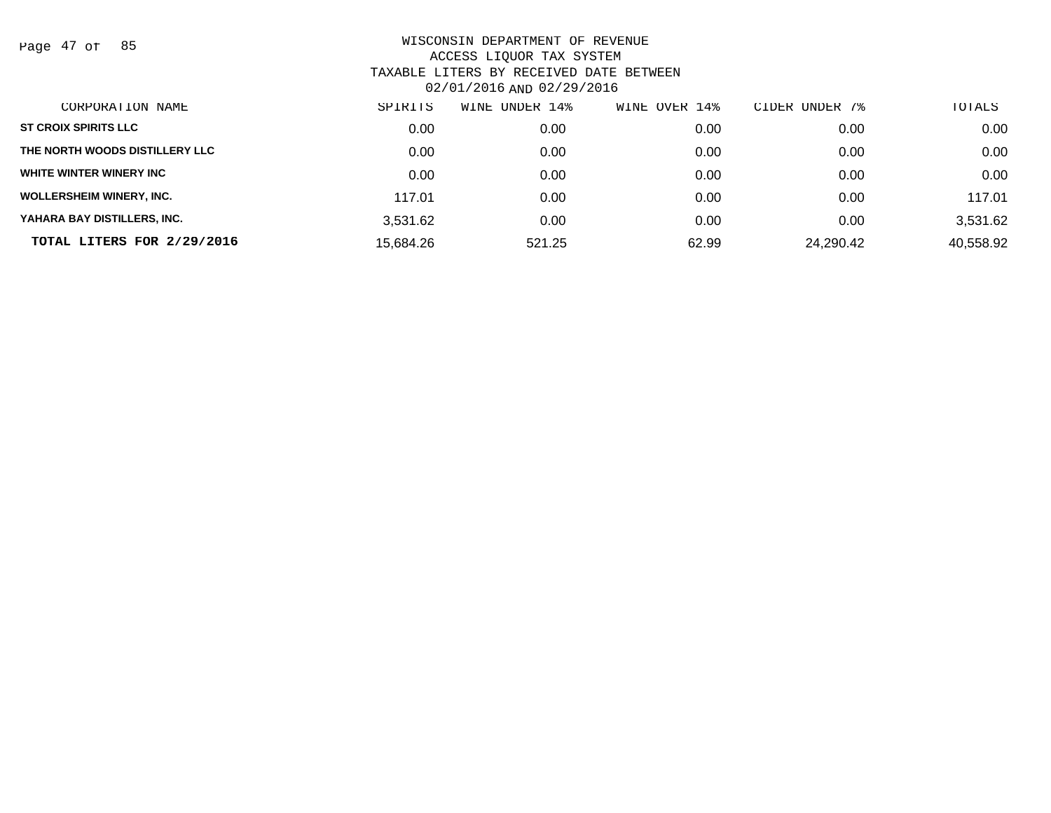WISCONSIN DEPARTMENT OF REVENUE
ACCESS LIQUOR TAX SYSTEM
TAXABLE LITERS BY RECEIVED DATE BETWEEN
02/01/2016 AND 02/29/2016

| CORPORATION NAME | SPIRITS | WINE UNDER 14% | WINE OVER 14% | CIDER UNDER 7% | TOTALS |
|---|---|---|---|---|---|
| ST CROIX SPIRITS LLC | 0.00 | 0.00 | 0.00 | 0.00 | 0.00 |
| THE NORTH WOODS DISTILLERY LLC | 0.00 | 0.00 | 0.00 | 0.00 | 0.00 |
| WHITE WINTER WINERY INC | 0.00 | 0.00 | 0.00 | 0.00 | 0.00 |
| WOLLERSHEIM WINERY, INC. | 117.01 | 0.00 | 0.00 | 0.00 | 117.01 |
| YAHARA BAY DISTILLERS, INC. | 3,531.62 | 0.00 | 0.00 | 0.00 | 3,531.62 |
| **TOTAL LITERS FOR 2/29/2016** | 15,684.26 | 521.25 | 62.99 | 24,290.42 | 40,558.92 |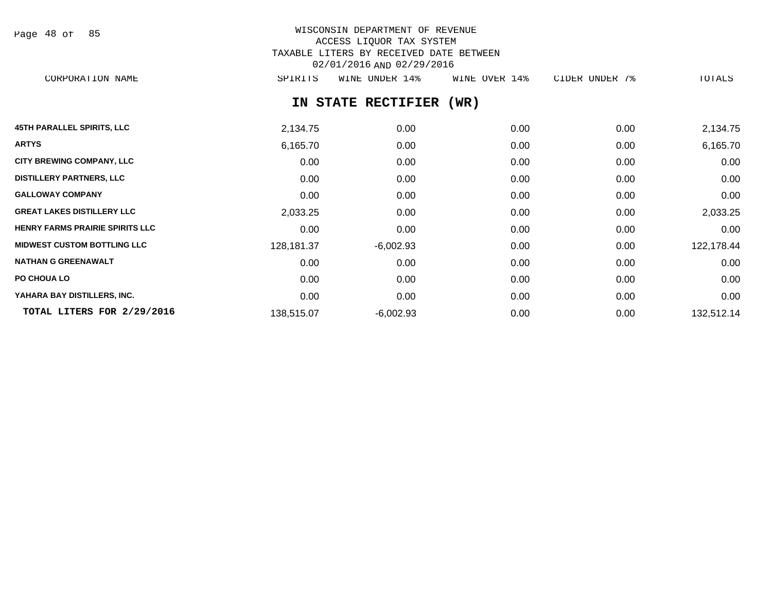WISCONSIN DEPARTMENT OF REVENUE
ACCESS LIQUOR TAX SYSTEM
TAXABLE LITERS BY RECEIVED DATE BETWEEN
02/01/2016 AND 02/29/2016

## IN STATE RECTIFIER (WR)

| CORPORATION NAME | SPIRITS | WINE UNDER 14% | WINE OVER 14% | CIDER UNDER 7% | TOTALS |
|---|---|---|---|---|---|
| 45TH PARALLEL SPIRITS, LLC | 2,134.75 | 0.00 | 0.00 | 0.00 | 2,134.75 |
| ARTYS | 6,165.70 | 0.00 | 0.00 | 0.00 | 6,165.70 |
| CITY BREWING COMPANY, LLC | 0.00 | 0.00 | 0.00 | 0.00 | 0.00 |
| DISTILLERY PARTNERS, LLC | 0.00 | 0.00 | 0.00 | 0.00 | 0.00 |
| GALLOWAY COMPANY | 0.00 | 0.00 | 0.00 | 0.00 | 0.00 |
| GREAT LAKES DISTILLERY LLC | 2,033.25 | 0.00 | 0.00 | 0.00 | 2,033.25 |
| HENRY FARMS PRAIRIE SPIRITS LLC | 0.00 | 0.00 | 0.00 | 0.00 | 0.00 |
| MIDWEST CUSTOM BOTTLING LLC | 128,181.37 | -6,002.93 | 0.00 | 0.00 | 122,178.44 |
| NATHAN G GREENAWALT | 0.00 | 0.00 | 0.00 | 0.00 | 0.00 |
| PO CHOUA LO | 0.00 | 0.00 | 0.00 | 0.00 | 0.00 |
| YAHARA BAY DISTILLERS, INC. | 0.00 | 0.00 | 0.00 | 0.00 | 0.00 |
| **TOTAL LITERS FOR 2/29/2016** | 138,515.07 | -6,002.93 | 0.00 | 0.00 | 132,512.14 |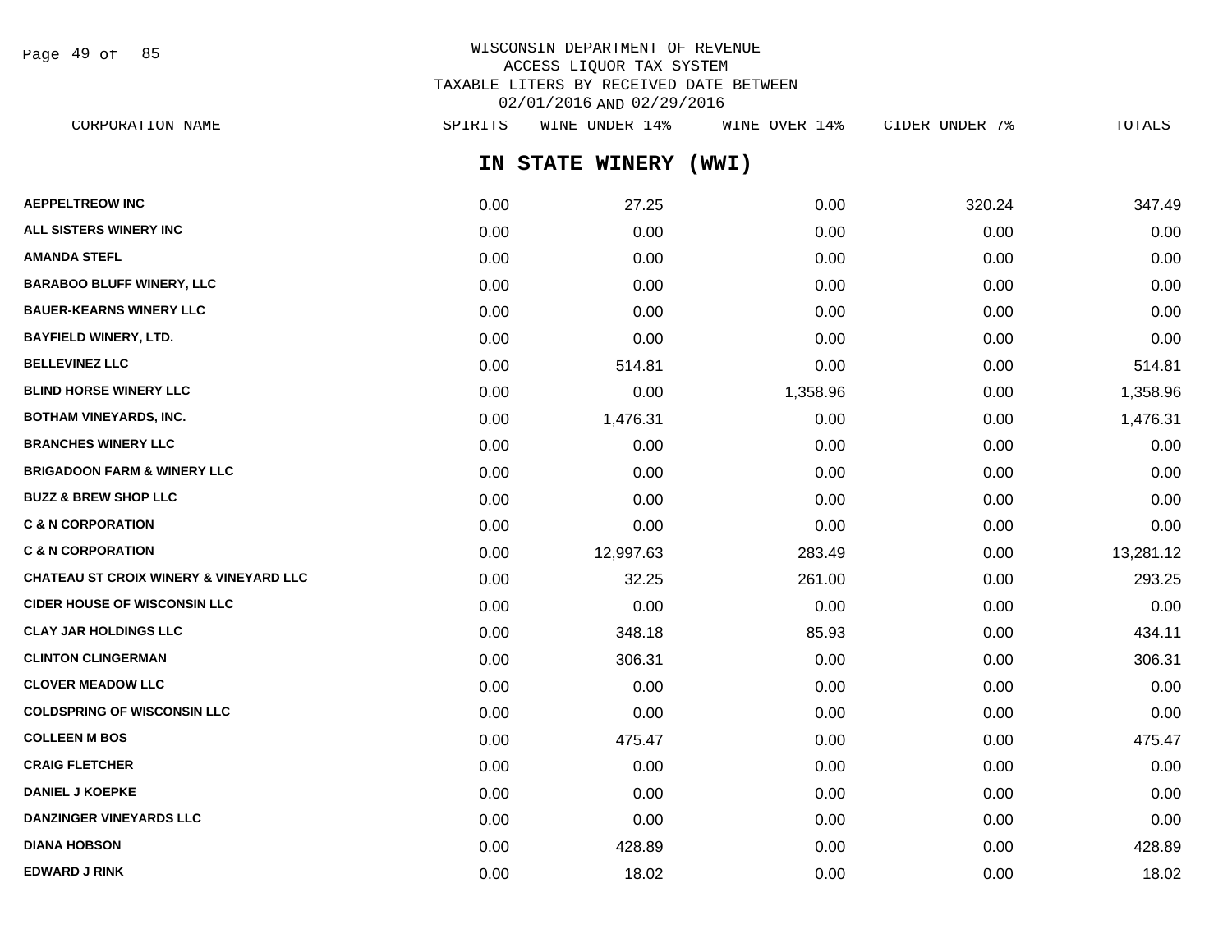WISCONSIN DEPARTMENT OF REVENUE
ACCESS LIQUOR TAX SYSTEM
TAXABLE LITERS BY RECEIVED DATE BETWEEN
02/01/2016 AND 02/29/2016

## IN STATE WINERY (WWI)

| CORPORATION NAME | SPIRITS | WINE UNDER 14% | WINE OVER 14% | CIDER UNDER 7% | TOTALS |
|---|---|---|---|---|---|
| AEPPELTREOW INC | 0.00 | 27.25 | 0.00 | 320.24 | 347.49 |
| ALL SISTERS WINERY INC | 0.00 | 0.00 | 0.00 | 0.00 | 0.00 |
| AMANDA STEFL | 0.00 | 0.00 | 0.00 | 0.00 | 0.00 |
| BARABOO BLUFF WINERY, LLC | 0.00 | 0.00 | 0.00 | 0.00 | 0.00 |
| BAUER-KEARNS WINERY LLC | 0.00 | 0.00 | 0.00 | 0.00 | 0.00 |
| BAYFIELD WINERY, LTD. | 0.00 | 0.00 | 0.00 | 0.00 | 0.00 |
| BELLEVINEZ LLC | 0.00 | 514.81 | 0.00 | 0.00 | 514.81 |
| BLIND HORSE WINERY LLC | 0.00 | 0.00 | 1,358.96 | 0.00 | 1,358.96 |
| BOTHAM VINEYARDS, INC. | 0.00 | 1,476.31 | 0.00 | 0.00 | 1,476.31 |
| BRANCHES WINERY LLC | 0.00 | 0.00 | 0.00 | 0.00 | 0.00 |
| BRIGADOON FARM & WINERY LLC | 0.00 | 0.00 | 0.00 | 0.00 | 0.00 |
| BUZZ & BREW SHOP LLC | 0.00 | 0.00 | 0.00 | 0.00 | 0.00 |
| C & N CORPORATION | 0.00 | 0.00 | 0.00 | 0.00 | 0.00 |
| C & N CORPORATION | 0.00 | 12,997.63 | 283.49 | 0.00 | 13,281.12 |
| CHATEAU ST CROIX WINERY & VINEYARD LLC | 0.00 | 32.25 | 261.00 | 0.00 | 293.25 |
| CIDER HOUSE OF WISCONSIN LLC | 0.00 | 0.00 | 0.00 | 0.00 | 0.00 |
| CLAY JAR HOLDINGS LLC | 0.00 | 348.18 | 85.93 | 0.00 | 434.11 |
| CLINTON CLINGERMAN | 0.00 | 306.31 | 0.00 | 0.00 | 306.31 |
| CLOVER MEADOW LLC | 0.00 | 0.00 | 0.00 | 0.00 | 0.00 |
| COLDSPRING OF WISCONSIN LLC | 0.00 | 0.00 | 0.00 | 0.00 | 0.00 |
| COLLEEN M BOS | 0.00 | 475.47 | 0.00 | 0.00 | 475.47 |
| CRAIG FLETCHER | 0.00 | 0.00 | 0.00 | 0.00 | 0.00 |
| DANIEL J KOEPKE | 0.00 | 0.00 | 0.00 | 0.00 | 0.00 |
| DANZINGER VINEYARDS LLC | 0.00 | 0.00 | 0.00 | 0.00 | 0.00 |
| DIANA HOBSON | 0.00 | 428.89 | 0.00 | 0.00 | 428.89 |
| EDWARD J RINK | 0.00 | 18.02 | 0.00 | 0.00 | 18.02 |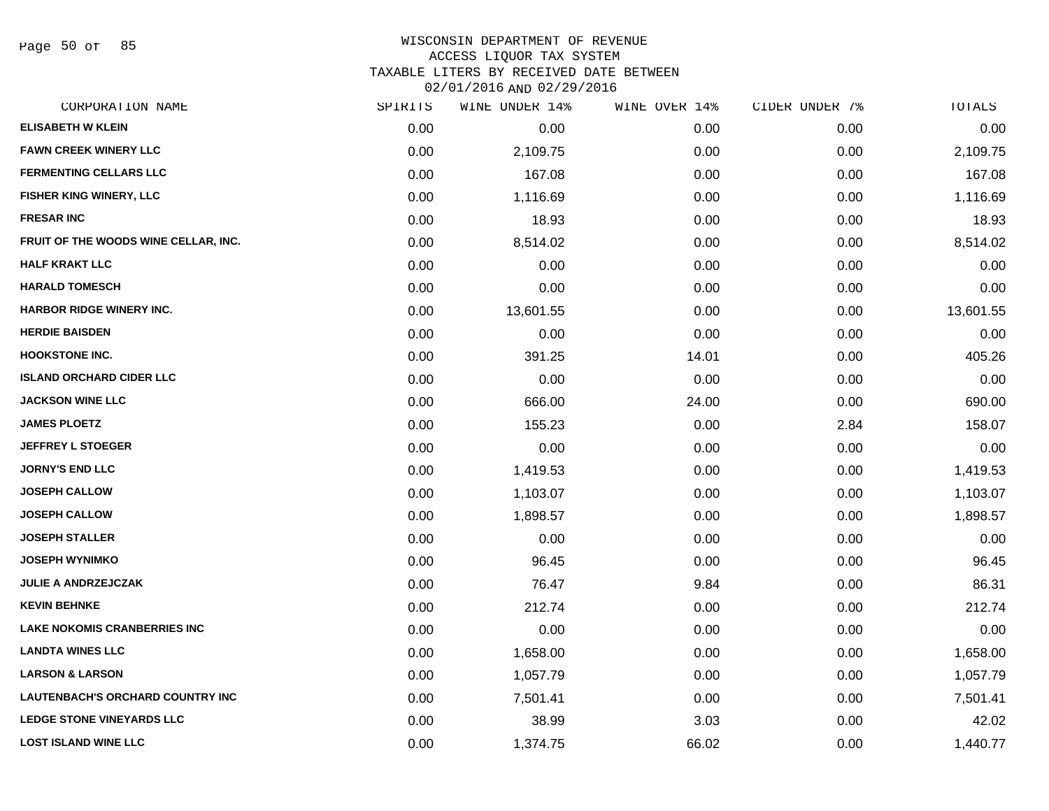# WISCONSIN DEPARTMENT OF REVENUE
## ACCESS LIQUOR TAX SYSTEM
## TAXABLE LITERS BY RECEIVED DATE BETWEEN 02/01/2016 AND 02/29/2016

| CORPORATION NAME | SPIRITS | WINE UNDER 14% | WINE OVER 14% | CIDER UNDER 7% | TOTALS |
|---|---|---|---|---|---|
| ELISABETH W KLEIN | 0.00 | 0.00 | 0.00 | 0.00 | 0.00 |
| FAWN CREEK WINERY LLC | 0.00 | 2,109.75 | 0.00 | 0.00 | 2,109.75 |
| FERMENTING CELLARS LLC | 0.00 | 167.08 | 0.00 | 0.00 | 167.08 |
| FISHER KING WINERY, LLC | 0.00 | 1,116.69 | 0.00 | 0.00 | 1,116.69 |
| FRESAR INC | 0.00 | 18.93 | 0.00 | 0.00 | 18.93 |
| FRUIT OF THE WOODS WINE CELLAR, INC. | 0.00 | 8,514.02 | 0.00 | 0.00 | 8,514.02 |
| HALF KRAKT LLC | 0.00 | 0.00 | 0.00 | 0.00 | 0.00 |
| HARALD TOMESCH | 0.00 | 0.00 | 0.00 | 0.00 | 0.00 |
| HARBOR RIDGE WINERY INC. | 0.00 | 13,601.55 | 0.00 | 0.00 | 13,601.55 |
| HERDIE BAISDEN | 0.00 | 0.00 | 0.00 | 0.00 | 0.00 |
| HOOKSTONE INC. | 0.00 | 391.25 | 14.01 | 0.00 | 405.26 |
| ISLAND ORCHARD CIDER LLC | 0.00 | 0.00 | 0.00 | 0.00 | 0.00 |
| JACKSON WINE LLC | 0.00 | 666.00 | 24.00 | 0.00 | 690.00 |
| JAMES PLOETZ | 0.00 | 155.23 | 0.00 | 2.84 | 158.07 |
| JEFFREY L STOEGER | 0.00 | 0.00 | 0.00 | 0.00 | 0.00 |
| JORNY'S END LLC | 0.00 | 1,419.53 | 0.00 | 0.00 | 1,419.53 |
| JOSEPH CALLOW | 0.00 | 1,103.07 | 0.00 | 0.00 | 1,103.07 |
| JOSEPH CALLOW | 0.00 | 1,898.57 | 0.00 | 0.00 | 1,898.57 |
| JOSEPH STALLER | 0.00 | 0.00 | 0.00 | 0.00 | 0.00 |
| JOSEPH WYNIMKO | 0.00 | 96.45 | 0.00 | 0.00 | 96.45 |
| JULIE A ANDRZEJCZAK | 0.00 | 76.47 | 9.84 | 0.00 | 86.31 |
| KEVIN BEHNKE | 0.00 | 212.74 | 0.00 | 0.00 | 212.74 |
| LAKE NOKOMIS CRANBERRIES INC | 0.00 | 0.00 | 0.00 | 0.00 | 0.00 |
| LANDTA WINES LLC | 0.00 | 1,658.00 | 0.00 | 0.00 | 1,658.00 |
| LARSON & LARSON | 0.00 | 1,057.79 | 0.00 | 0.00 | 1,057.79 |
| LAUTENBACH'S ORCHARD COUNTRY INC | 0.00 | 7,501.41 | 0.00 | 0.00 | 7,501.41 |
| LEDGE STONE VINEYARDS LLC | 0.00 | 38.99 | 3.03 | 0.00 | 42.02 |
| LOST ISLAND WINE LLC | 0.00 | 1,374.75 | 66.02 | 0.00 | 1,440.77 |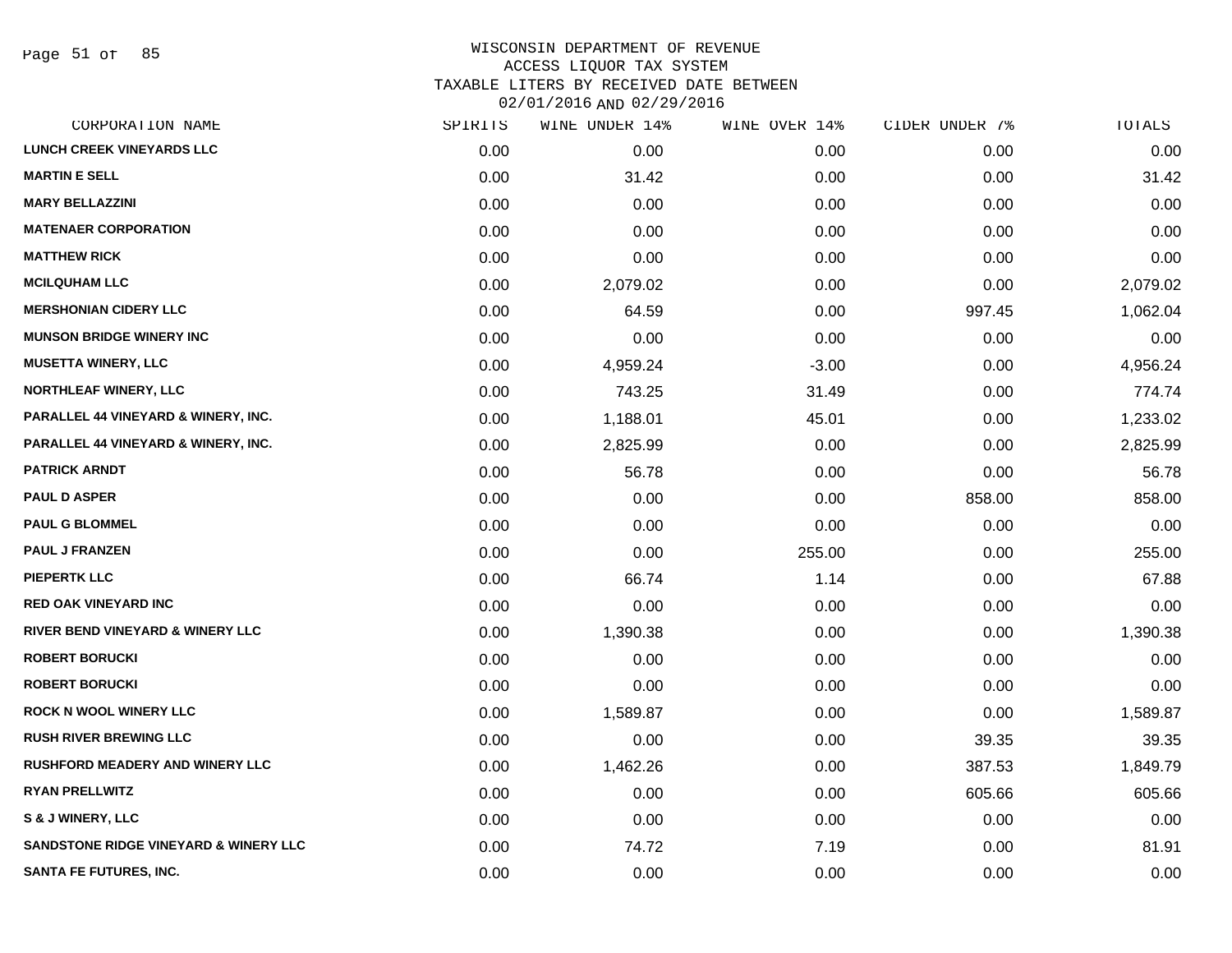# WISCONSIN DEPARTMENT OF REVENUE
## ACCESS LIQUOR TAX SYSTEM
## TAXABLE LITERS BY RECEIVED DATE BETWEEN 02/01/2016 AND 02/29/2016

| CORPORATION NAME | SPIRITS | WINE UNDER 14% | WINE OVER 14% | CIDER UNDER 7% | TOTALS |
|---|---|---|---|---|---|
| LUNCH CREEK VINEYARDS LLC | 0.00 | 0.00 | 0.00 | 0.00 | 0.00 |
| MARTIN E SELL | 0.00 | 31.42 | 0.00 | 0.00 | 31.42 |
| MARY BELLAZZINI | 0.00 | 0.00 | 0.00 | 0.00 | 0.00 |
| MATENAER CORPORATION | 0.00 | 0.00 | 0.00 | 0.00 | 0.00 |
| MATTHEW RICK | 0.00 | 0.00 | 0.00 | 0.00 | 0.00 |
| MCILQUHAM LLC | 0.00 | 2,079.02 | 0.00 | 0.00 | 2,079.02 |
| MERSHONIAN CIDERY LLC | 0.00 | 64.59 | 0.00 | 997.45 | 1,062.04 |
| MUNSON BRIDGE WINERY INC | 0.00 | 0.00 | 0.00 | 0.00 | 0.00 |
| MUSETTA WINERY, LLC | 0.00 | 4,959.24 | -3.00 | 0.00 | 4,956.24 |
| NORTHLEAF WINERY, LLC | 0.00 | 743.25 | 31.49 | 0.00 | 774.74 |
| PARALLEL 44 VINEYARD & WINERY, INC. | 0.00 | 1,188.01 | 45.01 | 0.00 | 1,233.02 |
| PARALLEL 44 VINEYARD & WINERY, INC. | 0.00 | 2,825.99 | 0.00 | 0.00 | 2,825.99 |
| PATRICK ARNDT | 0.00 | 56.78 | 0.00 | 0.00 | 56.78 |
| PAUL D ASPER | 0.00 | 0.00 | 0.00 | 858.00 | 858.00 |
| PAUL G BLOMMEL | 0.00 | 0.00 | 0.00 | 0.00 | 0.00 |
| PAUL J FRANZEN | 0.00 | 0.00 | 255.00 | 0.00 | 255.00 |
| PIEPERTK LLC | 0.00 | 66.74 | 1.14 | 0.00 | 67.88 |
| RED OAK VINEYARD INC | 0.00 | 0.00 | 0.00 | 0.00 | 0.00 |
| RIVER BEND VINEYARD & WINERY LLC | 0.00 | 1,390.38 | 0.00 | 0.00 | 1,390.38 |
| ROBERT BORUCKI | 0.00 | 0.00 | 0.00 | 0.00 | 0.00 |
| ROBERT BORUCKI | 0.00 | 0.00 | 0.00 | 0.00 | 0.00 |
| ROCK N WOOL WINERY LLC | 0.00 | 1,589.87 | 0.00 | 0.00 | 1,589.87 |
| RUSH RIVER BREWING LLC | 0.00 | 0.00 | 0.00 | 39.35 | 39.35 |
| RUSHFORD MEADERY AND WINERY LLC | 0.00 | 1,462.26 | 0.00 | 387.53 | 1,849.79 |
| RYAN PRELLWITZ | 0.00 | 0.00 | 0.00 | 605.66 | 605.66 |
| S & J WINERY, LLC | 0.00 | 0.00 | 0.00 | 0.00 | 0.00 |
| SANDSTONE RIDGE VINEYARD & WINERY LLC | 0.00 | 74.72 | 7.19 | 0.00 | 81.91 |
| SANTA FE FUTURES, INC. | 0.00 | 0.00 | 0.00 | 0.00 | 0.00 |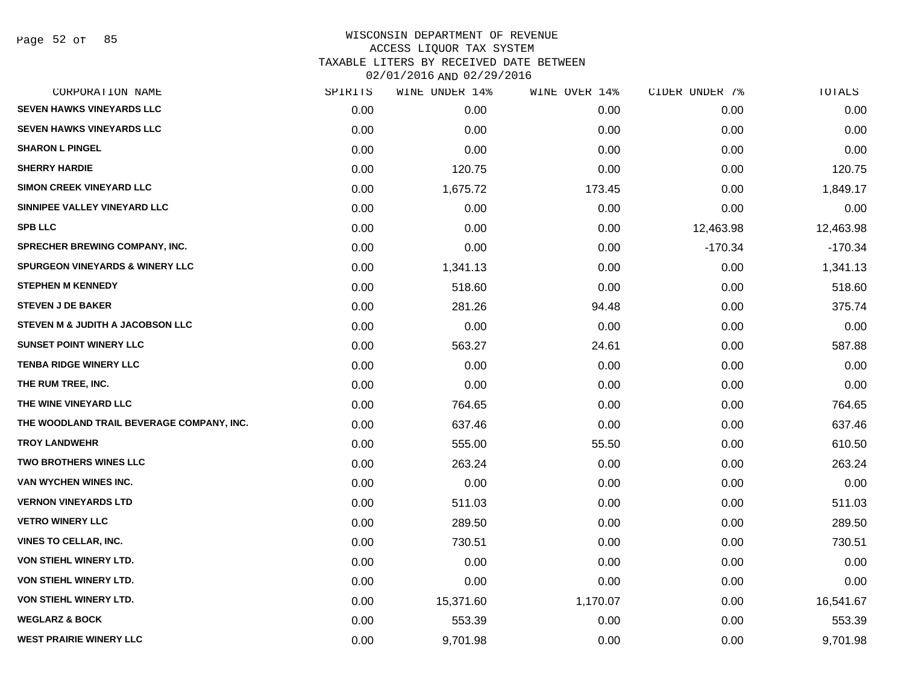WISCONSIN DEPARTMENT OF REVENUE
ACCESS LIQUOR TAX SYSTEM
TAXABLE LITERS BY RECEIVED DATE BETWEEN
02/01/2016 AND 02/29/2016

| CORPORATION NAME | SPIRITS | WINE UNDER 14% | WINE OVER 14% | CIDER UNDER 7% | TOTALS |
|---|---|---|---|---|---|
| SEVEN HAWKS VINEYARDS LLC | 0.00 | 0.00 | 0.00 | 0.00 | 0.00 |
| SEVEN HAWKS VINEYARDS LLC | 0.00 | 0.00 | 0.00 | 0.00 | 0.00 |
| SHARON L PINGEL | 0.00 | 0.00 | 0.00 | 0.00 | 0.00 |
| SHERRY HARDIE | 0.00 | 120.75 | 0.00 | 0.00 | 120.75 |
| SIMON CREEK VINEYARD LLC | 0.00 | 1,675.72 | 173.45 | 0.00 | 1,849.17 |
| SINNIPEE VALLEY VINEYARD LLC | 0.00 | 0.00 | 0.00 | 0.00 | 0.00 |
| SPB LLC | 0.00 | 0.00 | 0.00 | 12,463.98 | 12,463.98 |
| SPRECHER BREWING COMPANY, INC. | 0.00 | 0.00 | 0.00 | -170.34 | -170.34 |
| SPURGEON VINEYARDS & WINERY LLC | 0.00 | 1,341.13 | 0.00 | 0.00 | 1,341.13 |
| STEPHEN M KENNEDY | 0.00 | 518.60 | 0.00 | 0.00 | 518.60 |
| STEVEN J DE BAKER | 0.00 | 281.26 | 94.48 | 0.00 | 375.74 |
| STEVEN M & JUDITH A JACOBSON LLC | 0.00 | 0.00 | 0.00 | 0.00 | 0.00 |
| SUNSET POINT WINERY LLC | 0.00 | 563.27 | 24.61 | 0.00 | 587.88 |
| TENBA RIDGE WINERY LLC | 0.00 | 0.00 | 0.00 | 0.00 | 0.00 |
| THE RUM TREE, INC. | 0.00 | 0.00 | 0.00 | 0.00 | 0.00 |
| THE WINE VINEYARD LLC | 0.00 | 764.65 | 0.00 | 0.00 | 764.65 |
| THE WOODLAND TRAIL BEVERAGE COMPANY, INC. | 0.00 | 637.46 | 0.00 | 0.00 | 637.46 |
| TROY LANDWEHR | 0.00 | 555.00 | 55.50 | 0.00 | 610.50 |
| TWO BROTHERS WINES LLC | 0.00 | 263.24 | 0.00 | 0.00 | 263.24 |
| VAN WYCHEN WINES INC. | 0.00 | 0.00 | 0.00 | 0.00 | 0.00 |
| VERNON VINEYARDS LTD | 0.00 | 511.03 | 0.00 | 0.00 | 511.03 |
| VETRO WINERY LLC | 0.00 | 289.50 | 0.00 | 0.00 | 289.50 |
| VINES TO CELLAR, INC. | 0.00 | 730.51 | 0.00 | 0.00 | 730.51 |
| VON STIEHL WINERY LTD. | 0.00 | 0.00 | 0.00 | 0.00 | 0.00 |
| VON STIEHL WINERY LTD. | 0.00 | 0.00 | 0.00 | 0.00 | 0.00 |
| VON STIEHL WINERY LTD. | 0.00 | 15,371.60 | 1,170.07 | 0.00 | 16,541.67 |
| WEGLARZ & BOCK | 0.00 | 553.39 | 0.00 | 0.00 | 553.39 |
| WEST PRAIRIE WINERY LLC | 0.00 | 9,701.98 | 0.00 | 0.00 | 9,701.98 |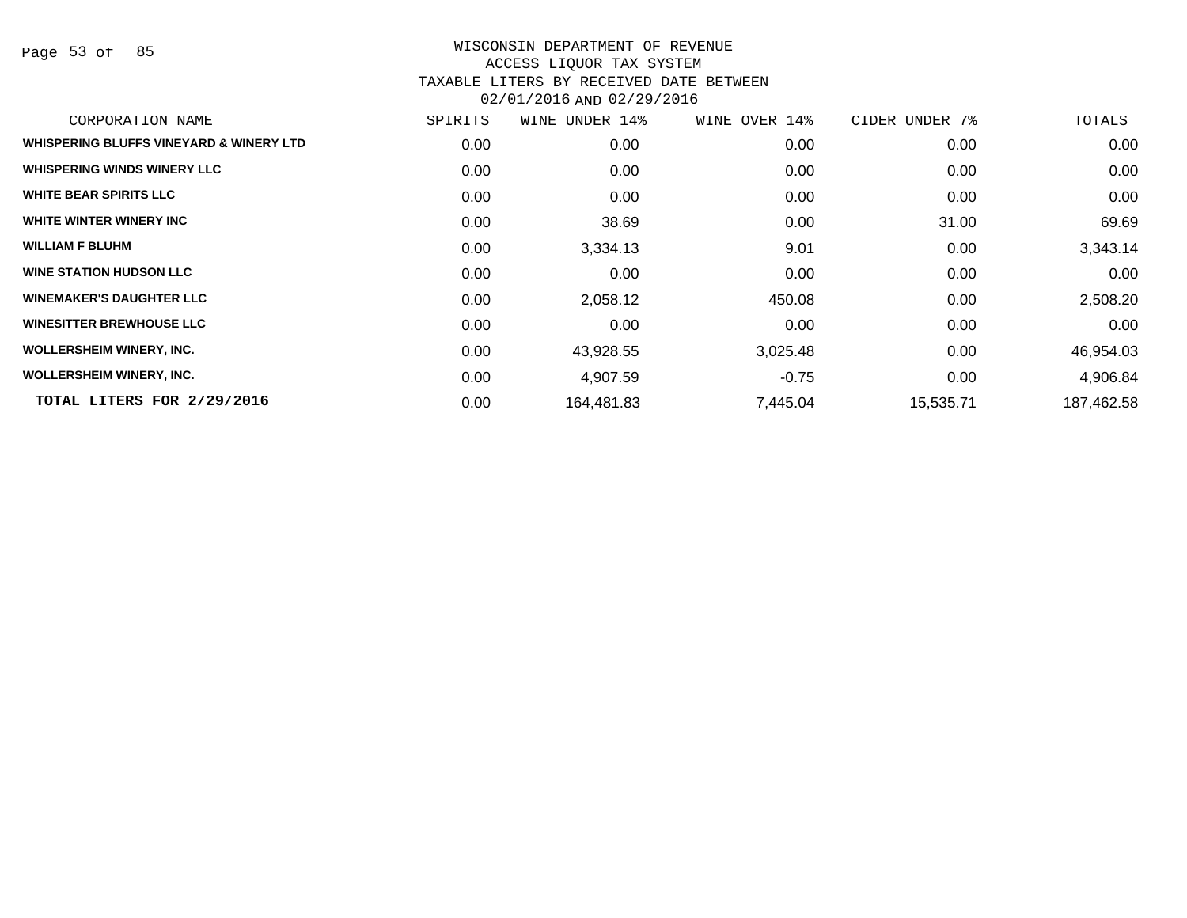WISCONSIN DEPARTMENT OF REVENUE
ACCESS LIQUOR TAX SYSTEM
TAXABLE LITERS BY RECEIVED DATE BETWEEN
02/01/2016 AND 02/29/2016

| CORPORATION NAME | SPIRITS | WINE UNDER 14% | WINE OVER 14% | CIDER UNDER 7% | TOTALS |
|---|---|---|---|---|---|
| WHISPERING BLUFFS VINEYARD & WINERY LTD | 0.00 | 0.00 | 0.00 | 0.00 | 0.00 |
| WHISPERING WINDS WINERY LLC | 0.00 | 0.00 | 0.00 | 0.00 | 0.00 |
| WHITE BEAR SPIRITS LLC | 0.00 | 0.00 | 0.00 | 0.00 | 0.00 |
| WHITE WINTER WINERY INC | 0.00 | 38.69 | 0.00 | 31.00 | 69.69 |
| WILLIAM F BLUHM | 0.00 | 3,334.13 | 9.01 | 0.00 | 3,343.14 |
| WINE STATION HUDSON LLC | 0.00 | 0.00 | 0.00 | 0.00 | 0.00 |
| WINEMAKER'S DAUGHTER LLC | 0.00 | 2,058.12 | 450.08 | 0.00 | 2,508.20 |
| WINESITTER BREWHOUSE LLC | 0.00 | 0.00 | 0.00 | 0.00 | 0.00 |
| WOLLERSHEIM WINERY, INC. | 0.00 | 43,928.55 | 3,025.48 | 0.00 | 46,954.03 |
| WOLLERSHEIM WINERY, INC. | 0.00 | 4,907.59 | -0.75 | 0.00 | 4,906.84 |
| **TOTAL LITERS FOR 2/29/2016** | 0.00 | 164,481.83 | 7,445.04 | 15,535.71 | 187,462.58 |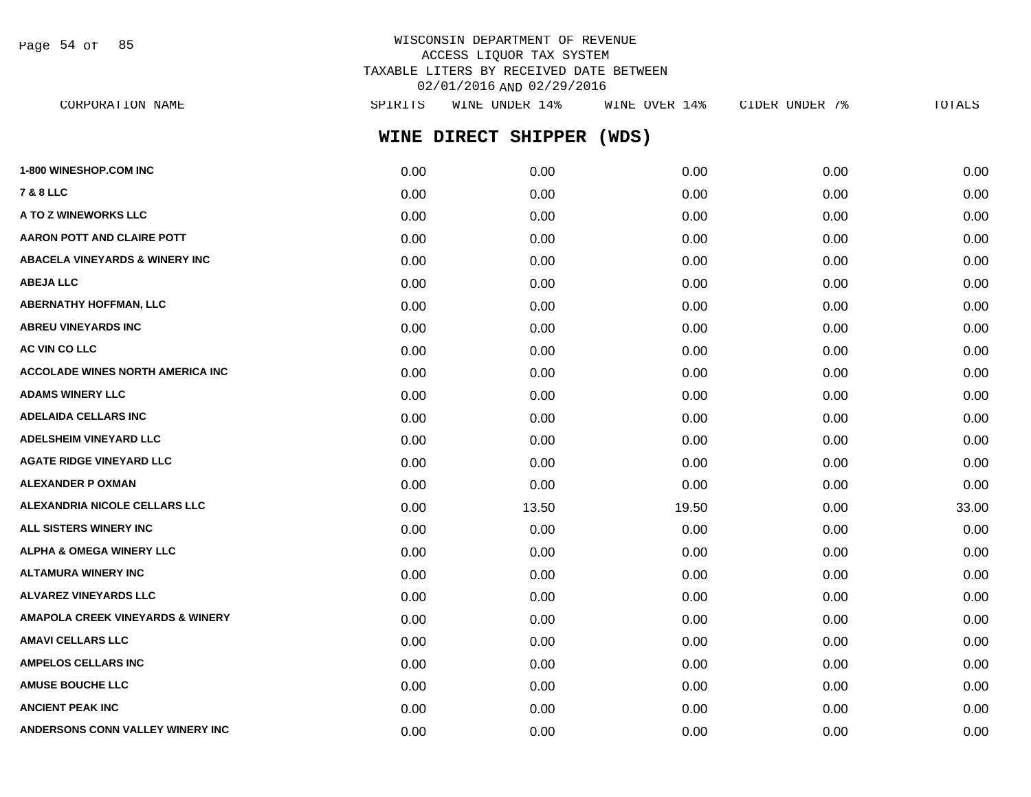WISCONSIN DEPARTMENT OF REVENUE
ACCESS LIQUOR TAX SYSTEM
TAXABLE LITERS BY RECEIVED DATE BETWEEN
02/01/2016 AND 02/29/2016

## WINE DIRECT SHIPPER (WDS)

| CORPORATION NAME | SPIRITS | WINE UNDER 14% | WINE OVER 14% | CIDER UNDER 7% | TOTALS |
|---|---|---|---|---|---|
| 1-800 WINESHOP.COM INC | 0.00 | 0.00 | 0.00 | 0.00 | 0.00 |
| 7 & 8 LLC | 0.00 | 0.00 | 0.00 | 0.00 | 0.00 |
| A TO Z WINEWORKS LLC | 0.00 | 0.00 | 0.00 | 0.00 | 0.00 |
| AARON POTT AND CLAIRE POTT | 0.00 | 0.00 | 0.00 | 0.00 | 0.00 |
| ABACELA VINEYARDS & WINERY INC | 0.00 | 0.00 | 0.00 | 0.00 | 0.00 |
| ABEJA LLC | 0.00 | 0.00 | 0.00 | 0.00 | 0.00 |
| ABERNATHY HOFFMAN, LLC | 0.00 | 0.00 | 0.00 | 0.00 | 0.00 |
| ABREU VINEYARDS INC | 0.00 | 0.00 | 0.00 | 0.00 | 0.00 |
| AC VIN CO LLC | 0.00 | 0.00 | 0.00 | 0.00 | 0.00 |
| ACCOLADE WINES NORTH AMERICA INC | 0.00 | 0.00 | 0.00 | 0.00 | 0.00 |
| ADAMS WINERY LLC | 0.00 | 0.00 | 0.00 | 0.00 | 0.00 |
| ADELAIDA CELLARS INC | 0.00 | 0.00 | 0.00 | 0.00 | 0.00 |
| ADELSHEIM VINEYARD LLC | 0.00 | 0.00 | 0.00 | 0.00 | 0.00 |
| AGATE RIDGE VINEYARD LLC | 0.00 | 0.00 | 0.00 | 0.00 | 0.00 |
| ALEXANDER P OXMAN | 0.00 | 0.00 | 0.00 | 0.00 | 0.00 |
| ALEXANDRIA NICOLE CELLARS LLC | 0.00 | 13.50 | 19.50 | 0.00 | 33.00 |
| ALL SISTERS WINERY INC | 0.00 | 0.00 | 0.00 | 0.00 | 0.00 |
| ALPHA & OMEGA WINERY LLC | 0.00 | 0.00 | 0.00 | 0.00 | 0.00 |
| ALTAMURA WINERY INC | 0.00 | 0.00 | 0.00 | 0.00 | 0.00 |
| ALVAREZ VINEYARDS LLC | 0.00 | 0.00 | 0.00 | 0.00 | 0.00 |
| AMAPOLA CREEK VINEYARDS & WINERY | 0.00 | 0.00 | 0.00 | 0.00 | 0.00 |
| AMAVI CELLARS LLC | 0.00 | 0.00 | 0.00 | 0.00 | 0.00 |
| AMPELOS CELLARS INC | 0.00 | 0.00 | 0.00 | 0.00 | 0.00 |
| AMUSE BOUCHE LLC | 0.00 | 0.00 | 0.00 | 0.00 | 0.00 |
| ANCIENT PEAK INC | 0.00 | 0.00 | 0.00 | 0.00 | 0.00 |
| ANDERSONS CONN VALLEY WINERY INC | 0.00 | 0.00 | 0.00 | 0.00 | 0.00 |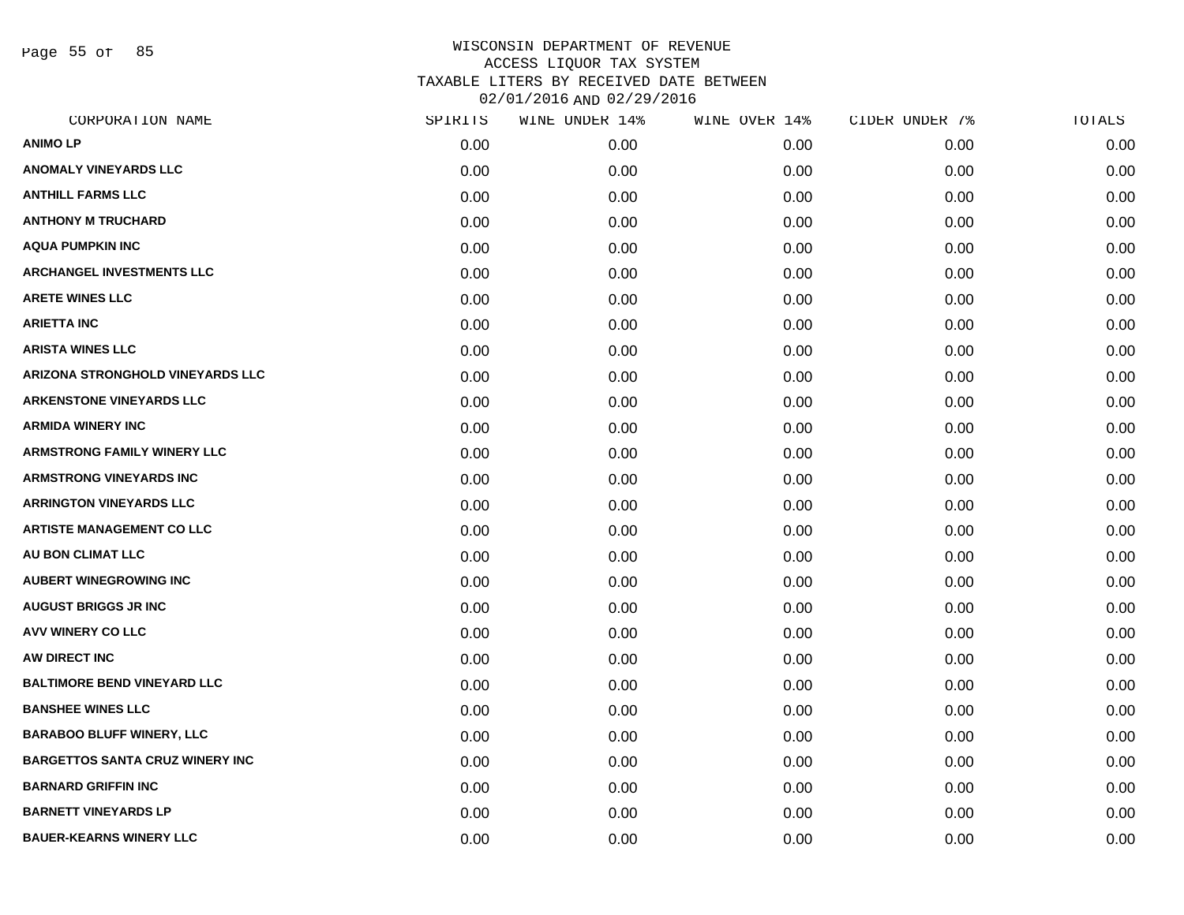WISCONSIN DEPARTMENT OF REVENUE
ACCESS LIQUOR TAX SYSTEM
TAXABLE LITERS BY RECEIVED DATE BETWEEN
02/01/2016 AND 02/29/2016

| CORPORATION NAME | SPIRITS | WINE UNDER 14% | WINE OVER 14% | CIDER UNDER 7% | TOTALS |
|---|---|---|---|---|---|
| ANIMO LP | 0.00 | 0.00 | 0.00 | 0.00 | 0.00 |
| ANOMALY VINEYARDS LLC | 0.00 | 0.00 | 0.00 | 0.00 | 0.00 |
| ANTHILL FARMS LLC | 0.00 | 0.00 | 0.00 | 0.00 | 0.00 |
| ANTHONY M TRUCHARD | 0.00 | 0.00 | 0.00 | 0.00 | 0.00 |
| AQUA PUMPKIN INC | 0.00 | 0.00 | 0.00 | 0.00 | 0.00 |
| ARCHANGEL INVESTMENTS LLC | 0.00 | 0.00 | 0.00 | 0.00 | 0.00 |
| ARETE WINES LLC | 0.00 | 0.00 | 0.00 | 0.00 | 0.00 |
| ARIETTA INC | 0.00 | 0.00 | 0.00 | 0.00 | 0.00 |
| ARISTA WINES LLC | 0.00 | 0.00 | 0.00 | 0.00 | 0.00 |
| ARIZONA STRONGHOLD VINEYARDS LLC | 0.00 | 0.00 | 0.00 | 0.00 | 0.00 |
| ARKENSTONE VINEYARDS LLC | 0.00 | 0.00 | 0.00 | 0.00 | 0.00 |
| ARMIDA WINERY INC | 0.00 | 0.00 | 0.00 | 0.00 | 0.00 |
| ARMSTRONG FAMILY WINERY LLC | 0.00 | 0.00 | 0.00 | 0.00 | 0.00 |
| ARMSTRONG VINEYARDS INC | 0.00 | 0.00 | 0.00 | 0.00 | 0.00 |
| ARRINGTON VINEYARDS LLC | 0.00 | 0.00 | 0.00 | 0.00 | 0.00 |
| ARTISTE MANAGEMENT CO LLC | 0.00 | 0.00 | 0.00 | 0.00 | 0.00 |
| AU BON CLIMAT LLC | 0.00 | 0.00 | 0.00 | 0.00 | 0.00 |
| AUBERT WINEGROWING INC | 0.00 | 0.00 | 0.00 | 0.00 | 0.00 |
| AUGUST BRIGGS JR INC | 0.00 | 0.00 | 0.00 | 0.00 | 0.00 |
| AVV WINERY CO LLC | 0.00 | 0.00 | 0.00 | 0.00 | 0.00 |
| AW DIRECT INC | 0.00 | 0.00 | 0.00 | 0.00 | 0.00 |
| BALTIMORE BEND VINEYARD LLC | 0.00 | 0.00 | 0.00 | 0.00 | 0.00 |
| BANSHEE WINES LLC | 0.00 | 0.00 | 0.00 | 0.00 | 0.00 |
| BARABOO BLUFF WINERY, LLC | 0.00 | 0.00 | 0.00 | 0.00 | 0.00 |
| BARGETTOS SANTA CRUZ WINERY INC | 0.00 | 0.00 | 0.00 | 0.00 | 0.00 |
| BARNARD GRIFFIN INC | 0.00 | 0.00 | 0.00 | 0.00 | 0.00 |
| BARNETT VINEYARDS LP | 0.00 | 0.00 | 0.00 | 0.00 | 0.00 |
| BAUER-KEARNS WINERY LLC | 0.00 | 0.00 | 0.00 | 0.00 | 0.00 |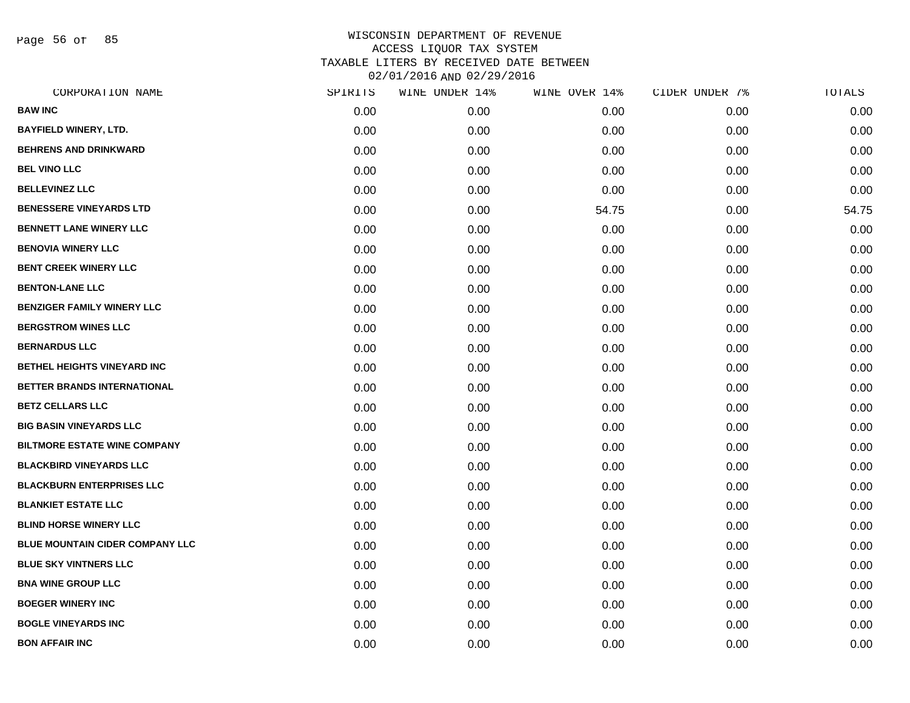# WISCONSIN DEPARTMENT OF REVENUE
## ACCESS LIQUOR TAX SYSTEM
## TAXABLE LITERS BY RECEIVED DATE BETWEEN 02/01/2016 AND 02/29/2016

| CORPORATION NAME | SPIRITS | WINE UNDER 14% | WINE OVER 14% | CIDER UNDER 7% | TOTALS |
|---|---|---|---|---|---|
| BAW INC | 0.00 | 0.00 | 0.00 | 0.00 | 0.00 |
| BAYFIELD WINERY, LTD. | 0.00 | 0.00 | 0.00 | 0.00 | 0.00 |
| BEHRENS AND DRINKWARD | 0.00 | 0.00 | 0.00 | 0.00 | 0.00 |
| BEL VINO LLC | 0.00 | 0.00 | 0.00 | 0.00 | 0.00 |
| BELLEVINEZ LLC | 0.00 | 0.00 | 0.00 | 0.00 | 0.00 |
| BENESSERE VINEYARDS LTD | 0.00 | 0.00 | 54.75 | 0.00 | 54.75 |
| BENNETT LANE WINERY LLC | 0.00 | 0.00 | 0.00 | 0.00 | 0.00 |
| BENOVIA WINERY LLC | 0.00 | 0.00 | 0.00 | 0.00 | 0.00 |
| BENT CREEK WINERY LLC | 0.00 | 0.00 | 0.00 | 0.00 | 0.00 |
| BENTON-LANE LLC | 0.00 | 0.00 | 0.00 | 0.00 | 0.00 |
| BENZIGER FAMILY WINERY LLC | 0.00 | 0.00 | 0.00 | 0.00 | 0.00 |
| BERGSTROM WINES LLC | 0.00 | 0.00 | 0.00 | 0.00 | 0.00 |
| BERNARDUS LLC | 0.00 | 0.00 | 0.00 | 0.00 | 0.00 |
| BETHEL HEIGHTS VINEYARD INC | 0.00 | 0.00 | 0.00 | 0.00 | 0.00 |
| BETTER BRANDS INTERNATIONAL | 0.00 | 0.00 | 0.00 | 0.00 | 0.00 |
| BETZ CELLARS LLC | 0.00 | 0.00 | 0.00 | 0.00 | 0.00 |
| BIG BASIN VINEYARDS LLC | 0.00 | 0.00 | 0.00 | 0.00 | 0.00 |
| BILTMORE ESTATE WINE COMPANY | 0.00 | 0.00 | 0.00 | 0.00 | 0.00 |
| BLACKBIRD VINEYARDS LLC | 0.00 | 0.00 | 0.00 | 0.00 | 0.00 |
| BLACKBURN ENTERPRISES LLC | 0.00 | 0.00 | 0.00 | 0.00 | 0.00 |
| BLANKIET ESTATE LLC | 0.00 | 0.00 | 0.00 | 0.00 | 0.00 |
| BLIND HORSE WINERY LLC | 0.00 | 0.00 | 0.00 | 0.00 | 0.00 |
| BLUE MOUNTAIN CIDER COMPANY LLC | 0.00 | 0.00 | 0.00 | 0.00 | 0.00 |
| BLUE SKY VINTNERS LLC | 0.00 | 0.00 | 0.00 | 0.00 | 0.00 |
| BNA WINE GROUP LLC | 0.00 | 0.00 | 0.00 | 0.00 | 0.00 |
| BOEGER WINERY INC | 0.00 | 0.00 | 0.00 | 0.00 | 0.00 |
| BOGLE VINEYARDS INC | 0.00 | 0.00 | 0.00 | 0.00 | 0.00 |
| BON AFFAIR INC | 0.00 | 0.00 | 0.00 | 0.00 | 0.00 |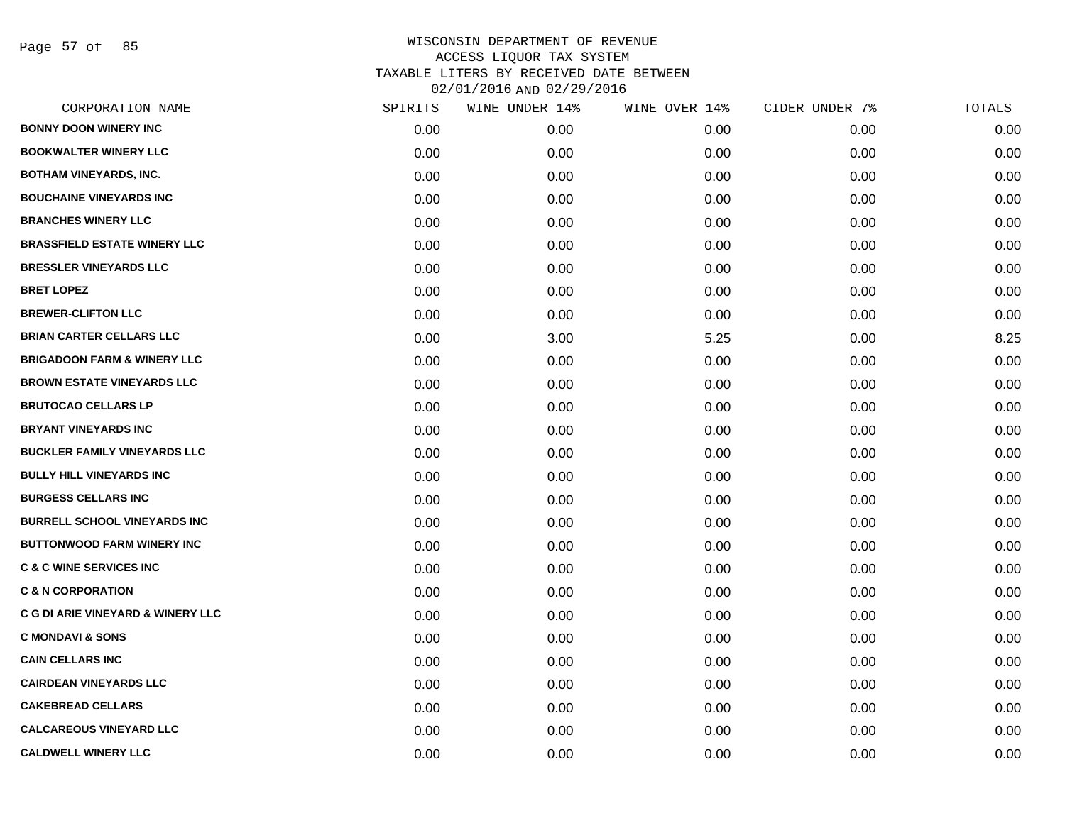WISCONSIN DEPARTMENT OF REVENUE
ACCESS LIQUOR TAX SYSTEM
TAXABLE LITERS BY RECEIVED DATE BETWEEN
02/01/2016 AND 02/29/2016

| CORPORATION NAME | SPIRITS | WINE UNDER 14% | WINE OVER 14% | CIDER UNDER 7% | TOTALS |
|---|---|---|---|---|---|
| BONNY DOON WINERY INC | 0.00 | 0.00 | 0.00 | 0.00 | 0.00 |
| BOOKWALTER WINERY LLC | 0.00 | 0.00 | 0.00 | 0.00 | 0.00 |
| BOTHAM VINEYARDS, INC. | 0.00 | 0.00 | 0.00 | 0.00 | 0.00 |
| BOUCHAINE VINEYARDS INC | 0.00 | 0.00 | 0.00 | 0.00 | 0.00 |
| BRANCHES WINERY LLC | 0.00 | 0.00 | 0.00 | 0.00 | 0.00 |
| BRASSFIELD ESTATE WINERY LLC | 0.00 | 0.00 | 0.00 | 0.00 | 0.00 |
| BRESSLER VINEYARDS LLC | 0.00 | 0.00 | 0.00 | 0.00 | 0.00 |
| BRET LOPEZ | 0.00 | 0.00 | 0.00 | 0.00 | 0.00 |
| BREWER-CLIFTON LLC | 0.00 | 0.00 | 0.00 | 0.00 | 0.00 |
| BRIAN CARTER CELLARS LLC | 0.00 | 3.00 | 5.25 | 0.00 | 8.25 |
| BRIGADOON FARM & WINERY LLC | 0.00 | 0.00 | 0.00 | 0.00 | 0.00 |
| BROWN ESTATE VINEYARDS LLC | 0.00 | 0.00 | 0.00 | 0.00 | 0.00 |
| BRUTOCAO CELLARS LP | 0.00 | 0.00 | 0.00 | 0.00 | 0.00 |
| BRYANT VINEYARDS INC | 0.00 | 0.00 | 0.00 | 0.00 | 0.00 |
| BUCKLER FAMILY VINEYARDS LLC | 0.00 | 0.00 | 0.00 | 0.00 | 0.00 |
| BULLY HILL VINEYARDS INC | 0.00 | 0.00 | 0.00 | 0.00 | 0.00 |
| BURGESS CELLARS INC | 0.00 | 0.00 | 0.00 | 0.00 | 0.00 |
| BURRELL SCHOOL VINEYARDS INC | 0.00 | 0.00 | 0.00 | 0.00 | 0.00 |
| BUTTONWOOD FARM WINERY INC | 0.00 | 0.00 | 0.00 | 0.00 | 0.00 |
| C & C WINE SERVICES INC | 0.00 | 0.00 | 0.00 | 0.00 | 0.00 |
| C & N CORPORATION | 0.00 | 0.00 | 0.00 | 0.00 | 0.00 |
| C G DI ARIE VINEYARD & WINERY LLC | 0.00 | 0.00 | 0.00 | 0.00 | 0.00 |
| C MONDAVI & SONS | 0.00 | 0.00 | 0.00 | 0.00 | 0.00 |
| CAIN CELLARS INC | 0.00 | 0.00 | 0.00 | 0.00 | 0.00 |
| CAIRDEAN VINEYARDS LLC | 0.00 | 0.00 | 0.00 | 0.00 | 0.00 |
| CAKEBREAD CELLARS | 0.00 | 0.00 | 0.00 | 0.00 | 0.00 |
| CALCAREOUS VINEYARD LLC | 0.00 | 0.00 | 0.00 | 0.00 | 0.00 |
| CALDWELL WINERY LLC | 0.00 | 0.00 | 0.00 | 0.00 | 0.00 |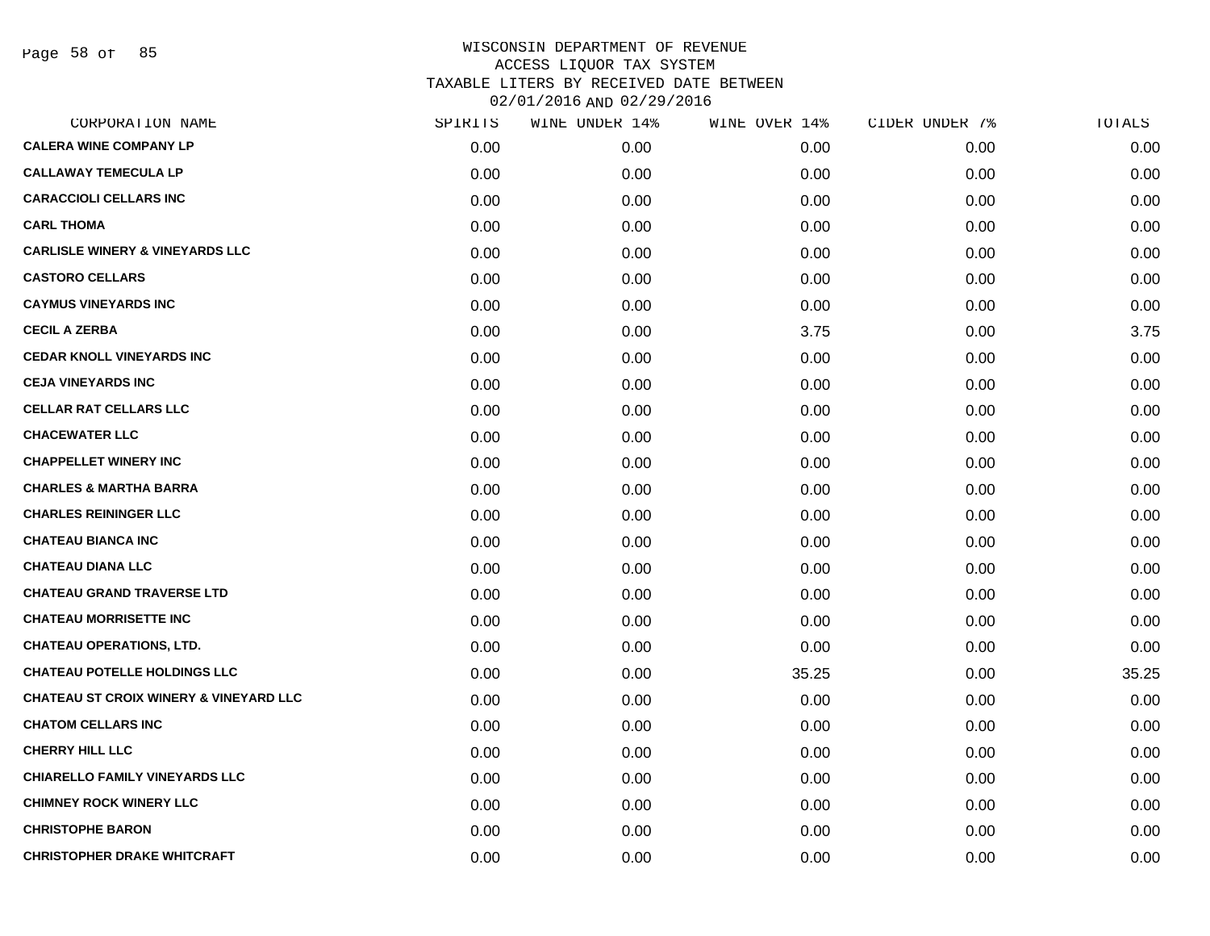WISCONSIN DEPARTMENT OF REVENUE
ACCESS LIQUOR TAX SYSTEM
TAXABLE LITERS BY RECEIVED DATE BETWEEN
02/01/2016 AND 02/29/2016

| CORPORATION NAME | SPIRITS | WINE UNDER 14% | WINE OVER 14% | CIDER UNDER 7% | TOTALS |
|---|---|---|---|---|---|
| CALERA WINE COMPANY LP | 0.00 | 0.00 | 0.00 | 0.00 | 0.00 |
| CALLAWAY TEMECULA LP | 0.00 | 0.00 | 0.00 | 0.00 | 0.00 |
| CARACCIOLI CELLARS INC | 0.00 | 0.00 | 0.00 | 0.00 | 0.00 |
| CARL THOMA | 0.00 | 0.00 | 0.00 | 0.00 | 0.00 |
| CARLISLE WINERY & VINEYARDS LLC | 0.00 | 0.00 | 0.00 | 0.00 | 0.00 |
| CASTORO CELLARS | 0.00 | 0.00 | 0.00 | 0.00 | 0.00 |
| CAYMUS VINEYARDS INC | 0.00 | 0.00 | 0.00 | 0.00 | 0.00 |
| CECIL A ZERBA | 0.00 | 0.00 | 3.75 | 0.00 | 3.75 |
| CEDAR KNOLL VINEYARDS INC | 0.00 | 0.00 | 0.00 | 0.00 | 0.00 |
| CEJA VINEYARDS INC | 0.00 | 0.00 | 0.00 | 0.00 | 0.00 |
| CELLAR RAT CELLARS LLC | 0.00 | 0.00 | 0.00 | 0.00 | 0.00 |
| CHACEWATER LLC | 0.00 | 0.00 | 0.00 | 0.00 | 0.00 |
| CHAPPELLET WINERY INC | 0.00 | 0.00 | 0.00 | 0.00 | 0.00 |
| CHARLES & MARTHA BARRA | 0.00 | 0.00 | 0.00 | 0.00 | 0.00 |
| CHARLES REININGER LLC | 0.00 | 0.00 | 0.00 | 0.00 | 0.00 |
| CHATEAU BIANCA INC | 0.00 | 0.00 | 0.00 | 0.00 | 0.00 |
| CHATEAU DIANA LLC | 0.00 | 0.00 | 0.00 | 0.00 | 0.00 |
| CHATEAU GRAND TRAVERSE LTD | 0.00 | 0.00 | 0.00 | 0.00 | 0.00 |
| CHATEAU MORRISETTE INC | 0.00 | 0.00 | 0.00 | 0.00 | 0.00 |
| CHATEAU OPERATIONS, LTD. | 0.00 | 0.00 | 0.00 | 0.00 | 0.00 |
| CHATEAU POTELLE HOLDINGS LLC | 0.00 | 0.00 | 35.25 | 0.00 | 35.25 |
| CHATEAU ST CROIX WINERY & VINEYARD LLC | 0.00 | 0.00 | 0.00 | 0.00 | 0.00 |
| CHATOM CELLARS INC | 0.00 | 0.00 | 0.00 | 0.00 | 0.00 |
| CHERRY HILL LLC | 0.00 | 0.00 | 0.00 | 0.00 | 0.00 |
| CHIARELLO FAMILY VINEYARDS LLC | 0.00 | 0.00 | 0.00 | 0.00 | 0.00 |
| CHIMNEY ROCK WINERY LLC | 0.00 | 0.00 | 0.00 | 0.00 | 0.00 |
| CHRISTOPHE BARON | 0.00 | 0.00 | 0.00 | 0.00 | 0.00 |
| CHRISTOPHER DRAKE WHITCRAFT | 0.00 | 0.00 | 0.00 | 0.00 | 0.00 |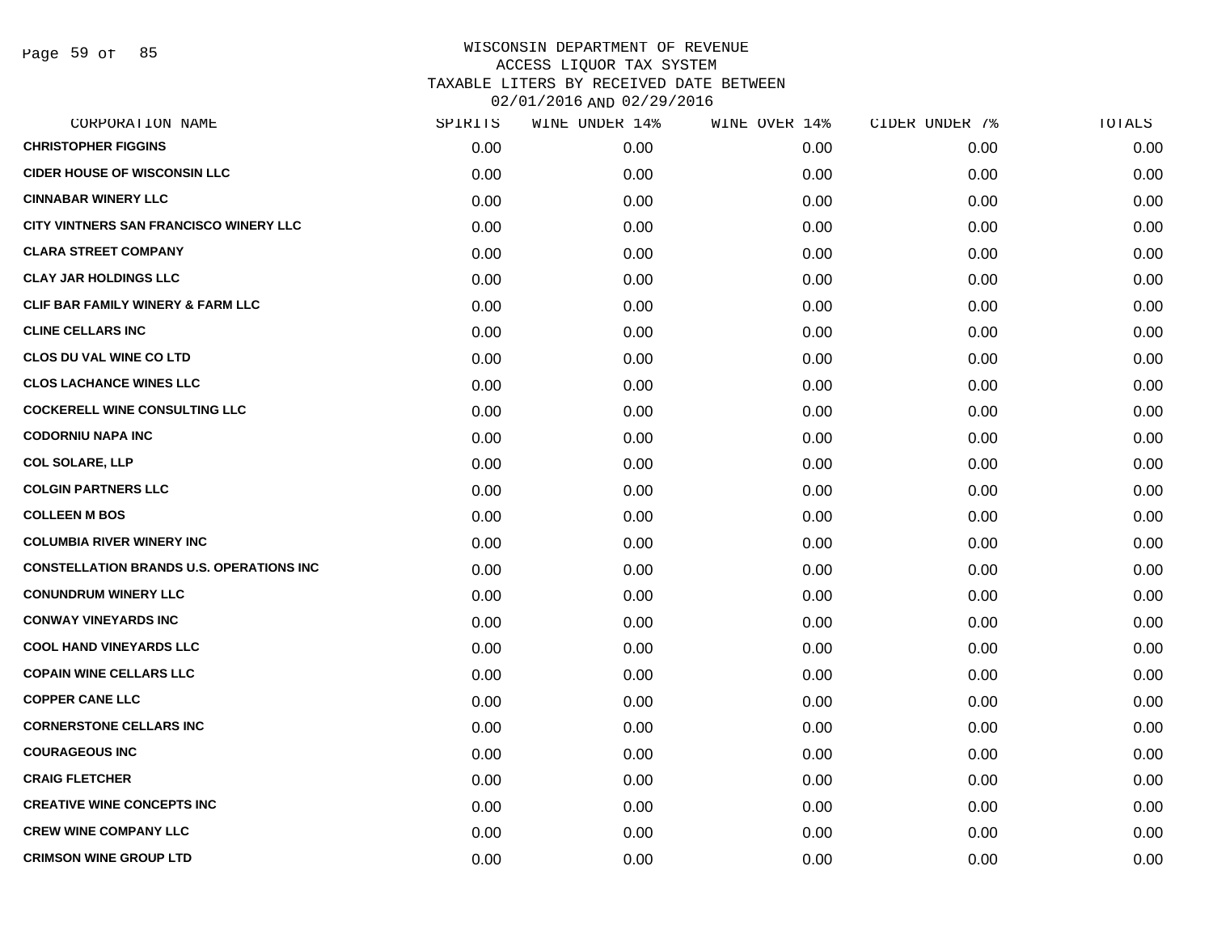WISCONSIN DEPARTMENT OF REVENUE
ACCESS LIQUOR TAX SYSTEM
TAXABLE LITERS BY RECEIVED DATE BETWEEN
02/01/2016 AND 02/29/2016

| CORPORATION NAME | SPIRITS | WINE UNDER 14% | WINE OVER 14% | CIDER UNDER 7% | TOTALS |
|---|---|---|---|---|---|
| **CHRISTOPHER FIGGINS** | 0.00 | 0.00 | 0.00 | 0.00 | 0.00 |
| **CIDER HOUSE OF WISCONSIN LLC** | 0.00 | 0.00 | 0.00 | 0.00 | 0.00 |
| **CINNABAR WINERY LLC** | 0.00 | 0.00 | 0.00 | 0.00 | 0.00 |
| **CITY VINTNERS SAN FRANCISCO WINERY LLC** | 0.00 | 0.00 | 0.00 | 0.00 | 0.00 |
| **CLARA STREET COMPANY** | 0.00 | 0.00 | 0.00 | 0.00 | 0.00 |
| **CLAY JAR HOLDINGS LLC** | 0.00 | 0.00 | 0.00 | 0.00 | 0.00 |
| **CLIF BAR FAMILY WINERY & FARM LLC** | 0.00 | 0.00 | 0.00 | 0.00 | 0.00 |
| **CLINE CELLARS INC** | 0.00 | 0.00 | 0.00 | 0.00 | 0.00 |
| **CLOS DU VAL WINE CO LTD** | 0.00 | 0.00 | 0.00 | 0.00 | 0.00 |
| **CLOS LACHANCE WINES LLC** | 0.00 | 0.00 | 0.00 | 0.00 | 0.00 |
| **COCKERELL WINE CONSULTING LLC** | 0.00 | 0.00 | 0.00 | 0.00 | 0.00 |
| **CODORNIU NAPA INC** | 0.00 | 0.00 | 0.00 | 0.00 | 0.00 |
| **COL SOLARE, LLP** | 0.00 | 0.00 | 0.00 | 0.00 | 0.00 |
| **COLGIN PARTNERS LLC** | 0.00 | 0.00 | 0.00 | 0.00 | 0.00 |
| **COLLEEN M BOS** | 0.00 | 0.00 | 0.00 | 0.00 | 0.00 |
| **COLUMBIA RIVER WINERY INC** | 0.00 | 0.00 | 0.00 | 0.00 | 0.00 |
| **CONSTELLATION BRANDS U.S. OPERATIONS INC** | 0.00 | 0.00 | 0.00 | 0.00 | 0.00 |
| **CONUNDRUM WINERY LLC** | 0.00 | 0.00 | 0.00 | 0.00 | 0.00 |
| **CONWAY VINEYARDS INC** | 0.00 | 0.00 | 0.00 | 0.00 | 0.00 |
| **COOL HAND VINEYARDS LLC** | 0.00 | 0.00 | 0.00 | 0.00 | 0.00 |
| **COPAIN WINE CELLARS LLC** | 0.00 | 0.00 | 0.00 | 0.00 | 0.00 |
| **COPPER CANE LLC** | 0.00 | 0.00 | 0.00 | 0.00 | 0.00 |
| **CORNERSTONE CELLARS INC** | 0.00 | 0.00 | 0.00 | 0.00 | 0.00 |
| **COURAGEOUS INC** | 0.00 | 0.00 | 0.00 | 0.00 | 0.00 |
| **CRAIG FLETCHER** | 0.00 | 0.00 | 0.00 | 0.00 | 0.00 |
| **CREATIVE WINE CONCEPTS INC** | 0.00 | 0.00 | 0.00 | 0.00 | 0.00 |
| **CREW WINE COMPANY LLC** | 0.00 | 0.00 | 0.00 | 0.00 | 0.00 |
| **CRIMSON WINE GROUP LTD** | 0.00 | 0.00 | 0.00 | 0.00 | 0.00 |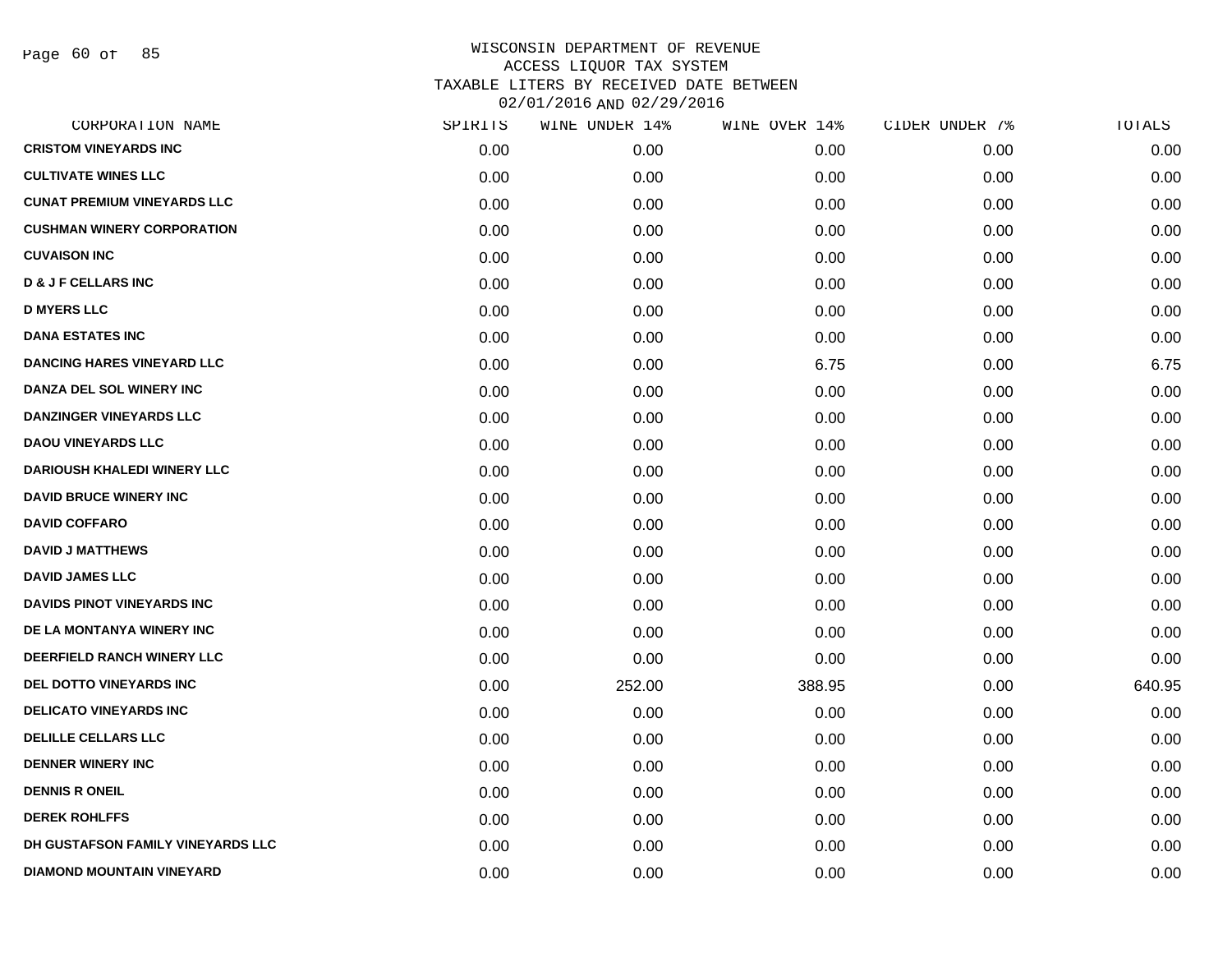WISCONSIN DEPARTMENT OF REVENUE
ACCESS LIQUOR TAX SYSTEM
TAXABLE LITERS BY RECEIVED DATE BETWEEN
02/01/2016 AND 02/29/2016

| CORPORATION NAME | SPIRITS | WINE UNDER 14% | WINE OVER 14% | CIDER UNDER 7% | TOTALS |
|---|---|---|---|---|---|
| CRISTOM VINEYARDS INC | 0.00 | 0.00 | 0.00 | 0.00 | 0.00 |
| CULTIVATE WINES LLC | 0.00 | 0.00 | 0.00 | 0.00 | 0.00 |
| CUNAT PREMIUM VINEYARDS LLC | 0.00 | 0.00 | 0.00 | 0.00 | 0.00 |
| CUSHMAN WINERY CORPORATION | 0.00 | 0.00 | 0.00 | 0.00 | 0.00 |
| CUVAISON INC | 0.00 | 0.00 | 0.00 | 0.00 | 0.00 |
| D & J F CELLARS INC | 0.00 | 0.00 | 0.00 | 0.00 | 0.00 |
| D MYERS LLC | 0.00 | 0.00 | 0.00 | 0.00 | 0.00 |
| DANA ESTATES INC | 0.00 | 0.00 | 0.00 | 0.00 | 0.00 |
| DANCING HARES VINEYARD LLC | 0.00 | 0.00 | 6.75 | 0.00 | 6.75 |
| DANZA DEL SOL WINERY INC | 0.00 | 0.00 | 0.00 | 0.00 | 0.00 |
| DANZINGER VINEYARDS LLC | 0.00 | 0.00 | 0.00 | 0.00 | 0.00 |
| DAOU VINEYARDS LLC | 0.00 | 0.00 | 0.00 | 0.00 | 0.00 |
| DARIOUSH KHALEDI WINERY LLC | 0.00 | 0.00 | 0.00 | 0.00 | 0.00 |
| DAVID BRUCE WINERY INC | 0.00 | 0.00 | 0.00 | 0.00 | 0.00 |
| DAVID COFFARO | 0.00 | 0.00 | 0.00 | 0.00 | 0.00 |
| DAVID J MATTHEWS | 0.00 | 0.00 | 0.00 | 0.00 | 0.00 |
| DAVID JAMES LLC | 0.00 | 0.00 | 0.00 | 0.00 | 0.00 |
| DAVIDS PINOT VINEYARDS INC | 0.00 | 0.00 | 0.00 | 0.00 | 0.00 |
| DE LA MONTANYA WINERY INC | 0.00 | 0.00 | 0.00 | 0.00 | 0.00 |
| DEERFIELD RANCH WINERY LLC | 0.00 | 0.00 | 0.00 | 0.00 | 0.00 |
| DEL DOTTO VINEYARDS INC | 0.00 | 252.00 | 388.95 | 0.00 | 640.95 |
| DELICATO VINEYARDS INC | 0.00 | 0.00 | 0.00 | 0.00 | 0.00 |
| DELILLE CELLARS LLC | 0.00 | 0.00 | 0.00 | 0.00 | 0.00 |
| DENNER WINERY INC | 0.00 | 0.00 | 0.00 | 0.00 | 0.00 |
| DENNIS R ONEIL | 0.00 | 0.00 | 0.00 | 0.00 | 0.00 |
| DEREK ROHLFFS | 0.00 | 0.00 | 0.00 | 0.00 | 0.00 |
| DH GUSTAFSON FAMILY VINEYARDS LLC | 0.00 | 0.00 | 0.00 | 0.00 | 0.00 |
| DIAMOND MOUNTAIN VINEYARD | 0.00 | 0.00 | 0.00 | 0.00 | 0.00 |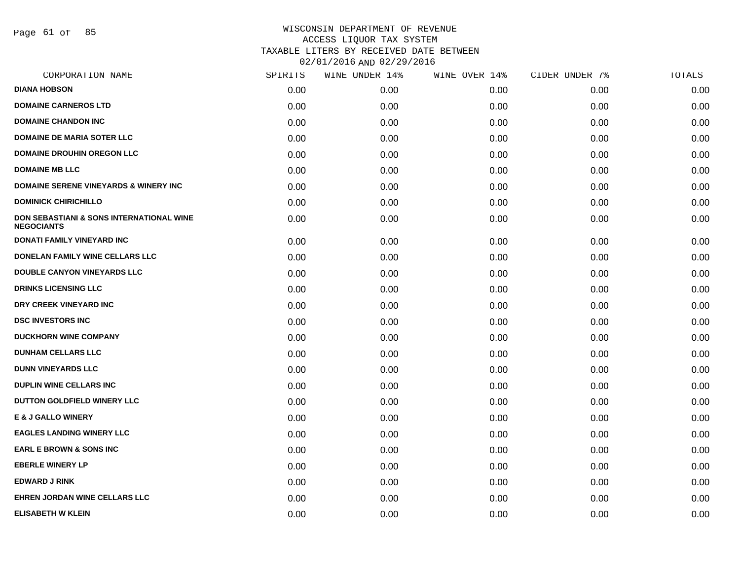# WISCONSIN DEPARTMENT OF REVENUE
## ACCESS LIQUOR TAX SYSTEM
## TAXABLE LITERS BY RECEIVED DATE BETWEEN 02/01/2016 AND 02/29/2016

| CORPORATION NAME | SPIRITS | WINE UNDER 14% | WINE OVER 14% | CIDER UNDER 7% | TOTALS |
|---|---|---|---|---|---|
| DIANA HOBSON | 0.00 | 0.00 | 0.00 | 0.00 | 0.00 |
| DOMAINE CARNEROS LTD | 0.00 | 0.00 | 0.00 | 0.00 | 0.00 |
| DOMAINE CHANDON INC | 0.00 | 0.00 | 0.00 | 0.00 | 0.00 |
| DOMAINE DE MARIA SOTER LLC | 0.00 | 0.00 | 0.00 | 0.00 | 0.00 |
| DOMAINE DROUHIN OREGON LLC | 0.00 | 0.00 | 0.00 | 0.00 | 0.00 |
| DOMAINE MB LLC | 0.00 | 0.00 | 0.00 | 0.00 | 0.00 |
| DOMAINE SERENE VINEYARDS & WINERY INC | 0.00 | 0.00 | 0.00 | 0.00 | 0.00 |
| DOMINICK CHIRICHILLO | 0.00 | 0.00 | 0.00 | 0.00 | 0.00 |
| DON SEBASTIANI & SONS INTERNATIONAL WINE NEGOCIANTS | 0.00 | 0.00 | 0.00 | 0.00 | 0.00 |
| DONATI FAMILY VINEYARD INC | 0.00 | 0.00 | 0.00 | 0.00 | 0.00 |
| DONELAN FAMILY WINE CELLARS LLC | 0.00 | 0.00 | 0.00 | 0.00 | 0.00 |
| DOUBLE CANYON VINEYARDS LLC | 0.00 | 0.00 | 0.00 | 0.00 | 0.00 |
| DRINKS LICENSING LLC | 0.00 | 0.00 | 0.00 | 0.00 | 0.00 |
| DRY CREEK VINEYARD INC | 0.00 | 0.00 | 0.00 | 0.00 | 0.00 |
| DSC INVESTORS INC | 0.00 | 0.00 | 0.00 | 0.00 | 0.00 |
| DUCKHORN WINE COMPANY | 0.00 | 0.00 | 0.00 | 0.00 | 0.00 |
| DUNHAM CELLARS LLC | 0.00 | 0.00 | 0.00 | 0.00 | 0.00 |
| DUNN VINEYARDS LLC | 0.00 | 0.00 | 0.00 | 0.00 | 0.00 |
| DUPLIN WINE CELLARS INC | 0.00 | 0.00 | 0.00 | 0.00 | 0.00 |
| DUTTON GOLDFIELD WINERY LLC | 0.00 | 0.00 | 0.00 | 0.00 | 0.00 |
| E & J GALLO WINERY | 0.00 | 0.00 | 0.00 | 0.00 | 0.00 |
| EAGLES LANDING WINERY LLC | 0.00 | 0.00 | 0.00 | 0.00 | 0.00 |
| EARL E BROWN & SONS INC | 0.00 | 0.00 | 0.00 | 0.00 | 0.00 |
| EBERLE WINERY LP | 0.00 | 0.00 | 0.00 | 0.00 | 0.00 |
| EDWARD J RINK | 0.00 | 0.00 | 0.00 | 0.00 | 0.00 |
| EHREN JORDAN WINE CELLARS LLC | 0.00 | 0.00 | 0.00 | 0.00 | 0.00 |
| ELISABETH W KLEIN | 0.00 | 0.00 | 0.00 | 0.00 | 0.00 |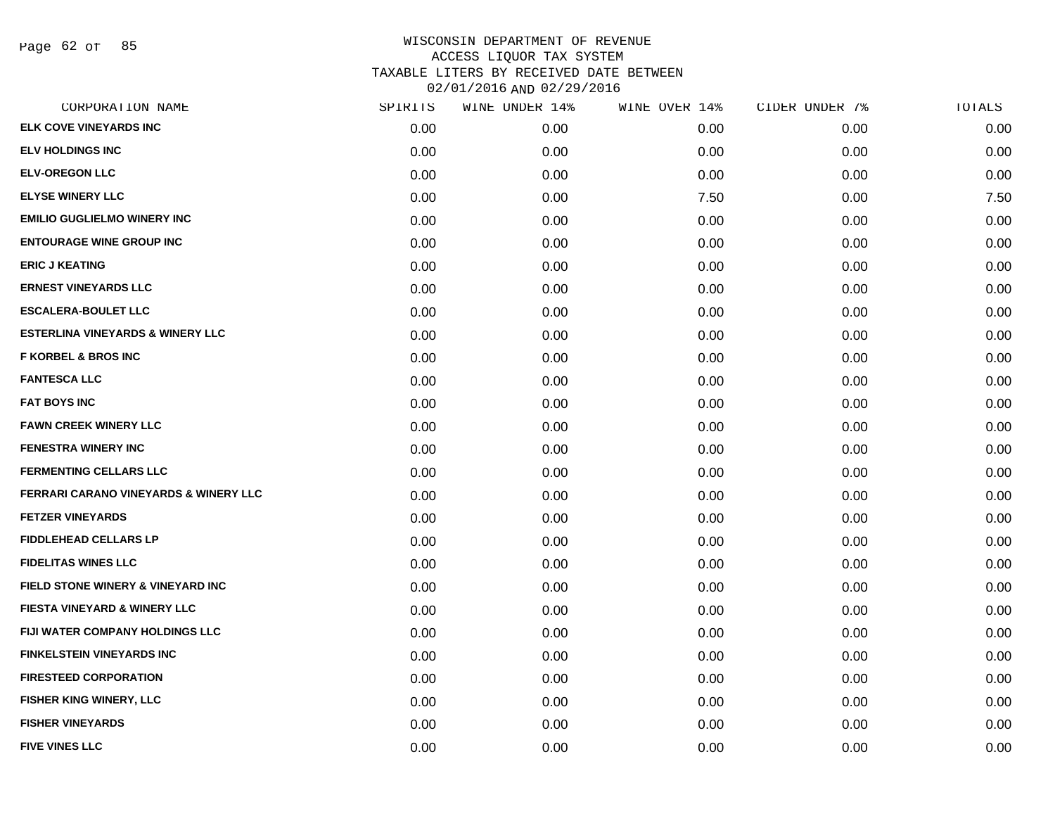# WISCONSIN DEPARTMENT OF REVENUE
## ACCESS LIQUOR TAX SYSTEM
## TAXABLE LITERS BY RECEIVED DATE BETWEEN 02/01/2016 AND 02/29/2016

| CORPORATION NAME | SPIRITS | WINE UNDER 14% | WINE OVER 14% | CIDER UNDER 7% | TOTALS |
|---|---|---|---|---|---|
| ELK COVE VINEYARDS INC | 0.00 | 0.00 | 0.00 | 0.00 | 0.00 |
| ELV HOLDINGS INC | 0.00 | 0.00 | 0.00 | 0.00 | 0.00 |
| ELV-OREGON LLC | 0.00 | 0.00 | 0.00 | 0.00 | 0.00 |
| ELYSE WINERY LLC | 0.00 | 0.00 | 7.50 | 0.00 | 7.50 |
| EMILIO GUGLIELMO WINERY INC | 0.00 | 0.00 | 0.00 | 0.00 | 0.00 |
| ENTOURAGE WINE GROUP INC | 0.00 | 0.00 | 0.00 | 0.00 | 0.00 |
| ERIC J KEATING | 0.00 | 0.00 | 0.00 | 0.00 | 0.00 |
| ERNEST VINEYARDS LLC | 0.00 | 0.00 | 0.00 | 0.00 | 0.00 |
| ESCALERA-BOULET LLC | 0.00 | 0.00 | 0.00 | 0.00 | 0.00 |
| ESTERLINA VINEYARDS & WINERY LLC | 0.00 | 0.00 | 0.00 | 0.00 | 0.00 |
| F KORBEL & BROS INC | 0.00 | 0.00 | 0.00 | 0.00 | 0.00 |
| FANTESCA LLC | 0.00 | 0.00 | 0.00 | 0.00 | 0.00 |
| FAT BOYS INC | 0.00 | 0.00 | 0.00 | 0.00 | 0.00 |
| FAWN CREEK WINERY LLC | 0.00 | 0.00 | 0.00 | 0.00 | 0.00 |
| FENESTRA WINERY INC | 0.00 | 0.00 | 0.00 | 0.00 | 0.00 |
| FERMENTING CELLARS LLC | 0.00 | 0.00 | 0.00 | 0.00 | 0.00 |
| FERRARI CARANO VINEYARDS & WINERY LLC | 0.00 | 0.00 | 0.00 | 0.00 | 0.00 |
| FETZER VINEYARDS | 0.00 | 0.00 | 0.00 | 0.00 | 0.00 |
| FIDDLEHEAD CELLARS LP | 0.00 | 0.00 | 0.00 | 0.00 | 0.00 |
| FIDELITAS WINES LLC | 0.00 | 0.00 | 0.00 | 0.00 | 0.00 |
| FIELD STONE WINERY & VINEYARD INC | 0.00 | 0.00 | 0.00 | 0.00 | 0.00 |
| FIESTA VINEYARD & WINERY LLC | 0.00 | 0.00 | 0.00 | 0.00 | 0.00 |
| FIJI WATER COMPANY HOLDINGS LLC | 0.00 | 0.00 | 0.00 | 0.00 | 0.00 |
| FINKELSTEIN VINEYARDS INC | 0.00 | 0.00 | 0.00 | 0.00 | 0.00 |
| FIRESTEED CORPORATION | 0.00 | 0.00 | 0.00 | 0.00 | 0.00 |
| FISHER KING WINERY, LLC | 0.00 | 0.00 | 0.00 | 0.00 | 0.00 |
| FISHER VINEYARDS | 0.00 | 0.00 | 0.00 | 0.00 | 0.00 |
| FIVE VINES LLC | 0.00 | 0.00 | 0.00 | 0.00 | 0.00 |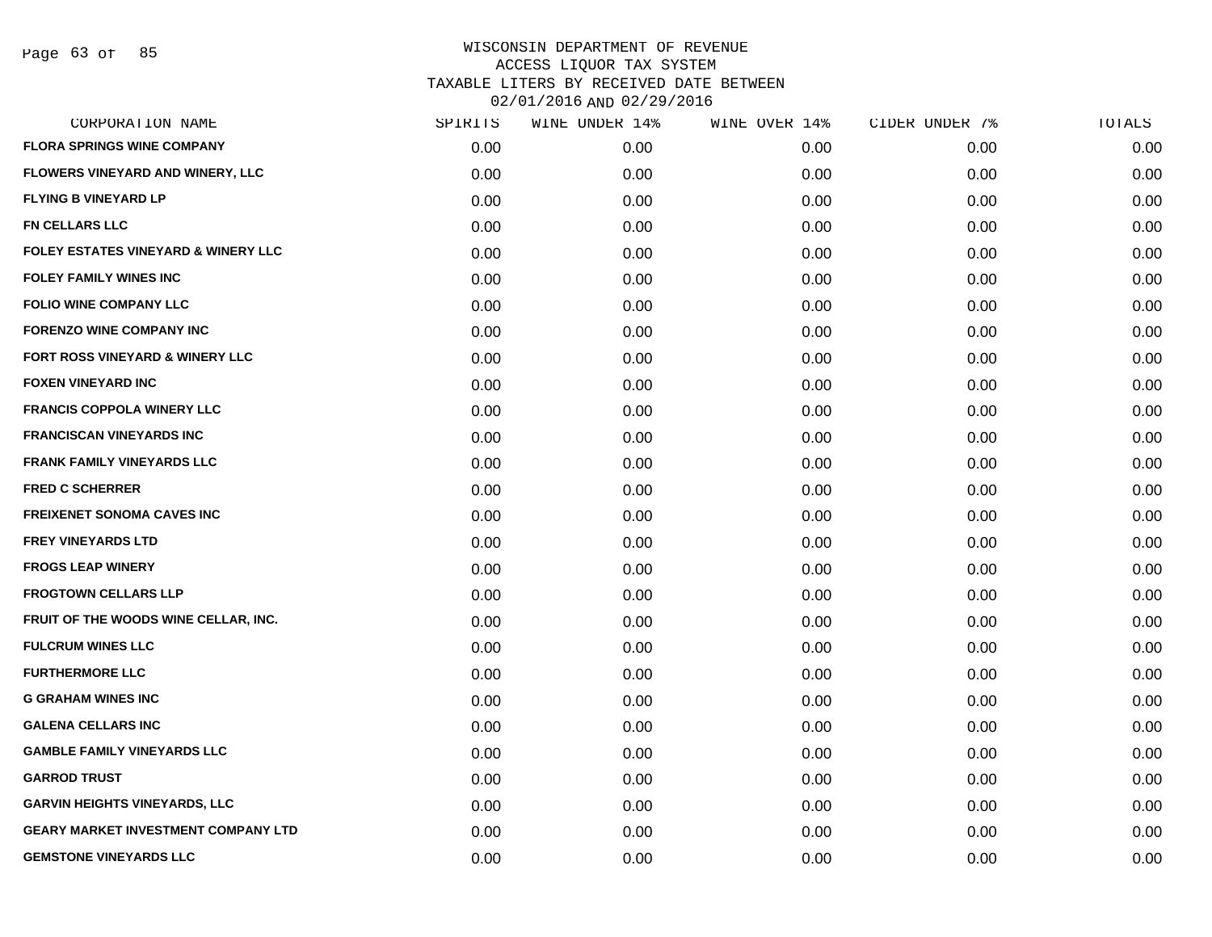# WISCONSIN DEPARTMENT OF REVENUE
## ACCESS LIQUOR TAX SYSTEM
## TAXABLE LITERS BY RECEIVED DATE BETWEEN 02/01/2016 AND 02/29/2016

| CORPORATION NAME | SPIRITS | WINE UNDER 14% | WINE OVER 14% | CIDER UNDER 7% | TOTALS |
|---|---|---|---|---|---|
| FLORA SPRINGS WINE COMPANY | 0.00 | 0.00 | 0.00 | 0.00 | 0.00 |
| FLOWERS VINEYARD AND WINERY, LLC | 0.00 | 0.00 | 0.00 | 0.00 | 0.00 |
| FLYING B VINEYARD LP | 0.00 | 0.00 | 0.00 | 0.00 | 0.00 |
| FN CELLARS LLC | 0.00 | 0.00 | 0.00 | 0.00 | 0.00 |
| FOLEY ESTATES VINEYARD & WINERY LLC | 0.00 | 0.00 | 0.00 | 0.00 | 0.00 |
| FOLEY FAMILY WINES INC | 0.00 | 0.00 | 0.00 | 0.00 | 0.00 |
| FOLIO WINE COMPANY LLC | 0.00 | 0.00 | 0.00 | 0.00 | 0.00 |
| FORENZO WINE COMPANY INC | 0.00 | 0.00 | 0.00 | 0.00 | 0.00 |
| FORT ROSS VINEYARD & WINERY LLC | 0.00 | 0.00 | 0.00 | 0.00 | 0.00 |
| FOXEN VINEYARD INC | 0.00 | 0.00 | 0.00 | 0.00 | 0.00 |
| FRANCIS COPPOLA WINERY LLC | 0.00 | 0.00 | 0.00 | 0.00 | 0.00 |
| FRANCISCAN VINEYARDS INC | 0.00 | 0.00 | 0.00 | 0.00 | 0.00 |
| FRANK FAMILY VINEYARDS LLC | 0.00 | 0.00 | 0.00 | 0.00 | 0.00 |
| FRED C SCHERRER | 0.00 | 0.00 | 0.00 | 0.00 | 0.00 |
| FREIXENET SONOMA CAVES INC | 0.00 | 0.00 | 0.00 | 0.00 | 0.00 |
| FREY VINEYARDS LTD | 0.00 | 0.00 | 0.00 | 0.00 | 0.00 |
| FROGS LEAP WINERY | 0.00 | 0.00 | 0.00 | 0.00 | 0.00 |
| FROGTOWN CELLARS LLP | 0.00 | 0.00 | 0.00 | 0.00 | 0.00 |
| FRUIT OF THE WOODS WINE CELLAR, INC. | 0.00 | 0.00 | 0.00 | 0.00 | 0.00 |
| FULCRUM WINES LLC | 0.00 | 0.00 | 0.00 | 0.00 | 0.00 |
| FURTHERMORE LLC | 0.00 | 0.00 | 0.00 | 0.00 | 0.00 |
| G GRAHAM WINES INC | 0.00 | 0.00 | 0.00 | 0.00 | 0.00 |
| GALENA CELLARS INC | 0.00 | 0.00 | 0.00 | 0.00 | 0.00 |
| GAMBLE FAMILY VINEYARDS LLC | 0.00 | 0.00 | 0.00 | 0.00 | 0.00 |
| GARROD TRUST | 0.00 | 0.00 | 0.00 | 0.00 | 0.00 |
| GARVIN HEIGHTS VINEYARDS, LLC | 0.00 | 0.00 | 0.00 | 0.00 | 0.00 |
| GEARY MARKET INVESTMENT COMPANY LTD | 0.00 | 0.00 | 0.00 | 0.00 | 0.00 |
| GEMSTONE VINEYARDS LLC | 0.00 | 0.00 | 0.00 | 0.00 | 0.00 |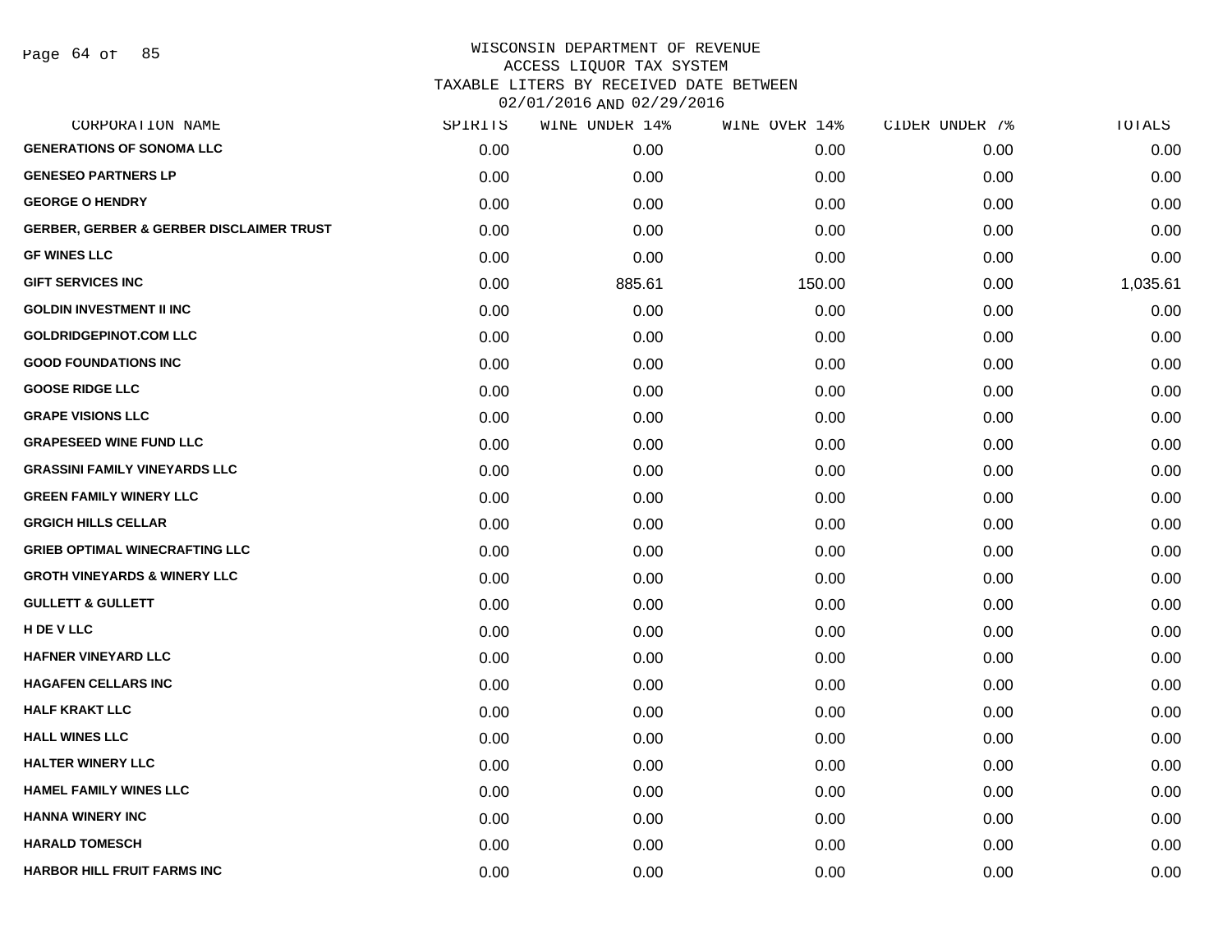# WISCONSIN DEPARTMENT OF REVENUE
## ACCESS LIQUOR TAX SYSTEM
## TAXABLE LITERS BY RECEIVED DATE BETWEEN 02/01/2016 AND 02/29/2016

| CORPORATION NAME | SPIRITS | WINE UNDER 14% | WINE OVER 14% | CIDER UNDER 7% | TOTALS |
|---|---|---|---|---|---|
| GENERATIONS OF SONOMA LLC | 0.00 | 0.00 | 0.00 | 0.00 | 0.00 |
| GENESEO PARTNERS LP | 0.00 | 0.00 | 0.00 | 0.00 | 0.00 |
| GEORGE O HENDRY | 0.00 | 0.00 | 0.00 | 0.00 | 0.00 |
| GERBER, GERBER & GERBER DISCLAIMER TRUST | 0.00 | 0.00 | 0.00 | 0.00 | 0.00 |
| GF WINES LLC | 0.00 | 0.00 | 0.00 | 0.00 | 0.00 |
| GIFT SERVICES INC | 0.00 | 885.61 | 150.00 | 0.00 | 1,035.61 |
| GOLDIN INVESTMENT II INC | 0.00 | 0.00 | 0.00 | 0.00 | 0.00 |
| GOLDRIDGEPINOT.COM LLC | 0.00 | 0.00 | 0.00 | 0.00 | 0.00 |
| GOOD FOUNDATIONS INC | 0.00 | 0.00 | 0.00 | 0.00 | 0.00 |
| GOOSE RIDGE LLC | 0.00 | 0.00 | 0.00 | 0.00 | 0.00 |
| GRAPE VISIONS LLC | 0.00 | 0.00 | 0.00 | 0.00 | 0.00 |
| GRAPESEED WINE FUND LLC | 0.00 | 0.00 | 0.00 | 0.00 | 0.00 |
| GRASSINI FAMILY VINEYARDS LLC | 0.00 | 0.00 | 0.00 | 0.00 | 0.00 |
| GREEN FAMILY WINERY LLC | 0.00 | 0.00 | 0.00 | 0.00 | 0.00 |
| GRGICH HILLS CELLAR | 0.00 | 0.00 | 0.00 | 0.00 | 0.00 |
| GRIEB OPTIMAL WINECRAFTING LLC | 0.00 | 0.00 | 0.00 | 0.00 | 0.00 |
| GROTH VINEYARDS & WINERY LLC | 0.00 | 0.00 | 0.00 | 0.00 | 0.00 |
| GULLETT & GULLETT | 0.00 | 0.00 | 0.00 | 0.00 | 0.00 |
| H DE V LLC | 0.00 | 0.00 | 0.00 | 0.00 | 0.00 |
| HAFNER VINEYARD LLC | 0.00 | 0.00 | 0.00 | 0.00 | 0.00 |
| HAGAFEN CELLARS INC | 0.00 | 0.00 | 0.00 | 0.00 | 0.00 |
| HALF KRAKT LLC | 0.00 | 0.00 | 0.00 | 0.00 | 0.00 |
| HALL WINES LLC | 0.00 | 0.00 | 0.00 | 0.00 | 0.00 |
| HALTER WINERY LLC | 0.00 | 0.00 | 0.00 | 0.00 | 0.00 |
| HAMEL FAMILY WINES LLC | 0.00 | 0.00 | 0.00 | 0.00 | 0.00 |
| HANNA WINERY INC | 0.00 | 0.00 | 0.00 | 0.00 | 0.00 |
| HARALD TOMESCH | 0.00 | 0.00 | 0.00 | 0.00 | 0.00 |
| HARBOR HILL FRUIT FARMS INC | 0.00 | 0.00 | 0.00 | 0.00 | 0.00 |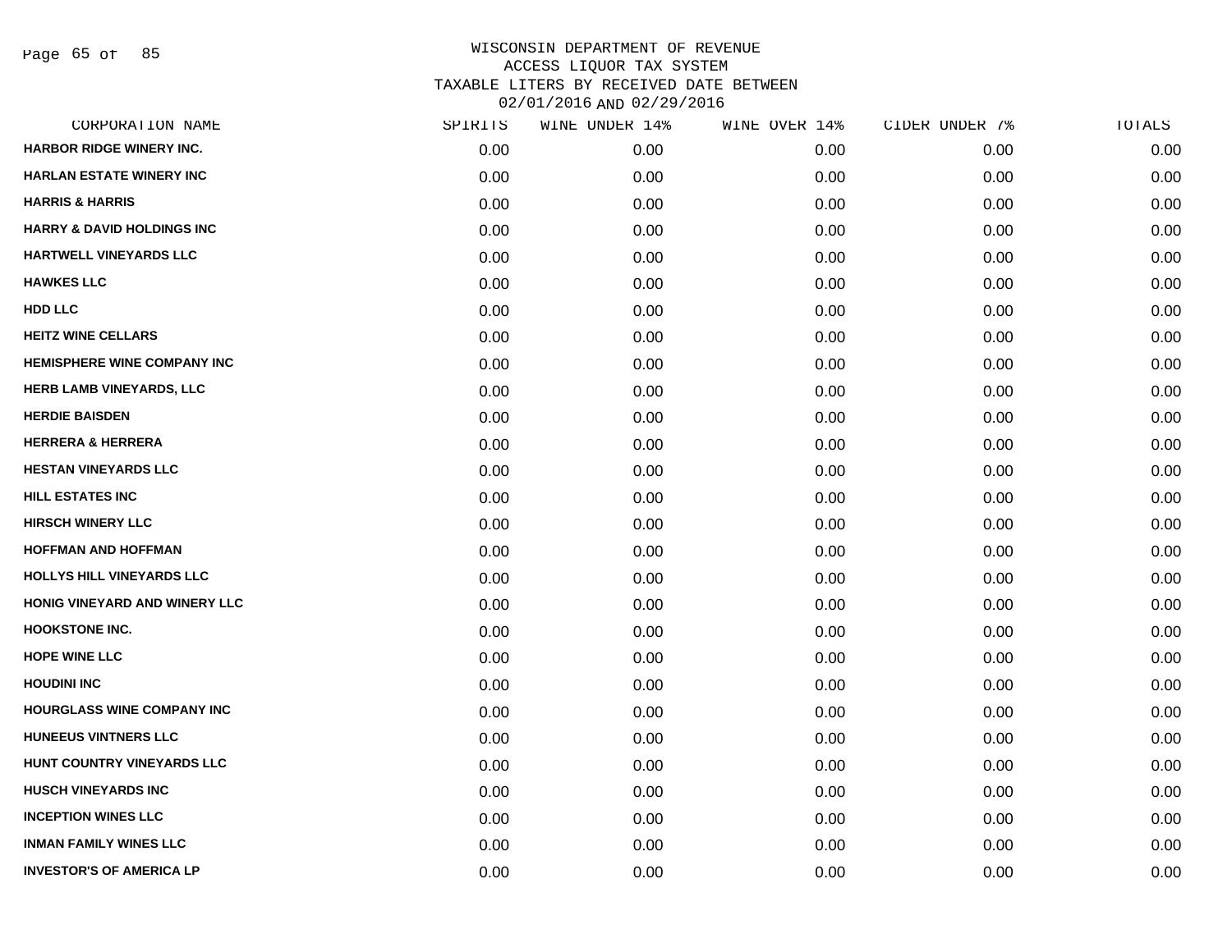WISCONSIN DEPARTMENT OF REVENUE
ACCESS LIQUOR TAX SYSTEM
TAXABLE LITERS BY RECEIVED DATE BETWEEN
02/01/2016 AND 02/29/2016

| CORPORATION NAME | SPIRITS | WINE UNDER 14% | WINE OVER 14% | CIDER UNDER 7% | TOTALS |
|---|---|---|---|---|---|
| HARBOR RIDGE WINERY INC. | 0.00 | 0.00 | 0.00 | 0.00 | 0.00 |
| HARLAN ESTATE WINERY INC | 0.00 | 0.00 | 0.00 | 0.00 | 0.00 |
| HARRIS & HARRIS | 0.00 | 0.00 | 0.00 | 0.00 | 0.00 |
| HARRY & DAVID HOLDINGS INC | 0.00 | 0.00 | 0.00 | 0.00 | 0.00 |
| HARTWELL VINEYARDS LLC | 0.00 | 0.00 | 0.00 | 0.00 | 0.00 |
| HAWKES LLC | 0.00 | 0.00 | 0.00 | 0.00 | 0.00 |
| HDD LLC | 0.00 | 0.00 | 0.00 | 0.00 | 0.00 |
| HEITZ WINE CELLARS | 0.00 | 0.00 | 0.00 | 0.00 | 0.00 |
| HEMISPHERE WINE COMPANY INC | 0.00 | 0.00 | 0.00 | 0.00 | 0.00 |
| HERB LAMB VINEYARDS, LLC | 0.00 | 0.00 | 0.00 | 0.00 | 0.00 |
| HERDIE BAISDEN | 0.00 | 0.00 | 0.00 | 0.00 | 0.00 |
| HERRERA & HERRERA | 0.00 | 0.00 | 0.00 | 0.00 | 0.00 |
| HESTAN VINEYARDS LLC | 0.00 | 0.00 | 0.00 | 0.00 | 0.00 |
| HILL ESTATES INC | 0.00 | 0.00 | 0.00 | 0.00 | 0.00 |
| HIRSCH WINERY LLC | 0.00 | 0.00 | 0.00 | 0.00 | 0.00 |
| HOFFMAN AND HOFFMAN | 0.00 | 0.00 | 0.00 | 0.00 | 0.00 |
| HOLLYS HILL VINEYARDS LLC | 0.00 | 0.00 | 0.00 | 0.00 | 0.00 |
| HONIG VINEYARD AND WINERY LLC | 0.00 | 0.00 | 0.00 | 0.00 | 0.00 |
| HOOKSTONE INC. | 0.00 | 0.00 | 0.00 | 0.00 | 0.00 |
| HOPE WINE LLC | 0.00 | 0.00 | 0.00 | 0.00 | 0.00 |
| HOUDINI INC | 0.00 | 0.00 | 0.00 | 0.00 | 0.00 |
| HOURGLASS WINE COMPANY INC | 0.00 | 0.00 | 0.00 | 0.00 | 0.00 |
| HUNEEUS VINTNERS LLC | 0.00 | 0.00 | 0.00 | 0.00 | 0.00 |
| HUNT COUNTRY VINEYARDS LLC | 0.00 | 0.00 | 0.00 | 0.00 | 0.00 |
| HUSCH VINEYARDS INC | 0.00 | 0.00 | 0.00 | 0.00 | 0.00 |
| INCEPTION WINES LLC | 0.00 | 0.00 | 0.00 | 0.00 | 0.00 |
| INMAN FAMILY WINES LLC | 0.00 | 0.00 | 0.00 | 0.00 | 0.00 |
| INVESTOR'S OF AMERICA LP | 0.00 | 0.00 | 0.00 | 0.00 | 0.00 |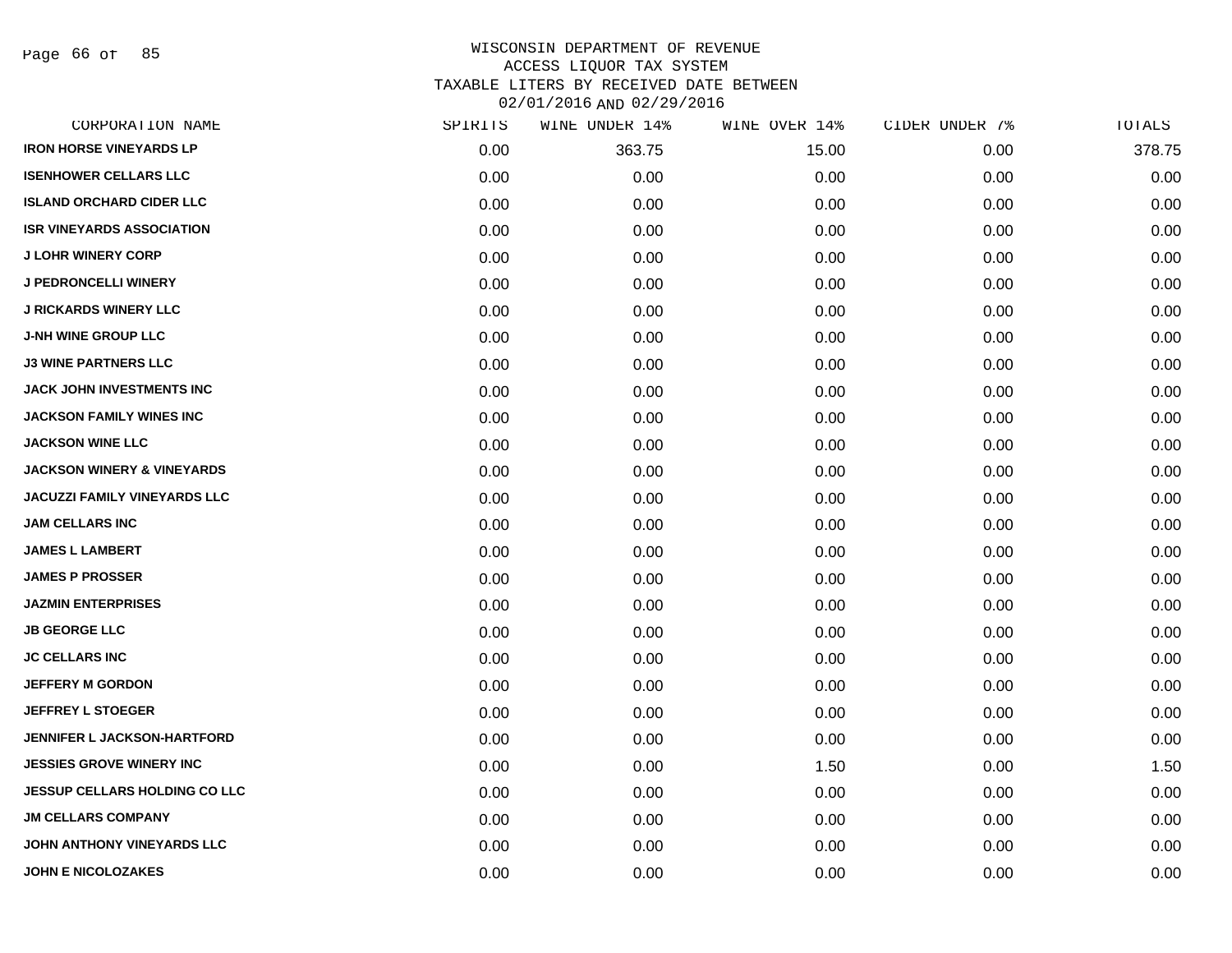WISCONSIN DEPARTMENT OF REVENUE
ACCESS LIQUOR TAX SYSTEM
TAXABLE LITERS BY RECEIVED DATE BETWEEN
02/01/2016 AND 02/29/2016

| CORPORATION NAME | SPIRITS | WINE UNDER 14% | WINE OVER 14% | CIDER UNDER 7% | TOTALS |
|---|---|---|---|---|---|
| IRON HORSE VINEYARDS LP | 0.00 | 363.75 | 15.00 | 0.00 | 378.75 |
| ISENHOWER CELLARS LLC | 0.00 | 0.00 | 0.00 | 0.00 | 0.00 |
| ISLAND ORCHARD CIDER LLC | 0.00 | 0.00 | 0.00 | 0.00 | 0.00 |
| ISR VINEYARDS ASSOCIATION | 0.00 | 0.00 | 0.00 | 0.00 | 0.00 |
| J LOHR WINERY CORP | 0.00 | 0.00 | 0.00 | 0.00 | 0.00 |
| J PEDRONCELLI WINERY | 0.00 | 0.00 | 0.00 | 0.00 | 0.00 |
| J RICKARDS WINERY LLC | 0.00 | 0.00 | 0.00 | 0.00 | 0.00 |
| J-NH WINE GROUP LLC | 0.00 | 0.00 | 0.00 | 0.00 | 0.00 |
| J3 WINE PARTNERS LLC | 0.00 | 0.00 | 0.00 | 0.00 | 0.00 |
| JACK JOHN INVESTMENTS INC | 0.00 | 0.00 | 0.00 | 0.00 | 0.00 |
| JACKSON FAMILY WINES INC | 0.00 | 0.00 | 0.00 | 0.00 | 0.00 |
| JACKSON WINE LLC | 0.00 | 0.00 | 0.00 | 0.00 | 0.00 |
| JACKSON WINERY & VINEYARDS | 0.00 | 0.00 | 0.00 | 0.00 | 0.00 |
| JACUZZI FAMILY VINEYARDS LLC | 0.00 | 0.00 | 0.00 | 0.00 | 0.00 |
| JAM CELLARS INC | 0.00 | 0.00 | 0.00 | 0.00 | 0.00 |
| JAMES L LAMBERT | 0.00 | 0.00 | 0.00 | 0.00 | 0.00 |
| JAMES P PROSSER | 0.00 | 0.00 | 0.00 | 0.00 | 0.00 |
| JAZMIN ENTERPRISES | 0.00 | 0.00 | 0.00 | 0.00 | 0.00 |
| JB GEORGE LLC | 0.00 | 0.00 | 0.00 | 0.00 | 0.00 |
| JC CELLARS INC | 0.00 | 0.00 | 0.00 | 0.00 | 0.00 |
| JEFFERY M GORDON | 0.00 | 0.00 | 0.00 | 0.00 | 0.00 |
| JEFFREY L STOEGER | 0.00 | 0.00 | 0.00 | 0.00 | 0.00 |
| JENNIFER L JACKSON-HARTFORD | 0.00 | 0.00 | 0.00 | 0.00 | 0.00 |
| JESSIES GROVE WINERY INC | 0.00 | 0.00 | 1.50 | 0.00 | 1.50 |
| JESSUP CELLARS HOLDING CO LLC | 0.00 | 0.00 | 0.00 | 0.00 | 0.00 |
| JM CELLARS COMPANY | 0.00 | 0.00 | 0.00 | 0.00 | 0.00 |
| JOHN ANTHONY VINEYARDS LLC | 0.00 | 0.00 | 0.00 | 0.00 | 0.00 |
| JOHN E NICOLOZAKES | 0.00 | 0.00 | 0.00 | 0.00 | 0.00 |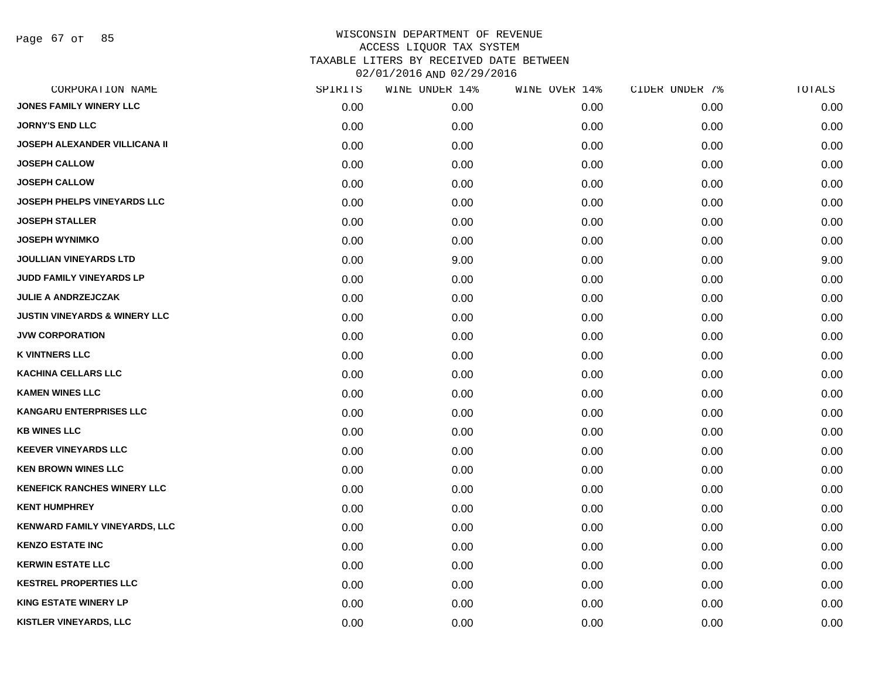# WISCONSIN DEPARTMENT OF REVENUE
## ACCESS LIQUOR TAX SYSTEM
### TAXABLE LITERS BY RECEIVED DATE BETWEEN 02/01/2016 AND 02/29/2016

| CORPORATION NAME | SPIRITS | WINE UNDER 14% | WINE OVER 14% | CIDER UNDER 7% | TOTALS |
|---|---|---|---|---|---|
| JONES FAMILY WINERY LLC | 0.00 | 0.00 | 0.00 | 0.00 | 0.00 |
| JORNY'S END LLC | 0.00 | 0.00 | 0.00 | 0.00 | 0.00 |
| JOSEPH ALEXANDER VILLICANA II | 0.00 | 0.00 | 0.00 | 0.00 | 0.00 |
| JOSEPH CALLOW | 0.00 | 0.00 | 0.00 | 0.00 | 0.00 |
| JOSEPH CALLOW | 0.00 | 0.00 | 0.00 | 0.00 | 0.00 |
| JOSEPH PHELPS VINEYARDS LLC | 0.00 | 0.00 | 0.00 | 0.00 | 0.00 |
| JOSEPH STALLER | 0.00 | 0.00 | 0.00 | 0.00 | 0.00 |
| JOSEPH WYNIMKO | 0.00 | 0.00 | 0.00 | 0.00 | 0.00 |
| JOULLIAN VINEYARDS LTD | 0.00 | 9.00 | 0.00 | 0.00 | 9.00 |
| JUDD FAMILY VINEYARDS LP | 0.00 | 0.00 | 0.00 | 0.00 | 0.00 |
| JULIE A ANDRZEJCZAK | 0.00 | 0.00 | 0.00 | 0.00 | 0.00 |
| JUSTIN VINEYARDS & WINERY LLC | 0.00 | 0.00 | 0.00 | 0.00 | 0.00 |
| JVW CORPORATION | 0.00 | 0.00 | 0.00 | 0.00 | 0.00 |
| K VINTNERS LLC | 0.00 | 0.00 | 0.00 | 0.00 | 0.00 |
| KACHINA CELLARS LLC | 0.00 | 0.00 | 0.00 | 0.00 | 0.00 |
| KAMEN WINES LLC | 0.00 | 0.00 | 0.00 | 0.00 | 0.00 |
| KANGARU ENTERPRISES LLC | 0.00 | 0.00 | 0.00 | 0.00 | 0.00 |
| KB WINES LLC | 0.00 | 0.00 | 0.00 | 0.00 | 0.00 |
| KEEVER VINEYARDS LLC | 0.00 | 0.00 | 0.00 | 0.00 | 0.00 |
| KEN BROWN WINES LLC | 0.00 | 0.00 | 0.00 | 0.00 | 0.00 |
| KENEFICK RANCHES WINERY LLC | 0.00 | 0.00 | 0.00 | 0.00 | 0.00 |
| KENT HUMPHREY | 0.00 | 0.00 | 0.00 | 0.00 | 0.00 |
| KENWARD FAMILY VINEYARDS, LLC | 0.00 | 0.00 | 0.00 | 0.00 | 0.00 |
| KENZO ESTATE INC | 0.00 | 0.00 | 0.00 | 0.00 | 0.00 |
| KERWIN ESTATE LLC | 0.00 | 0.00 | 0.00 | 0.00 | 0.00 |
| KESTREL PROPERTIES LLC | 0.00 | 0.00 | 0.00 | 0.00 | 0.00 |
| KING ESTATE WINERY LP | 0.00 | 0.00 | 0.00 | 0.00 | 0.00 |
| KISTLER VINEYARDS, LLC | 0.00 | 0.00 | 0.00 | 0.00 | 0.00 |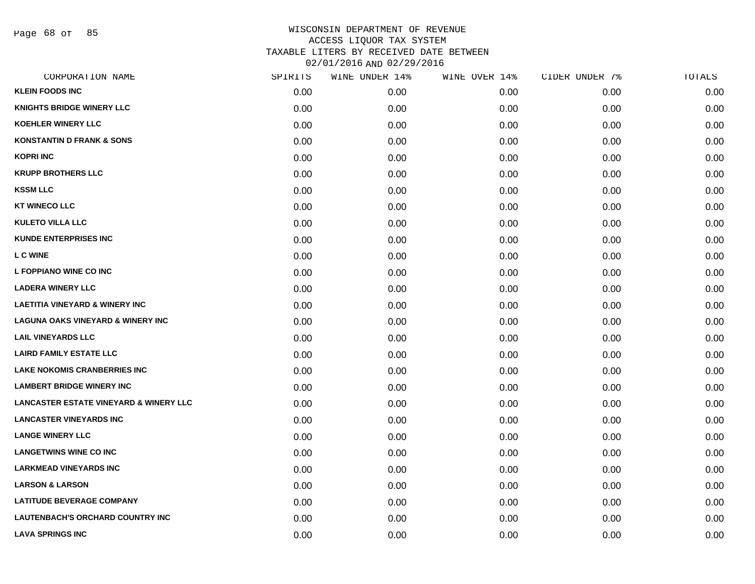# WISCONSIN DEPARTMENT OF REVENUE
## ACCESS LIQUOR TAX SYSTEM
## TAXABLE LITERS BY RECEIVED DATE BETWEEN 02/01/2016 AND 02/29/2016

| CORPORATION NAME | SPIRITS | WINE UNDER 14% | WINE OVER 14% | CIDER UNDER 7% | TOTALS |
|---|---|---|---|---|---|
| KLEIN FOODS INC | 0.00 | 0.00 | 0.00 | 0.00 | 0.00 |
| KNIGHTS BRIDGE WINERY LLC | 0.00 | 0.00 | 0.00 | 0.00 | 0.00 |
| KOEHLER WINERY LLC | 0.00 | 0.00 | 0.00 | 0.00 | 0.00 |
| KONSTANTIN D FRANK & SONS | 0.00 | 0.00 | 0.00 | 0.00 | 0.00 |
| KOPRI INC | 0.00 | 0.00 | 0.00 | 0.00 | 0.00 |
| KRUPP BROTHERS LLC | 0.00 | 0.00 | 0.00 | 0.00 | 0.00 |
| KSSM LLC | 0.00 | 0.00 | 0.00 | 0.00 | 0.00 |
| KT WINECO LLC | 0.00 | 0.00 | 0.00 | 0.00 | 0.00 |
| KULETO VILLA LLC | 0.00 | 0.00 | 0.00 | 0.00 | 0.00 |
| KUNDE ENTERPRISES INC | 0.00 | 0.00 | 0.00 | 0.00 | 0.00 |
| L C WINE | 0.00 | 0.00 | 0.00 | 0.00 | 0.00 |
| L FOPPIANO WINE CO INC | 0.00 | 0.00 | 0.00 | 0.00 | 0.00 |
| LADERA WINERY LLC | 0.00 | 0.00 | 0.00 | 0.00 | 0.00 |
| LAETITIA VINEYARD & WINERY INC | 0.00 | 0.00 | 0.00 | 0.00 | 0.00 |
| LAGUNA OAKS VINEYARD & WINERY INC | 0.00 | 0.00 | 0.00 | 0.00 | 0.00 |
| LAIL VINEYARDS LLC | 0.00 | 0.00 | 0.00 | 0.00 | 0.00 |
| LAIRD FAMILY ESTATE LLC | 0.00 | 0.00 | 0.00 | 0.00 | 0.00 |
| LAKE NOKOMIS CRANBERRIES INC | 0.00 | 0.00 | 0.00 | 0.00 | 0.00 |
| LAMBERT BRIDGE WINERY INC | 0.00 | 0.00 | 0.00 | 0.00 | 0.00 |
| LANCASTER ESTATE VINEYARD & WINERY LLC | 0.00 | 0.00 | 0.00 | 0.00 | 0.00 |
| LANCASTER VINEYARDS INC | 0.00 | 0.00 | 0.00 | 0.00 | 0.00 |
| LANGE WINERY LLC | 0.00 | 0.00 | 0.00 | 0.00 | 0.00 |
| LANGETWINS WINE CO INC | 0.00 | 0.00 | 0.00 | 0.00 | 0.00 |
| LARKMEAD VINEYARDS INC | 0.00 | 0.00 | 0.00 | 0.00 | 0.00 |
| LARSON & LARSON | 0.00 | 0.00 | 0.00 | 0.00 | 0.00 |
| LATITUDE BEVERAGE COMPANY | 0.00 | 0.00 | 0.00 | 0.00 | 0.00 |
| LAUTENBACH'S ORCHARD COUNTRY INC | 0.00 | 0.00 | 0.00 | 0.00 | 0.00 |
| LAVA SPRINGS INC | 0.00 | 0.00 | 0.00 | 0.00 | 0.00 |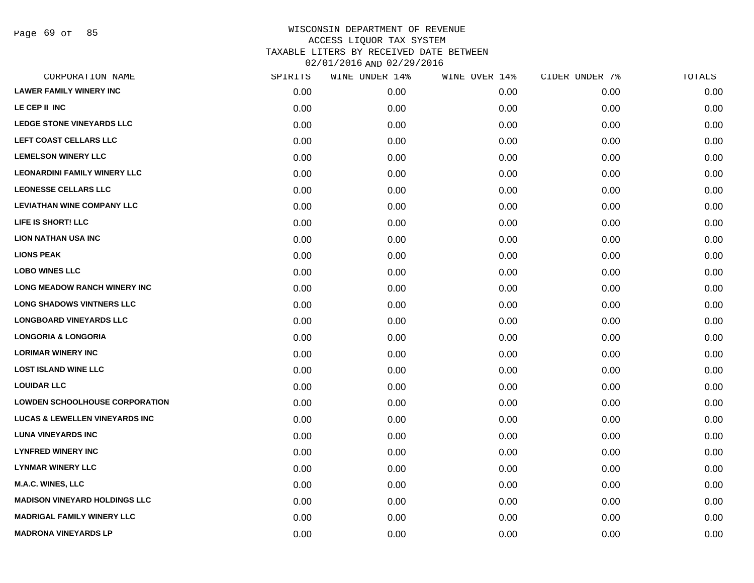# WISCONSIN DEPARTMENT OF REVENUE
## ACCESS LIQUOR TAX SYSTEM
## TAXABLE LITERS BY RECEIVED DATE BETWEEN 02/01/2016 AND 02/29/2016

| CORPORATION NAME | SPIRITS | WINE UNDER 14% | WINE OVER 14% | CIDER UNDER 7% | TOTALS |
|---|---|---|---|---|---|
| LAWER FAMILY WINERY INC | 0.00 | 0.00 | 0.00 | 0.00 | 0.00 |
| LE CEP II INC | 0.00 | 0.00 | 0.00 | 0.00 | 0.00 |
| LEDGE STONE VINEYARDS LLC | 0.00 | 0.00 | 0.00 | 0.00 | 0.00 |
| LEFT COAST CELLARS LLC | 0.00 | 0.00 | 0.00 | 0.00 | 0.00 |
| LEMELSON WINERY LLC | 0.00 | 0.00 | 0.00 | 0.00 | 0.00 |
| LEONARDINI FAMILY WINERY LLC | 0.00 | 0.00 | 0.00 | 0.00 | 0.00 |
| LEONESSE CELLARS LLC | 0.00 | 0.00 | 0.00 | 0.00 | 0.00 |
| LEVIATHAN WINE COMPANY LLC | 0.00 | 0.00 | 0.00 | 0.00 | 0.00 |
| LIFE IS SHORT! LLC | 0.00 | 0.00 | 0.00 | 0.00 | 0.00 |
| LION NATHAN USA INC | 0.00 | 0.00 | 0.00 | 0.00 | 0.00 |
| LIONS PEAK | 0.00 | 0.00 | 0.00 | 0.00 | 0.00 |
| LOBO WINES LLC | 0.00 | 0.00 | 0.00 | 0.00 | 0.00 |
| LONG MEADOW RANCH WINERY INC | 0.00 | 0.00 | 0.00 | 0.00 | 0.00 |
| LONG SHADOWS VINTNERS LLC | 0.00 | 0.00 | 0.00 | 0.00 | 0.00 |
| LONGBOARD VINEYARDS LLC | 0.00 | 0.00 | 0.00 | 0.00 | 0.00 |
| LONGORIA & LONGORIA | 0.00 | 0.00 | 0.00 | 0.00 | 0.00 |
| LORIMAR WINERY INC | 0.00 | 0.00 | 0.00 | 0.00 | 0.00 |
| LOST ISLAND WINE LLC | 0.00 | 0.00 | 0.00 | 0.00 | 0.00 |
| LOUIDAR LLC | 0.00 | 0.00 | 0.00 | 0.00 | 0.00 |
| LOWDEN SCHOOLHOUSE CORPORATION | 0.00 | 0.00 | 0.00 | 0.00 | 0.00 |
| LUCAS & LEWELLEN VINEYARDS INC | 0.00 | 0.00 | 0.00 | 0.00 | 0.00 |
| LUNA VINEYARDS INC | 0.00 | 0.00 | 0.00 | 0.00 | 0.00 |
| LYNFRED WINERY INC | 0.00 | 0.00 | 0.00 | 0.00 | 0.00 |
| LYNMAR WINERY LLC | 0.00 | 0.00 | 0.00 | 0.00 | 0.00 |
| M.A.C. WINES, LLC | 0.00 | 0.00 | 0.00 | 0.00 | 0.00 |
| MADISON VINEYARD HOLDINGS LLC | 0.00 | 0.00 | 0.00 | 0.00 | 0.00 |
| MADRIGAL FAMILY WINERY LLC | 0.00 | 0.00 | 0.00 | 0.00 | 0.00 |
| MADRONA VINEYARDS LP | 0.00 | 0.00 | 0.00 | 0.00 | 0.00 |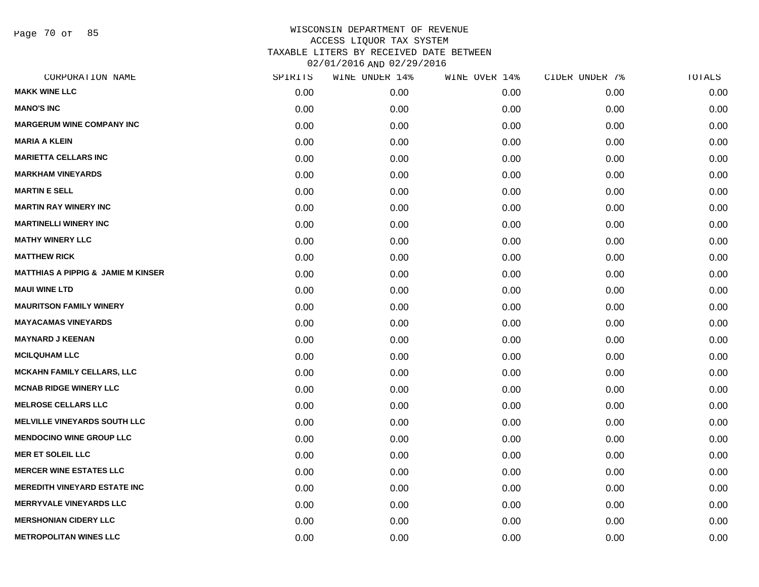# WISCONSIN DEPARTMENT OF REVENUE
## ACCESS LIQUOR TAX SYSTEM
## TAXABLE LITERS BY RECEIVED DATE BETWEEN 02/01/2016 AND 02/29/2016

| CORPORATION NAME | SPIRITS | WINE UNDER 14% | WINE OVER 14% | CIDER UNDER 7% | TOTALS |
|---|---|---|---|---|---|
| MAKK WINE LLC | 0.00 | 0.00 | 0.00 | 0.00 | 0.00 |
| MANO'S INC | 0.00 | 0.00 | 0.00 | 0.00 | 0.00 |
| MARGERUM WINE COMPANY INC | 0.00 | 0.00 | 0.00 | 0.00 | 0.00 |
| MARIA A KLEIN | 0.00 | 0.00 | 0.00 | 0.00 | 0.00 |
| MARIETTA CELLARS INC | 0.00 | 0.00 | 0.00 | 0.00 | 0.00 |
| MARKHAM VINEYARDS | 0.00 | 0.00 | 0.00 | 0.00 | 0.00 |
| MARTIN E SELL | 0.00 | 0.00 | 0.00 | 0.00 | 0.00 |
| MARTIN RAY WINERY INC | 0.00 | 0.00 | 0.00 | 0.00 | 0.00 |
| MARTINELLI WINERY INC | 0.00 | 0.00 | 0.00 | 0.00 | 0.00 |
| MATHY WINERY LLC | 0.00 | 0.00 | 0.00 | 0.00 | 0.00 |
| MATTHEW RICK | 0.00 | 0.00 | 0.00 | 0.00 | 0.00 |
| MATTHIAS A PIPPIG & JAMIE M KINSER | 0.00 | 0.00 | 0.00 | 0.00 | 0.00 |
| MAUI WINE LTD | 0.00 | 0.00 | 0.00 | 0.00 | 0.00 |
| MAURITSON FAMILY WINERY | 0.00 | 0.00 | 0.00 | 0.00 | 0.00 |
| MAYACAMAS VINEYARDS | 0.00 | 0.00 | 0.00 | 0.00 | 0.00 |
| MAYNARD J KEENAN | 0.00 | 0.00 | 0.00 | 0.00 | 0.00 |
| MCILQUHAM LLC | 0.00 | 0.00 | 0.00 | 0.00 | 0.00 |
| MCKAHN FAMILY CELLARS, LLC | 0.00 | 0.00 | 0.00 | 0.00 | 0.00 |
| MCNAB RIDGE WINERY LLC | 0.00 | 0.00 | 0.00 | 0.00 | 0.00 |
| MELROSE CELLARS LLC | 0.00 | 0.00 | 0.00 | 0.00 | 0.00 |
| MELVILLE VINEYARDS SOUTH LLC | 0.00 | 0.00 | 0.00 | 0.00 | 0.00 |
| MENDOCINO WINE GROUP LLC | 0.00 | 0.00 | 0.00 | 0.00 | 0.00 |
| MER ET SOLEIL LLC | 0.00 | 0.00 | 0.00 | 0.00 | 0.00 |
| MERCER WINE ESTATES LLC | 0.00 | 0.00 | 0.00 | 0.00 | 0.00 |
| MEREDITH VINEYARD ESTATE INC | 0.00 | 0.00 | 0.00 | 0.00 | 0.00 |
| MERRYVALE VINEYARDS LLC | 0.00 | 0.00 | 0.00 | 0.00 | 0.00 |
| MERSHONIAN CIDERY LLC | 0.00 | 0.00 | 0.00 | 0.00 | 0.00 |
| METROPOLITAN WINES LLC | 0.00 | 0.00 | 0.00 | 0.00 | 0.00 |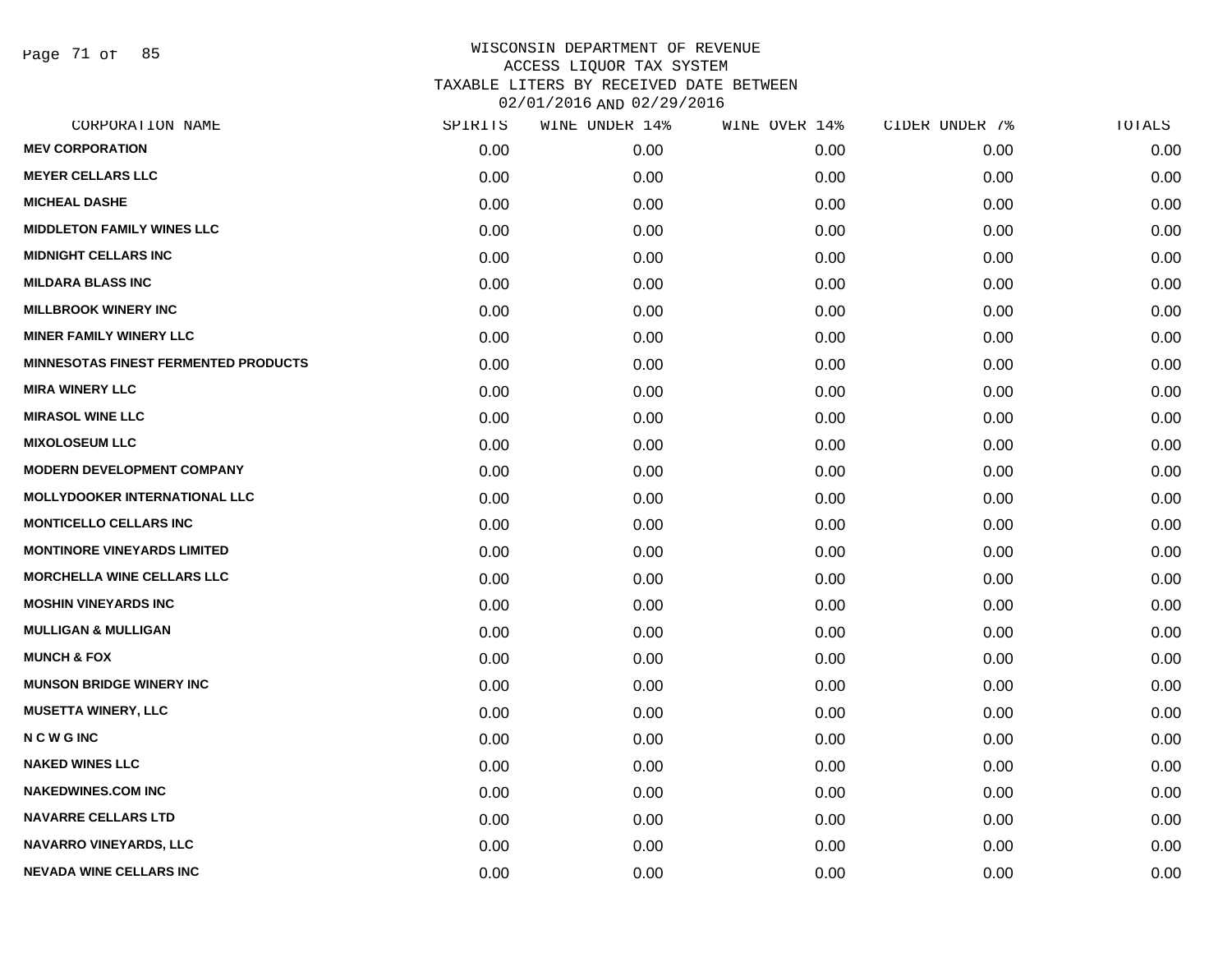WISCONSIN DEPARTMENT OF REVENUE
ACCESS LIQUOR TAX SYSTEM
TAXABLE LITERS BY RECEIVED DATE BETWEEN
02/01/2016 AND 02/29/2016

| CORPORATION NAME | SPIRITS | WINE UNDER 14% | WINE OVER 14% | CIDER UNDER 7% | TOTALS |
|---|---|---|---|---|---|
| MEV CORPORATION | 0.00 | 0.00 | 0.00 | 0.00 | 0.00 |
| MEYER CELLARS LLC | 0.00 | 0.00 | 0.00 | 0.00 | 0.00 |
| MICHEAL DASHE | 0.00 | 0.00 | 0.00 | 0.00 | 0.00 |
| MIDDLETON FAMILY WINES LLC | 0.00 | 0.00 | 0.00 | 0.00 | 0.00 |
| MIDNIGHT CELLARS INC | 0.00 | 0.00 | 0.00 | 0.00 | 0.00 |
| MILDARA BLASS INC | 0.00 | 0.00 | 0.00 | 0.00 | 0.00 |
| MILLBROOK WINERY INC | 0.00 | 0.00 | 0.00 | 0.00 | 0.00 |
| MINER FAMILY WINERY LLC | 0.00 | 0.00 | 0.00 | 0.00 | 0.00 |
| MINNESOTAS FINEST FERMENTED PRODUCTS | 0.00 | 0.00 | 0.00 | 0.00 | 0.00 |
| MIRA WINERY LLC | 0.00 | 0.00 | 0.00 | 0.00 | 0.00 |
| MIRASOL WINE LLC | 0.00 | 0.00 | 0.00 | 0.00 | 0.00 |
| MIXOLOSEUM LLC | 0.00 | 0.00 | 0.00 | 0.00 | 0.00 |
| MODERN DEVELOPMENT COMPANY | 0.00 | 0.00 | 0.00 | 0.00 | 0.00 |
| MOLLYDOOKER INTERNATIONAL LLC | 0.00 | 0.00 | 0.00 | 0.00 | 0.00 |
| MONTICELLO CELLARS INC | 0.00 | 0.00 | 0.00 | 0.00 | 0.00 |
| MONTINORE VINEYARDS LIMITED | 0.00 | 0.00 | 0.00 | 0.00 | 0.00 |
| MORCHELLA WINE CELLARS LLC | 0.00 | 0.00 | 0.00 | 0.00 | 0.00 |
| MOSHIN VINEYARDS INC | 0.00 | 0.00 | 0.00 | 0.00 | 0.00 |
| MULLIGAN & MULLIGAN | 0.00 | 0.00 | 0.00 | 0.00 | 0.00 |
| MUNCH & FOX | 0.00 | 0.00 | 0.00 | 0.00 | 0.00 |
| MUNSON BRIDGE WINERY INC | 0.00 | 0.00 | 0.00 | 0.00 | 0.00 |
| MUSETTA WINERY, LLC | 0.00 | 0.00 | 0.00 | 0.00 | 0.00 |
| N C W G INC | 0.00 | 0.00 | 0.00 | 0.00 | 0.00 |
| NAKED WINES LLC | 0.00 | 0.00 | 0.00 | 0.00 | 0.00 |
| NAKEDWINES.COM INC | 0.00 | 0.00 | 0.00 | 0.00 | 0.00 |
| NAVARRE CELLARS LTD | 0.00 | 0.00 | 0.00 | 0.00 | 0.00 |
| NAVARRO VINEYARDS, LLC | 0.00 | 0.00 | 0.00 | 0.00 | 0.00 |
| NEVADA WINE CELLARS INC | 0.00 | 0.00 | 0.00 | 0.00 | 0.00 |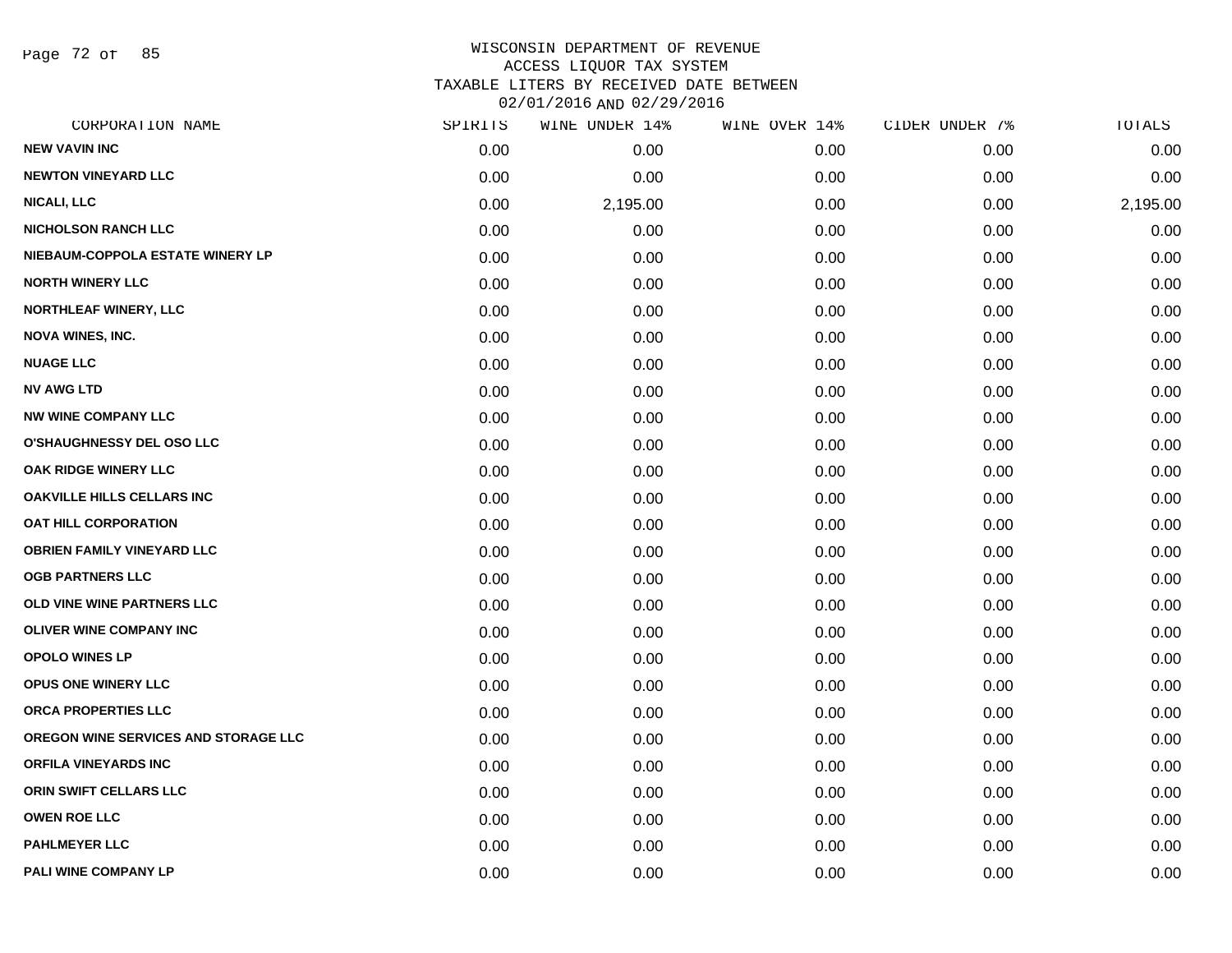WISCONSIN DEPARTMENT OF REVENUE
ACCESS LIQUOR TAX SYSTEM
TAXABLE LITERS BY RECEIVED DATE BETWEEN
02/01/2016 AND 02/29/2016

| CORPORATION NAME | SPIRITS | WINE UNDER 14% | WINE OVER 14% | CIDER UNDER 7% | TOTALS |
|---|---|---|---|---|---|
| NEW VAVIN INC | 0.00 | 0.00 | 0.00 | 0.00 | 0.00 |
| NEWTON VINEYARD LLC | 0.00 | 0.00 | 0.00 | 0.00 | 0.00 |
| NICALI, LLC | 0.00 | 2,195.00 | 0.00 | 0.00 | 2,195.00 |
| NICHOLSON RANCH LLC | 0.00 | 0.00 | 0.00 | 0.00 | 0.00 |
| NIEBAUM-COPPOLA ESTATE WINERY LP | 0.00 | 0.00 | 0.00 | 0.00 | 0.00 |
| NORTH WINERY LLC | 0.00 | 0.00 | 0.00 | 0.00 | 0.00 |
| NORTHLEAF WINERY, LLC | 0.00 | 0.00 | 0.00 | 0.00 | 0.00 |
| NOVA WINES, INC. | 0.00 | 0.00 | 0.00 | 0.00 | 0.00 |
| NUAGE LLC | 0.00 | 0.00 | 0.00 | 0.00 | 0.00 |
| NV AWG LTD | 0.00 | 0.00 | 0.00 | 0.00 | 0.00 |
| NW WINE COMPANY LLC | 0.00 | 0.00 | 0.00 | 0.00 | 0.00 |
| O'SHAUGHNESSY DEL OSO LLC | 0.00 | 0.00 | 0.00 | 0.00 | 0.00 |
| OAK RIDGE WINERY LLC | 0.00 | 0.00 | 0.00 | 0.00 | 0.00 |
| OAKVILLE HILLS CELLARS INC | 0.00 | 0.00 | 0.00 | 0.00 | 0.00 |
| OAT HILL CORPORATION | 0.00 | 0.00 | 0.00 | 0.00 | 0.00 |
| OBRIEN FAMILY VINEYARD LLC | 0.00 | 0.00 | 0.00 | 0.00 | 0.00 |
| OGB PARTNERS LLC | 0.00 | 0.00 | 0.00 | 0.00 | 0.00 |
| OLD VINE WINE PARTNERS LLC | 0.00 | 0.00 | 0.00 | 0.00 | 0.00 |
| OLIVER WINE COMPANY INC | 0.00 | 0.00 | 0.00 | 0.00 | 0.00 |
| OPOLO WINES LP | 0.00 | 0.00 | 0.00 | 0.00 | 0.00 |
| OPUS ONE WINERY LLC | 0.00 | 0.00 | 0.00 | 0.00 | 0.00 |
| ORCA PROPERTIES LLC | 0.00 | 0.00 | 0.00 | 0.00 | 0.00 |
| OREGON WINE SERVICES AND STORAGE LLC | 0.00 | 0.00 | 0.00 | 0.00 | 0.00 |
| ORFILA VINEYARDS INC | 0.00 | 0.00 | 0.00 | 0.00 | 0.00 |
| ORIN SWIFT CELLARS LLC | 0.00 | 0.00 | 0.00 | 0.00 | 0.00 |
| OWEN ROE LLC | 0.00 | 0.00 | 0.00 | 0.00 | 0.00 |
| PAHLMEYER LLC | 0.00 | 0.00 | 0.00 | 0.00 | 0.00 |
| PALI WINE COMPANY LP | 0.00 | 0.00 | 0.00 | 0.00 | 0.00 |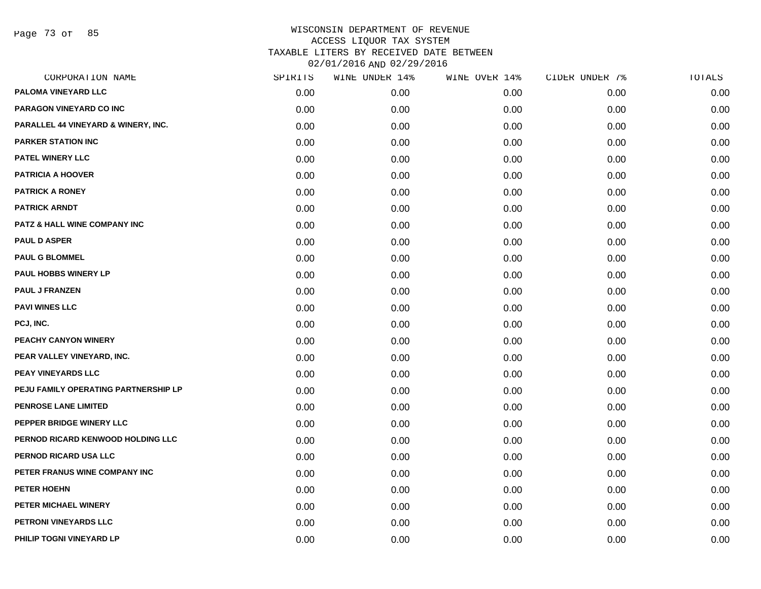WISCONSIN DEPARTMENT OF REVENUE
ACCESS LIQUOR TAX SYSTEM
TAXABLE LITERS BY RECEIVED DATE BETWEEN
02/01/2016 AND 02/29/2016

| CORPORATION NAME | SPIRITS | WINE UNDER 14% | WINE OVER 14% | CIDER UNDER 7% | TOTALS |
|---|---|---|---|---|---|
| PALOMA VINEYARD LLC | 0.00 | 0.00 | 0.00 | 0.00 | 0.00 |
| PARAGON VINEYARD CO INC | 0.00 | 0.00 | 0.00 | 0.00 | 0.00 |
| PARALLEL 44 VINEYARD & WINERY, INC. | 0.00 | 0.00 | 0.00 | 0.00 | 0.00 |
| PARKER STATION INC | 0.00 | 0.00 | 0.00 | 0.00 | 0.00 |
| PATEL WINERY LLC | 0.00 | 0.00 | 0.00 | 0.00 | 0.00 |
| PATRICIA A HOOVER | 0.00 | 0.00 | 0.00 | 0.00 | 0.00 |
| PATRICK A RONEY | 0.00 | 0.00 | 0.00 | 0.00 | 0.00 |
| PATRICK ARNDT | 0.00 | 0.00 | 0.00 | 0.00 | 0.00 |
| PATZ & HALL WINE COMPANY INC | 0.00 | 0.00 | 0.00 | 0.00 | 0.00 |
| PAUL D ASPER | 0.00 | 0.00 | 0.00 | 0.00 | 0.00 |
| PAUL G BLOMMEL | 0.00 | 0.00 | 0.00 | 0.00 | 0.00 |
| PAUL HOBBS WINERY LP | 0.00 | 0.00 | 0.00 | 0.00 | 0.00 |
| PAUL J FRANZEN | 0.00 | 0.00 | 0.00 | 0.00 | 0.00 |
| PAVI WINES LLC | 0.00 | 0.00 | 0.00 | 0.00 | 0.00 |
| PCJ, INC. | 0.00 | 0.00 | 0.00 | 0.00 | 0.00 |
| PEACHY CANYON WINERY | 0.00 | 0.00 | 0.00 | 0.00 | 0.00 |
| PEAR VALLEY VINEYARD, INC. | 0.00 | 0.00 | 0.00 | 0.00 | 0.00 |
| PEAY VINEYARDS LLC | 0.00 | 0.00 | 0.00 | 0.00 | 0.00 |
| PEJU FAMILY OPERATING PARTNERSHIP LP | 0.00 | 0.00 | 0.00 | 0.00 | 0.00 |
| PENROSE LANE LIMITED | 0.00 | 0.00 | 0.00 | 0.00 | 0.00 |
| PEPPER BRIDGE WINERY LLC | 0.00 | 0.00 | 0.00 | 0.00 | 0.00 |
| PERNOD RICARD KENWOOD HOLDING LLC | 0.00 | 0.00 | 0.00 | 0.00 | 0.00 |
| PERNOD RICARD USA LLC | 0.00 | 0.00 | 0.00 | 0.00 | 0.00 |
| PETER FRANUS WINE COMPANY INC | 0.00 | 0.00 | 0.00 | 0.00 | 0.00 |
| PETER HOEHN | 0.00 | 0.00 | 0.00 | 0.00 | 0.00 |
| PETER MICHAEL WINERY | 0.00 | 0.00 | 0.00 | 0.00 | 0.00 |
| PETRONI VINEYARDS LLC | 0.00 | 0.00 | 0.00 | 0.00 | 0.00 |
| PHILIP TOGNI VINEYARD LP | 0.00 | 0.00 | 0.00 | 0.00 | 0.00 |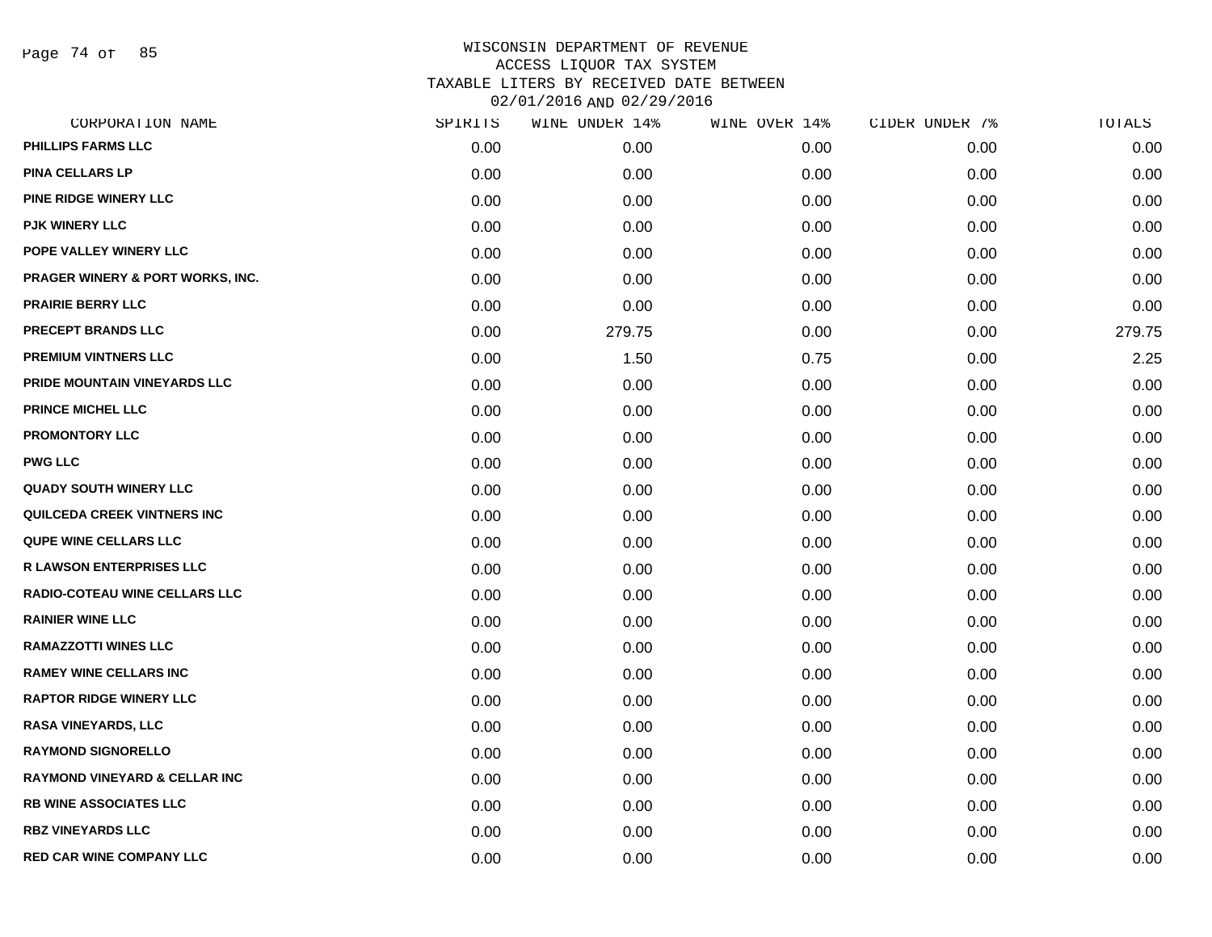# WISCONSIN DEPARTMENT OF REVENUE
## ACCESS LIQUOR TAX SYSTEM
## TAXABLE LITERS BY RECEIVED DATE BETWEEN 02/01/2016 AND 02/29/2016

| CORPORATION NAME | SPIRITS | WINE UNDER 14% | WINE OVER 14% | CIDER UNDER 7% | TOTALS |
|---|---|---|---|---|---|
| PHILLIPS FARMS LLC | 0.00 | 0.00 | 0.00 | 0.00 | 0.00 |
| PINA CELLARS LP | 0.00 | 0.00 | 0.00 | 0.00 | 0.00 |
| PINE RIDGE WINERY LLC | 0.00 | 0.00 | 0.00 | 0.00 | 0.00 |
| PJK WINERY LLC | 0.00 | 0.00 | 0.00 | 0.00 | 0.00 |
| POPE VALLEY WINERY LLC | 0.00 | 0.00 | 0.00 | 0.00 | 0.00 |
| PRAGER WINERY & PORT WORKS, INC. | 0.00 | 0.00 | 0.00 | 0.00 | 0.00 |
| PRAIRIE BERRY LLC | 0.00 | 0.00 | 0.00 | 0.00 | 0.00 |
| PRECEPT BRANDS LLC | 0.00 | 279.75 | 0.00 | 0.00 | 279.75 |
| PREMIUM VINTNERS LLC | 0.00 | 1.50 | 0.75 | 0.00 | 2.25 |
| PRIDE MOUNTAIN VINEYARDS LLC | 0.00 | 0.00 | 0.00 | 0.00 | 0.00 |
| PRINCE MICHEL LLC | 0.00 | 0.00 | 0.00 | 0.00 | 0.00 |
| PROMONTORY LLC | 0.00 | 0.00 | 0.00 | 0.00 | 0.00 |
| PWG LLC | 0.00 | 0.00 | 0.00 | 0.00 | 0.00 |
| QUADY SOUTH WINERY LLC | 0.00 | 0.00 | 0.00 | 0.00 | 0.00 |
| QUILCEDA CREEK VINTNERS INC | 0.00 | 0.00 | 0.00 | 0.00 | 0.00 |
| QUPE WINE CELLARS LLC | 0.00 | 0.00 | 0.00 | 0.00 | 0.00 |
| R LAWSON ENTERPRISES LLC | 0.00 | 0.00 | 0.00 | 0.00 | 0.00 |
| RADIO-COTEAU WINE CELLARS LLC | 0.00 | 0.00 | 0.00 | 0.00 | 0.00 |
| RAINIER WINE LLC | 0.00 | 0.00 | 0.00 | 0.00 | 0.00 |
| RAMAZZOTTI WINES LLC | 0.00 | 0.00 | 0.00 | 0.00 | 0.00 |
| RAMEY WINE CELLARS INC | 0.00 | 0.00 | 0.00 | 0.00 | 0.00 |
| RAPTOR RIDGE WINERY LLC | 0.00 | 0.00 | 0.00 | 0.00 | 0.00 |
| RASA VINEYARDS, LLC | 0.00 | 0.00 | 0.00 | 0.00 | 0.00 |
| RAYMOND SIGNORELLO | 0.00 | 0.00 | 0.00 | 0.00 | 0.00 |
| RAYMOND VINEYARD & CELLAR INC | 0.00 | 0.00 | 0.00 | 0.00 | 0.00 |
| RB WINE ASSOCIATES LLC | 0.00 | 0.00 | 0.00 | 0.00 | 0.00 |
| RBZ VINEYARDS LLC | 0.00 | 0.00 | 0.00 | 0.00 | 0.00 |
| RED CAR WINE COMPANY LLC | 0.00 | 0.00 | 0.00 | 0.00 | 0.00 |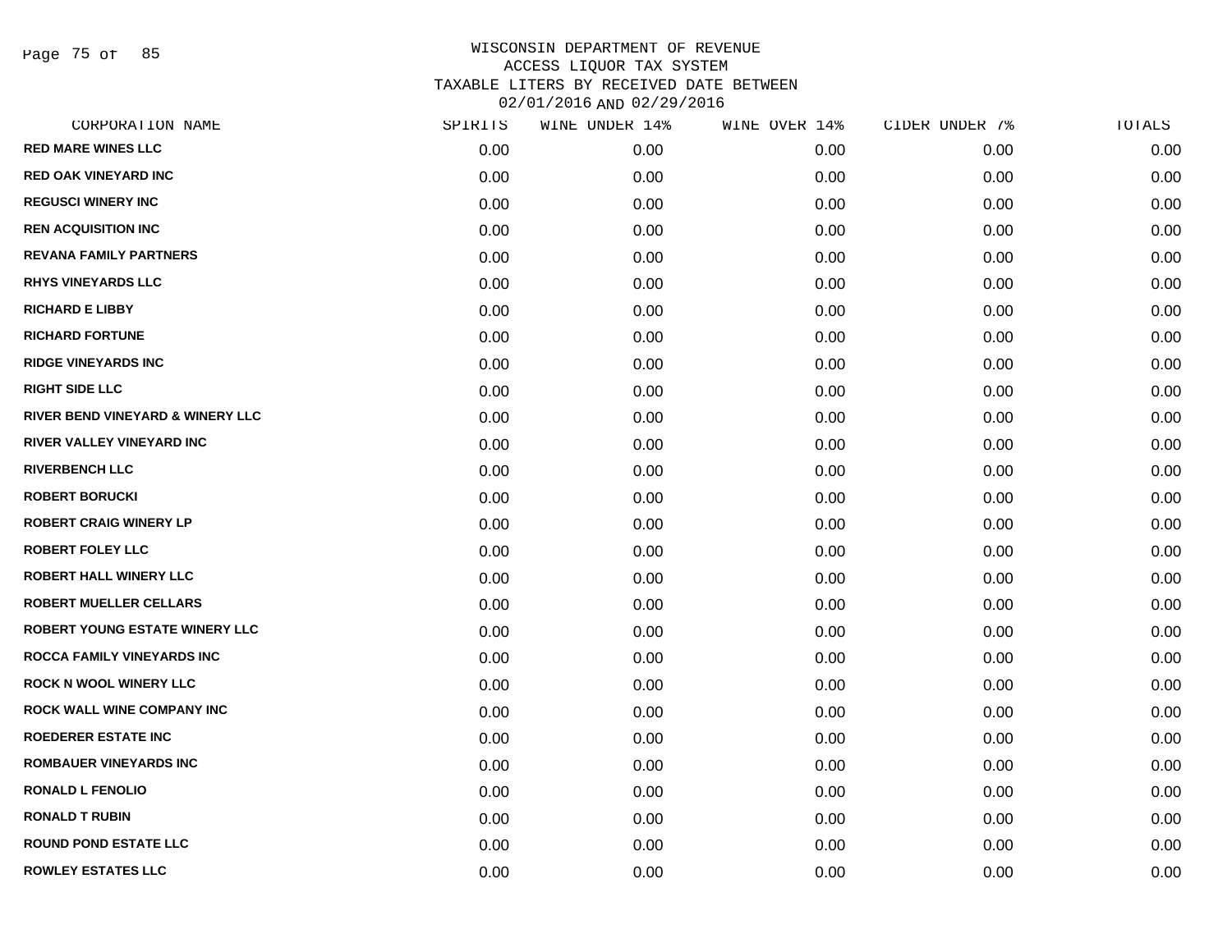# WISCONSIN DEPARTMENT OF REVENUE
## ACCESS LIQUOR TAX SYSTEM
## TAXABLE LITERS BY RECEIVED DATE BETWEEN 02/01/2016 AND 02/29/2016

| CORPORATION NAME | SPIRITS | WINE UNDER 14% | WINE OVER 14% | CIDER UNDER 7% | TOTALS |
|---|---|---|---|---|---|
| **RED MARE WINES LLC** | 0.00 | 0.00 | 0.00 | 0.00 | 0.00 |
| **RED OAK VINEYARD INC** | 0.00 | 0.00 | 0.00 | 0.00 | 0.00 |
| **REGUSCI WINERY INC** | 0.00 | 0.00 | 0.00 | 0.00 | 0.00 |
| **REN ACQUISITION INC** | 0.00 | 0.00 | 0.00 | 0.00 | 0.00 |
| **REVANA FAMILY PARTNERS** | 0.00 | 0.00 | 0.00 | 0.00 | 0.00 |
| **RHYS VINEYARDS LLC** | 0.00 | 0.00 | 0.00 | 0.00 | 0.00 |
| **RICHARD E LIBBY** | 0.00 | 0.00 | 0.00 | 0.00 | 0.00 |
| **RICHARD FORTUNE** | 0.00 | 0.00 | 0.00 | 0.00 | 0.00 |
| **RIDGE VINEYARDS INC** | 0.00 | 0.00 | 0.00 | 0.00 | 0.00 |
| **RIGHT SIDE LLC** | 0.00 | 0.00 | 0.00 | 0.00 | 0.00 |
| **RIVER BEND VINEYARD & WINERY LLC** | 0.00 | 0.00 | 0.00 | 0.00 | 0.00 |
| **RIVER VALLEY VINEYARD INC** | 0.00 | 0.00 | 0.00 | 0.00 | 0.00 |
| **RIVERBENCH LLC** | 0.00 | 0.00 | 0.00 | 0.00 | 0.00 |
| **ROBERT BORUCKI** | 0.00 | 0.00 | 0.00 | 0.00 | 0.00 |
| **ROBERT CRAIG WINERY LP** | 0.00 | 0.00 | 0.00 | 0.00 | 0.00 |
| **ROBERT FOLEY LLC** | 0.00 | 0.00 | 0.00 | 0.00 | 0.00 |
| **ROBERT HALL WINERY LLC** | 0.00 | 0.00 | 0.00 | 0.00 | 0.00 |
| **ROBERT MUELLER CELLARS** | 0.00 | 0.00 | 0.00 | 0.00 | 0.00 |
| **ROBERT YOUNG ESTATE WINERY LLC** | 0.00 | 0.00 | 0.00 | 0.00 | 0.00 |
| **ROCCA FAMILY VINEYARDS INC** | 0.00 | 0.00 | 0.00 | 0.00 | 0.00 |
| **ROCK N WOOL WINERY LLC** | 0.00 | 0.00 | 0.00 | 0.00 | 0.00 |
| **ROCK WALL WINE COMPANY INC** | 0.00 | 0.00 | 0.00 | 0.00 | 0.00 |
| **ROEDERER ESTATE INC** | 0.00 | 0.00 | 0.00 | 0.00 | 0.00 |
| **ROMBAUER VINEYARDS INC** | 0.00 | 0.00 | 0.00 | 0.00 | 0.00 |
| **RONALD L FENOLIO** | 0.00 | 0.00 | 0.00 | 0.00 | 0.00 |
| **RONALD T RUBIN** | 0.00 | 0.00 | 0.00 | 0.00 | 0.00 |
| **ROUND POND ESTATE LLC** | 0.00 | 0.00 | 0.00 | 0.00 | 0.00 |
| **ROWLEY ESTATES LLC** | 0.00 | 0.00 | 0.00 | 0.00 | 0.00 |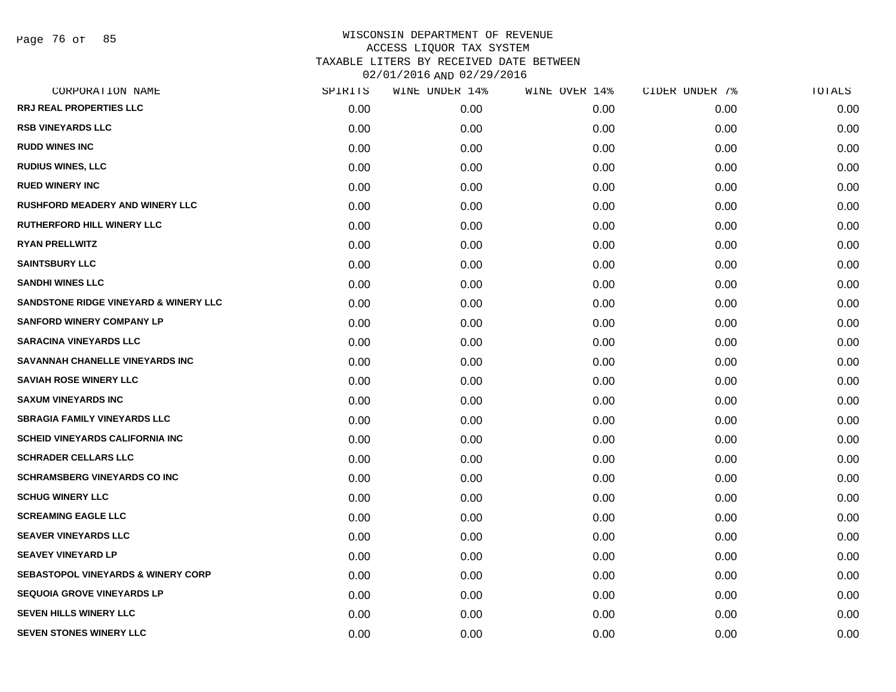# WISCONSIN DEPARTMENT OF REVENUE
## ACCESS LIQUOR TAX SYSTEM
## TAXABLE LITERS BY RECEIVED DATE BETWEEN 02/01/2016 AND 02/29/2016

| CORPORATION NAME | SPIRITS | WINE UNDER 14% | WINE OVER 14% | CIDER UNDER 7% | TOTALS |
|---|---|---|---|---|---|
| RRJ REAL PROPERTIES LLC | 0.00 | 0.00 | 0.00 | 0.00 | 0.00 |
| RSB VINEYARDS LLC | 0.00 | 0.00 | 0.00 | 0.00 | 0.00 |
| RUDD WINES INC | 0.00 | 0.00 | 0.00 | 0.00 | 0.00 |
| RUDIUS WINES, LLC | 0.00 | 0.00 | 0.00 | 0.00 | 0.00 |
| RUED WINERY INC | 0.00 | 0.00 | 0.00 | 0.00 | 0.00 |
| RUSHFORD MEADERY AND WINERY LLC | 0.00 | 0.00 | 0.00 | 0.00 | 0.00 |
| RUTHERFORD HILL WINERY LLC | 0.00 | 0.00 | 0.00 | 0.00 | 0.00 |
| RYAN PRELLWITZ | 0.00 | 0.00 | 0.00 | 0.00 | 0.00 |
| SAINTSBURY LLC | 0.00 | 0.00 | 0.00 | 0.00 | 0.00 |
| SANDHI WINES LLC | 0.00 | 0.00 | 0.00 | 0.00 | 0.00 |
| SANDSTONE RIDGE VINEYARD & WINERY LLC | 0.00 | 0.00 | 0.00 | 0.00 | 0.00 |
| SANFORD WINERY COMPANY LP | 0.00 | 0.00 | 0.00 | 0.00 | 0.00 |
| SARACINA VINEYARDS LLC | 0.00 | 0.00 | 0.00 | 0.00 | 0.00 |
| SAVANNAH CHANELLE VINEYARDS INC | 0.00 | 0.00 | 0.00 | 0.00 | 0.00 |
| SAVIAH ROSE WINERY LLC | 0.00 | 0.00 | 0.00 | 0.00 | 0.00 |
| SAXUM VINEYARDS INC | 0.00 | 0.00 | 0.00 | 0.00 | 0.00 |
| SBRAGIA FAMILY VINEYARDS LLC | 0.00 | 0.00 | 0.00 | 0.00 | 0.00 |
| SCHEID VINEYARDS CALIFORNIA INC | 0.00 | 0.00 | 0.00 | 0.00 | 0.00 |
| SCHRADER CELLARS LLC | 0.00 | 0.00 | 0.00 | 0.00 | 0.00 |
| SCHRAMSBERG VINEYARDS CO INC | 0.00 | 0.00 | 0.00 | 0.00 | 0.00 |
| SCHUG WINERY LLC | 0.00 | 0.00 | 0.00 | 0.00 | 0.00 |
| SCREAMING EAGLE LLC | 0.00 | 0.00 | 0.00 | 0.00 | 0.00 |
| SEAVER VINEYARDS LLC | 0.00 | 0.00 | 0.00 | 0.00 | 0.00 |
| SEAVEY VINEYARD LP | 0.00 | 0.00 | 0.00 | 0.00 | 0.00 |
| SEBASTOPOL VINEYARDS & WINERY CORP | 0.00 | 0.00 | 0.00 | 0.00 | 0.00 |
| SEQUOIA GROVE VINEYARDS LP | 0.00 | 0.00 | 0.00 | 0.00 | 0.00 |
| SEVEN HILLS WINERY LLC | 0.00 | 0.00 | 0.00 | 0.00 | 0.00 |
| SEVEN STONES WINERY LLC | 0.00 | 0.00 | 0.00 | 0.00 | 0.00 |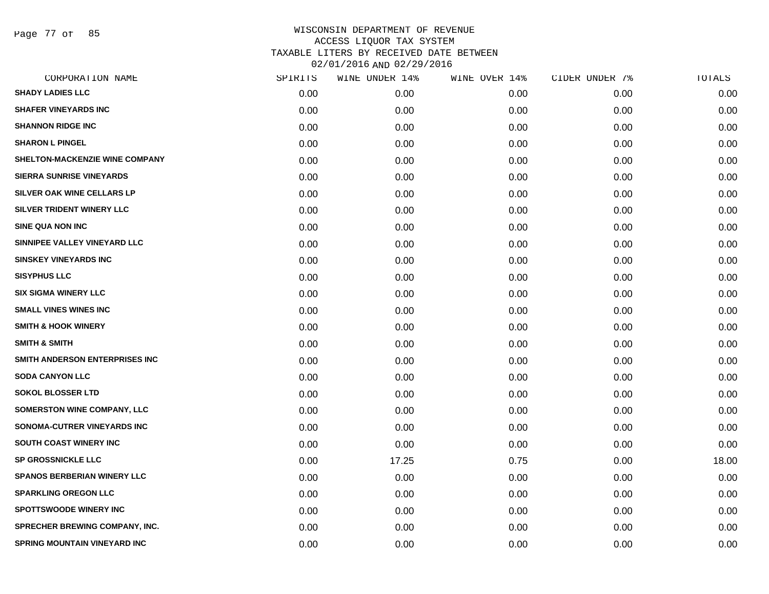# WISCONSIN DEPARTMENT OF REVENUE
## ACCESS LIQUOR TAX SYSTEM
## TAXABLE LITERS BY RECEIVED DATE BETWEEN 02/01/2016 AND 02/29/2016

| CORPORATION NAME | SPIRITS | WINE UNDER 14% | WINE OVER 14% | CIDER UNDER 7% | TOTALS |
|---|---|---|---|---|---|
| SHADY LADIES LLC | 0.00 | 0.00 | 0.00 | 0.00 | 0.00 |
| SHAFER VINEYARDS INC | 0.00 | 0.00 | 0.00 | 0.00 | 0.00 |
| SHANNON RIDGE INC | 0.00 | 0.00 | 0.00 | 0.00 | 0.00 |
| SHARON L PINGEL | 0.00 | 0.00 | 0.00 | 0.00 | 0.00 |
| SHELTON-MACKENZIE WINE COMPANY | 0.00 | 0.00 | 0.00 | 0.00 | 0.00 |
| SIERRA SUNRISE VINEYARDS | 0.00 | 0.00 | 0.00 | 0.00 | 0.00 |
| SILVER OAK WINE CELLARS LP | 0.00 | 0.00 | 0.00 | 0.00 | 0.00 |
| SILVER TRIDENT WINERY LLC | 0.00 | 0.00 | 0.00 | 0.00 | 0.00 |
| SINE QUA NON INC | 0.00 | 0.00 | 0.00 | 0.00 | 0.00 |
| SINNIPEE VALLEY VINEYARD LLC | 0.00 | 0.00 | 0.00 | 0.00 | 0.00 |
| SINSKEY VINEYARDS INC | 0.00 | 0.00 | 0.00 | 0.00 | 0.00 |
| SISYPHUS LLC | 0.00 | 0.00 | 0.00 | 0.00 | 0.00 |
| SIX SIGMA WINERY LLC | 0.00 | 0.00 | 0.00 | 0.00 | 0.00 |
| SMALL VINES WINES INC | 0.00 | 0.00 | 0.00 | 0.00 | 0.00 |
| SMITH & HOOK WINERY | 0.00 | 0.00 | 0.00 | 0.00 | 0.00 |
| SMITH & SMITH | 0.00 | 0.00 | 0.00 | 0.00 | 0.00 |
| SMITH ANDERSON ENTERPRISES INC | 0.00 | 0.00 | 0.00 | 0.00 | 0.00 |
| SODA CANYON LLC | 0.00 | 0.00 | 0.00 | 0.00 | 0.00 |
| SOKOL BLOSSER LTD | 0.00 | 0.00 | 0.00 | 0.00 | 0.00 |
| SOMERSTON WINE COMPANY, LLC | 0.00 | 0.00 | 0.00 | 0.00 | 0.00 |
| SONOMA-CUTRER VINEYARDS INC | 0.00 | 0.00 | 0.00 | 0.00 | 0.00 |
| SOUTH COAST WINERY INC | 0.00 | 0.00 | 0.00 | 0.00 | 0.00 |
| SP GROSSNICKLE LLC | 0.00 | 17.25 | 0.75 | 0.00 | 18.00 |
| SPANOS BERBERIAN WINERY LLC | 0.00 | 0.00 | 0.00 | 0.00 | 0.00 |
| SPARKLING OREGON LLC | 0.00 | 0.00 | 0.00 | 0.00 | 0.00 |
| SPOTTSWOODE WINERY INC | 0.00 | 0.00 | 0.00 | 0.00 | 0.00 |
| SPRECHER BREWING COMPANY, INC. | 0.00 | 0.00 | 0.00 | 0.00 | 0.00 |
| SPRING MOUNTAIN VINEYARD INC | 0.00 | 0.00 | 0.00 | 0.00 | 0.00 |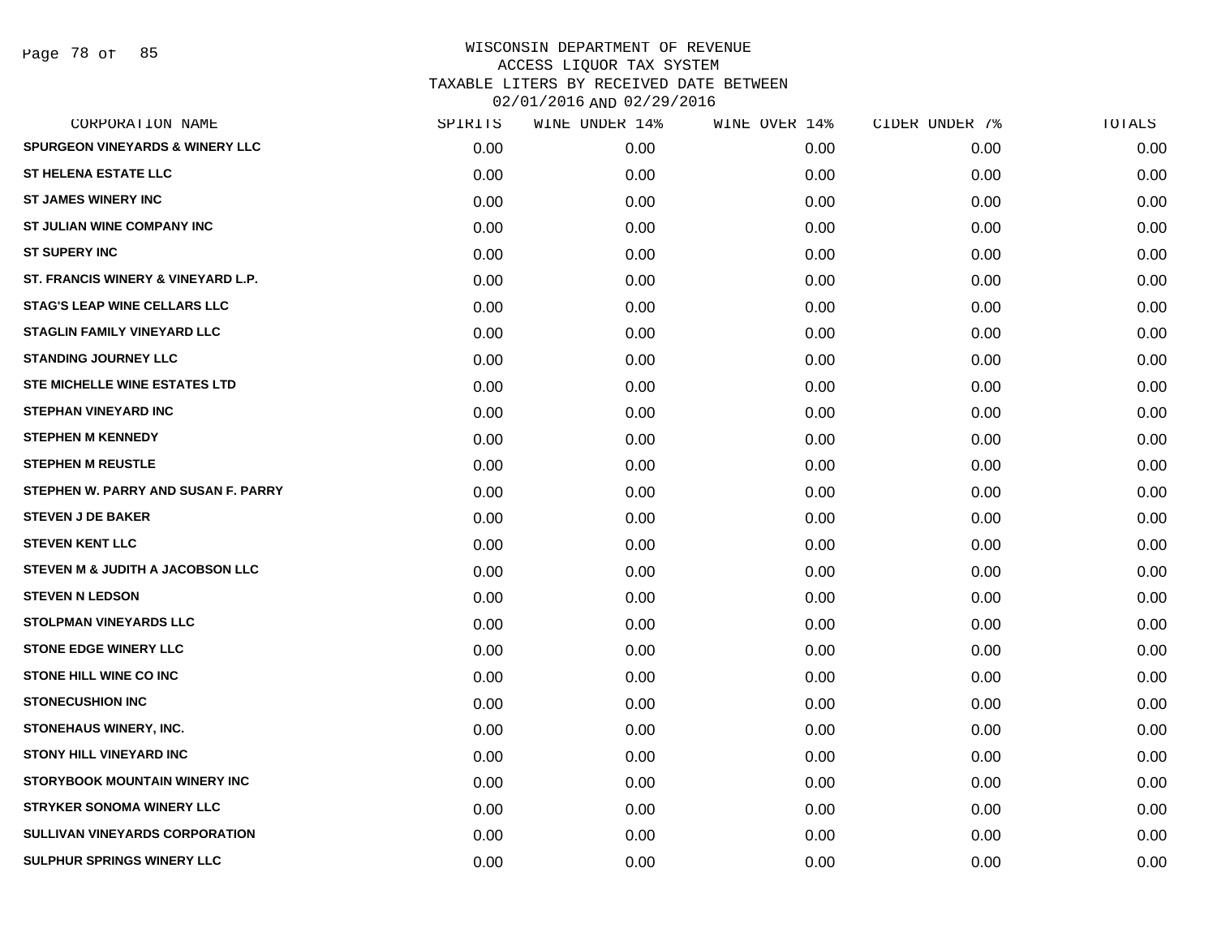WISCONSIN DEPARTMENT OF REVENUE
ACCESS LIQUOR TAX SYSTEM
TAXABLE LITERS BY RECEIVED DATE BETWEEN
02/01/2016 AND 02/29/2016

| CORPORATION NAME | SPIRITS | WINE UNDER 14% | WINE OVER 14% | CIDER UNDER 7% | TOTALS |
|---|---|---|---|---|---|
| SPURGEON VINEYARDS & WINERY LLC | 0.00 | 0.00 | 0.00 | 0.00 | 0.00 |
| ST HELENA ESTATE LLC | 0.00 | 0.00 | 0.00 | 0.00 | 0.00 |
| ST JAMES WINERY INC | 0.00 | 0.00 | 0.00 | 0.00 | 0.00 |
| ST JULIAN WINE COMPANY INC | 0.00 | 0.00 | 0.00 | 0.00 | 0.00 |
| ST SUPERY INC | 0.00 | 0.00 | 0.00 | 0.00 | 0.00 |
| ST. FRANCIS WINERY & VINEYARD L.P. | 0.00 | 0.00 | 0.00 | 0.00 | 0.00 |
| STAG'S LEAP WINE CELLARS LLC | 0.00 | 0.00 | 0.00 | 0.00 | 0.00 |
| STAGLIN FAMILY VINEYARD LLC | 0.00 | 0.00 | 0.00 | 0.00 | 0.00 |
| STANDING JOURNEY LLC | 0.00 | 0.00 | 0.00 | 0.00 | 0.00 |
| STE MICHELLE WINE ESTATES LTD | 0.00 | 0.00 | 0.00 | 0.00 | 0.00 |
| STEPHAN VINEYARD INC | 0.00 | 0.00 | 0.00 | 0.00 | 0.00 |
| STEPHEN M KENNEDY | 0.00 | 0.00 | 0.00 | 0.00 | 0.00 |
| STEPHEN M REUSTLE | 0.00 | 0.00 | 0.00 | 0.00 | 0.00 |
| STEPHEN W. PARRY AND SUSAN F. PARRY | 0.00 | 0.00 | 0.00 | 0.00 | 0.00 |
| STEVEN J DE BAKER | 0.00 | 0.00 | 0.00 | 0.00 | 0.00 |
| STEVEN KENT LLC | 0.00 | 0.00 | 0.00 | 0.00 | 0.00 |
| STEVEN M & JUDITH A JACOBSON LLC | 0.00 | 0.00 | 0.00 | 0.00 | 0.00 |
| STEVEN N LEDSON | 0.00 | 0.00 | 0.00 | 0.00 | 0.00 |
| STOLPMAN VINEYARDS LLC | 0.00 | 0.00 | 0.00 | 0.00 | 0.00 |
| STONE EDGE WINERY LLC | 0.00 | 0.00 | 0.00 | 0.00 | 0.00 |
| STONE HILL WINE CO INC | 0.00 | 0.00 | 0.00 | 0.00 | 0.00 |
| STONECUSHION INC | 0.00 | 0.00 | 0.00 | 0.00 | 0.00 |
| STONEHAUS WINERY, INC. | 0.00 | 0.00 | 0.00 | 0.00 | 0.00 |
| STONY HILL VINEYARD INC | 0.00 | 0.00 | 0.00 | 0.00 | 0.00 |
| STORYBOOK MOUNTAIN WINERY INC | 0.00 | 0.00 | 0.00 | 0.00 | 0.00 |
| STRYKER SONOMA WINERY LLC | 0.00 | 0.00 | 0.00 | 0.00 | 0.00 |
| SULLIVAN VINEYARDS CORPORATION | 0.00 | 0.00 | 0.00 | 0.00 | 0.00 |
| SULPHUR SPRINGS WINERY LLC | 0.00 | 0.00 | 0.00 | 0.00 | 0.00 |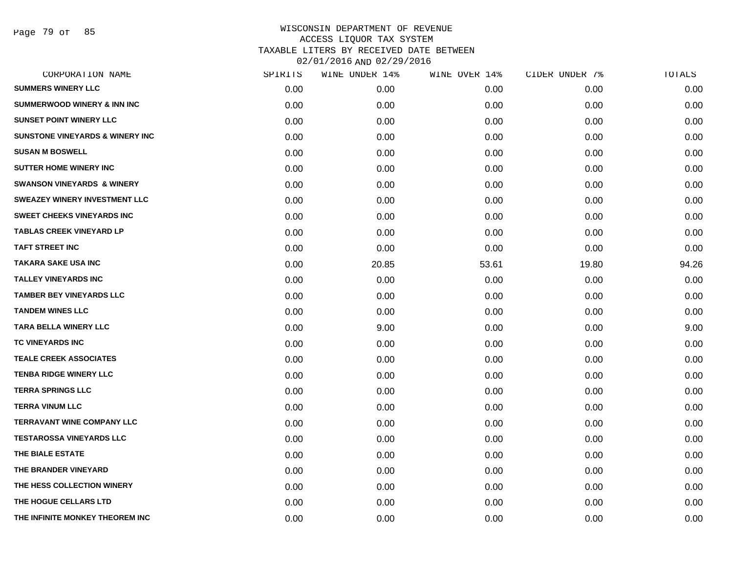# WISCONSIN DEPARTMENT OF REVENUE
## ACCESS LIQUOR TAX SYSTEM
## TAXABLE LITERS BY RECEIVED DATE BETWEEN 02/01/2016 AND 02/29/2016

| CORPORATION NAME | SPIRITS | WINE UNDER 14% | WINE OVER 14% | CIDER UNDER 7% | TOTALS |
|---|---|---|---|---|---|
| SUMMERS WINERY LLC | 0.00 | 0.00 | 0.00 | 0.00 | 0.00 |
| SUMMERWOOD WINERY & INN INC | 0.00 | 0.00 | 0.00 | 0.00 | 0.00 |
| SUNSET POINT WINERY LLC | 0.00 | 0.00 | 0.00 | 0.00 | 0.00 |
| SUNSTONE VINEYARDS & WINERY INC | 0.00 | 0.00 | 0.00 | 0.00 | 0.00 |
| SUSAN M BOSWELL | 0.00 | 0.00 | 0.00 | 0.00 | 0.00 |
| SUTTER HOME WINERY INC | 0.00 | 0.00 | 0.00 | 0.00 | 0.00 |
| SWANSON VINEYARDS & WINERY | 0.00 | 0.00 | 0.00 | 0.00 | 0.00 |
| SWEAZEY WINERY INVESTMENT LLC | 0.00 | 0.00 | 0.00 | 0.00 | 0.00 |
| SWEET CHEEKS VINEYARDS INC | 0.00 | 0.00 | 0.00 | 0.00 | 0.00 |
| TABLAS CREEK VINEYARD LP | 0.00 | 0.00 | 0.00 | 0.00 | 0.00 |
| TAFT STREET INC | 0.00 | 0.00 | 0.00 | 0.00 | 0.00 |
| TAKARA SAKE USA INC | 0.00 | 20.85 | 53.61 | 19.80 | 94.26 |
| TALLEY VINEYARDS INC | 0.00 | 0.00 | 0.00 | 0.00 | 0.00 |
| TAMBER BEY VINEYARDS LLC | 0.00 | 0.00 | 0.00 | 0.00 | 0.00 |
| TANDEM WINES LLC | 0.00 | 0.00 | 0.00 | 0.00 | 0.00 |
| TARA BELLA WINERY LLC | 0.00 | 9.00 | 0.00 | 0.00 | 9.00 |
| TC VINEYARDS INC | 0.00 | 0.00 | 0.00 | 0.00 | 0.00 |
| TEALE CREEK ASSOCIATES | 0.00 | 0.00 | 0.00 | 0.00 | 0.00 |
| TENBA RIDGE WINERY LLC | 0.00 | 0.00 | 0.00 | 0.00 | 0.00 |
| TERRA SPRINGS LLC | 0.00 | 0.00 | 0.00 | 0.00 | 0.00 |
| TERRA VINUM LLC | 0.00 | 0.00 | 0.00 | 0.00 | 0.00 |
| TERRAVANT WINE COMPANY LLC | 0.00 | 0.00 | 0.00 | 0.00 | 0.00 |
| TESTAROSSA VINEYARDS LLC | 0.00 | 0.00 | 0.00 | 0.00 | 0.00 |
| THE BIALE ESTATE | 0.00 | 0.00 | 0.00 | 0.00 | 0.00 |
| THE BRANDER VINEYARD | 0.00 | 0.00 | 0.00 | 0.00 | 0.00 |
| THE HESS COLLECTION WINERY | 0.00 | 0.00 | 0.00 | 0.00 | 0.00 |
| THE HOGUE CELLARS LTD | 0.00 | 0.00 | 0.00 | 0.00 | 0.00 |
| THE INFINITE MONKEY THEOREM INC | 0.00 | 0.00 | 0.00 | 0.00 | 0.00 |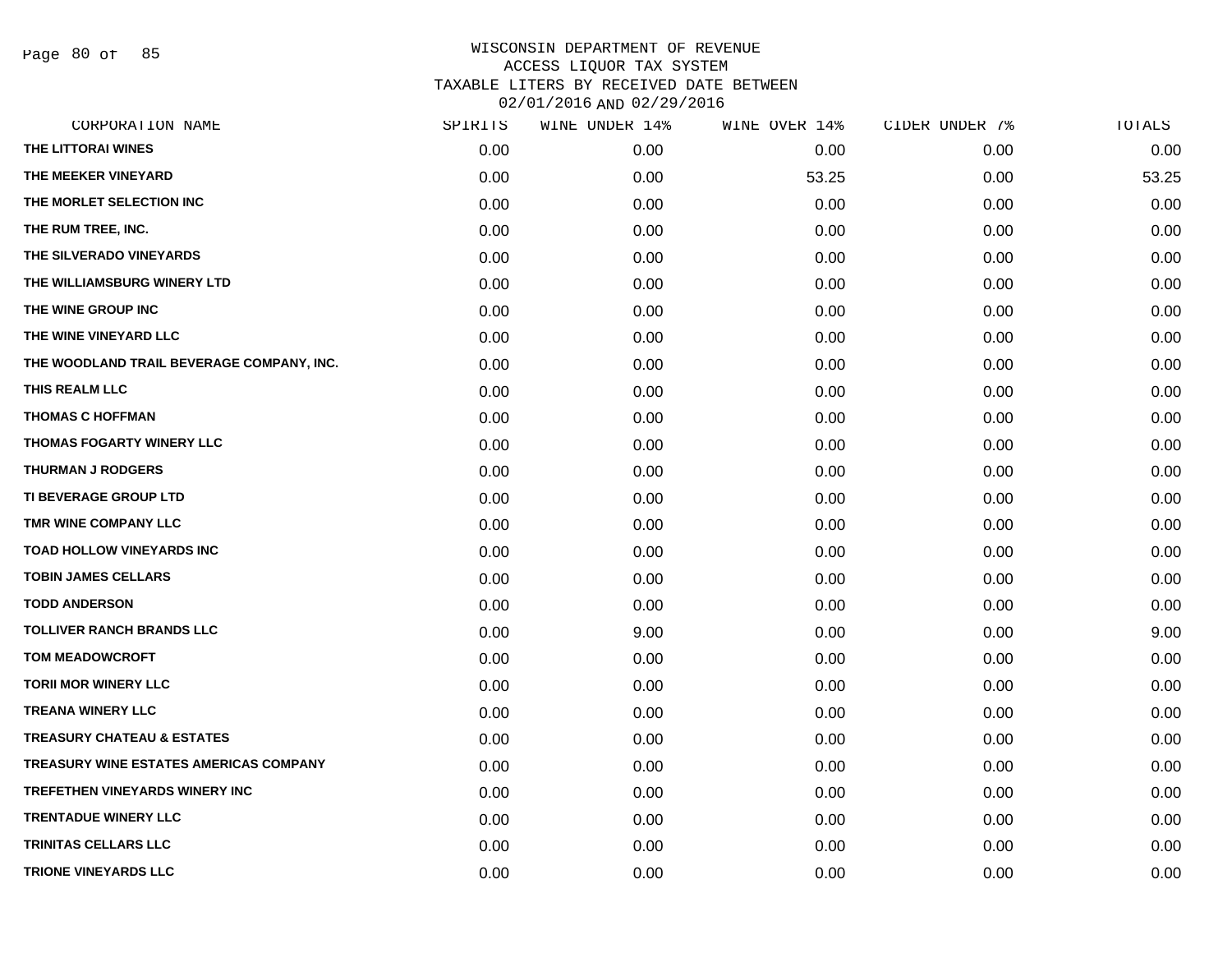# WISCONSIN DEPARTMENT OF REVENUE
## ACCESS LIQUOR TAX SYSTEM
## TAXABLE LITERS BY RECEIVED DATE BETWEEN 02/01/2016 AND 02/29/2016

| CORPORATION NAME | SPIRITS | WINE UNDER 14% | WINE OVER 14% | CIDER UNDER 7% | TOTALS |
|---|---|---|---|---|---|
| THE LITTORAI WINES | 0.00 | 0.00 | 0.00 | 0.00 | 0.00 |
| THE MEEKER VINEYARD | 0.00 | 0.00 | 53.25 | 0.00 | 53.25 |
| THE MORLET SELECTION INC | 0.00 | 0.00 | 0.00 | 0.00 | 0.00 |
| THE RUM TREE, INC. | 0.00 | 0.00 | 0.00 | 0.00 | 0.00 |
| THE SILVERADO VINEYARDS | 0.00 | 0.00 | 0.00 | 0.00 | 0.00 |
| THE WILLIAMSBURG WINERY LTD | 0.00 | 0.00 | 0.00 | 0.00 | 0.00 |
| THE WINE GROUP INC | 0.00 | 0.00 | 0.00 | 0.00 | 0.00 |
| THE WINE VINEYARD LLC | 0.00 | 0.00 | 0.00 | 0.00 | 0.00 |
| THE WOODLAND TRAIL BEVERAGE COMPANY, INC. | 0.00 | 0.00 | 0.00 | 0.00 | 0.00 |
| THIS REALM LLC | 0.00 | 0.00 | 0.00 | 0.00 | 0.00 |
| THOMAS C HOFFMAN | 0.00 | 0.00 | 0.00 | 0.00 | 0.00 |
| THOMAS FOGARTY WINERY LLC | 0.00 | 0.00 | 0.00 | 0.00 | 0.00 |
| THURMAN J RODGERS | 0.00 | 0.00 | 0.00 | 0.00 | 0.00 |
| TI BEVERAGE GROUP LTD | 0.00 | 0.00 | 0.00 | 0.00 | 0.00 |
| TMR WINE COMPANY LLC | 0.00 | 0.00 | 0.00 | 0.00 | 0.00 |
| TOAD HOLLOW VINEYARDS INC | 0.00 | 0.00 | 0.00 | 0.00 | 0.00 |
| TOBIN JAMES CELLARS | 0.00 | 0.00 | 0.00 | 0.00 | 0.00 |
| TODD ANDERSON | 0.00 | 0.00 | 0.00 | 0.00 | 0.00 |
| TOLLIVER RANCH BRANDS LLC | 0.00 | 9.00 | 0.00 | 0.00 | 9.00 |
| TOM MEADOWCROFT | 0.00 | 0.00 | 0.00 | 0.00 | 0.00 |
| TORII MOR WINERY LLC | 0.00 | 0.00 | 0.00 | 0.00 | 0.00 |
| TREANA WINERY LLC | 0.00 | 0.00 | 0.00 | 0.00 | 0.00 |
| TREASURY CHATEAU & ESTATES | 0.00 | 0.00 | 0.00 | 0.00 | 0.00 |
| TREASURY WINE ESTATES AMERICAS COMPANY | 0.00 | 0.00 | 0.00 | 0.00 | 0.00 |
| TREFETHEN VINEYARDS WINERY INC | 0.00 | 0.00 | 0.00 | 0.00 | 0.00 |
| TRENTADUE WINERY LLC | 0.00 | 0.00 | 0.00 | 0.00 | 0.00 |
| TRINITAS CELLARS LLC | 0.00 | 0.00 | 0.00 | 0.00 | 0.00 |
| TRIONE VINEYARDS LLC | 0.00 | 0.00 | 0.00 | 0.00 | 0.00 |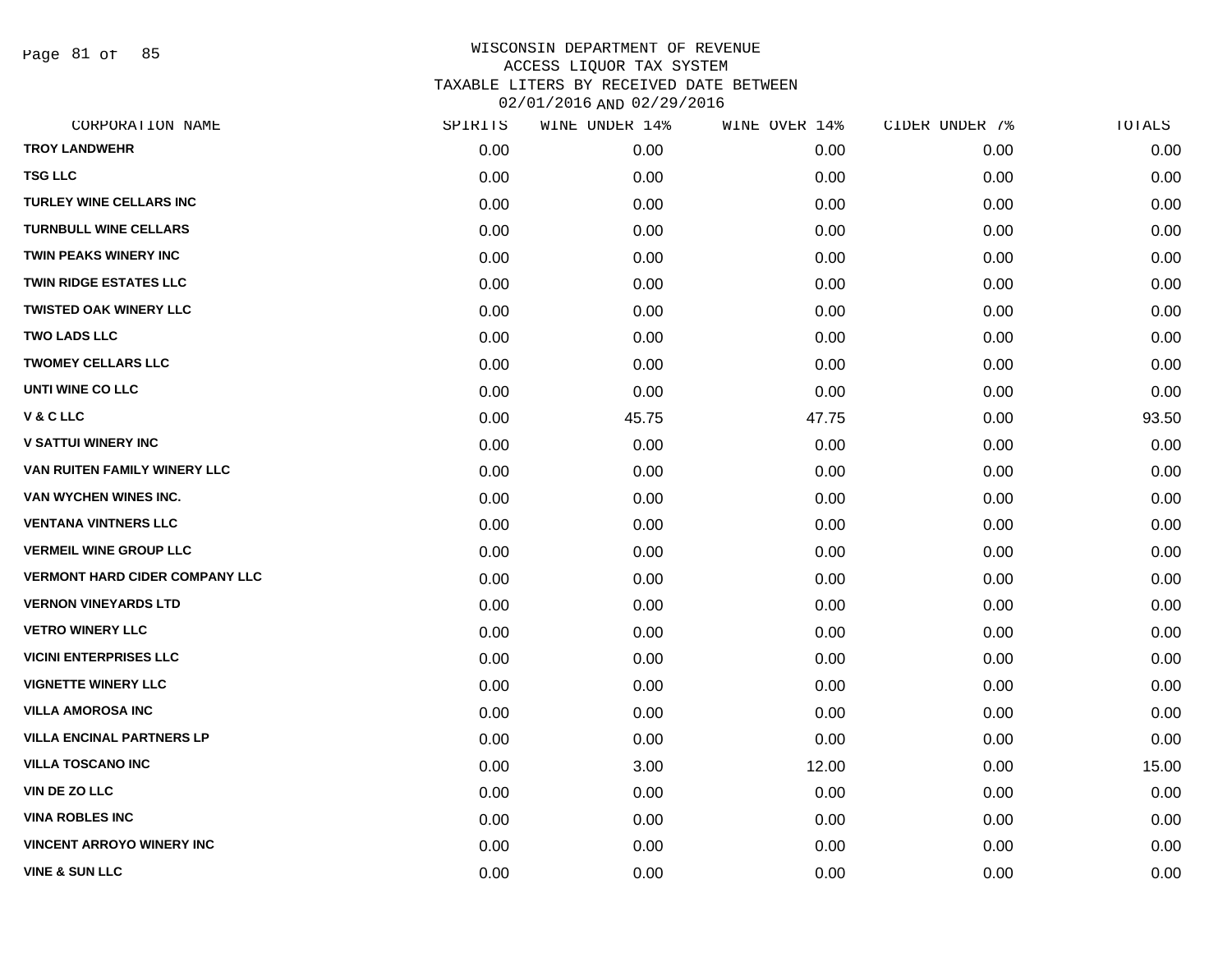WISCONSIN DEPARTMENT OF REVENUE
ACCESS LIQUOR TAX SYSTEM
TAXABLE LITERS BY RECEIVED DATE BETWEEN
02/01/2016 AND 02/29/2016

| CORPORATION NAME | SPIRITS | WINE UNDER 14% | WINE OVER 14% | CIDER UNDER 7% | TOTALS |
|---|---|---|---|---|---|
| TROY LANDWEHR | 0.00 | 0.00 | 0.00 | 0.00 | 0.00 |
| TSG LLC | 0.00 | 0.00 | 0.00 | 0.00 | 0.00 |
| TURLEY WINE CELLARS INC | 0.00 | 0.00 | 0.00 | 0.00 | 0.00 |
| TURNBULL WINE CELLARS | 0.00 | 0.00 | 0.00 | 0.00 | 0.00 |
| TWIN PEAKS WINERY INC | 0.00 | 0.00 | 0.00 | 0.00 | 0.00 |
| TWIN RIDGE ESTATES LLC | 0.00 | 0.00 | 0.00 | 0.00 | 0.00 |
| TWISTED OAK WINERY LLC | 0.00 | 0.00 | 0.00 | 0.00 | 0.00 |
| TWO LADS LLC | 0.00 | 0.00 | 0.00 | 0.00 | 0.00 |
| TWOMEY CELLARS LLC | 0.00 | 0.00 | 0.00 | 0.00 | 0.00 |
| UNTI WINE CO LLC | 0.00 | 0.00 | 0.00 | 0.00 | 0.00 |
| V & C LLC | 0.00 | 45.75 | 47.75 | 0.00 | 93.50 |
| V SATTUI WINERY INC | 0.00 | 0.00 | 0.00 | 0.00 | 0.00 |
| VAN RUITEN FAMILY WINERY LLC | 0.00 | 0.00 | 0.00 | 0.00 | 0.00 |
| VAN WYCHEN WINES INC. | 0.00 | 0.00 | 0.00 | 0.00 | 0.00 |
| VENTANA VINTNERS LLC | 0.00 | 0.00 | 0.00 | 0.00 | 0.00 |
| VERMEIL WINE GROUP LLC | 0.00 | 0.00 | 0.00 | 0.00 | 0.00 |
| VERMONT HARD CIDER COMPANY LLC | 0.00 | 0.00 | 0.00 | 0.00 | 0.00 |
| VERNON VINEYARDS LTD | 0.00 | 0.00 | 0.00 | 0.00 | 0.00 |
| VETRO WINERY LLC | 0.00 | 0.00 | 0.00 | 0.00 | 0.00 |
| VICINI ENTERPRISES LLC | 0.00 | 0.00 | 0.00 | 0.00 | 0.00 |
| VIGNETTE WINERY LLC | 0.00 | 0.00 | 0.00 | 0.00 | 0.00 |
| VILLA AMOROSA INC | 0.00 | 0.00 | 0.00 | 0.00 | 0.00 |
| VILLA ENCINAL PARTNERS LP | 0.00 | 0.00 | 0.00 | 0.00 | 0.00 |
| VILLA TOSCANO INC | 0.00 | 3.00 | 12.00 | 0.00 | 15.00 |
| VIN DE ZO LLC | 0.00 | 0.00 | 0.00 | 0.00 | 0.00 |
| VINA ROBLES INC | 0.00 | 0.00 | 0.00 | 0.00 | 0.00 |
| VINCENT ARROYO WINERY INC | 0.00 | 0.00 | 0.00 | 0.00 | 0.00 |
| VINE & SUN LLC | 0.00 | 0.00 | 0.00 | 0.00 | 0.00 |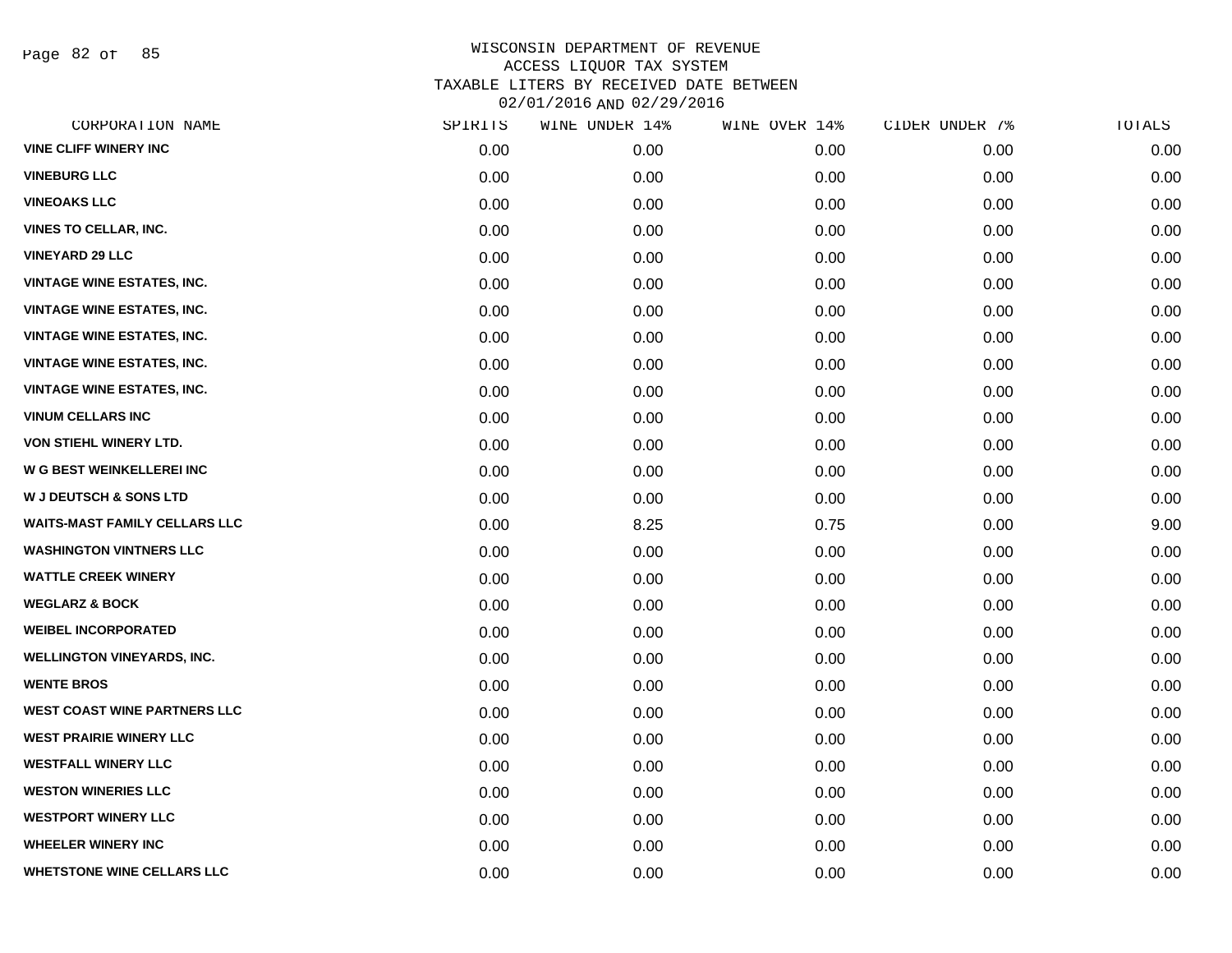# WISCONSIN DEPARTMENT OF REVENUE
## ACCESS LIQUOR TAX SYSTEM
## TAXABLE LITERS BY RECEIVED DATE BETWEEN 02/01/2016 AND 02/29/2016

| CORPORATION NAME | SPIRITS | WINE UNDER 14% | WINE OVER 14% | CIDER UNDER 7% | TOTALS |
|---|---|---|---|---|---|
| VINE CLIFF WINERY INC | 0.00 | 0.00 | 0.00 | 0.00 | 0.00 |
| VINEBURG LLC | 0.00 | 0.00 | 0.00 | 0.00 | 0.00 |
| VINEOAKS LLC | 0.00 | 0.00 | 0.00 | 0.00 | 0.00 |
| VINES TO CELLAR, INC. | 0.00 | 0.00 | 0.00 | 0.00 | 0.00 |
| VINEYARD 29 LLC | 0.00 | 0.00 | 0.00 | 0.00 | 0.00 |
| VINTAGE WINE ESTATES, INC. | 0.00 | 0.00 | 0.00 | 0.00 | 0.00 |
| VINTAGE WINE ESTATES, INC. | 0.00 | 0.00 | 0.00 | 0.00 | 0.00 |
| VINTAGE WINE ESTATES, INC. | 0.00 | 0.00 | 0.00 | 0.00 | 0.00 |
| VINTAGE WINE ESTATES, INC. | 0.00 | 0.00 | 0.00 | 0.00 | 0.00 |
| VINTAGE WINE ESTATES, INC. | 0.00 | 0.00 | 0.00 | 0.00 | 0.00 |
| VINUM CELLARS INC | 0.00 | 0.00 | 0.00 | 0.00 | 0.00 |
| VON STIEHL WINERY LTD. | 0.00 | 0.00 | 0.00 | 0.00 | 0.00 |
| W G BEST WEINKELLEREI INC | 0.00 | 0.00 | 0.00 | 0.00 | 0.00 |
| W J DEUTSCH & SONS LTD | 0.00 | 0.00 | 0.00 | 0.00 | 0.00 |
| WAITS-MAST FAMILY CELLARS LLC | 0.00 | 8.25 | 0.75 | 0.00 | 9.00 |
| WASHINGTON VINTNERS LLC | 0.00 | 0.00 | 0.00 | 0.00 | 0.00 |
| WATTLE CREEK WINERY | 0.00 | 0.00 | 0.00 | 0.00 | 0.00 |
| WEGLARZ & BOCK | 0.00 | 0.00 | 0.00 | 0.00 | 0.00 |
| WEIBEL INCORPORATED | 0.00 | 0.00 | 0.00 | 0.00 | 0.00 |
| WELLINGTON VINEYARDS, INC. | 0.00 | 0.00 | 0.00 | 0.00 | 0.00 |
| WENTE BROS | 0.00 | 0.00 | 0.00 | 0.00 | 0.00 |
| WEST COAST WINE PARTNERS LLC | 0.00 | 0.00 | 0.00 | 0.00 | 0.00 |
| WEST PRAIRIE WINERY LLC | 0.00 | 0.00 | 0.00 | 0.00 | 0.00 |
| WESTFALL WINERY LLC | 0.00 | 0.00 | 0.00 | 0.00 | 0.00 |
| WESTON WINERIES LLC | 0.00 | 0.00 | 0.00 | 0.00 | 0.00 |
| WESTPORT WINERY LLC | 0.00 | 0.00 | 0.00 | 0.00 | 0.00 |
| WHEELER WINERY INC | 0.00 | 0.00 | 0.00 | 0.00 | 0.00 |
| WHETSTONE WINE CELLARS LLC | 0.00 | 0.00 | 0.00 | 0.00 | 0.00 |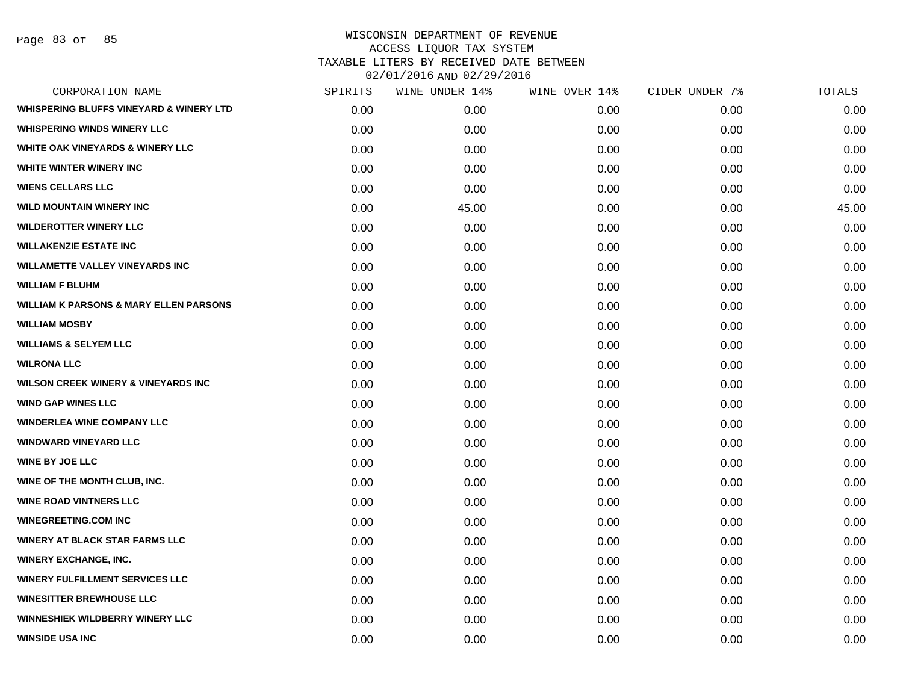# WISCONSIN DEPARTMENT OF REVENUE
## ACCESS LIQUOR TAX SYSTEM
## TAXABLE LITERS BY RECEIVED DATE BETWEEN 02/01/2016 AND 02/29/2016

| CORPORATION NAME | SPIRITS | WINE UNDER 14% | WINE OVER 14% | CIDER UNDER 7% | TOTALS |
|---|---|---|---|---|---|
| WHISPERING BLUFFS VINEYARD & WINERY LTD | 0.00 | 0.00 | 0.00 | 0.00 | 0.00 |
| WHISPERING WINDS WINERY LLC | 0.00 | 0.00 | 0.00 | 0.00 | 0.00 |
| WHITE OAK VINEYARDS & WINERY LLC | 0.00 | 0.00 | 0.00 | 0.00 | 0.00 |
| WHITE WINTER WINERY INC | 0.00 | 0.00 | 0.00 | 0.00 | 0.00 |
| WIENS CELLARS LLC | 0.00 | 0.00 | 0.00 | 0.00 | 0.00 |
| WILD MOUNTAIN WINERY INC | 0.00 | 45.00 | 0.00 | 0.00 | 45.00 |
| WILDEROTTER WINERY LLC | 0.00 | 0.00 | 0.00 | 0.00 | 0.00 |
| WILLAKENZIE ESTATE INC | 0.00 | 0.00 | 0.00 | 0.00 | 0.00 |
| WILLAMETTE VALLEY VINEYARDS INC | 0.00 | 0.00 | 0.00 | 0.00 | 0.00 |
| WILLIAM F BLUHM | 0.00 | 0.00 | 0.00 | 0.00 | 0.00 |
| WILLIAM K PARSONS & MARY ELLEN PARSONS | 0.00 | 0.00 | 0.00 | 0.00 | 0.00 |
| WILLIAM MOSBY | 0.00 | 0.00 | 0.00 | 0.00 | 0.00 |
| WILLIAMS & SELYEM LLC | 0.00 | 0.00 | 0.00 | 0.00 | 0.00 |
| WILRONA LLC | 0.00 | 0.00 | 0.00 | 0.00 | 0.00 |
| WILSON CREEK WINERY & VINEYARDS INC | 0.00 | 0.00 | 0.00 | 0.00 | 0.00 |
| WIND GAP WINES LLC | 0.00 | 0.00 | 0.00 | 0.00 | 0.00 |
| WINDERLEA WINE COMPANY LLC | 0.00 | 0.00 | 0.00 | 0.00 | 0.00 |
| WINDWARD VINEYARD LLC | 0.00 | 0.00 | 0.00 | 0.00 | 0.00 |
| WINE BY JOE LLC | 0.00 | 0.00 | 0.00 | 0.00 | 0.00 |
| WINE OF THE MONTH CLUB, INC. | 0.00 | 0.00 | 0.00 | 0.00 | 0.00 |
| WINE ROAD VINTNERS LLC | 0.00 | 0.00 | 0.00 | 0.00 | 0.00 |
| WINEGREETING.COM INC | 0.00 | 0.00 | 0.00 | 0.00 | 0.00 |
| WINERY AT BLACK STAR FARMS LLC | 0.00 | 0.00 | 0.00 | 0.00 | 0.00 |
| WINERY EXCHANGE, INC. | 0.00 | 0.00 | 0.00 | 0.00 | 0.00 |
| WINERY FULFILLMENT SERVICES LLC | 0.00 | 0.00 | 0.00 | 0.00 | 0.00 |
| WINESITTER BREWHOUSE LLC | 0.00 | 0.00 | 0.00 | 0.00 | 0.00 |
| WINNESHIEK WILDBERRY WINERY LLC | 0.00 | 0.00 | 0.00 | 0.00 | 0.00 |
| WINSIDE USA INC | 0.00 | 0.00 | 0.00 | 0.00 | 0.00 |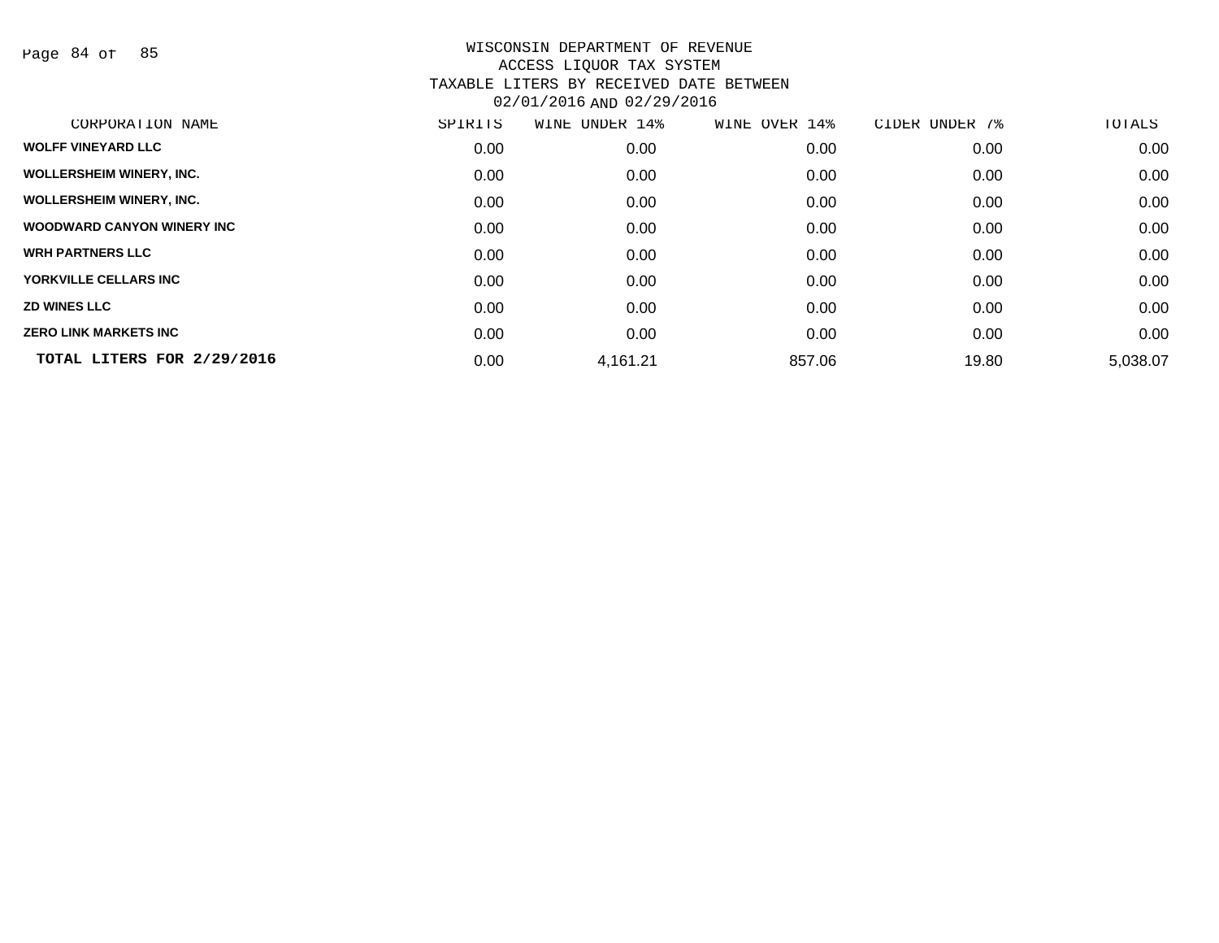# WISCONSIN DEPARTMENT OF REVENUE
## ACCESS LIQUOR TAX SYSTEM
## TAXABLE LITERS BY RECEIVED DATE BETWEEN 02/01/2016 AND 02/29/2016

| CORPORATION NAME | SPIRITS | WINE UNDER 14% | WINE OVER 14% | CIDER UNDER 7% | TOTALS |
|---|---|---|---|---|---|
| WOLFF VINEYARD LLC | 0.00 | 0.00 | 0.00 | 0.00 | 0.00 |
| WOLLERSHEIM WINERY, INC. | 0.00 | 0.00 | 0.00 | 0.00 | 0.00 |
| WOLLERSHEIM WINERY, INC. | 0.00 | 0.00 | 0.00 | 0.00 | 0.00 |
| WOODWARD CANYON WINERY INC | 0.00 | 0.00 | 0.00 | 0.00 | 0.00 |
| WRH PARTNERS LLC | 0.00 | 0.00 | 0.00 | 0.00 | 0.00 |
| YORKVILLE CELLARS INC | 0.00 | 0.00 | 0.00 | 0.00 | 0.00 |
| ZD WINES LLC | 0.00 | 0.00 | 0.00 | 0.00 | 0.00 |
| ZERO LINK MARKETS INC | 0.00 | 0.00 | 0.00 | 0.00 | 0.00 |
| **TOTAL LITERS FOR 2/29/2016** | 0.00 | 4,161.21 | 857.06 | 19.80 | 5,038.07 |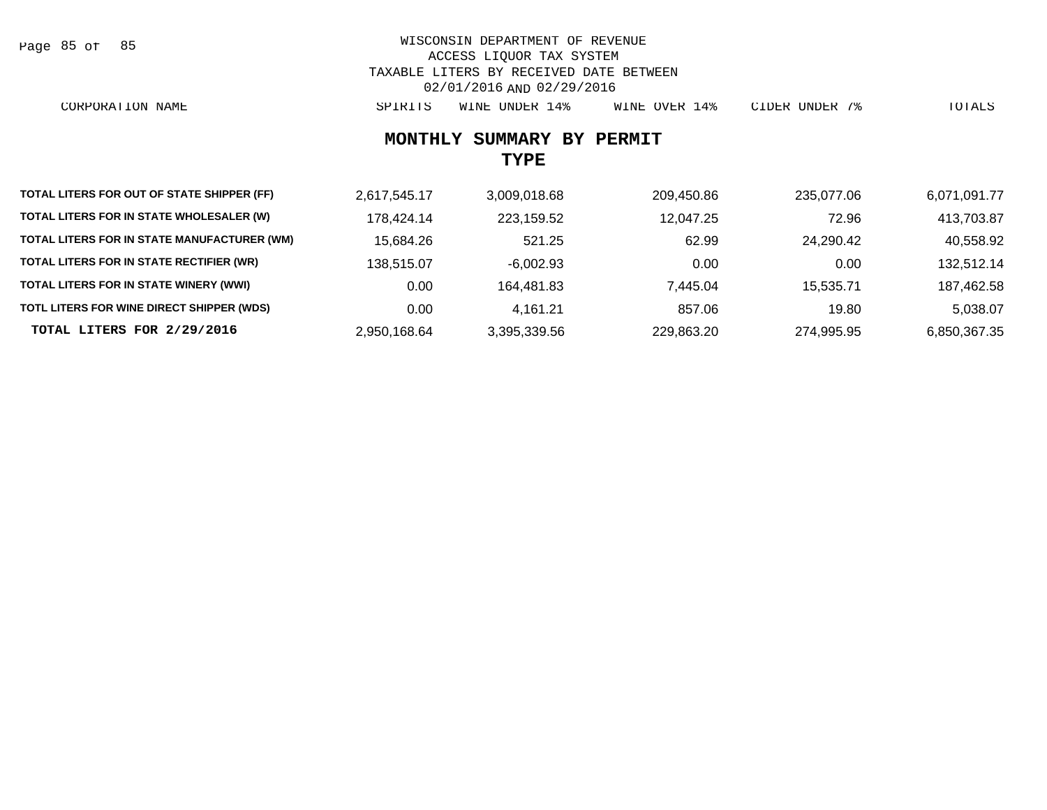WISCONSIN DEPARTMENT OF REVENUE
ACCESS LIQUOR TAX SYSTEM
TAXABLE LITERS BY RECEIVED DATE BETWEEN
02/01/2016 AND 02/29/2016

## MONTHLY SUMMARY BY PERMIT TYPE

| CORPORATION NAME | SPIRITS | WINE UNDER 14% | WINE OVER 14% | CIDER UNDER 7% | TOTALS |
|---|---|---|---|---|---|
| TOTAL LITERS FOR OUT OF STATE SHIPPER (FF) | 2,617,545.17 | 3,009,018.68 | 209,450.86 | 235,077.06 | 6,071,091.77 |
| TOTAL LITERS FOR IN STATE WHOLESALER (W) | 178,424.14 | 223,159.52 | 12,047.25 | 72.96 | 413,703.87 |
| TOTAL LITERS FOR IN STATE MANUFACTURER (WM) | 15,684.26 | 521.25 | 62.99 | 24,290.42 | 40,558.92 |
| TOTAL LITERS FOR IN STATE RECTIFIER (WR) | 138,515.07 | -6,002.93 | 0.00 | 0.00 | 132,512.14 |
| TOTAL LITERS FOR IN STATE WINERY (WWI) | 0.00 | 164,481.83 | 7,445.04 | 15,535.71 | 187,462.58 |
| TOTL LITERS FOR WINE DIRECT SHIPPER (WDS) | 0.00 | 4,161.21 | 857.06 | 19.80 | 5,038.07 |
| **TOTAL LITERS FOR 2/29/2016** | 2,950,168.64 | 3,395,339.56 | 229,863.20 | 274,995.95 | 6,850,367.35 |